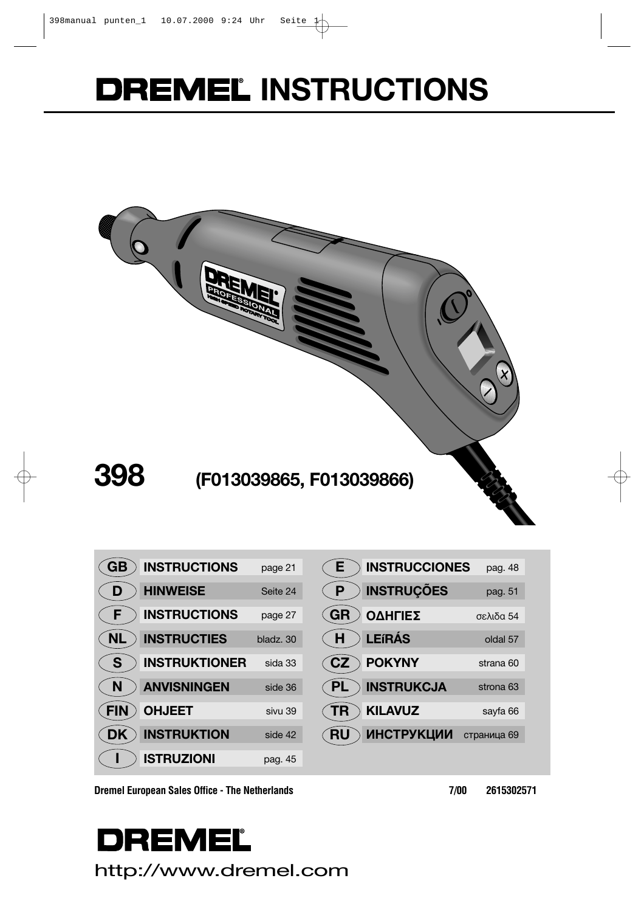# DREMEL® INSTRUCTIONS

**398** **(F013039865, F013039866)**

| | | |
|---|---|---|
| GB | **INSTRUCTIONS** | page 21 |
| D | **HINWEISE** | Seite 24 |
| F | **INSTRUCTIONS** | page 27 |
| NL | **INSTRUCTIES** | bladz. 30 |
| S | **INSTRUKTIONER** | sida 33 |
| N | **ANVISNINGEN** | side 36 |
| FIN | **OHJEET** | sivu 39 |
| DK | **INSTRUKTION** | side 42 |
| I | **ISTRUZIONI** | pag. 45 |
| E | **INSTRUCCIONES** | pag. 48 |
| P | **INSTRUÇÕES** | pag. 51 |
| GR | **ΟΔΗΓΙΕΣ** | σελιδα 54 |
| H | **LEíRÁS** | oldal 57 |
| CZ | **POKYNY** | strana 60 |
| PL | **INSTRUKCJA** | strona 63 |
| TR | **KILAVUZ** | sayfa 66 |
| RU | **ИНСТРУКЦИИ** | страница 69 |

**Dremel European Sales Office - The Netherlands** **7/00** **2615302571**

**DREMEL®**

http://www.dremel.com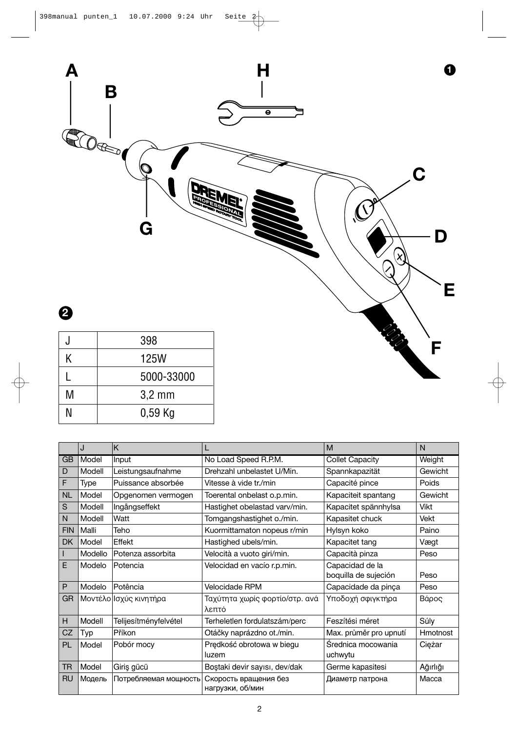**A** **B** **H** **1**

**C**

**G** **D**

**E**

**F**

**2**

| J | 398 |
|---|---|
| K | 125W |
| L | 5000-33000 |
| M | 3,2 mm |
| N | 0,59 Kg |

| | J | K | L | M | N |
|---|---|---|---|---|---|
| GB | Model | Input | No Load Speed R.P.M. | Collet Capacity | Weight |
| D | Modell | Leistungsaufnahme | Drehzahl unbelastet U/Min. | Spannkapazität | Gewicht |
| F | Type | Puissance absorbée | Vitesse à vide tr./min | Capacité pince | Poids |
| NL | Model | Opgenomen vermogen | Toerental onbelast o.p.min. | Kapaciteit spantang | Gewicht |
| S | Modell | Ingångseffekt | Hastighet obelastad varv/min. | Kapacitet spännhylsa | Vikt |
| N | Modell | Watt | Tomgangshastighet o./min. | Kapasitet chuck | Vekt |
| FIN | Malli | Teho | Kuormittamaton nopeus r/min | Hylsyn koko | Paino |
| DK | Model | Effekt | Hastighed ubels/min. | Kapacitet tang | Vægt |
| I | Modello | Potenza assorbita | Velocità a vuoto giri/min. | Capacità pinza | Peso |
| E | Modelo | Potencia | Velocidad en vacío r.p.min. | Capacidad de la boquilla de sujeción | Peso |
| P | Modelo | Potência | Velocidade RPM | Capacidade da pinça | Peso |
| GR | Μοντέλο | Ισχύς κινητήρα | Ταχύτητα χωρίς φορτίο/στρ. ανά λεπτό | Υποδοχή σφιγκτήρα | Βάρος |
| H | Modell | Telijesítményfelvétel | Terheletlen fordulatszám/perc | Feszítési méret | Súly |
| CZ | Typ | Příkon | Otáčky naprázdno ot./min. | Max. průměr pro upnutí | Hmotnost |
| PL | Model | Pobór mocy | Prędkość obrotowa w biegu luzem | Średnica mocowania uchwytu | Ciężar |
| TR | Model | Giriş gücü | Boştaki devir sayısı, dev/dak | Germe kapasitesi | Ağırlığı |
| RU | Модель | Потребляемая мощность | Скорость вращения без нагрузки, об/мин | Диаметр патрона | Масса |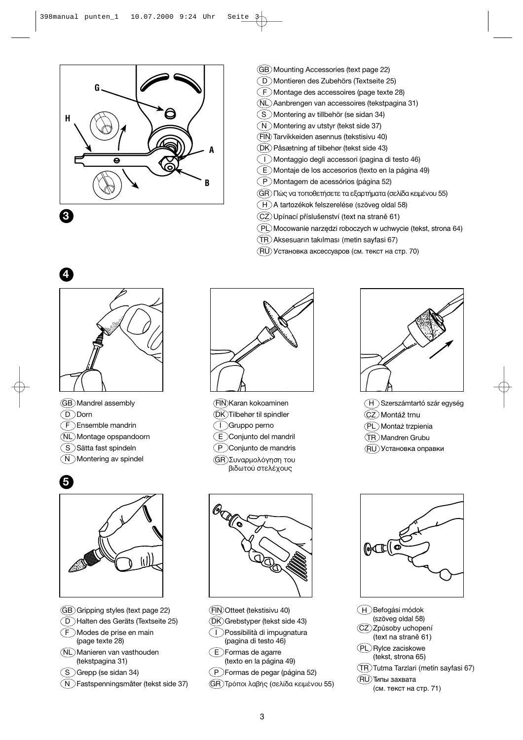G

H

A

B

**3**

- (GB) Mounting Accessories (text page 22)
- (D) Montieren des Zubehörs (Textseite 25)
- (F) Montage des accessoires (page texte 28)
- (NL) Aanbrengen van accessoires (tekstpagina 31)
- (S) Montering av tillbehör (se sidan 34)
- (N) Montering av utstyr (tekst side 37)
- (FIN) Tarvikkeiden asennus (tekstisivu 40)
- (DK) Påsætning af tilbehør (tekst side 43)
- (I) Montaggio degli accessori (pagina di testo 46)
- (E) Montaje de los accesorios (texto en la página 49)
- (P) Montagem de acessórios (página 52)
- (GR) Πώς να τοποθετήσετε τα εξαρτήματα (σελίδα κειμένου 55)
- (H) A tartozékok felszerelése (szöveg oldal 58)
- (CZ) Upínací příslušenství (text na straně 61)
- (PL) Mocowanie narzędzi roboczych w uchwycie (tekst, strona 64)
- (TR) Aksesuarın takılması (metin sayfasi 67)
- (RU) Установка аксессуаров (см. текст на стр. 70)

**4**

- (GB) Mandrel assembly
- (D) Dorn
- (F) Ensemble mandrin
- (NL) Montage opspandoorn
- (S) Sätta fast spindeln
- (N) Montering av spindel
- (FIN) Karan kokoaminen
- (DK) Tilbehør til spindler
- (I) Gruppo perno
- (E) Conjunto del mandril
- (P) Conjunto de mandris
- (GR) Συναρμολόγηση του βιδωτού στελέχους
- (H) Szerszámtartó szár egység
- (CZ) Montáž trnu
- (PL) Montaż trzpienia
- (TR) Mandren Grubu
- (RU) Установка оправки

**5**

- (GB) Gripping styles (text page 22)
- (D) Halten des Geräts (Textseite 25)
- (F) Modes de prise en main (page texte 28)
- (NL) Manieren van vasthouden (tekstpagina 31)
- (S) Grepp (se sidan 34)
- (N) Fastspenningsmåter (tekst side 37)
- (FIN) Otteet (tekstisivu 40)
- (DK) Grebstyper (tekst side 43)
- (I) Possibilità di impugnatura (pagina di testo 46)
- (E) Formas de agarre (texto en la página 49)
- (P) Formas de pegar (página 52)
- (GR) Τρόποι λαβής (σελίδα κειμένου 55)
- (H) Befogási módok (szöveg oldal 58)
- (CZ) Způsoby uchopení (text na straně 61)
- (PL) Rylce zaciskowe (tekst, strona 65)
- (TR) Tutma Tarzlari (metin sayfasi 67)
- (RU) Типы захвата (см. текст на стр. 71)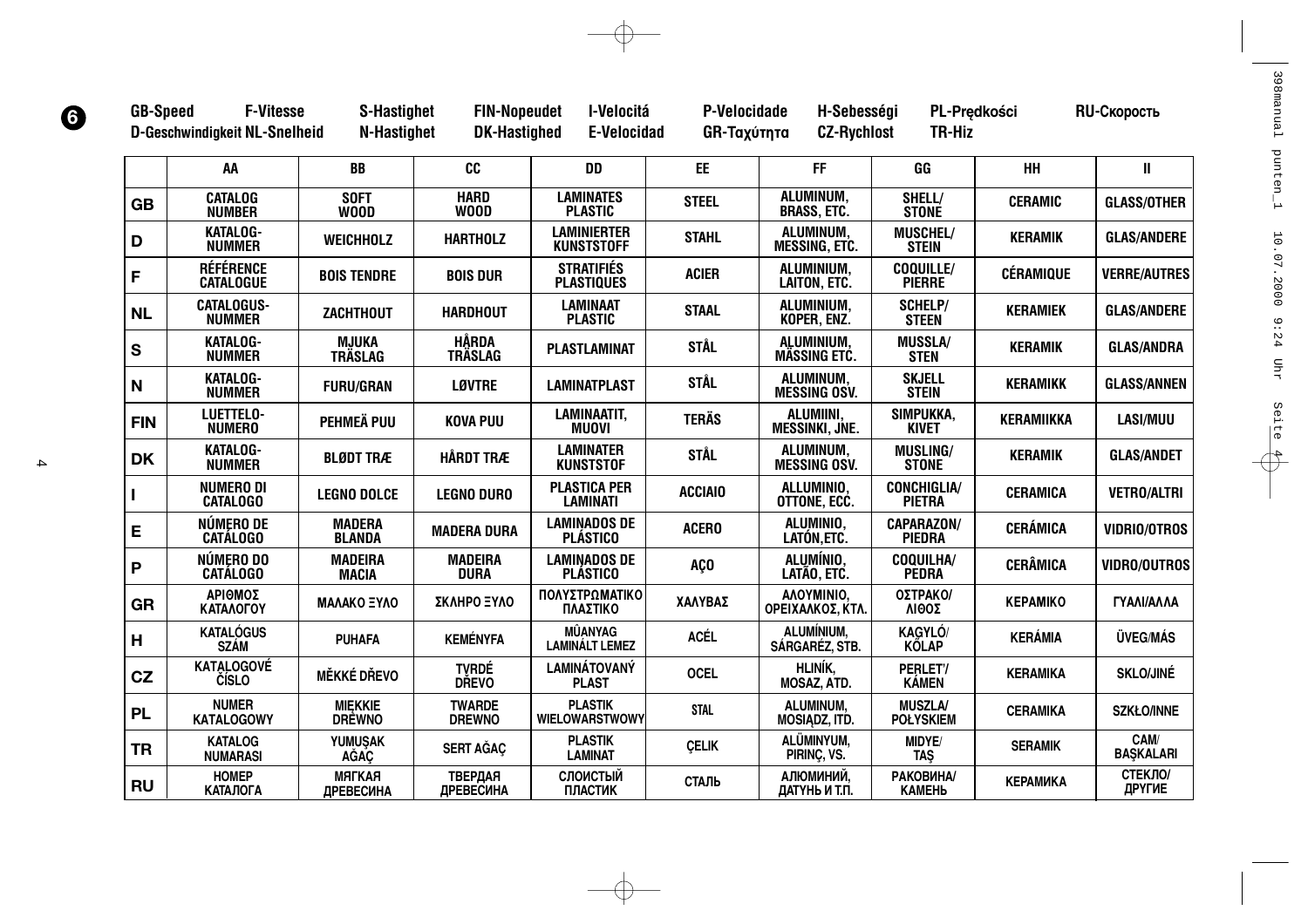**6**

GB-Speed F-Vitesse S-Hastighet FIN-Nopeudet I-Velocitá P-Velocidade H-Sebességi PL-Prędkości RU-Скорость
D-Geschwindigkeit NL-Snelheid N-Hastighet DK-Hastighed E-Velocidad GR-Ταχύτητα CZ-Rychlost TR-Hiz

| | AA | BB | CC | DD | EE | FF | GG | HH | II |
|---|---|---|---|---|---|---|---|---|---|
| **GB** | CATALOG NUMBER | SOFT WOOD | HARD WOOD | LAMINATES PLASTIC | STEEL | ALUMINUM, BRASS, ETC. | SHELL/ STONE | CERAMIC | GLASS/OTHER |
| **D** | KATALOG-NUMMER | WEICHHOLZ | HARTHOLZ | LAMINIERTER KUNSTSTOFF | STAHL | ALUMINUM, MESSING, ETC. | MUSCHEL/ STEIN | KERAMIK | GLAS/ANDERE |
| **F** | RÉFÉRENCE CATALOGUE | BOIS TENDRE | BOIS DUR | STRATIFIÉS PLASTIQUES | ACIER | ALUMINIUM, LAITON, ETC. | COQUILLE/ PIERRE | CÉRAMIQUE | VERRE/AUTRES |
| **NL** | CATALOGUS-NUMMER | ZACHTHOUT | HARDHOUT | LAMINAAT PLASTIC | STAAL | ALUMINIUM, KOPER, ENZ. | SCHELP/ STEEN | KERAMIEK | GLAS/ANDERE |
| **S** | KATALOG-NUMMER | MJUKA TRÄSLAG | HÅRDA TRÄSLAG | PLASTLAMINAT | STÅL | ALUMINIUM, MÄSSING ETC. | MUSSLA/ STEN | KERAMIK | GLAS/ANDRA |
| **N** | KATALOG-NUMMER | FURU/GRAN | LØVTRE | LAMINATPLAST | STÅL | ALUMINUM, MESSING OSV. | SKJELL STEIN | KERAMIKK | GLASS/ANNEN |
| **FIN** | LUETTELO-NUMERO | PEHMEÄ PUU | KOVA PUU | LAMINAATIT, MUOVI | TERÄS | ALUMIINI, MESSINKI, JNE. | SIMPUKKA, KIVET | KERAMIIKKA | LASI/MUU |
| **DK** | KATALOG-NUMMER | BLØDT TRÆ | HÅRDT TRÆ | LAMINATER KUNSTSTOF | STÅL | ALUMINUM, MESSING OSV. | MUSLING/ STONE | KERAMIK | GLAS/ANDET |
| **I** | NUMERO DI CATALOGO | LEGNO DOLCE | LEGNO DURO | PLASTICA PER LAMINATI | ACCIAIO | ALLUMINIO, OTTONE, ECC. | CONCHIGLIA/ PIETRA | CERAMICA | VETRO/ALTRI |
| **E** | NÚMERO DE CATÁLOGO | MADERA BLANDA | MADERA DURA | LAMINADOS DE PLÁSTICO | ACERO | ALUMINIO, LATÓN,ETC. | CAPARAZON/ PIEDRA | CERÁMICA | VIDRIO/OTROS |
| **P** | NÚMERO DO CATÁLOGO | MADEIRA MACIA | MADEIRA DURA | LAMINADOS DE PLÁSTICO | AÇO | ALUMÍNIO, LATÃO, ETC. | COQUILHA/ PEDRA | CERÂMICA | VIDRO/OUTROS |
| **GR** | ΑΡΙΘΜΟΣ ΚΑΤΑΛΟΓΟΥ | ΜΑΛΑΚΟ ΞΥΛΟ | ΣΚΛΗΡΟ ΞΥΛΟ | ΠΟΛΥΣΤΡΩΜΑΤΙΚΟ ΠΛΑΣΤΙΚΟ | ΧΑΛΥΒΑΣ | ΑΛΟΥΜΙΝΙΟ, ΟΡΕΙΧΑΛΚΟΣ, ΚΤΛ. | ΟΣΤΡΑΚΟ/ ΛΙΘΟΣ | ΚΕΡΑΜΙΚΟ | ΓΥΑΛΙ/ΑΛΛΑ |
| **H** | KATALÓGUS SZÁM | PUHAFA | KEMÉNYFA | MŰANYAG LAMINÁLT LEMEZ | ACÉL | ALUMÍNIUM, SÁRGARÉZ, STB. | KAGYLÓ/ KŐLAP | KERÁMIA | ÜVEG/MÁS |
| **CZ** | KATALOGOVÉ ČÍSLO | MĚKKÉ DŘEVO | TVRDÉ DŘEVO | LAMINÁTOVANÝ PLAST | OCEL | HLINÍK, MOSAZ, ATD. | PERLEŤ/ KÁMEN | KERAMIKA | SKLO/JINÉ |
| **PL** | NUMER KATALOGOWY | MIĘKKIE DREWNO | TWARDE DREWNO | PLASTIK WIELOWARSTWOWY | STAL | ALUMINUM, MOSIĄDZ, ITD. | MUSZLA/ POŁYSKIEM | CERAMIKA | SZKŁO/INNE |
| **TR** | KATALOG NUMARASI | YUMUŞAK AĞAÇ | SERT AĞAÇ | PLASTIK LAMINAT | ÇELIK | ALÜMINYUM, PIRINÇ, VS. | MIDYE/ TAŞ | SERAMIK | CAM/ BAŞKALARI |
| **RU** | НОМЕР КАТАЛОГА | МЯГКАЯ ДРЕВЕСИНА | ТВЕРДАЯ ДРЕВЕСИНА | СЛОИСТЫЙ ПЛАСТИК | СТАЛЬ | АЛЮМИНИЙ, ДАТУНЬ И Т.П. | РАКОВИНА/ КАМЕНЬ | КЕРАМИКА | СТЕКЛО/ ДРУГИЕ |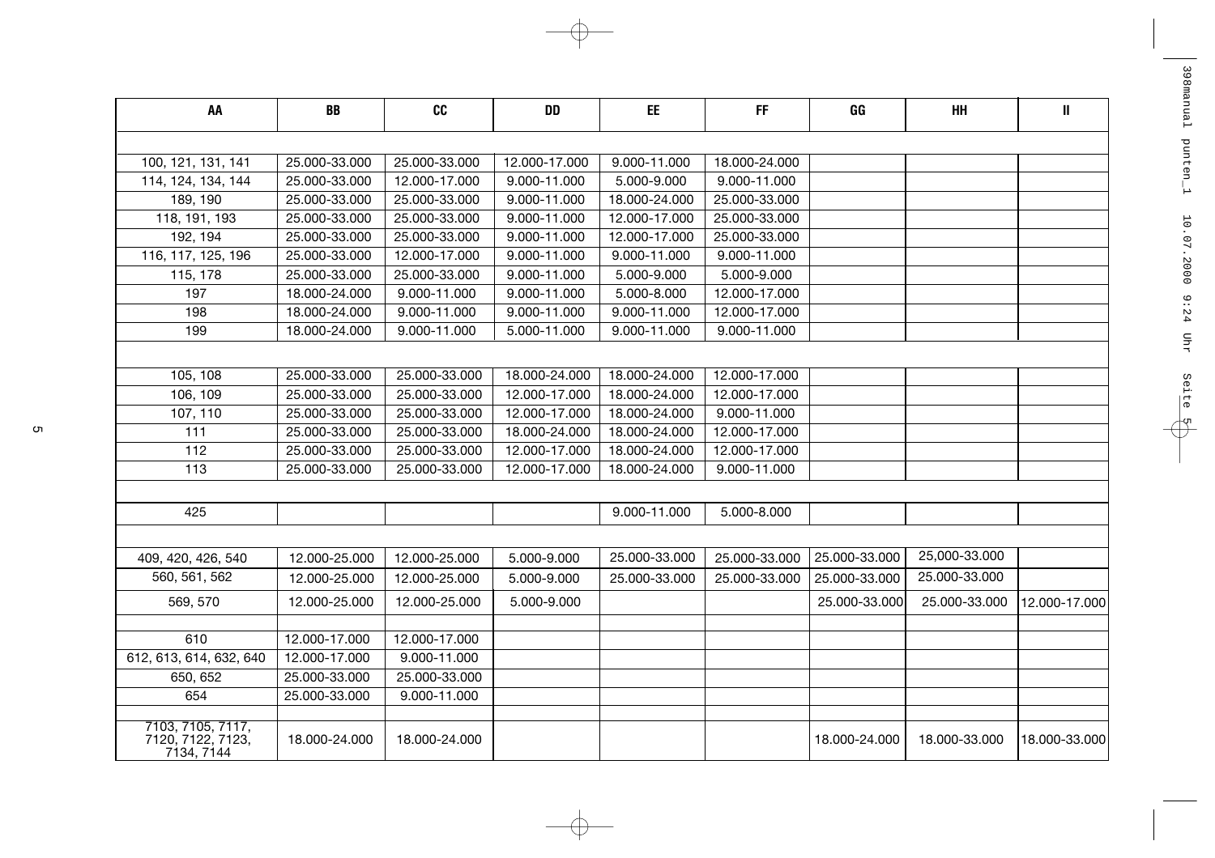| AA | BB | CC | DD | EE | FF | GG | HH | II |
|---|---|---|---|---|---|---|---|---|
| | | | | | | | | |
| 100, 121, 131, 141 | 25.000-33.000 | 25.000-33.000 | 12.000-17.000 | 9.000-11.000 | 18.000-24.000 | | | |
| 114, 124, 134, 144 | 25.000-33.000 | 12.000-17.000 | 9.000-11.000 | 5.000-9.000 | 9.000-11.000 | | | |
| 189, 190 | 25.000-33.000 | 25.000-33.000 | 9.000-11.000 | 18.000-24.000 | 25.000-33.000 | | | |
| 118, 191, 193 | 25.000-33.000 | 25.000-33.000 | 9.000-11.000 | 12.000-17.000 | 25.000-33.000 | | | |
| 192, 194 | 25.000-33.000 | 25.000-33.000 | 9.000-11.000 | 12.000-17.000 | 25.000-33.000 | | | |
| 116, 117, 125, 196 | 25.000-33.000 | 12.000-17.000 | 9.000-11.000 | 9.000-11.000 | 9.000-11.000 | | | |
| 115, 178 | 25.000-33.000 | 25.000-33.000 | 9.000-11.000 | 5.000-9.000 | 5.000-9.000 | | | |
| 197 | 18.000-24.000 | 9.000-11.000 | 9.000-11.000 | 5.000-8.000 | 12.000-17.000 | | | |
| 198 | 18.000-24.000 | 9.000-11.000 | 9.000-11.000 | 9.000-11.000 | 12.000-17.000 | | | |
| 199 | 18.000-24.000 | 9.000-11.000 | 5.000-11.000 | 9.000-11.000 | 9.000-11.000 | | | |
| | | | | | | | | |
| 105, 108 | 25.000-33.000 | 25.000-33.000 | 18.000-24.000 | 18.000-24.000 | 12.000-17.000 | | | |
| 106, 109 | 25.000-33.000 | 25.000-33.000 | 12.000-17.000 | 18.000-24.000 | 12.000-17.000 | | | |
| 107, 110 | 25.000-33.000 | 25.000-33.000 | 12.000-17.000 | 18.000-24.000 | 9.000-11.000 | | | |
| 111 | 25.000-33.000 | 25.000-33.000 | 18.000-24.000 | 18.000-24.000 | 12.000-17.000 | | | |
| 112 | 25.000-33.000 | 25.000-33.000 | 12.000-17.000 | 18.000-24.000 | 12.000-17.000 | | | |
| 113 | 25.000-33.000 | 25.000-33.000 | 12.000-17.000 | 18.000-24.000 | 9.000-11.000 | | | |
| | | | | | | | | |
| 425 | | | | 9.000-11.000 | 5.000-8.000 | | | |
| | | | | | | | | |
| 409, 420, 426, 540 | 12.000-25.000 | 12.000-25.000 | 5.000-9.000 | 25.000-33.000 | 25.000-33.000 | 25.000-33.000 | 25,000-33.000 | |
| 560, 561, 562 | 12.000-25.000 | 12.000-25.000 | 5.000-9.000 | 25.000-33.000 | 25.000-33.000 | 25.000-33.000 | 25.000-33.000 | |
| 569, 570 | 12.000-25.000 | 12.000-25.000 | 5.000-9.000 | | | 25.000-33.000 | 25.000-33.000 | 12.000-17.000 |
| | | | | | | | | |
| 610 | 12.000-17.000 | 12.000-17.000 | | | | | | |
| 612, 613, 614, 632, 640 | 12.000-17.000 | 9.000-11.000 | | | | | | |
| 650, 652 | 25.000-33.000 | 25.000-33.000 | | | | | | |
| 654 | 25.000-33.000 | 9.000-11.000 | | | | | | |
| | | | | | | | | |
| 7103, 7105, 7117, 7120, 7122, 7123, 7134, 7144 | 18.000-24.000 | 18.000-24.000 | | | | 18.000-24.000 | 18.000-33.000 | 18.000-33.000 |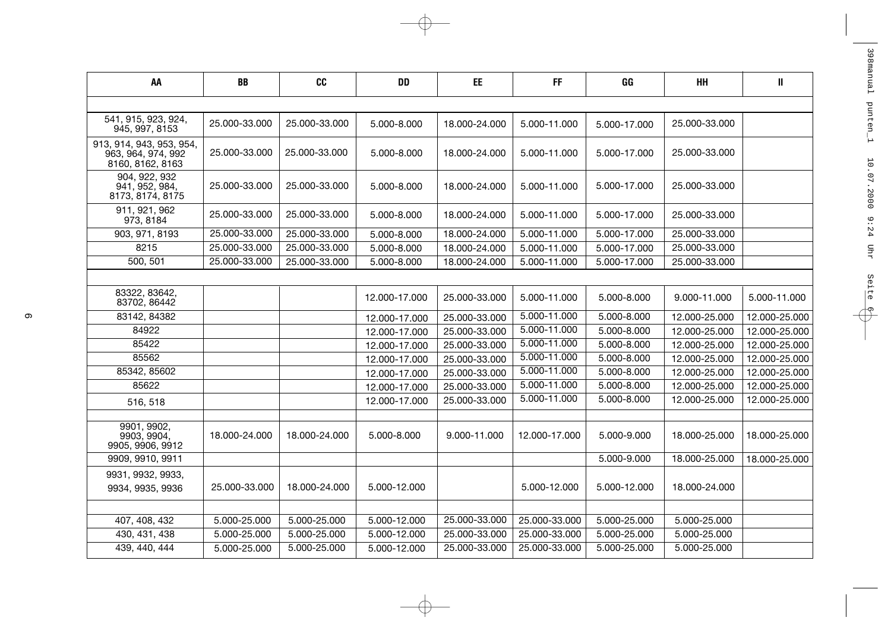| AA | BB | CC | DD | EE | FF | GG | HH | II |
|---|---|---|---|---|---|---|---|---|
| | | | | | | | | |
| 541, 915, 923, 924, 945, 997, 8153 | 25.000-33.000 | 25.000-33.000 | 5.000-8.000 | 18.000-24.000 | 5.000-11.000 | 5.000-17.000 | 25.000-33.000 | |
| 913, 914, 943, 953, 954, 963, 964, 974, 992 8160, 8162, 8163 | 25.000-33.000 | 25.000-33.000 | 5.000-8.000 | 18.000-24.000 | 5.000-11.000 | 5.000-17.000 | 25.000-33.000 | |
| 904, 922, 932 941, 952, 984, 8173, 8174, 8175 | 25.000-33.000 | 25.000-33.000 | 5.000-8.000 | 18.000-24.000 | 5.000-11.000 | 5.000-17.000 | 25.000-33.000 | |
| 911, 921, 962 973, 8184 | 25.000-33.000 | 25.000-33.000 | 5.000-8.000 | 18.000-24.000 | 5.000-11.000 | 5.000-17.000 | 25.000-33.000 | |
| 903, 971, 8193 | 25.000-33.000 | 25.000-33.000 | 5.000-8.000 | 18.000-24.000 | 5.000-11.000 | 5.000-17.000 | 25.000-33.000 | |
| 8215 | 25.000-33.000 | 25.000-33.000 | 5.000-8.000 | 18.000-24.000 | 5.000-11.000 | 5.000-17.000 | 25.000-33.000 | |
| 500, 501 | 25.000-33.000 | 25.000-33.000 | 5.000-8.000 | 18.000-24.000 | 5.000-11.000 | 5.000-17.000 | 25.000-33.000 | |
| | | | | | | | | |
| 83322, 83642, 83702, 86442 | | | 12.000-17.000 | 25.000-33.000 | 5.000-11.000 | 5.000-8.000 | 9.000-11.000 | 5.000-11.000 |
| 83142, 84382 | | | 12.000-17.000 | 25.000-33.000 | 5.000-11.000 | 5.000-8.000 | 12.000-25.000 | 12.000-25.000 |
| 84922 | | | 12.000-17.000 | 25.000-33.000 | 5.000-11.000 | 5.000-8.000 | 12.000-25.000 | 12.000-25.000 |
| 85422 | | | 12.000-17.000 | 25.000-33.000 | 5.000-11.000 | 5.000-8.000 | 12.000-25.000 | 12.000-25.000 |
| 85562 | | | 12.000-17.000 | 25.000-33.000 | 5.000-11.000 | 5.000-8.000 | 12.000-25.000 | 12.000-25.000 |
| 85342, 85602 | | | 12.000-17.000 | 25.000-33.000 | 5.000-11.000 | 5.000-8.000 | 12.000-25.000 | 12.000-25.000 |
| 85622 | | | 12.000-17.000 | 25.000-33.000 | 5.000-11.000 | 5.000-8.000 | 12.000-25.000 | 12.000-25.000 |
| 516, 518 | | | 12.000-17.000 | 25.000-33.000 | 5.000-11.000 | 5.000-8.000 | 12.000-25.000 | 12.000-25.000 |
| | | | | | | | | |
| 9901, 9902, 9903, 9904, 9905, 9906, 9912 | 18.000-24.000 | 18.000-24.000 | 5.000-8.000 | 9.000-11.000 | 12.000-17.000 | 5.000-9.000 | 18.000-25.000 | 18.000-25.000 |
| 9909, 9910, 9911 | | | | | | 5.000-9.000 | 18.000-25.000 | 18.000-25.000 |
| 9931, 9932, 9933, 9934, 9935, 9936 | 25.000-33.000 | 18.000-24.000 | 5.000-12.000 | | 5.000-12.000 | 5.000-12.000 | 18.000-24.000 | |
| | | | | | | | | |
| 407, 408, 432 | 5.000-25.000 | 5.000-25.000 | 5.000-12.000 | 25.000-33.000 | 25.000-33.000 | 5.000-25.000 | 5.000-25.000 | |
| 430, 431, 438 | 5.000-25.000 | 5.000-25.000 | 5.000-12.000 | 25.000-33.000 | 25.000-33.000 | 5.000-25.000 | 5.000-25.000 | |
| 439, 440, 444 | 5.000-25.000 | 5.000-25.000 | 5.000-12.000 | 25.000-33.000 | 25.000-33.000 | 5.000-25.000 | 5.000-25.000 | |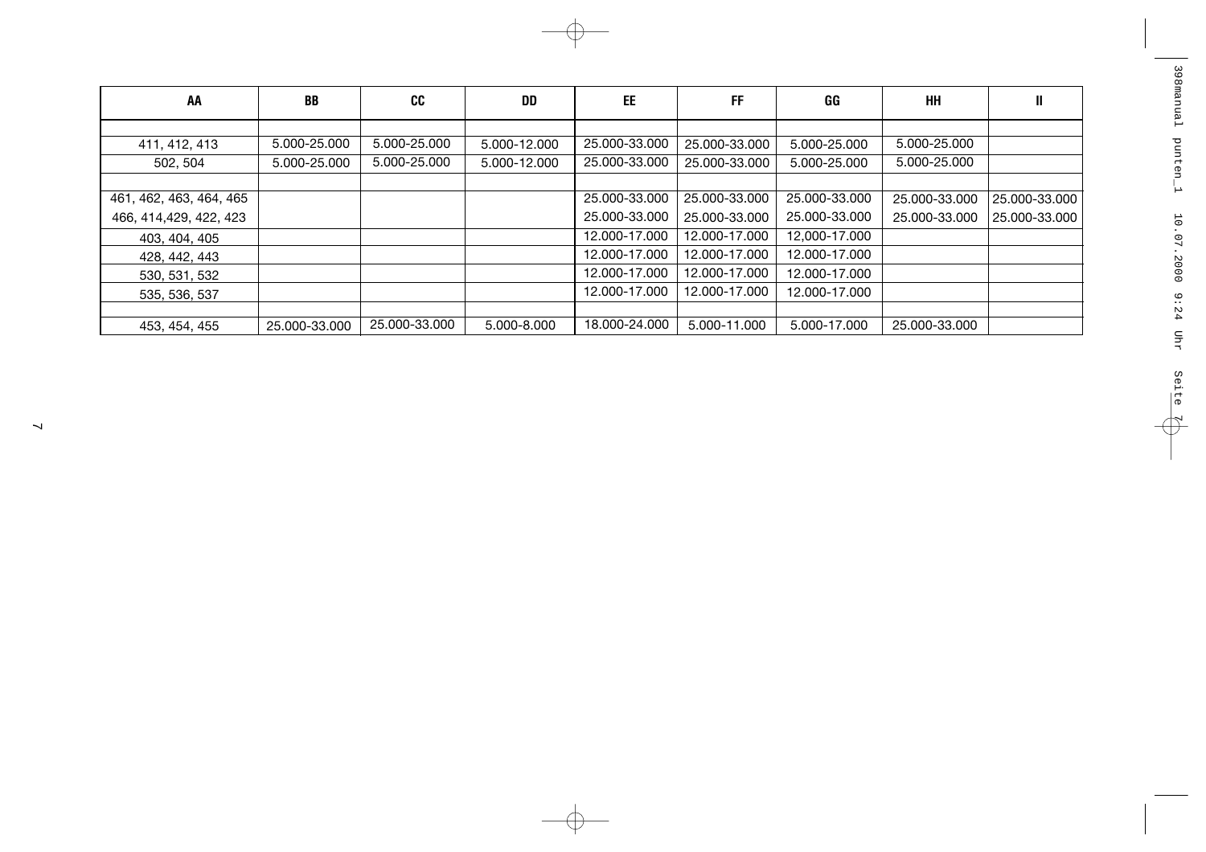| AA | BB | CC | DD | EE | FF | GG | HH | II |
|---|---|---|---|---|---|---|---|---|
| | | | | | | | | |
| 411, 412, 413 | 5.000-25.000 | 5.000-25.000 | 5.000-12.000 | 25.000-33.000 | 25.000-33.000 | 5.000-25.000 | 5.000-25.000 | |
| 502, 504 | 5.000-25.000 | 5.000-25.000 | 5.000-12.000 | 25.000-33.000 | 25.000-33.000 | 5.000-25.000 | 5.000-25.000 | |
| | | | | | | | | |
| 461, 462, 463, 464, 465 | | | | 25.000-33.000 | 25.000-33.000 | 25.000-33.000 | 25.000-33.000 | 25.000-33.000 |
| 466, 414,429, 422, 423 | | | | 25.000-33.000 | 25.000-33.000 | 25.000-33.000 | 25.000-33.000 | 25.000-33.000 |
| 403, 404, 405 | | | | 12.000-17.000 | 12.000-17.000 | 12,000-17.000 | | |
| 428, 442, 443 | | | | 12.000-17.000 | 12.000-17.000 | 12.000-17.000 | | |
| 530, 531, 532 | | | | 12.000-17.000 | 12.000-17.000 | 12.000-17.000 | | |
| 535, 536, 537 | | | | 12.000-17.000 | 12.000-17.000 | 12.000-17.000 | | |
| | | | | | | | | |
| 453, 454, 455 | 25.000-33.000 | 25.000-33.000 | 5.000-8.000 | 18.000-24.000 | 5.000-11.000 | 5.000-17.000 | 25.000-33.000 | |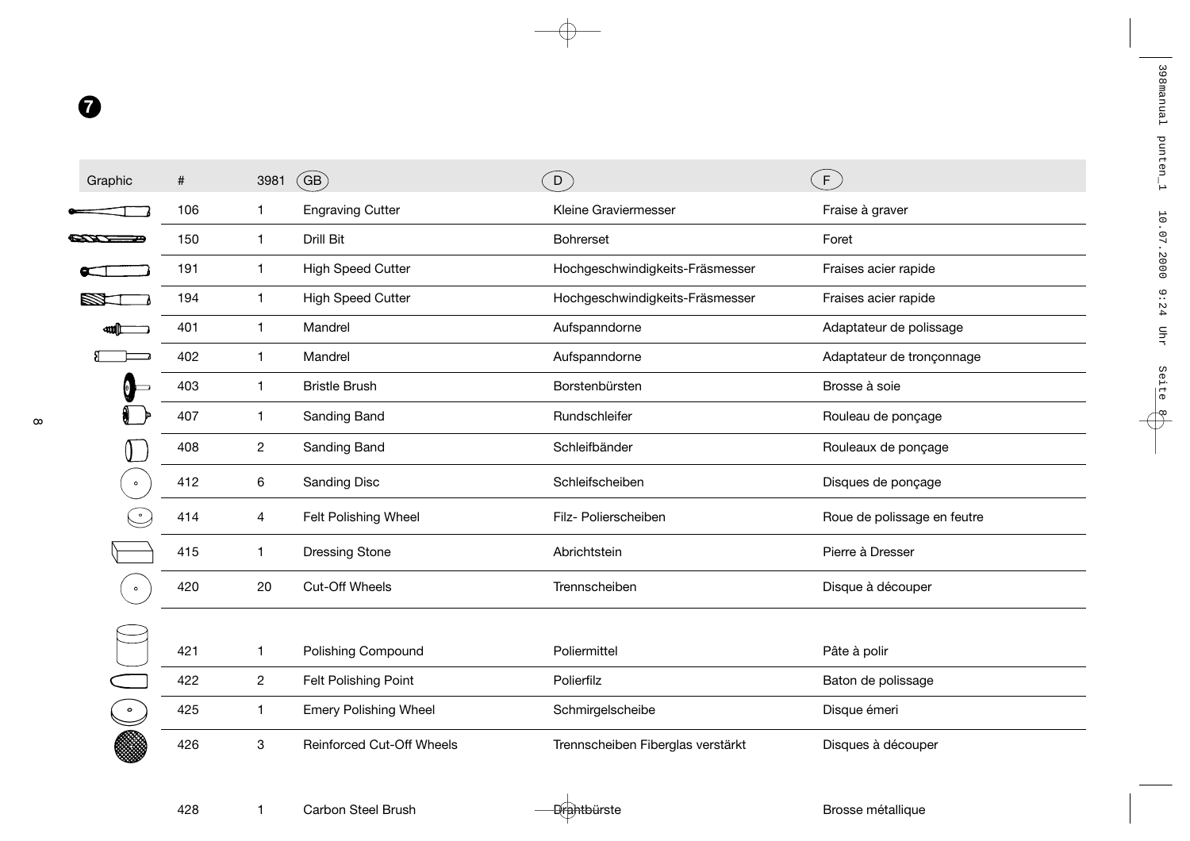**7**

| Graphic | # | 3981 | GB | D | F |
|---|---|---|---|---|---|
| | 106 | 1 | Engraving Cutter | Kleine Graviermesser | Fraise à graver |
| | 150 | 1 | Drill Bit | Bohrerset | Foret |
| | 191 | 1 | High Speed Cutter | Hochgeschwindigkeits-Fräsmesser | Fraises acier rapide |
| | 194 | 1 | High Speed Cutter | Hochgeschwindigkeits-Fräsmesser | Fraises acier rapide |
| | 401 | 1 | Mandrel | Aufspanndorne | Adaptateur de polissage |
| | 402 | 1 | Mandrel | Aufspanndorne | Adaptateur de tronçonnage |
| | 403 | 1 | Bristle Brush | Borstenbürsten | Brosse à soie |
| | 407 | 1 | Sanding Band | Rundschleifer | Rouleau de ponçage |
| | 408 | 2 | Sanding Band | Schleifbänder | Rouleaux de ponçage |
| | 412 | 6 | Sanding Disc | Schleifscheiben | Disques de ponçage |
| | 414 | 4 | Felt Polishing Wheel | Filz- Polierscheiben | Roue de polissage en feutre |
| | 415 | 1 | Dressing Stone | Abrichtstein | Pierre à Dresser |
| | 420 | 20 | Cut-Off Wheels | Trennscheiben | Disque à découper |
| | 421 | 1 | Polishing Compound | Poliermittel | Pâte à polir |
| | 422 | 2 | Felt Polishing Point | Polierfilz | Baton de polissage |
| | 425 | 1 | Emery Polishing Wheel | Schmirgelscheibe | Disque émeri |
| | 426 | 3 | Reinforced Cut-Off Wheels | Trennscheiben Fiberglas verstärkt | Disques à découper |
| | 428 | 1 | Carbon Steel Brush | Drahtbürste | Brosse métallique |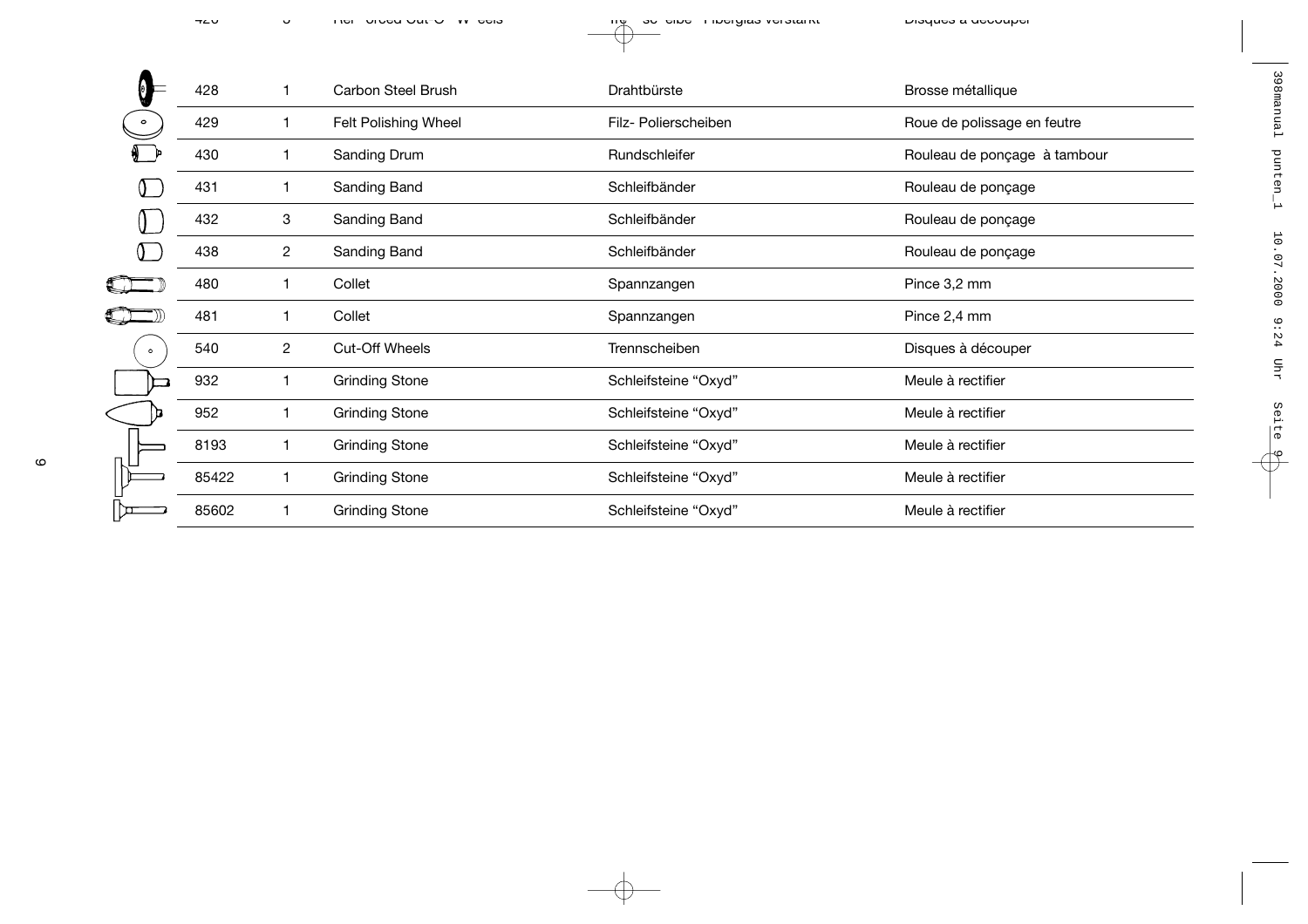| | | | | |
|---|---|---|---|---|
| 428 | 1 | Carbon Steel Brush | Drahtbürste | Brosse métallique |
| 429 | 1 | Felt Polishing Wheel | Filz- Polierscheiben | Roue de polissage en feutre |
| 430 | 1 | Sanding Drum | Rundschleifer | Rouleau de ponçage à tambour |
| 431 | 1 | Sanding Band | Schleifbänder | Rouleau de ponçage |
| 432 | 3 | Sanding Band | Schleifbänder | Rouleau de ponçage |
| 438 | 2 | Sanding Band | Schleifbänder | Rouleau de ponçage |
| 480 | 1 | Collet | Spannzangen | Pince 3,2 mm |
| 481 | 1 | Collet | Spannzangen | Pince 2,4 mm |
| 540 | 2 | Cut-Off Wheels | Trennscheiben | Disques à découper |
| 932 | 1 | Grinding Stone | Schleifsteine “Oxyd” | Meule à rectifier |
| 952 | 1 | Grinding Stone | Schleifsteine “Oxyd” | Meule à rectifier |
| 8193 | 1 | Grinding Stone | Schleifsteine “Oxyd” | Meule à rectifier |
| 85422 | 1 | Grinding Stone | Schleifsteine “Oxyd” | Meule à rectifier |
| 85602 | 1 | Grinding Stone | Schleifsteine “Oxyd” | Meule à rectifier |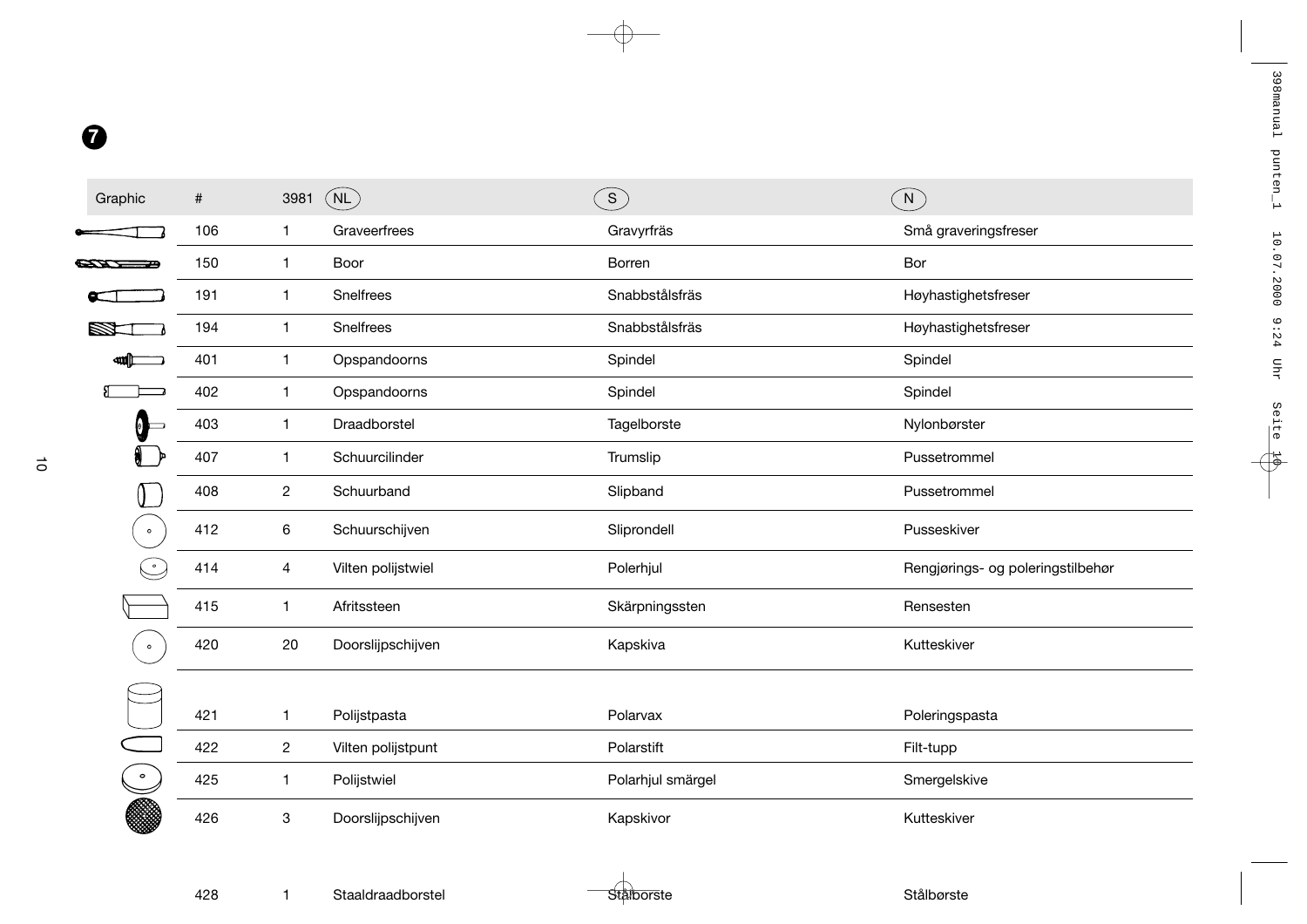**7**

| Graphic | # | 3981 | NL | S | N |
|---|---|---|---|---|---|
| | 106 | 1 | Graveerfrees | Gravyrfräs | Små graveringsfreser |
| | 150 | 1 | Boor | Borren | Bor |
| | 191 | 1 | Snelfrees | Snabbstålsfräs | Høyhastighetsfreser |
| | 194 | 1 | Snelfrees | Snabbstålsfräs | Høyhastighetsfreser |
| | 401 | 1 | Opspandoorns | Spindel | Spindel |
| | 402 | 1 | Opspandoorns | Spindel | Spindel |
| | 403 | 1 | Draadborstel | Tagelborste | Nylonbørster |
| | 407 | 1 | Schuurcilinder | Trumslip | Pussetrommel |
| | 408 | 2 | Schuurband | Slipband | Pussetrommel |
| | 412 | 6 | Schuurschijven | Sliprondell | Pusseskiver |
| | 414 | 4 | Vilten polijstwiel | Polerhjul | Rengjørings- og poleringstilbehør |
| | 415 | 1 | Afritssteen | Skärpningssten | Rensesten |
| | 420 | 20 | Doorslijpschijven | Kapskiva | Kutteskiver |
| | 421 | 1 | Polijstpasta | Polarvax | Poleringspasta |
| | 422 | 2 | Vilten polijstpunt | Polarstift | Filt-tupp |
| | 425 | 1 | Polijstwiel | Polarhjul smärgel | Smergelskive |
| | 426 | 3 | Doorslijpschijven | Kapskivor | Kutteskiver |
| | 428 | 1 | Staaldraadborstel | Stålborste | Stålbørste |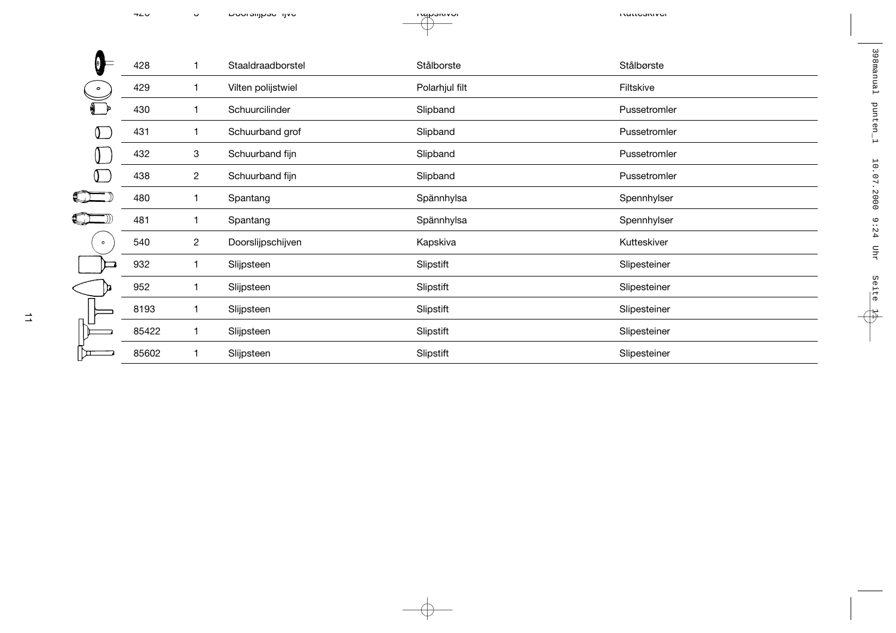| | | | | |
|---|---|---|---|---|
| 428 | 1 | Staaldraadborstel | Stålborste | Stålbørste |
| 429 | 1 | Vilten polijstwiel | Polarhjul filt | Filtskive |
| 430 | 1 | Schuurcilinder | Slipband | Pussetromler |
| 431 | 1 | Schuurband grof | Slipband | Pussetromler |
| 432 | 3 | Schuurband fijn | Slipband | Pussetromler |
| 438 | 2 | Schuurband fijn | Slipband | Pussetromler |
| 480 | 1 | Spantang | Spännhylsa | Spennhylser |
| 481 | 1 | Spantang | Spännhylsa | Spennhylser |
| 540 | 2 | Doorslijpschijven | Kapskiva | Kutteskiver |
| 932 | 1 | Slijpsteen | Slipstift | Slipesteiner |
| 952 | 1 | Slijpsteen | Slipstift | Slipesteiner |
| 8193 | 1 | Slijpsteen | Slipstift | Slipesteiner |
| 85422 | 1 | Slijpsteen | Slipstift | Slipesteiner |
| 85602 | 1 | Slijpsteen | Slipstift | Slipesteiner |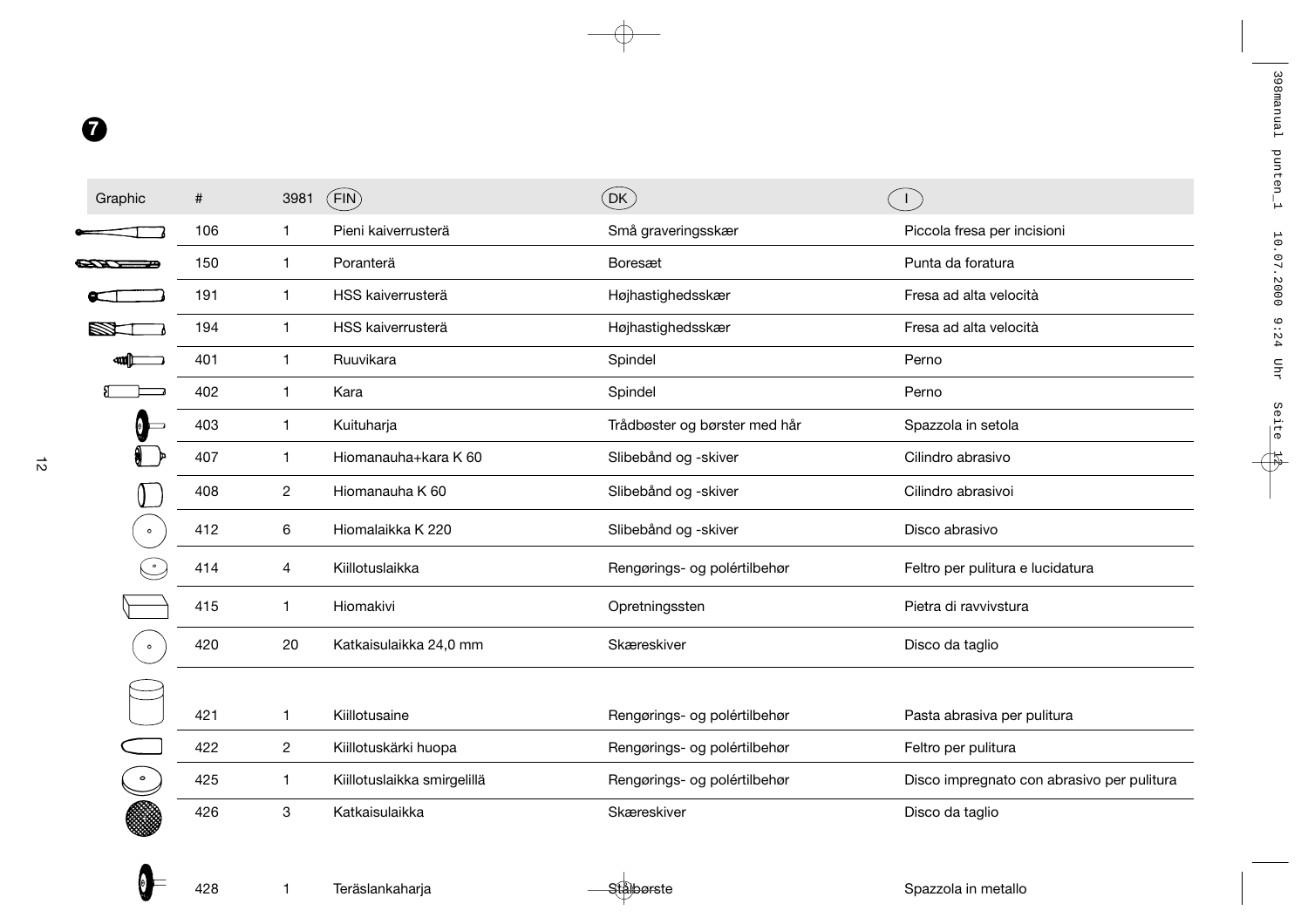**7**

| Graphic | # | 3981 | (FIN) | (DK) | (I) |
|---|---|---|---|---|---|
| | 106 | 1 | Pieni kaiverrusterä | Små graveringsskær | Piccola fresa per incisioni |
| | 150 | 1 | Poranterä | Boresæt | Punta da foratura |
| | 191 | 1 | HSS kaiverrusterä | Højhastighedsskær | Fresa ad alta velocità |
| | 194 | 1 | HSS kaiverrusterä | Højhastighedsskær | Fresa ad alta velocità |
| | 401 | 1 | Ruuvikara | Spindel | Perno |
| | 402 | 1 | Kara | Spindel | Perno |
| | 403 | 1 | Kuituharja | Trådbøster og børster med hår | Spazzola in setola |
| | 407 | 1 | Hiomanauha+kara K 60 | Slibebånd og -skiver | Cilindro abrasivo |
| | 408 | 2 | Hiomanauha K 60 | Slibebånd og -skiver | Cilindro abrasivoi |
| | 412 | 6 | Hiomalaikka K 220 | Slibebånd og -skiver | Disco abrasivo |
| | 414 | 4 | Kiillotuslaikka | Rengørings- og polértilbehør | Feltro per pulitura e lucidatura |
| | 415 | 1 | Hiomakivi | Opretningssten | Pietra di ravvivstura |
| | 420 | 20 | Katkaisulaikka 24,0 mm | Skæreskiver | Disco da taglio |
| | 421 | 1 | Kiillotusaine | Rengørings- og polértilbehør | Pasta abrasiva per pulitura |
| | 422 | 2 | Kiillotuskärki huopa | Rengørings- og polértilbehør | Feltro per pulitura |
| | 425 | 1 | Kiillotuslaikka smirgelillä | Rengørings- og polértilbehør | Disco impregnato con abrasivo per pulitura |
| | 426 | 3 | Katkaisulaikka | Skæreskiver | Disco da taglio |
| | 428 | 1 | Teräslankaharja | Stålbørste | Spazzola in metallo |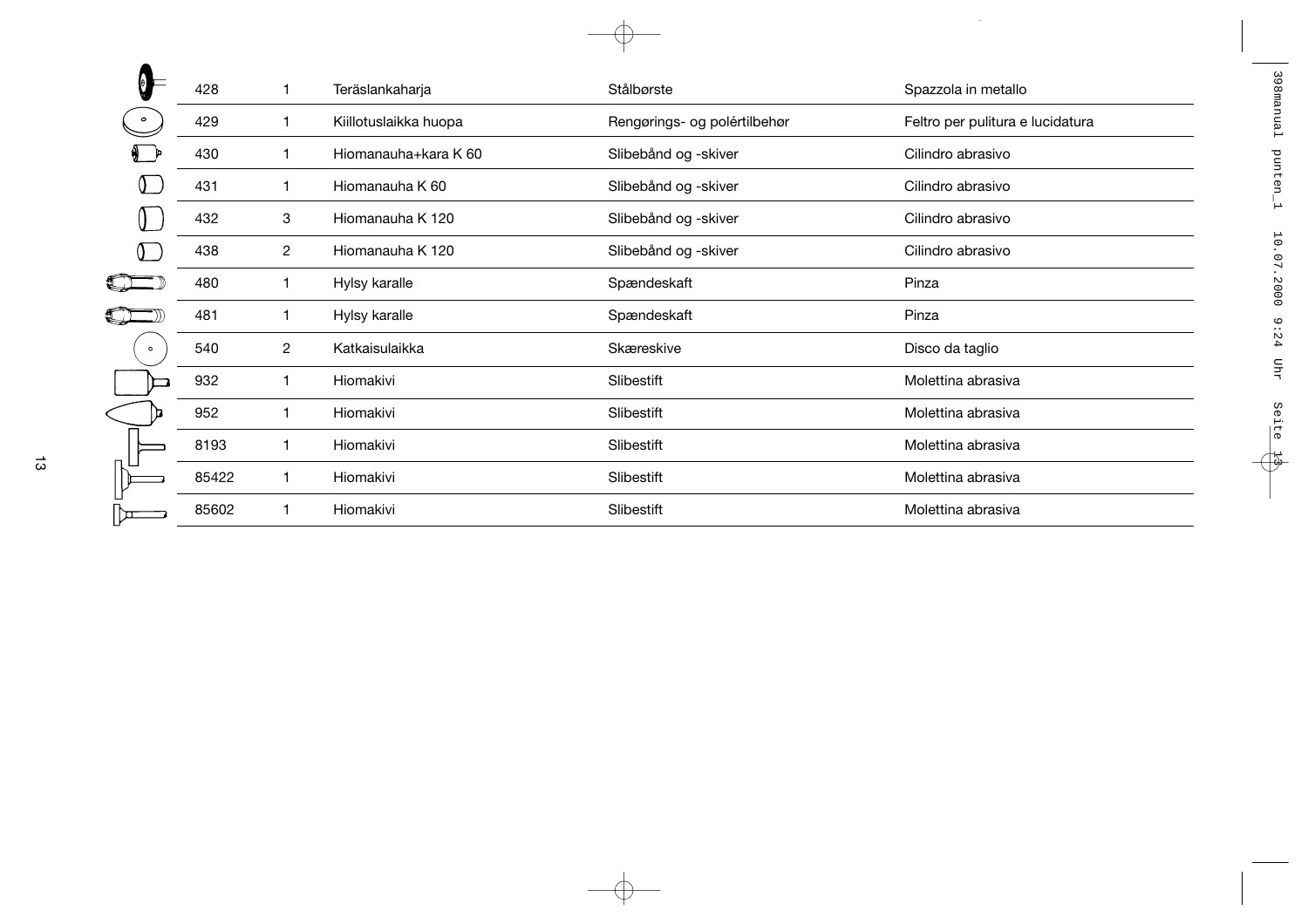| | | | | |
|---|---|---|---|---|
| 428 | 1 | Teräslankaharja | Stålbørste | Spazzola in metallo |
| 429 | 1 | Kiillotuslaikka huopa | Rengørings- og polértilbehør | Feltro per pulitura e lucidatura |
| 430 | 1 | Hiomanauha+kara K 60 | Slibebånd og -skiver | Cilindro abrasivo |
| 431 | 1 | Hiomanauha K 60 | Slibebånd og -skiver | Cilindro abrasivo |
| 432 | 3 | Hiomanauha K 120 | Slibebånd og -skiver | Cilindro abrasivo |
| 438 | 2 | Hiomanauha K 120 | Slibebånd og -skiver | Cilindro abrasivo |
| 480 | 1 | Hylsy karalle | Spændeskaft | Pinza |
| 481 | 1 | Hylsy karalle | Spændeskaft | Pinza |
| 540 | 2 | Katkaisulaikka | Skæreskive | Disco da taglio |
| 932 | 1 | Hiomakivi | Slibestift | Molettina abrasiva |
| 952 | 1 | Hiomakivi | Slibestift | Molettina abrasiva |
| 8193 | 1 | Hiomakivi | Slibestift | Molettina abrasiva |
| 85422 | 1 | Hiomakivi | Slibestift | Molettina abrasiva |
| 85602 | 1 | Hiomakivi | Slibestift | Molettina abrasiva |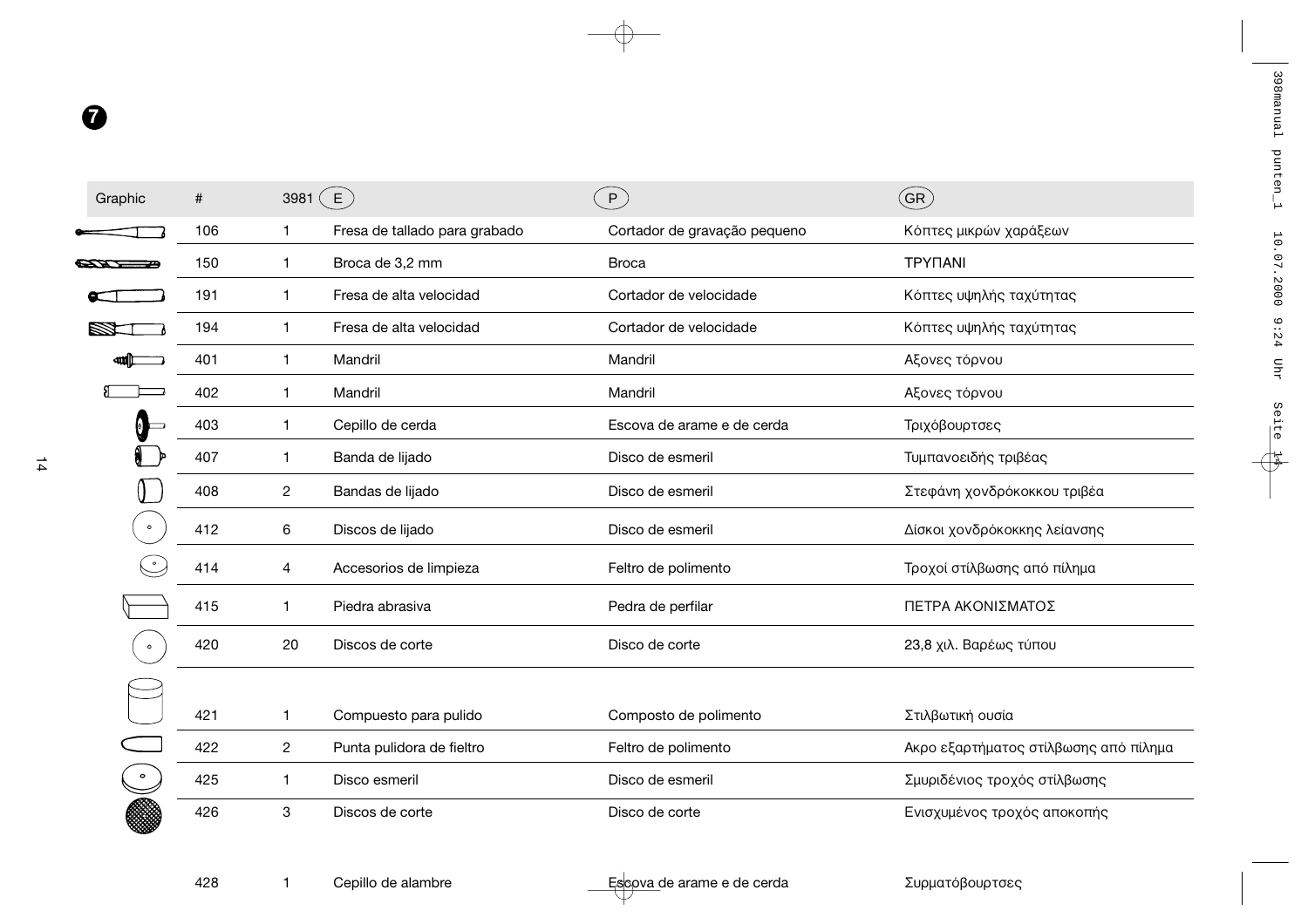**7**

| Graphic | # | 3981 | E | P | GR |
|---|---|---|---|---|---|
| | 106 | 1 | Fresa de tallado para grabado | Cortador de gravação pequeno | Κόπτες μικρών χαράξεων |
| | 150 | 1 | Broca de 3,2 mm | Broca | ΤΡΥΠΑΝΙ |
| | 191 | 1 | Fresa de alta velocidad | Cortador de velocidade | Κόπτες υψηλής ταχύτητας |
| | 194 | 1 | Fresa de alta velocidad | Cortador de velocidade | Κόπτες υψηλής ταχύτητας |
| | 401 | 1 | Mandril | Mandril | Αξονες τόρνου |
| | 402 | 1 | Mandril | Mandril | Αξονες τόρνου |
| | 403 | 1 | Cepillo de cerda | Escova de arame e de cerda | Τριχόβουρτσες |
| | 407 | 1 | Banda de lijado | Disco de esmeril | Τυμπανοειδής τριβέας |
| | 408 | 2 | Bandas de lijado | Disco de esmeril | Στεφάνη χονδρόκοκκου τριβέα |
| | 412 | 6 | Discos de lijado | Disco de esmeril | Δίσκοι χονδρόκοκκης λείανσης |
| | 414 | 4 | Accesorios de limpieza | Feltro de polimento | Τροχοί στίλβωσης από πίλημα |
| | 415 | 1 | Piedra abrasiva | Pedra de perfilar | ΠΕΤΡΑ ΑΚΟΝΙΣΜΑΤΟΣ |
| | 420 | 20 | Discos de corte | Disco de corte | 23,8 χιλ. Βαρέως τύπου |
| | 421 | 1 | Compuesto para pulido | Composto de polimento | Στιλβωτική ουσία |
| | 422 | 2 | Punta pulidora de fieltro | Feltro de polimento | Ακρο εξαρτήματος στίλβωσης από πίλημα |
| | 425 | 1 | Disco esmeril | Disco de esmeril | Σμυριδένιος τροχός στίλβωσης |
| | 426 | 3 | Discos de corte | Disco de corte | Ενισχυμένος τροχός αποκοπής |
| | 428 | 1 | Cepillo de alambre | Escova de arame e de cerda | Συρματόβουρτσες |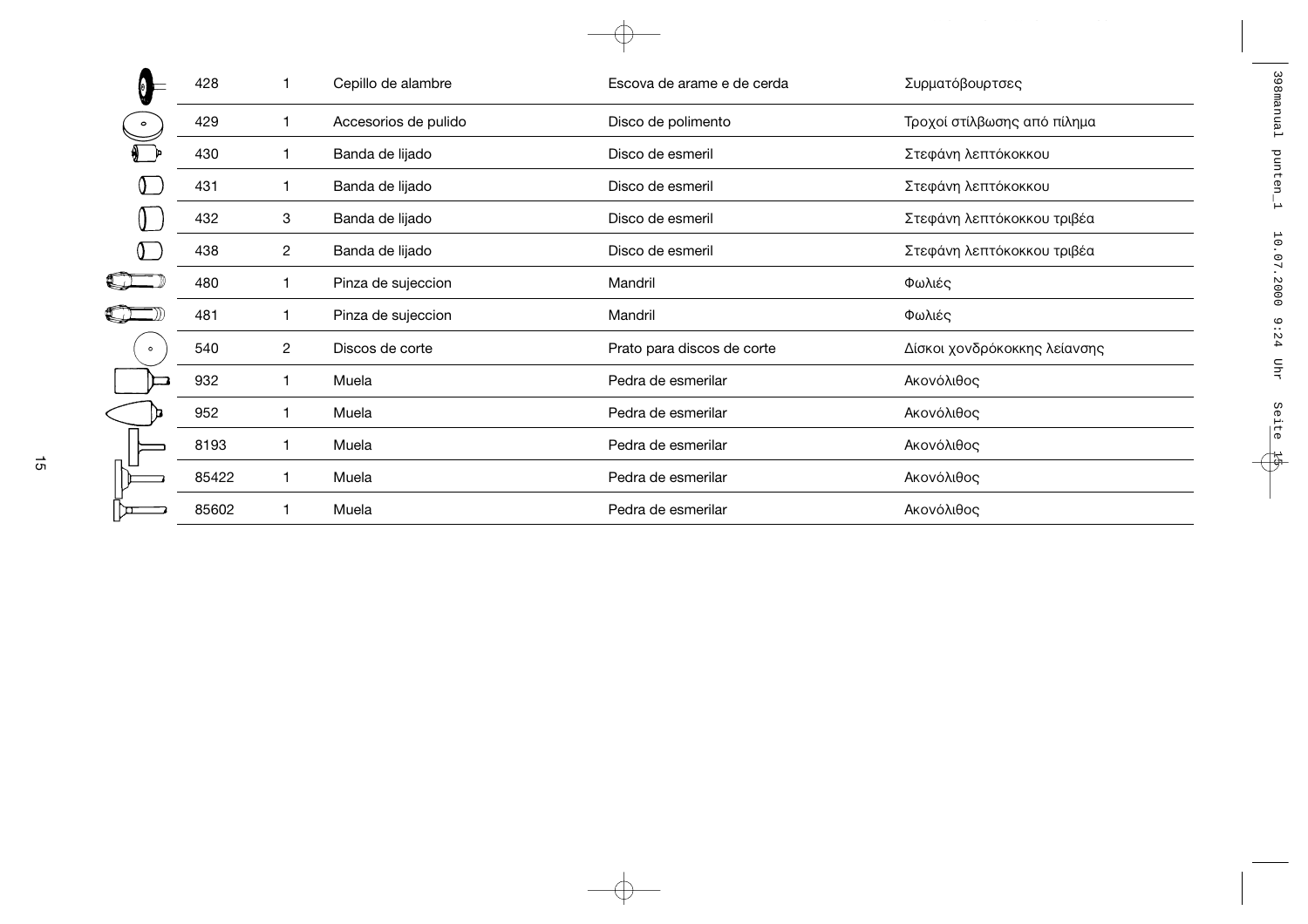| | | | | |
|---|---|---|---|---|
| 428 | 1 | Cepillo de alambre | Escova de arame e de cerda | Συρματόβουρτσες |
| 429 | 1 | Accesorios de pulido | Disco de polimento | Τροχοί στίλβωσης από πίλημα |
| 430 | 1 | Banda de lijado | Disco de esmeril | Στεφάνη λεπτόκοκκου |
| 431 | 1 | Banda de lijado | Disco de esmeril | Στεφάνη λεπτόκοκκου |
| 432 | 3 | Banda de lijado | Disco de esmeril | Στεφάνη λεπτόκοκκου τριβέα |
| 438 | 2 | Banda de lijado | Disco de esmeril | Στεφάνη λεπτόκοκκου τριβέα |
| 480 | 1 | Pinza de sujeccion | Mandril | Φωλιές |
| 481 | 1 | Pinza de sujeccion | Mandril | Φωλιές |
| 540 | 2 | Discos de corte | Prato para discos de corte | Δίσκοι χονδρόκοκκης λείανσης |
| 932 | 1 | Muela | Pedra de esmerilar | Ακονόλιθος |
| 952 | 1 | Muela | Pedra de esmerilar | Ακονόλιθος |
| 8193 | 1 | Muela | Pedra de esmerilar | Ακονόλιθος |
| 85422 | 1 | Muela | Pedra de esmerilar | Ακονόλιθος |
| 85602 | 1 | Muela | Pedra de esmerilar | Ακονόλιθος |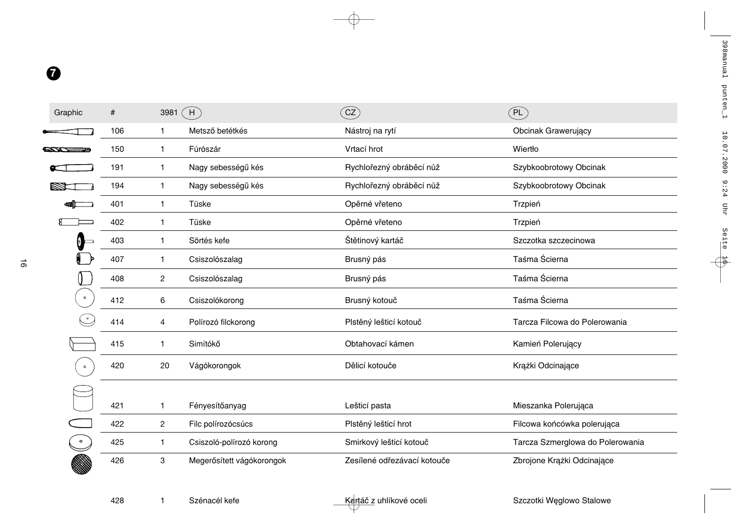**7**

| Graphic | # | 3981 | H | CZ | PL |
|---|---|---|---|---|---|
| | 106 | 1 | Metsző betétkés | Nástroj na rytí | Obcinak Grawerujący |
| | 150 | 1 | Fúrószár | Vrtací hrot | Wiertło |
| | 191 | 1 | Nagy sebességű kés | Rychlořezný obráběcí nůž | Szybkoobrotowy Obcinak |
| | 194 | 1 | Nagy sebességű kés | Rychlořezný obráběcí nůž | Szybkoobrotowy Obcinak |
| | 401 | 1 | Tüske | Opěrné vřeteno | Trzpień |
| | 402 | 1 | Tüske | Opěrné vřeteno | Trzpień |
| | 403 | 1 | Sörtés kefe | Štětinový kartáč | Szczotka szczecinowa |
| | 407 | 1 | Csiszolószalag | Brusný pás | Taśma Ścierna |
| | 408 | 2 | Csiszolószalag | Brusný pás | Taśma Ścierna |
| | 412 | 6 | Csiszolókorong | Brusný kotouč | Taśma Ścierna |
| | 414 | 4 | Polírozó filckorong | Plstěný lešticí kotouč | Tarcza Filcowa do Polerowania |
| | 415 | 1 | Simítókő | Obtahovací kámen | Kamień Polerujący |
| | 420 | 20 | Vágókorongok | Dělicí kotouče | Krążki Odcinające |
| | 421 | 1 | Fényesítőanyag | Lešticí pasta | Mieszanka Polerująca |
| | 422 | 2 | Filc polírozócsúcs | Plstěný lešticí hrot | Filcowa końcówka polerująca |
| | 425 | 1 | Csiszoló-polírozó korong | Smirkový lešticí kotouč | Tarcza Szmerglowa do Polerowania |
| | 426 | 3 | Megerősített vágókorongok | Zesílené odřezávací kotouče | Zbrojone Krążki Odcinające |
| | 428 | 1 | Szénacél kefe | Kartáč z uhlíkové oceli | Szczotki Węglowo Stalowe |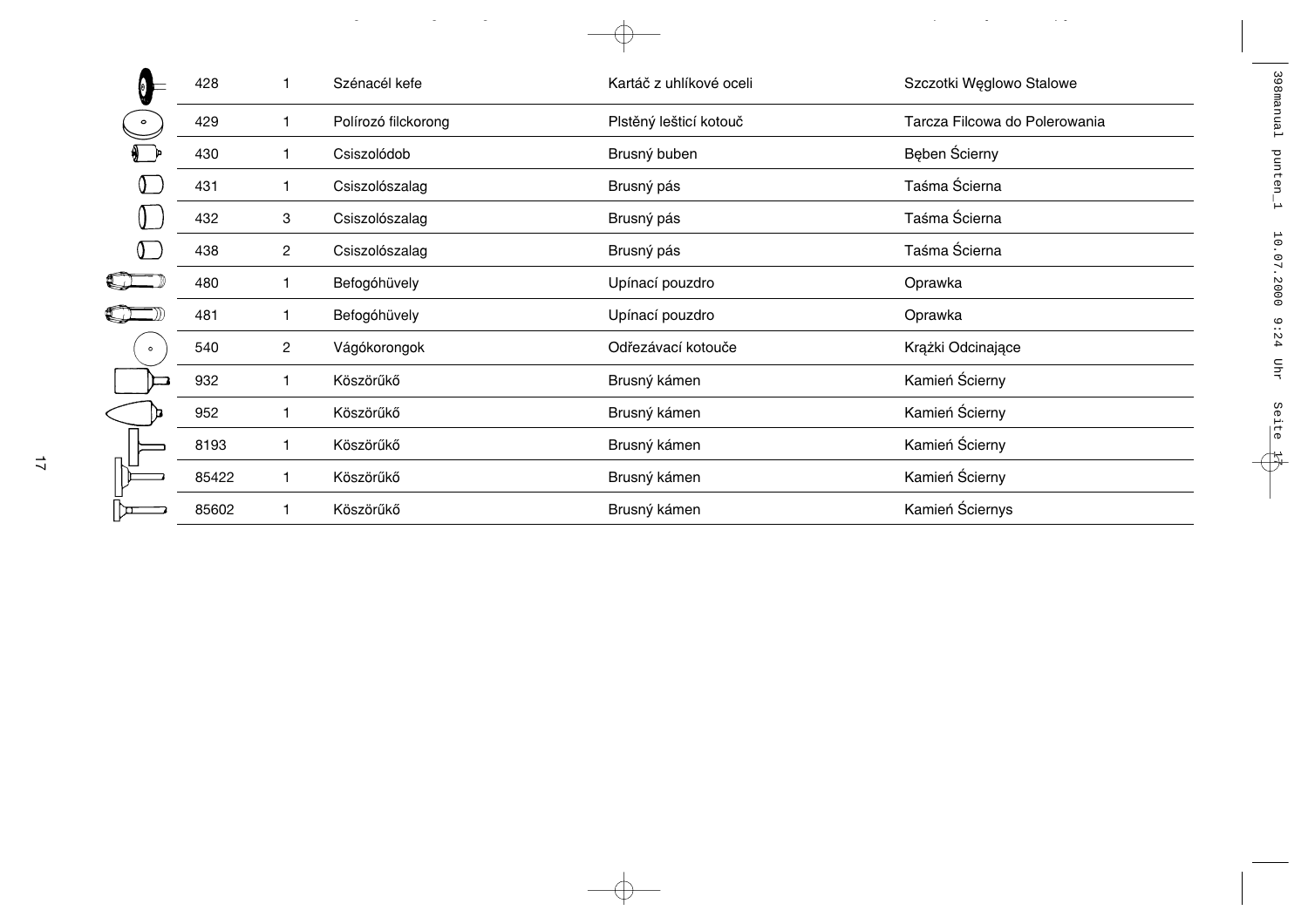| | | | | |
|---|---|---|---|---|
| 428 | 1 | Szénacél kefe | Kartáč z uhlíkové oceli | Szczotki Węglowo Stalowe |
| 429 | 1 | Polírozó filckorong | Plstěný lešticí kotouč | Tarcza Filcowa do Polerowania |
| 430 | 1 | Csiszolódob | Brusný buben | Bęben Ścierny |
| 431 | 1 | Csiszolószalag | Brusný pás | Taśma Ścierna |
| 432 | 3 | Csiszolószalag | Brusný pás | Taśma Ścierna |
| 438 | 2 | Csiszolószalag | Brusný pás | Taśma Ścierna |
| 480 | 1 | Befogóhüvely | Upínací pouzdro | Oprawka |
| 481 | 1 | Befogóhüvely | Upínací pouzdro | Oprawka |
| 540 | 2 | Vágókorongok | Odřezávací kotouče | Krążki Odcinające |
| 932 | 1 | Köszörűkő | Brusný kámen | Kamień Ścierny |
| 952 | 1 | Köszörűkő | Brusný kámen | Kamień Ścierny |
| 8193 | 1 | Köszörűkő | Brusný kámen | Kamień Ścierny |
| 85422 | 1 | Köszörűkő | Brusný kámen | Kamień Ścierny |
| 85602 | 1 | Köszörűkő | Brusný kámen | Kamień Ściernys |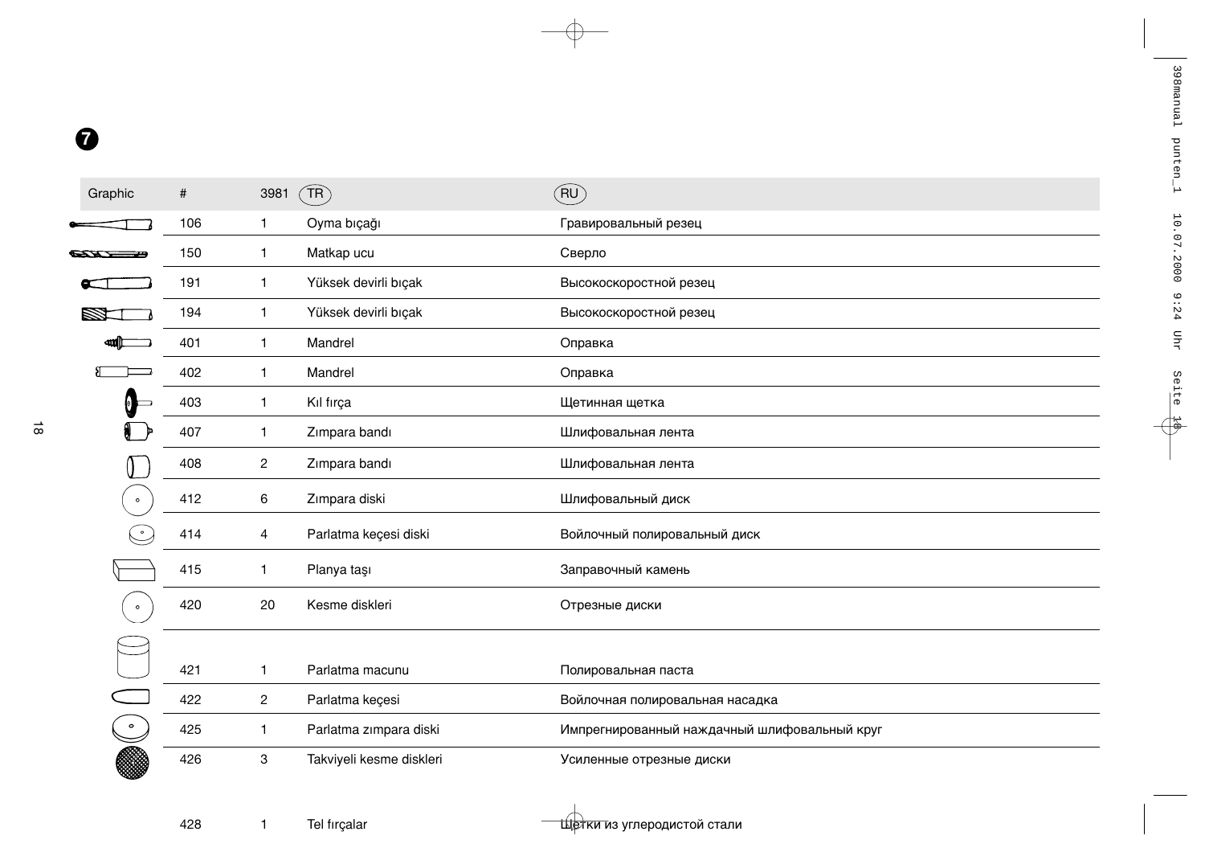**7**

| Graphic | # | 3981 | TR | RU |
|---|---|---|---|---|
| | 106 | 1 | Oyma bıçağı | Гравировальный резец |
| | 150 | 1 | Matkap ucu | Сверло |
| | 191 | 1 | Yüksek devirli bıçak | Высокоскоростной резец |
| | 194 | 1 | Yüksek devirli bıçak | Высокоскоростной резец |
| | 401 | 1 | Mandrel | Оправка |
| | 402 | 1 | Mandrel | Оправка |
| | 403 | 1 | Kıl fırça | Щетинная щетка |
| | 407 | 1 | Zımpara bandı | Шлифовальная лента |
| | 408 | 2 | Zımpara bandı | Шлифовальная лента |
| | 412 | 6 | Zımpara diski | Шлифовальный диск |
| | 414 | 4 | Parlatma keçesi diski | Войлочный полировальный диск |
| | 415 | 1 | Planya taşı | Заправочный камень |
| | 420 | 20 | Kesme diskleri | Отрезные диски |
| | 421 | 1 | Parlatma macunu | Полировальная паста |
| | 422 | 2 | Parlatma keçesi | Войлочная полировальная насадка |
| | 425 | 1 | Parlatma zımpara diski | Импрегнированный наждачный шлифовальный круг |
| | 426 | 3 | Takviyeli kesme diskleri | Усиленные отрезные диски |
| | 428 | 1 | Tel fırçalar | Щетки из углеродистой стали |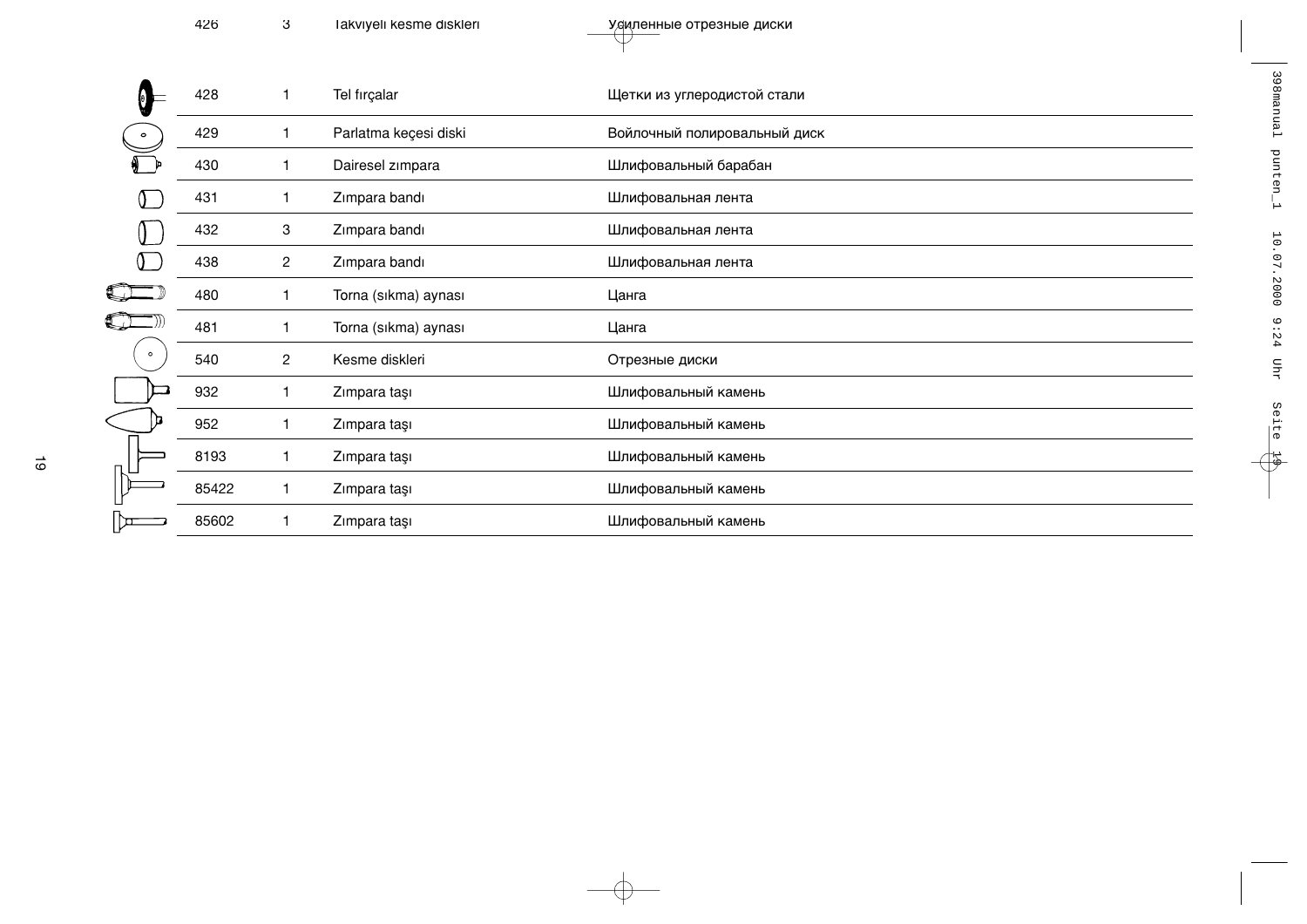| | | | |
|---|---|---|---|
| 426 | 3 | Takviyeli kesme diskleri | Усиленные отрезные диски |
| 428 | 1 | Tel fırçalar | Щетки из углеродистой стали |
| 429 | 1 | Parlatma keçesi diski | Войлочный полировальный диск |
| 430 | 1 | Dairesel zımpara | Шлифовальный барабан |
| 431 | 1 | Zımpara bandı | Шлифовальная лента |
| 432 | 3 | Zımpara bandı | Шлифовальная лента |
| 438 | 2 | Zımpara bandı | Шлифовальная лента |
| 480 | 1 | Torna (sıkma) aynası | Цанга |
| 481 | 1 | Torna (sıkma) aynası | Цанга |
| 540 | 2 | Kesme diskleri | Отрезные диски |
| 932 | 1 | Zımpara taşı | Шлифовальный камень |
| 952 | 1 | Zımpara taşı | Шлифовальный камень |
| 8193 | 1 | Zımpara taşı | Шлифовальный камень |
| 85422 | 1 | Zımpara taşı | Шлифовальный камень |
| 85602 | 1 | Zımpara taşı | Шлифовальный камень |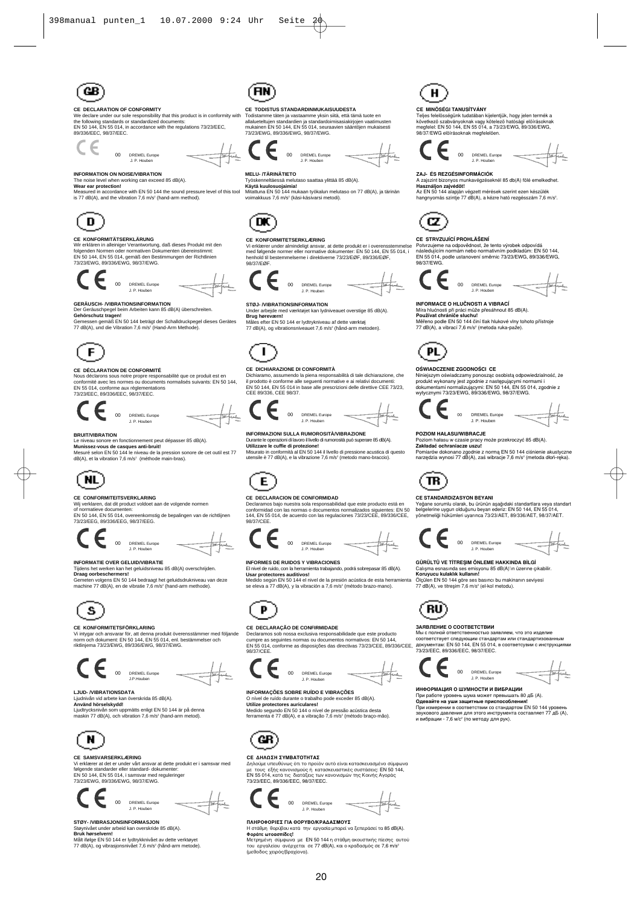## GB

### CE DECLARATION OF CONFORMITY

We declare under our sole responsibility that this product is in conformity with the following standards or standardized documents:
EN 50 144, EN 55 014, in accordance with the regulations 73/23/EEC, 89/336/EEC, 98/37/EEC.

CE 00 DREMEL Europe
J. P. Houben

### INFORMATION ON NOISE/VIBRATION

The noise level when working can exceed 85 dB(A).
**Wear ear protection!**
Measured in accordance with EN 50 144 the sound pressure level of this tool is 77 dB(A), and the vibration 7,6 m/s² (hand-arm method).

## D

### CE KONFORMITÄTSERKLÄRUNG

Wir erklären in alleiniger Verantwortung, daß dieses Produkt mit den folgenden Normen oder normativen Dokumenten übereinstimmt:
EN 50 144, EN 55 014, gemäß den Bestimmungen der Richtlinien 73/23/EWG, 89/336/EWG, 98/37/EWG.

CE 00 DREMEL Europe
J. P. Houben

### GERÄUSCH- /VIBRATIONSINFORMATION

Der Geräuschpegel beim Arbeiten kann 85 dB(A) überschreiten.
**Gehörschutz tragen!**
Gemessen gemäß EN 50 144 beträgt der Schalldruckpegel dieses Gerätes 77 dB(A), und die Vibration 7,6 m/s² (Hand-Arm Methode).

## F

### CE DÉCLARATION DE CONFORMITÉ

Nous déclarons sous notre propre responsabilité que ce produit est en conformité avec les normes ou documents normalisés suivants: EN 50 144, EN 55 014, conforme aux réglementations 73/23/EEC, 89/336/EEC, 98/37/EEC.

CE 00 DREMEL Europe
J. P. Houben

### BRUIT/VIBRATION

Le niveau sonore en fonctionnement peut dépasser 85 dB(A).
**Munissez-vous de casques anti-bruit!**
Mesuré selon EN 50 144 le niveau de la pression sonore de cet outil est 77 dB(A), et la vibration 7,6 m/s² (méthode main-bras).

## NL

### CE CONFORMITEITSVERKLARING

Wij verklaren, dat dit product voldoet aan de volgende normen of normatieve documenten:
EN 50 144, EN 55 014, overeenkomstig de bepalingen van de richtlijnen 73/23/EEG, 89/336/EEG, 98/37/EEG.

CE 00 DREMEL Europe
J. P. Houben

### INFORMATIE OVER GELUID/VIBRATIE

Tijdens het werken kan het geluidsniveau 85 dB(A) overschrijden.
**Draag oorbeschermers!**
Gemeten volgens EN 50 144 bedraagt het geluidsdrukniveau van deze machine 77 dB(A), en de vibratie 7,6 m/s² (hand-arm methode).

## S

### CE KONFORMITETSFÖRKLARING

Vi intygar och ansvarar för, att denna produkt överensstämmer med följande norm och dokument: EN 50 144, EN 55 014, enl. bestämmelser och riktlinjerna 73/23/EWG, 89/336/EWG, 98/37/EWG.

CE 00 DREMEL Europe
J.P.Houben

### LJUD- /VIBRATIONSDATA

Ljudnivån vid arbete kan överskrida 85 dB(A).
**Använd hörselskydd!**
Ljudtrycksnivån som uppmätts enligt EN 50 144 är på denna maskin 77 dB(A), och vibration 7,6 m/s² (hand-arm metod).

## N

### CE SAMSVARSERKLÆRING

Vi erklærer at det er under vårt ansvar at dette produkt er i samsvar med følgende standarder eller standard- dokumenter:
EN 50 144, EN 55 014, i samsvar med reguleringer 73/23/EWG, 89/336/EWG, 98/37/EWG.

CE 00 DREMEL Europe
J. P. Houben

### STØY- /VIBRASJONSINFORMASJON

Støynivået under arbeid kan overskride 85 dB(A).
**Bruk hørselvern!**
Målt ifølge EN 50 144 er lydtrykknivået av dette verktøyet 77 dB(A), og vibrasjonsnivået 7,6 m/s² (hånd-arm metode).

## FIN

### CE TODISTUS STANDARDINMUKAISUUDESTA

Todistamme täten ja vastaamme yksin siitä, että tämä tuote en allaueteltujen standardien ja standardoimisasiakirjojen vaatimusten mukainen EN 50 144, EN 55 014, seuraavien sääntöjen mukaisesti 73/23/EWG, 89/336/EWG, 98/37/EWG.

CE 00 DREMEL Europe
J. P. Houben

### MELU- /TÄRINÄTIETO

Työskennettäessä melutaso saattaa ylittää 85 dB(A).
**Käytä kuulosuojaimia!**
Mitattuna EN 50 144 mukaan työkalun melutaso on 77 dB(A), ja tärinän voimakkuus 7,6 m/s² (käsi-käsivarsi metodi).

## DK

### CE KONFORMITETSERKLÆRING

Vi erklærer under almindeligt ansvar, at dette produkt er i overensstemmelse med følgende normer eller normative dokumenter: EN 50 144, EN 55 014, i henhold til bestemmelserne i direktiverne 73/23/EØF, 89/336/EØF, 98/37/EØF.

CE 00 DREMEL Europe
J. P. Houben

### STØJ- /VIBRATIONSINFORMATION

Under arbejde med værktøjet kan lydniveauet overstige 85 dB(A).
**Brug høreværn!**
Måles efter EN 50 144 er lydtrykniveau af dette værktøj 77 dB(A), og vibrationsniveauet 7,6 m/s² (hånd-arm metoden).

## I

### CE DICHIARAZIONE DI CONFORMITÀ

Dichiariamo, assumendo la piena responsabilità di tale dichiarazione, che il prodotto è conforme alle seguenti normative e ai relativi documenti: EN 50 144, EN 55 014 in base alle prescrizioni delle direttive CEE 73/23, CEE 89/336, CEE 98/37.

CE 00 DREMEL Europe
J. P. Houben

### INFORMAZIONI SULLA RUMOROSITÀ/VIBRAZIONE

Durante le operazioni di lavoro il livello di rumorosità può superare 85 dB(A).
**Utilizzare le cuffie di protezione!**
Misurato in conformità al EN 50 144 il livello di pressione acustica di questo utensile è 77 dB(A), e la vibrazione 7,6 m/s² (metodo mano-braccio).

## E

### CE DECLARACION DE CONFORMIDAD

Declaramos bajo nuestra sola responsabilidad que este producto está en conformidad con las normas o documentos normalizados siguientes: EN 50 144, EN 55 014, de acuerdo con las regulaciones 73/23/CEE, 89/336/CEE, 98/37/CEE.

CE 00 DREMEL Europe
J. P. Houben

### INFORMES DE RUIDOS Y VIBRACIONES

El nivel de ruido, con la herramienta trabajando, podrá sobrepasar 85 dB(A).
**Usar protectores auditivos!**
Medido según EN 50 144 el nivel de la presión acústica de esta herramienta se eleva a 77 dB(A), y la vibración a 7,6 m/s² (método brazo-mano).

## P

### CE DECLARAÇÃO DE CONFIRMIDADE

Declaramos sob nossa exclusiva responsabilidade que este producto cumpre as seguintes normas ou documentos normativos: EN 50 144, EN 55 014, conforme as disposições das directivas 73/23/CEE, 89/336/CEE, 98/37/CEE.

CE 00 DREMEL Europe
J. P. Houben

### INFORMAÇÕES SOBRE RUÍDO E VIBRAÇÕES

O nível de ruído durante o trabalho pode exceder 85 dB(A).
**Utilize protectores auriculares!**
Medido segundo EN 50 144 o nível de pressão acústica desta ferramenta é 77 dB(A), e a vibração 7,6 m/s² (método braço-mão).

## GR

### CE ΔΗΛΩΣΗ ΣΥΜΒΑΤΟΤΗΤΑΣ

Δηλούμε υπευθύνως ότι το προϊόν αυτό είναι κατασκευασμένο σύμφωνα με τους εξής κανονισμούς ή κατασκευαστικές συστάσεις: EN 50 144, EN 55 014, κατά τις διατάξεις των κανονισμών της Κοινής Αγοράς 73/23/EEC, 89/336/EEC, 98/37/EEC.

CE 00 DREMEL Europe
J. P. Houben

### ΠΛΗΡΟΦΟΡΙΕΣ ΓΙΑ ΘΟΡΥΒΟ/ΚΡΑΔΑΣΜΟΥΣ

Η στάθμη θορύβου κατά την εργασία μπορεί να ξεπεράσει τα 85 dB(A).
**Φοράτε ωτοασπίδες!**
Μετρημένη σύμφωνα με EN 50 144 η στάθμη ακουστικής πίεσης αυτού του εργαλείου ανέρχεται σε 77 dB(A), και ο κραδασμός σε 7,6 m/s² (μέθοδος χειρός/βραχίονα).

## H

### CE MINŐSÉGI TANUSÍTVÁNY

Teljes felelősségünk tudatában kijelentjük, hogy jelen termék a következő szabványoknak vagy kötelező hatósági előírásoknak megfelel: EN 50 144, EN 55 014, a 73/23/EWG, 89/336/EWG, 98/37/EWG előírásoknak megfelelően.

CE 00 DREMEL Europe
J. P. Houben

### ZAJ- ÉS REZGÉSINFORMÁCIÓK

A zajszint bizonyos munkavégzéseknél 85 db(A) fölé emelkedhet.
**Használjon zajvédőt!**
Az EN 50 144 alapján végzett mérések szerint ezen készülék hangnyomás szintje 77 dB(A), a kézre ható rezgésszám 7,6 m/s².

## CZ

### CE STRVZUJÍCÍ PROHLÁŠENÍ

Potvrzujeme na odpovědnost, že tento výrobek odpovídá následujícím normám nebo normativním podkladům: EN 50 144, EN 55 014, podle ustanovení směrnic 73/23/EWG, 89/336/EWG, 98/37/EWG.

CE 00 DREMEL Europe
J. P. Houben

### INFORMACE O HLUČNOSTI A VIBRACÍ

Míra hlučnosti při práci může přesáhnout 85 dB(A).
**Používat chrániče sluchu!**
Měřeno podle EN 50 144 činí tlak hlukové vlny tohoto přístroje 77 dB(A), a vibrací 7,6 m/s² (metoda ruka-paže).

## PL

### OŚWIADCZENIE ZGODNOŚCI CE

Niniejszym oświadczamy ponosząc osobistą odpowiedzialność, że produkt wykonany jest zgodnie z następującymi normami i dokumentami normalizującymi: EN 50 144, EN 55 014, zgodnie z wytycznymi 73/23/EWG, 89/336/EWG, 98/37/EWG.

CE 00 DREMEL Europe
J. P. Houben

### POZIOM HAŁASU/WIBRACJE

Poziom hałasu w czasie pracy może przekroczyć 85 dB(A).
**Zakładać ochraniacze uszu!**
Pomiarów dokonano zgodnie z normą EN 50 144 ciśnienie akustyczne narzędzia wynosi 77 dB(A), zaś wibracje 7,6 m/s² (metoda dłoń-ręka).

## TR

### CE STANDARDIZASYON BEYANI

Yeğane sorumlu olarak, bu ürünün aşağıdaki standartlara veya standart belgelerine uygun olduğunu beyan ederiz: EN 50 144, EN 55 014, yönetmeliği hükümleri uyarınca 73/23/AET, 89/336/AET, 98/37/AET.

CE 00 DREMEL Europe
J. P. Houben

### GÜRÜLTÜ VE TİTREŞIM ÖNLEME HAKKINDA BİLGİ

Calışma esnasında ses emisyonu 85 dB(A)'in üzerine çıkabilir.
**Koruyucu kulaklık kullanın!**
Ölçülen EN 50 144 göre ses basıncı bu makinanın seviyesi 77 dB(A), ve titreşim 7,6 m/s² (el-kol metodu).

## RU

### ЗАЯВЛЕНИЕ О СООТВЕТСТВИИ

Мы с полной ответственностью заявляем, что это изделие соответствует следующим стандартам или стандартизованным документам: EN 50 144, EN 55 014, в соответсувии с инструкциями 73/23/EEC, 89/336/EEC, 98/37/EEC.

CE 00 DREMEL Europe
J. P. Houben

### ИНФОРМАЦИЯ О ШУМНОСТИ И ВИБРАЦИИ

При работе уровень шума может превышать 80 дБ (A).
**Одевайте на уши защитные приспособления!**
При измерении в соответствии со стандартом EN 50 144 уровень звукового давления для этого инструмента составляет 77 дБ (A), и вибрации - 7,6 м/с² (по методу для рук).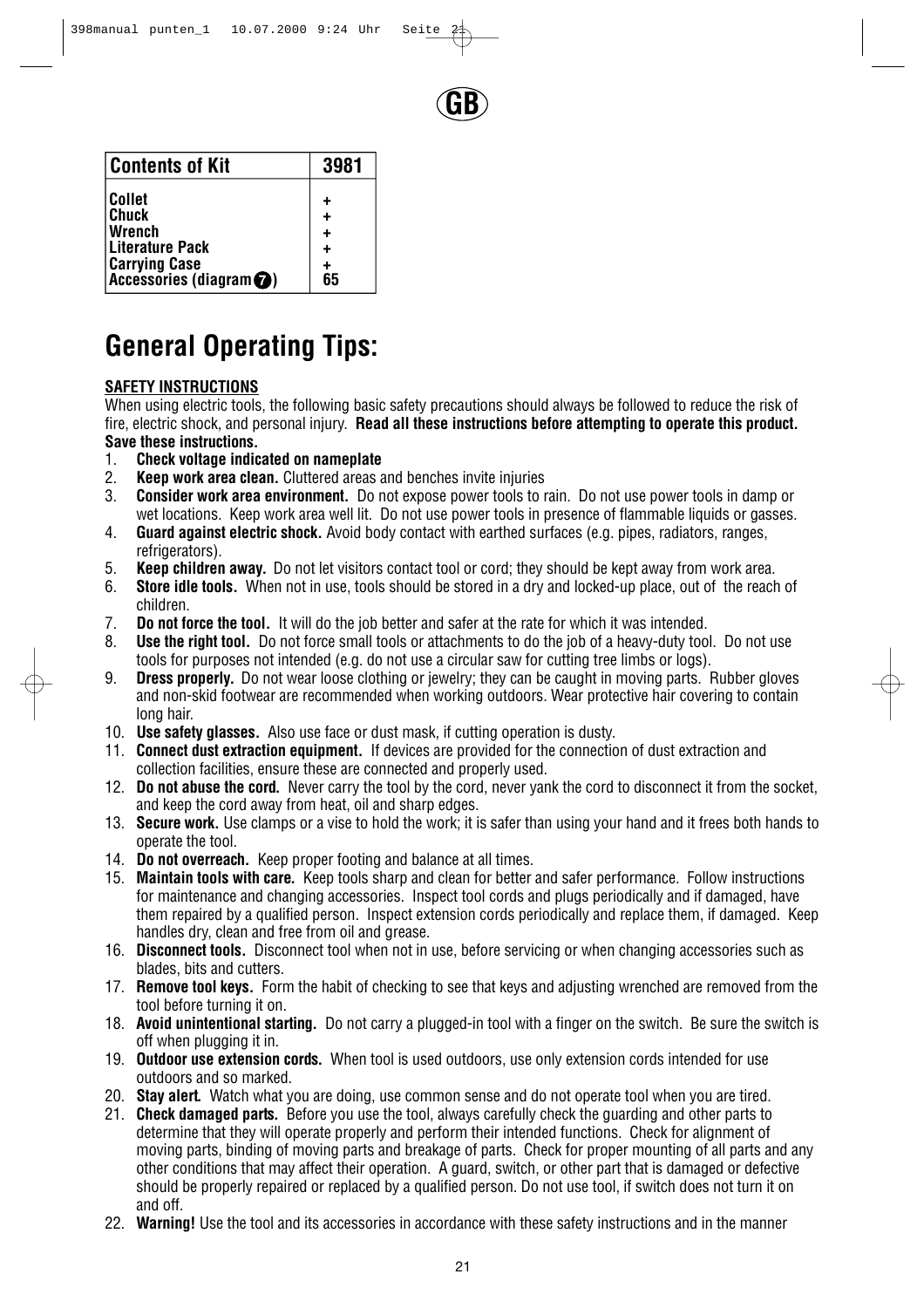GB

| Contents of Kit | 3981 |
|---|---|
| Collet | + |
| Chuck | + |
| Wrench | + |
| Literature Pack | + |
| Carrying Case | + |
| Accessories (diagram 7) | 65 |

# General Operating Tips:

**SAFETY INSTRUCTIONS**

When using electric tools, the following basic safety precautions should always be followed to reduce the risk of fire, electric shock, and personal injury. **Read all these instructions before attempting to operate this product. Save these instructions.**

1. **Check voltage indicated on nameplate**
2. **Keep work area clean.** Cluttered areas and benches invite injuries
3. **Consider work area environment.** Do not expose power tools to rain. Do not use power tools in damp or wet locations. Keep work area well lit. Do not use power tools in presence of flammable liquids or gasses.
4. **Guard against electric shock.** Avoid body contact with earthed surfaces (e.g. pipes, radiators, ranges, refrigerators).
5. **Keep children away.** Do not let visitors contact tool or cord; they should be kept away from work area.
6. **Store idle tools.** When not in use, tools should be stored in a dry and locked-up place, out of the reach of children.
7. **Do not force the tool.** It will do the job better and safer at the rate for which it was intended.
8. **Use the right tool.** Do not force small tools or attachments to do the job of a heavy-duty tool. Do not use tools for purposes not intended (e.g. do not use a circular saw for cutting tree limbs or logs).
9. **Dress properly.** Do not wear loose clothing or jewelry; they can be caught in moving parts. Rubber gloves and non-skid footwear are recommended when working outdoors. Wear protective hair covering to contain long hair.
10. **Use safety glasses.** Also use face or dust mask, if cutting operation is dusty.
11. **Connect dust extraction equipment.** If devices are provided for the connection of dust extraction and collection facilities, ensure these are connected and properly used.
12. **Do not abuse the cord.** Never carry the tool by the cord, never yank the cord to disconnect it from the socket, and keep the cord away from heat, oil and sharp edges.
13. **Secure work.** Use clamps or a vise to hold the work; it is safer than using your hand and it frees both hands to operate the tool.
14. **Do not overreach.** Keep proper footing and balance at all times.
15. **Maintain tools with care.** Keep tools sharp and clean for better and safer performance. Follow instructions for maintenance and changing accessories. Inspect tool cords and plugs periodically and if damaged, have them repaired by a qualified person. Inspect extension cords periodically and replace them, if damaged. Keep handles dry, clean and free from oil and grease.
16. **Disconnect tools.** Disconnect tool when not in use, before servicing or when changing accessories such as blades, bits and cutters.
17. **Remove tool keys.** Form the habit of checking to see that keys and adjusting wrenched are removed from the tool before turning it on.
18. **Avoid unintentional starting.** Do not carry a plugged-in tool with a finger on the switch. Be sure the switch is off when plugging it in.
19. **Outdoor use extension cords.** When tool is used outdoors, use only extension cords intended for use outdoors and so marked.
20. **Stay alert.** Watch what you are doing, use common sense and do not operate tool when you are tired.
21. **Check damaged parts.** Before you use the tool, always carefully check the guarding and other parts to determine that they will operate properly and perform their intended functions. Check for alignment of moving parts, binding of moving parts and breakage of parts. Check for proper mounting of all parts and any other conditions that may affect their operation. A guard, switch, or other part that is damaged or defective should be properly repaired or replaced by a qualified person. Do not use tool, if switch does not turn it on and off.
22. **Warning!** Use the tool and its accessories in accordance with these safety instructions and in the manner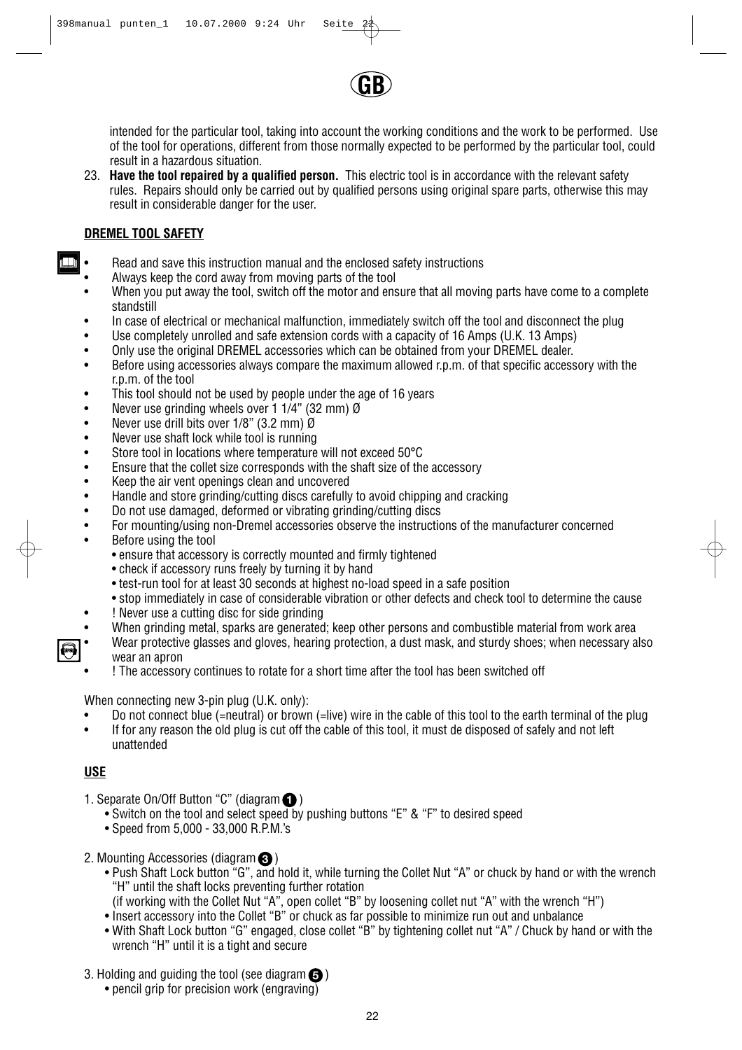intended for the particular tool, taking into account the working conditions and the work to be performed. Use of the tool for operations, different from those normally expected to be performed by the particular tool, could result in a hazardous situation.

23. **Have the tool repaired by a qualified person.** This electric tool is in accordance with the relevant safety rules. Repairs should only be carried out by qualified persons using original spare parts, otherwise this may result in considerable danger for the user.

**DREMEL TOOL SAFETY**

- Read and save this instruction manual and the enclosed safety instructions
- Always keep the cord away from moving parts of the tool
- When you put away the tool, switch off the motor and ensure that all moving parts have come to a complete standstill
- In case of electrical or mechanical malfunction, immediately switch off the tool and disconnect the plug
- Use completely unrolled and safe extension cords with a capacity of 16 Amps (U.K. 13 Amps)
- Only use the original DREMEL accessories which can be obtained from your DREMEL dealer.
- Before using accessories always compare the maximum allowed r.p.m. of that specific accessory with the r.p.m. of the tool
- This tool should not be used by people under the age of 16 years
- Never use grinding wheels over 1 1/4" (32 mm) Ø
- Never use drill bits over 1/8" (3.2 mm) Ø
- Never use shaft lock while tool is running
- Store tool in locations where temperature will not exceed 50°C
- Ensure that the collet size corresponds with the shaft size of the accessory
- Keep the air vent openings clean and uncovered
- Handle and store grinding/cutting discs carefully to avoid chipping and cracking
- Do not use damaged, deformed or vibrating grinding/cutting discs
- For mounting/using non-Dremel accessories observe the instructions of the manufacturer concerned
- Before using the tool
  - ensure that accessory is correctly mounted and firmly tightened
  - check if accessory runs freely by turning it by hand
  - test-run tool for at least 30 seconds at highest no-load speed in a safe position
  - stop immediately in case of considerable vibration or other defects and check tool to determine the cause
- ! Never use a cutting disc for side grinding
- When grinding metal, sparks are generated; keep other persons and combustible material from work area
- Wear protective glasses and gloves, hearing protection, a dust mask, and sturdy shoes; when necessary also wear an apron
- ! The accessory continues to rotate for a short time after the tool has been switched off

When connecting new 3-pin plug (U.K. only):

- Do not connect blue (=neutral) or brown (=live) wire in the cable of this tool to the earth terminal of the plug
- If for any reason the old plug is cut off the cable of this tool, it must de disposed of safely and not left unattended

**USE**

1. Separate On/Off Button "C" (diagram 1)
   - Switch on the tool and select speed by pushing buttons "E" & "F" to desired speed
   - Speed from 5,000 - 33,000 R.P.M.'s

2. Mounting Accessories (diagram 3)
   - Push Shaft Lock button "G", and hold it, while turning the Collet Nut "A" or chuck by hand or with the wrench "H" until the shaft locks preventing further rotation
     (if working with the Collet Nut "A", open collet "B" by loosening collet nut "A" with the wrench "H")
   - Insert accessory into the Collet "B" or chuck as far possible to minimize run out and unbalance
   - With Shaft Lock button "G" engaged, close collet "B" by tightening collet nut "A" / Chuck by hand or with the wrench "H" until it is a tight and secure

3. Holding and guiding the tool (see diagram 5)
   - pencil grip for precision work (engraving)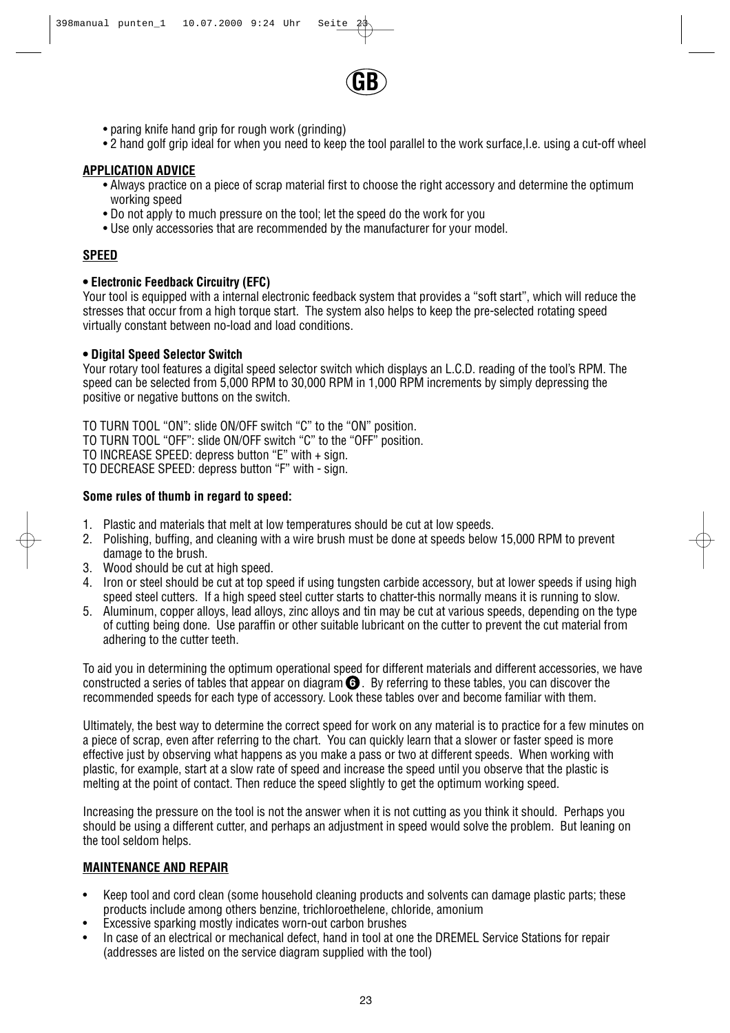**GB**

- paring knife hand grip for rough work (grinding)
- 2 hand golf grip ideal for when you need to keep the tool parallel to the work surface,I.e. using a cut-off wheel

## APPLICATION ADVICE

- Always practice on a piece of scrap material first to choose the right accessory and determine the optimum working speed
- Do not apply to much pressure on the tool; let the speed do the work for you
- Use only accessories that are recommended by the manufacturer for your model.

## SPEED

**• Electronic Feedback Circuitry (EFC)**

Your tool is equipped with a internal electronic feedback system that provides a "soft start", which will reduce the stresses that occur from a high torque start. The system also helps to keep the pre-selected rotating speed virtually constant between no-load and load conditions.

**• Digital Speed Selector Switch**

Your rotary tool features a digital speed selector switch which displays an L.C.D. reading of the tool's RPM. The speed can be selected from 5,000 RPM to 30,000 RPM in 1,000 RPM increments by simply depressing the positive or negative buttons on the switch.

TO TURN TOOL "ON": slide ON/OFF switch "C" to the "ON" position.
TO TURN TOOL "OFF": slide ON/OFF switch "C" to the "OFF" position.
TO INCREASE SPEED: depress button "E" with + sign.
TO DECREASE SPEED: depress button "F" with - sign.

**Some rules of thumb in regard to speed:**

1. Plastic and materials that melt at low temperatures should be cut at low speeds.
2. Polishing, buffing, and cleaning with a wire brush must be done at speeds below 15,000 RPM to prevent damage to the brush.
3. Wood should be cut at high speed.
4. Iron or steel should be cut at top speed if using tungsten carbide accessory, but at lower speeds if using high speed steel cutters. If a high speed steel cutter starts to chatter-this normally means it is running to slow.
5. Aluminum, copper alloys, lead alloys, zinc alloys and tin may be cut at various speeds, depending on the type of cutting being done. Use paraffin or other suitable lubricant on the cutter to prevent the cut material from adhering to the cutter teeth.

To aid you in determining the optimum operational speed for different materials and different accessories, we have constructed a series of tables that appear on diagram ❻. By referring to these tables, you can discover the recommended speeds for each type of accessory. Look these tables over and become familiar with them.

Ultimately, the best way to determine the correct speed for work on any material is to practice for a few minutes on a piece of scrap, even after referring to the chart. You can quickly learn that a slower or faster speed is more effective just by observing what happens as you make a pass or two at different speeds. When working with plastic, for example, start at a slow rate of speed and increase the speed until you observe that the plastic is melting at the point of contact. Then reduce the speed slightly to get the optimum working speed.

Increasing the pressure on the tool is not the answer when it is not cutting as you think it should. Perhaps you should be using a different cutter, and perhaps an adjustment in speed would solve the problem. But leaning on the tool seldom helps.

## MAINTENANCE AND REPAIR

- Keep tool and cord clean (some household cleaning products and solvents can damage plastic parts; these products include among others benzine, trichloroethelene, chloride, amonium
- Excessive sparking mostly indicates worn-out carbon brushes
- In case of an electrical or mechanical defect, hand in tool at one the DREMEL Service Stations for repair (addresses are listed on the service diagram supplied with the tool)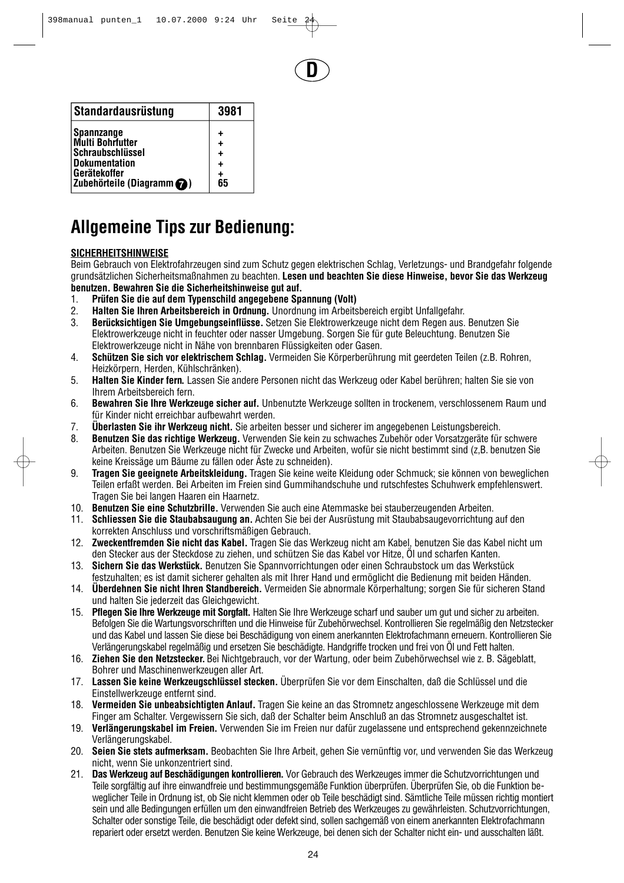D

| Standardausrüstung | 3981 |
|---|---|
| Spannzange | + |
| Multi Bohrfutter | + |
| Schraubschlüssel | + |
| Dokumentation | + |
| Gerätekoffer | + |
| Zubehörteile (Diagramm 7) | 65 |

# Allgemeine Tips zur Bedienung:

**SICHERHEITSHINWEISE**

Beim Gebrauch von Elektrofahrzeugen sind zum Schutz gegen elektrischen Schlag, Verletzungs- und Brandgefahr folgende grundsätzlichen Sicherheitsmaßnahmen zu beachten. **Lesen und beachten Sie diese Hinweise, bevor Sie das Werkzeug benutzen. Bewahren Sie die Sicherheitshinweise gut auf.**

1. **Prüfen Sie die auf dem Typenschild angegebene Spannung (Volt)**
2. **Halten Sie Ihren Arbeitsbereich in Ordnung.** Unordnung im Arbeitsbereich ergibt Unfallgefahr.
3. **Berücksichtigen Sie Umgebungseinflüsse.** Setzen Sie Elektrowerkzeuge nicht dem Regen aus. Benutzen Sie Elektrowerkzeuge nicht in feuchter oder nasser Umgebung. Sorgen Sie für gute Beleuchtung. Benutzen Sie Elektrowerkzeuge nicht in Nähe von brennbaren Flüssigkeiten oder Gasen.
4. **Schützen Sie sich vor elektrischem Schlag.** Vermeiden Sie Körperberührung mit geerdeten Teilen (z.B. Rohren, Heizkörpern, Herden, Kühlschränken).
5. **Halten Sie Kinder fern.** Lassen Sie andere Personen nicht das Werkzeug oder Kabel berühren; halten Sie sie von Ihrem Arbeitsbereich fern.
6. **Bewahren Sie Ihre Werkzeuge sicher auf.** Unbenutzte Werkzeuge sollten in trockenem, verschlossenem Raum und für Kinder nicht erreichbar aufbewahrt werden.
7. **Überlasten Sie ihr Werkzeug nicht.** Sie arbeiten besser und sicherer im angegebenen Leistungsbereich.
8. **Benutzen Sie das richtige Werkzeug.** Verwenden Sie kein zu schwaches Zubehör oder Vorsatzgeräte für schwere Arbeiten. Benutzen Sie Werkzeuge nicht für Zwecke und Arbeiten, wofür sie nicht bestimmt sind (z,B. benutzen Sie keine Kreissäge um Bäume zu fällen oder Äste zu schneiden).
9. **Tragen Sie geeignete Arbeitskleidung.** Tragen Sie keine weite Kleidung oder Schmuck; sie können von beweglichen Teilen erfaßt werden. Bei Arbeiten im Freien sind Gummihandschuhe und rutschfestes Schuhwerk empfehlenswert. Tragen Sie bei langen Haaren ein Haarnetz.
10. **Benutzen Sie eine Schutzbrille.** Verwenden Sie auch eine Atemmaske bei stauberzeugenden Arbeiten.
11. **Schliessen Sie die Staubabsaugung an.** Achten Sie bei der Ausrüstung mit Staubabsaugevorrichtung auf den korrekten Anschluss und vorschriftsmäßigen Gebrauch.
12. **Zweckentfremden Sie nicht das Kabel.** Tragen Sie das Werkzeug nicht am Kabel, benutzen Sie das Kabel nicht um den Stecker aus der Steckdose zu ziehen, und schützen Sie das Kabel vor Hitze, Öl und scharfen Kanten.
13. **Sichern Sie das Werkstück.** Benutzen Sie Spannvorrichtungen oder einen Schraubstock um das Werkstück festzuhalten; es ist damit sicherer gehalten als mit Ihrer Hand und ermöglicht die Bedienung mit beiden Händen.
14. **Überdehnen Sie nicht Ihren Standbereich.** Vermeiden Sie abnormale Körperhaltung; sorgen Sie für sicheren Stand und halten Sie jederzeit das Gleichgewicht.
15. **Pflegen Sie Ihre Werkzeuge mit Sorgfalt.** Halten Sie Ihre Werkzeuge scharf und sauber um gut und sicher zu arbeiten. Befolgen Sie die Wartungsvorschriften und die Hinweise für Zubehörwechsel. Kontrollieren Sie regelmäßig den Netzstecker und das Kabel und lassen Sie diese bei Beschädigung von einem anerkannten Elektrofachmann erneuern. Kontrollieren Sie Verlängerungskabel regelmäßig und ersetzen Sie beschädigte. Handgriffe trocken und frei von Öl und Fett halten.
16. **Ziehen Sie den Netzstecker.** Bei Nichtgebrauch, vor der Wartung, oder beim Zubehörwechsel wie z. B. Sägeblatt, Bohrer und Maschinenwerkzeugen aller Art.
17. **Lassen Sie keine Werkzeugschlüssel stecken.** Überprüfen Sie vor dem Einschalten, daß die Schlüssel und die Einstellwerkzeuge entfernt sind.
18. **Vermeiden Sie unbeabsichtigten Anlauf.** Tragen Sie keine an das Stromnetz angeschlossene Werkzeuge mit dem Finger am Schalter. Vergewissern Sie sich, daß der Schalter beim Anschluß an das Stromnetz ausgeschaltet ist.
19. **Verlängerungskabel im Freien.** Verwenden Sie im Freien nur dafür zugelassene und entsprechend gekennzeichnete Verlängerungskabel.
20. **Seien Sie stets aufmerksam.** Beobachten Sie Ihre Arbeit, gehen Sie vernünftig vor, und verwenden Sie das Werkzeug nicht, wenn Sie unkonzentriert sind.
21. **Das Werkzeug auf Beschädigungen kontrollieren.** Vor Gebrauch des Werkzeuges immer die Schutzvorrichtungen und Teile sorgfältig auf ihre einwandfreie und bestimmungsgemäße Funktion überprüfen. Überprüfen Sie, ob die Funktion beweglicher Teile in Ordnung ist, ob Sie nicht klemmen oder ob Teile beschädigt sind. Sämtliche Teile müssen richtig montiert sein und alle Bedingungen erfüllen um den einwandfreien Betrieb des Werkzeuges zu gewährleisten. Schutzvorrichtungen, Schalter oder sonstige Teile, die beschädigt oder defekt sind, sollen sachgemäß von einem anerkannten Elektrofachmann repariert oder ersetzt werden. Benutzen Sie keine Werkzeuge, bei denen sich der Schalter nicht ein- und ausschalten läßt.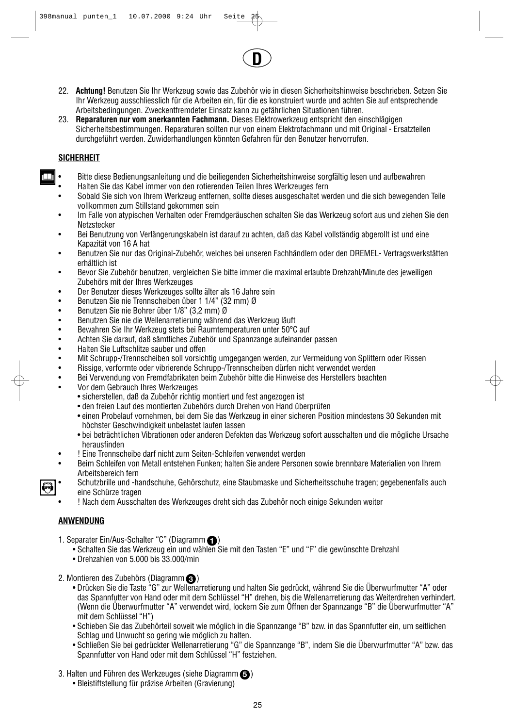22. **Achtung!** Benutzen Sie Ihr Werkzeug sowie das Zubehör wie in diesen Sicherheitshinweise beschrieben. Setzen Sie Ihr Werkzeug ausschliesslich für die Arbeiten ein, für die es konstruiert wurde und achten Sie auf entsprechende Arbeitsbedingungen. Zweckentfremdeter Einsatz kann zu gefährlichen Situationen führen.
23. **Reparaturen nur vom anerkannten Fachmann.** Dieses Elektrowerkzeug entspricht den einschlägigen Sicherheitsbestimmungen. Reparaturen sollten nur von einem Elektrofachmann und mit Original - Ersatzteilen durchgeführt werden. Zuwiderhandlungen könnten Gefahren für den Benutzer hervorrufen.

**SICHERHEIT**

- Bitte diese Bedienungsanleitung und die beiliegenden Sicherheitshinweise sorgfältig lesen und aufbewahren
- Halten Sie das Kabel immer von den rotierenden Teilen Ihres Werkzeuges fern
- Sobald Sie sich von Ihrem Werkzeug entfernen, sollte dieses ausgeschaltet werden und die sich bewegenden Teile vollkommen zum Stillstand gekommen sein
- Im Falle von atypischen Verhalten oder Fremdgeräuschen schalten Sie das Werkzeug sofort aus und ziehen Sie den Netzstecker
- Bei Benutzung von Verlängerungskabeln ist darauf zu achten, daß das Kabel vollständig abgerollt ist und eine Kapazität von 16 A hat
- Benutzen Sie nur das Original-Zubehör, welches bei unseren Fachhändlern oder den DREMEL- Vertragswerkstätten erhältlich ist
- Bevor Sie Zubehör benutzen, vergleichen Sie bitte immer die maximal erlaubte Drehzahl/Minute des jeweiligen Zubehörs mit der Ihres Werkzeuges
- Der Benutzer dieses Werkzeuges sollte älter als 16 Jahre sein
- Benutzen Sie nie Trennscheiben über 1 1/4" (32 mm) Ø
- Benutzen Sie nie Bohrer über 1/8" (3,2 mm) Ø
- Benutzen Sie nie die Wellenarretierung während das Werkzeug läuft
- Bewahren Sie Ihr Werkzeug stets bei Raumtemperaturen unter 50°C auf
- Achten Sie darauf, daß sämtliches Zubehör und Spannzange aufeinander passen
- Halten Sie Luftschlitze sauber und offen
- Mit Schrupp-/Trennscheiben soll vorsichtig umgegangen werden, zur Vermeidung von Splittern oder Rissen
- Rissige, verformte oder vibrierende Schrupp-/Trennscheiben dürfen nicht verwendet werden
- Bei Verwendung von Fremdfabrikaten beim Zubehör bitte die Hinweise des Herstellers beachten
- Vor dem Gebrauch Ihres Werkzeuges
  - sicherstellen, daß da Zubehör richtig montiert und fest angezogen ist
  - den freien Lauf des montierten Zubehörs durch Drehen von Hand überprüfen
  - einen Probelauf vornehmen, bei dem Sie das Werkzeug in einer sicheren Position mindestens 30 Sekunden mit höchster Geschwindigkeit unbelastet laufen lassen
  - bei beträchtlichen Vibrationen oder anderen Defekten das Werkzeug sofort ausschalten und die mögliche Ursache herausfinden
- ! Eine Trennscheibe darf nicht zum Seiten-Schleifen verwendet werden
- Beim Schleifen von Metall entstehen Funken; halten Sie andere Personen sowie brennbare Materialien von Ihrem Arbeitsbereich fern
- Schutzbrille und -handschuhe, Gehörschutz, eine Staubmaske und Sicherheitsschuhe tragen; gegebenenfalls auch eine Schürze tragen
- ! Nach dem Ausschalten des Werkzeuges dreht sich das Zubehör noch einige Sekunden weiter

**ANWENDUNG**

1. Separater Ein/Aus-Schalter "C" (Diagramm 1)
   - Schalten Sie das Werkzeug ein und wählen Sie mit den Tasten "E" und "F" die gewünschte Drehzahl
   - Drehzahlen von 5.000 bis 33.000/min

2. Montieren des Zubehörs (Diagramm 3)
   - Drücken Sie die Taste "G" zur Wellenarretierung und halten Sie gedrückt, während Sie die Überwurfmutter "A" oder das Spannfutter von Hand oder mit dem Schlüssel "H" drehen, bis die Wellenarretierung das Weiterdrehen verhindert. (Wenn die Überwurfmutter "A" verwendet wird, lockern Sie zum Öffnen der Spannzange "B" die Überwurfmutter "A" mit dem Schlüssel "H")
   - Schieben Sie das Zubehörteil soweit wie möglich in die Spannzange "B" bzw. in das Spannfutter ein, um seitlichen Schlag und Unwucht so gering wie möglich zu halten.
   - Schließen Sie bei gedrückter Wellenarretierung "G" die Spannzange "B", indem Sie die Überwurfmutter "A" bzw. das Spannfutter von Hand oder mit dem Schlüssel "H" festziehen.

3. Halten und Führen des Werkzeuges (siehe Diagramm 5)
   - Bleistiftstellung für präzise Arbeiten (Gravierung)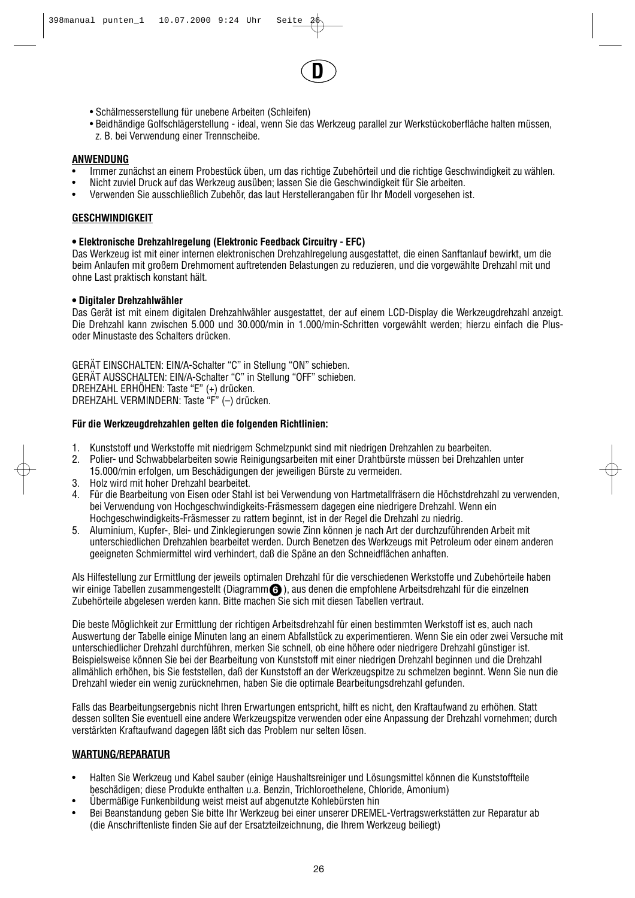- Schälmesserstellung für unebene Arbeiten (Schleifen)
- Beidhändige Golfschlägerstellung - ideal, wenn Sie das Werkzeug parallel zur Werkstückoberfläche halten müssen, z. B. bei Verwendung einer Trennscheibe.

## ANWENDUNG

- Immer zunächst an einem Probestück üben, um das richtige Zubehörteil und die richtige Geschwindigkeit zu wählen.
- Nicht zuviel Druck auf das Werkzeug ausüben; lassen Sie die Geschwindigkeit für Sie arbeiten.
- Verwenden Sie ausschließlich Zubehör, das laut Herstellerangaben für Ihr Modell vorgesehen ist.

## GESCHWINDIGKEIT

**• Elektronische Drehzahlregelung (Elektronic Feedback Circuitry - EFC)**
Das Werkzeug ist mit einer internen elektronischen Drehzahlregelung ausgestattet, die einen Sanftanlauf bewirkt, um die beim Anlaufen mit großem Drehmoment auftretenden Belastungen zu reduzieren, und die vorgewählte Drehzahl mit und ohne Last praktisch konstant hält.

**• Digitaler Drehzahlwähler**
Das Gerät ist mit einem digitalen Drehzahlwähler ausgestattet, der auf einem LCD-Display die Werkzeugdrehzahl anzeigt. Die Drehzahl kann zwischen 5.000 und 30.000/min in 1.000/min-Schritten vorgewählt werden; hierzu einfach die Plus- oder Minustaste des Schalters drücken.

GERÄT EINSCHALTEN: EIN/A-Schalter “C” in Stellung “ON” schieben.
GERÄT AUSSCHALTEN: EIN/A-Schalter “C” in Stellung “OFF” schieben.
DREHZAHL ERHÖHEN: Taste “E” (+) drücken.
DREHZAHL VERMINDERN: Taste “F” (–) drücken.

**Für die Werkzeugdrehzahlen gelten die folgenden Richtlinien:**

1. Kunststoff und Werkstoffe mit niedrigem Schmelzpunkt sind mit niedrigen Drehzahlen zu bearbeiten.
2. Polier- und Schwabbelarbeiten sowie Reinigungsarbeiten mit einer Drahtbürste müssen bei Drehzahlen unter 15.000/min erfolgen, um Beschädigungen der jeweiligen Bürste zu vermeiden.
3. Holz wird mit hoher Drehzahl bearbeitet.
4. Für die Bearbeitung von Eisen oder Stahl ist bei Verwendung von Hartmetallfräsern die Höchstdrehzahl zu verwenden, bei Verwendung von Hochgeschwindigkeits-Fräsmessern dagegen eine niedrigere Drehzahl. Wenn ein Hochgeschwindigkeits-Fräsmesser zu rattern beginnt, ist in der Regel die Drehzahl zu niedrig.
5. Aluminium, Kupfer-, Blei- und Zinklegierungen sowie Zinn können je nach Art der durchzuführenden Arbeit mit unterschiedlichen Drehzahlen bearbeitet werden. Durch Benetzen des Werkzeugs mit Petroleum oder einem anderen geeigneten Schmiermittel wird verhindert, daß die Späne an den Schneidflächen anhaften.

Als Hilfestellung zur Ermittlung der jeweils optimalen Drehzahl für die verschiedenen Werkstoffe und Zubehörteile haben wir einige Tabellen zusammengestellt (Diagramm 6), aus denen die empfohlene Arbeitsdrehzahl für die einzelnen Zubehörteile abgelesen werden kann. Bitte machen Sie sich mit diesen Tabellen vertraut.

Die beste Möglichkeit zur Ermittlung der richtigen Arbeitsdrehzahl für einen bestimmten Werkstoff ist es, auch nach Auswertung der Tabelle einige Minuten lang an einem Abfallstück zu experimentieren. Wenn Sie ein oder zwei Versuche mit unterschiedlicher Drehzahl durchführen, merken Sie schnell, ob eine höhere oder niedrigere Drehzahl günstiger ist. Beispielsweise können Sie bei der Bearbeitung von Kunststoff mit einer niedrigen Drehzahl beginnen und die Drehzahl allmählich erhöhen, bis Sie feststellen, daß der Kunststoff an der Werkzeugspitze zu schmelzen beginnt. Wenn Sie nun die Drehzahl wieder ein wenig zurücknehmen, haben Sie die optimale Bearbeitungsdrehzahl gefunden.

Falls das Bearbeitungsergebnis nicht Ihren Erwartungen entspricht, hilft es nicht, den Kraftaufwand zu erhöhen. Statt dessen sollten Sie eventuell eine andere Werkzeugspitze verwenden oder eine Anpassung der Drehzahl vornehmen; durch verstärkten Kraftaufwand dagegen läßt sich das Problem nur selten lösen.

## WARTUNG/REPARATUR

- Halten Sie Werkzeug und Kabel sauber (einige Haushaltsreiniger und Lösungsmittel können die Kunststoffteile beschädigen; diese Produkte enthalten u.a. Benzin, Trichloroethelene, Chloride, Amonium)
- Übermäßige Funkenbildung weist meist auf abgenutzte Kohlebürsten hin
- Bei Beanstandung geben Sie bitte Ihr Werkzeug bei einer unserer DREMEL-Vertragswerkstätten zur Reparatur ab (die Anschriftenliste finden Sie auf der Ersatzteilzeichnung, die Ihrem Werkzeug beiliegt)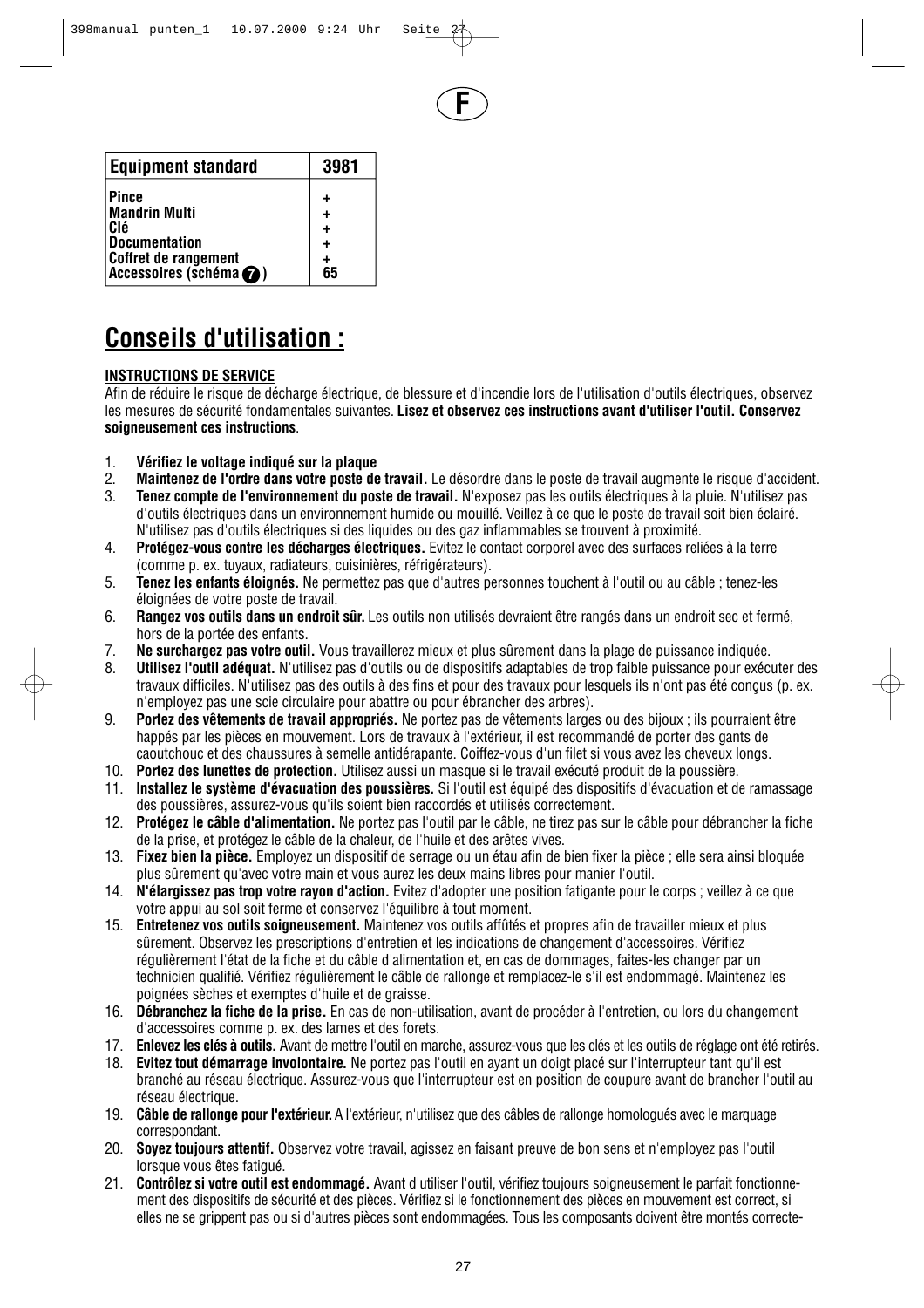F

| Equipment standard | 3981 |
|---|---|
| Pince | + |
| Mandrin Multi | + |
| Clé | + |
| Documentation | + |
| Coffret de rangement | + |
| Accessoires (schéma 7) | 65 |

# Conseils d'utilisation :

**INSTRUCTIONS DE SERVICE**

Afin de réduire le risque de décharge électrique, de blessure et d'incendie lors de l'utilisation d'outils électriques, observez les mesures de sécurité fondamentales suivantes. **Lisez et observez ces instructions avant d'utiliser l'outil. Conservez soigneusement ces instructions**.

1. **Vérifiez le voltage indiqué sur la plaque**
2. **Maintenez de l'ordre dans votre poste de travail.** Le désordre dans le poste de travail augmente le risque d'accident.
3. **Tenez compte de l'environnement du poste de travail.** N'exposez pas les outils électriques à la pluie. N'utilisez pas d'outils électriques dans un environnement humide ou mouillé. Veillez à ce que le poste de travail soit bien éclairé. N'utilisez pas d'outils électriques si des liquides ou des gaz inflammables se trouvent à proximité.
4. **Protégez-vous contre les décharges électriques.** Evitez le contact corporel avec des surfaces reliées à la terre (comme p. ex. tuyaux, radiateurs, cuisinières, réfrigérateurs).
5. **Tenez les enfants éloignés.** Ne permettez pas que d'autres personnes touchent à l'outil ou au câble ; tenez-les éloignées de votre poste de travail.
6. **Rangez vos outils dans un endroit sûr.** Les outils non utilisés devraient être rangés dans un endroit sec et fermé, hors de la portée des enfants.
7. **Ne surchargez pas votre outil.** Vous travaillerez mieux et plus sûrement dans la plage de puissance indiquée.
8. **Utilisez l'outil adéquat.** N'utilisez pas d'outils ou de dispositifs adaptables de trop faible puissance pour exécuter des travaux difficiles. N'utilisez pas des outils à des fins et pour des travaux pour lesquels ils n'ont pas été conçus (p. ex. n'employez pas une scie circulaire pour abattre ou pour ébrancher des arbres).
9. **Portez des vêtements de travail appropriés.** Ne portez pas de vêtements larges ou des bijoux ; ils pourraient être happés par les pièces en mouvement. Lors de travaux à l'extérieur, il est recommandé de porter des gants de caoutchouc et des chaussures à semelle antidérapante. Coiffez-vous d'un filet si vous avez les cheveux longs.
10. **Portez des lunettes de protection.** Utilisez aussi un masque si le travail exécuté produit de la poussière.
11. **Installez le système d'évacuation des poussières.** Si l'outil est équipé des dispositifs d'évacuation et de ramassage des poussières, assurez-vous qu'ils soient bien raccordés et utilisés correctement.
12. **Protégez le câble d'alimentation.** Ne portez pas l'outil par le câble, ne tirez pas sur le câble pour débrancher la fiche de la prise, et protégez le câble de la chaleur, de l'huile et des arêtes vives.
13. **Fixez bien la pièce.** Employez un dispositif de serrage ou un étau afin de bien fixer la pièce ; elle sera ainsi bloquée plus sûrement qu'avec votre main et vous aurez les deux mains libres pour manier l'outil.
14. **N'élargissez pas trop votre rayon d'action.** Evitez d'adopter une position fatigante pour le corps ; veillez à ce que votre appui au sol soit ferme et conservez l'équilibre à tout moment.
15. **Entretenez vos outils soigneusement.** Maintenez vos outils affûtés et propres afin de travailler mieux et plus sûrement. Observez les prescriptions d'entretien et les indications de changement d'accessoires. Vérifiez régulièrement l'état de la fiche et du câble d'alimentation et, en cas de dommages, faites-les changer par un technicien qualifié. Vérifiez régulièrement le câble de rallonge et remplacez-le s'il est endommagé. Maintenez les poignées sèches et exemptes d'huile et de graisse.
16. **Débranchez la fiche de la prise.** En cas de non-utilisation, avant de procéder à l'entretien, ou lors du changement d'accessoires comme p. ex. des lames et des forets.
17. **Enlevez les clés à outils.** Avant de mettre l'outil en marche, assurez-vous que les clés et les outils de réglage ont été retirés.
18. **Evitez tout démarrage involontaire.** Ne portez pas l'outil en ayant un doigt placé sur l'interrupteur tant qu'il est branché au réseau électrique. Assurez-vous que l'interrupteur est en position de coupure avant de brancher l'outil au réseau électrique.
19. **Câble de rallonge pour l'extérieur.** A l'extérieur, n'utilisez que des câbles de rallonge homologués avec le marquage correspondant.
20. **Soyez toujours attentif.** Observez votre travail, agissez en faisant preuve de bon sens et n'employez pas l'outil lorsque vous êtes fatigué.
21. **Contrôlez si votre outil est endommagé.** Avant d'utiliser l'outil, vérifiez toujours soigneusement le parfait fonctionnement des dispositifs de sécurité et des pièces. Vérifiez si le fonctionnement des pièces en mouvement est correct, si elles ne se grippent pas ou si d'autres pièces sont endommagées. Tous les composants doivent être montés correcte-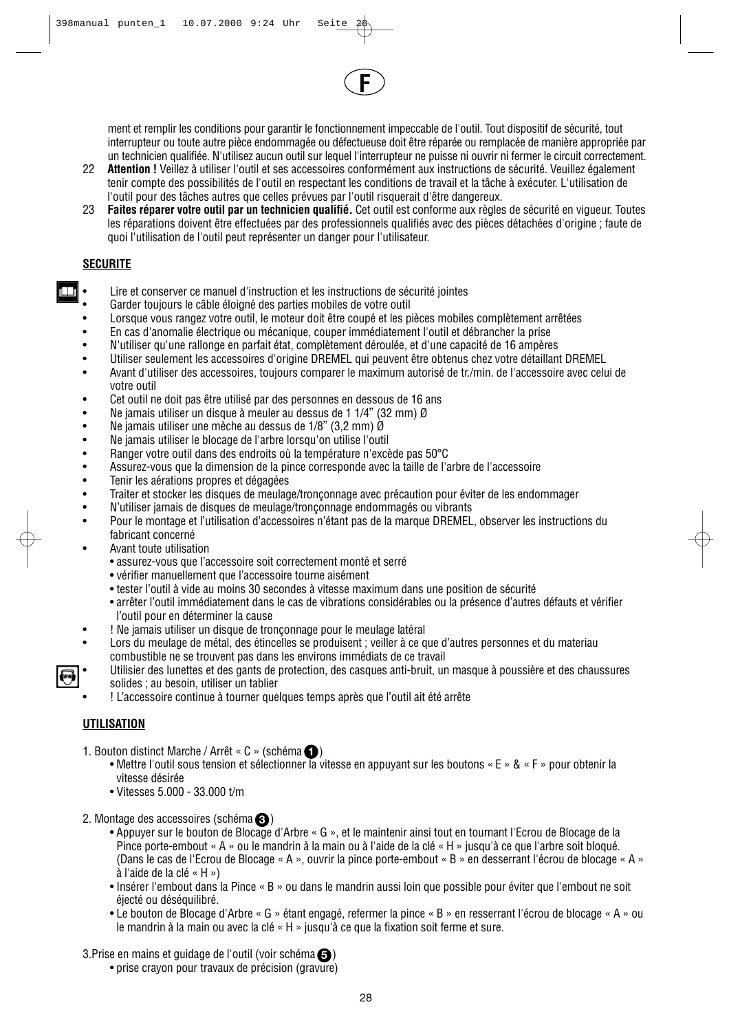ment et remplir les conditions pour garantir le fonctionnement impeccable de l'outil. Tout dispositif de sécurité, tout interrupteur ou toute autre pièce endommagée ou défectueuse doit être réparée ou remplacée de manière appropriée par un technicien qualifiée. N'utilisez aucun outil sur lequel l'interrupteur ne puisse ni ouvrir ni fermer le circuit correctement.

22 **Attention !** Veillez à utiliser l'outil et ses accessoires conformément aux instructions de sécurité. Veuillez également tenir compte des possibilités de l'outil en respectant les conditions de travail et la tâche à exécuter. L'utilisation de l'outil pour des tâches autres que celles prévues par l'outil risquerait d'être dangereux.

23 **Faites réparer votre outil par un technicien qualifié.** Cet outil est conforme aux règles de sécurité en vigueur. Toutes les réparations doivent être effectuées par des professionnels qualifiés avec des pièces détachées d'origine ; faute de quoi l'utilisation de l'outil peut représenter un danger pour l'utilisateur.

**SECURITE**

- Lire et conserver ce manuel d'instruction et les instructions de sécurité jointes
- Garder toujours le câble éloigné des parties mobiles de votre outil
- Lorsque vous rangez votre outil, le moteur doit être coupé et les pièces mobiles complètement arrêtées
- En cas d'anomalie électrique ou mécanique, couper immédiatement l'outil et débrancher la prise
- N'utiliser qu'une rallonge en parfait état, complètement déroulée, et d'une capacité de 16 ampères
- Utiliser seulement les accessoires d'origine DREMEL qui peuvent être obtenus chez votre détaillant DREMEL
- Avant d'utiliser des accessoires, toujours comparer le maximum autorisé de tr./min. de l'accessoire avec celui de votre outil
- Cet outil ne doit pas être utilisé par des personnes en dessous de 16 ans
- Ne jamais utiliser un disque à meuler au dessus de 1 1/4" (32 mm) Ø
- Ne jamais utiliser une mèche au dessus de 1/8" (3,2 mm) Ø
- Ne jamais utiliser le blocage de l'arbre lorsqu'on utilise l'outil
- Ranger votre outil dans des endroits où la température n'excède pas 50°C
- Assurez-vous que la dimension de la pince corresponde avec la taille de l'arbre de l'accessoire
- Tenir les aérations propres et dégagées
- Traiter et stocker les disques de meulage/tronçonnage avec précaution pour éviter de les endommager
- N'utiliser jamais de disques de meulage/tronçonnage endommagés ou vibrants
- Pour le montage et l'utilisation d'accessoires n'étant pas de la marque DREMEL, observer les instructions du fabricant concerné
- Avant toute utilisation
  - assurez-vous que l'accessoire soit correctement monté et serré
  - vérifier manuellement que l'accessoire tourne aisément
  - tester l'outil à vide au moins 30 secondes à vitesse maximum dans une position de sécurité
  - arrêter l'outil immédiatement dans le cas de vibrations considérables ou la présence d'autres défauts et vérifier l'outil pour en déterminer la cause
- ! Ne jamais utiliser un disque de tronçonnage pour le meulage latéral
- Lors du meulage de métal, des étincelles se produisent ; veiller à ce que d'autres personnes et du materiau combustible ne se trouvent pas dans les environs immédiats de ce travail
- Utilisier des lunettes et des gants de protection, des casques anti-bruit, un masque à poussière et des chaussures solides ; au besoin, utiliser un tablier
- ! L'accessoire continue à tourner quelques temps après que l'outil ait été arrête

**UTILISATION**

1. Bouton distinct Marche / Arrêt « C » (schéma 1)
   - Mettre l'outil sous tension et sélectionner la vitesse en appuyant sur les boutons « E » & « F » pour obtenir la vitesse désirée
   - Vitesses 5.000 - 33.000 t/m

2. Montage des accessoires (schéma 3)
   - Appuyer sur le bouton de Blocage d'Arbre « G », et le maintenir ainsi tout en tournant l'Ecrou de Blocage de la Pince porte-embout « A » ou le mandrin à la main ou à l'aide de la clé « H » jusqu'à ce que l'arbre soit bloqué. (Dans le cas de l'Ecrou de Blocage « A », ouvrir la pince porte-embout « B » en desserrant l'écrou de blocage « A » à l'aide de la clé « H »)
   - Insérer l'embout dans la Pince « B » ou dans le mandrin aussi loin que possible pour éviter que l'embout ne soit éjecté ou déséquilibré.
   - Le bouton de Blocage d'Arbre « G » étant engagé, refermer la pince « B » en resserrant l'écrou de blocage « A » ou le mandrin à la main ou avec la clé « H » jusqu'à ce que la fixation soit ferme et sure.

3. Prise en mains et guidage de l'outil (voir schéma 5)
   - prise crayon pour travaux de précision (gravure)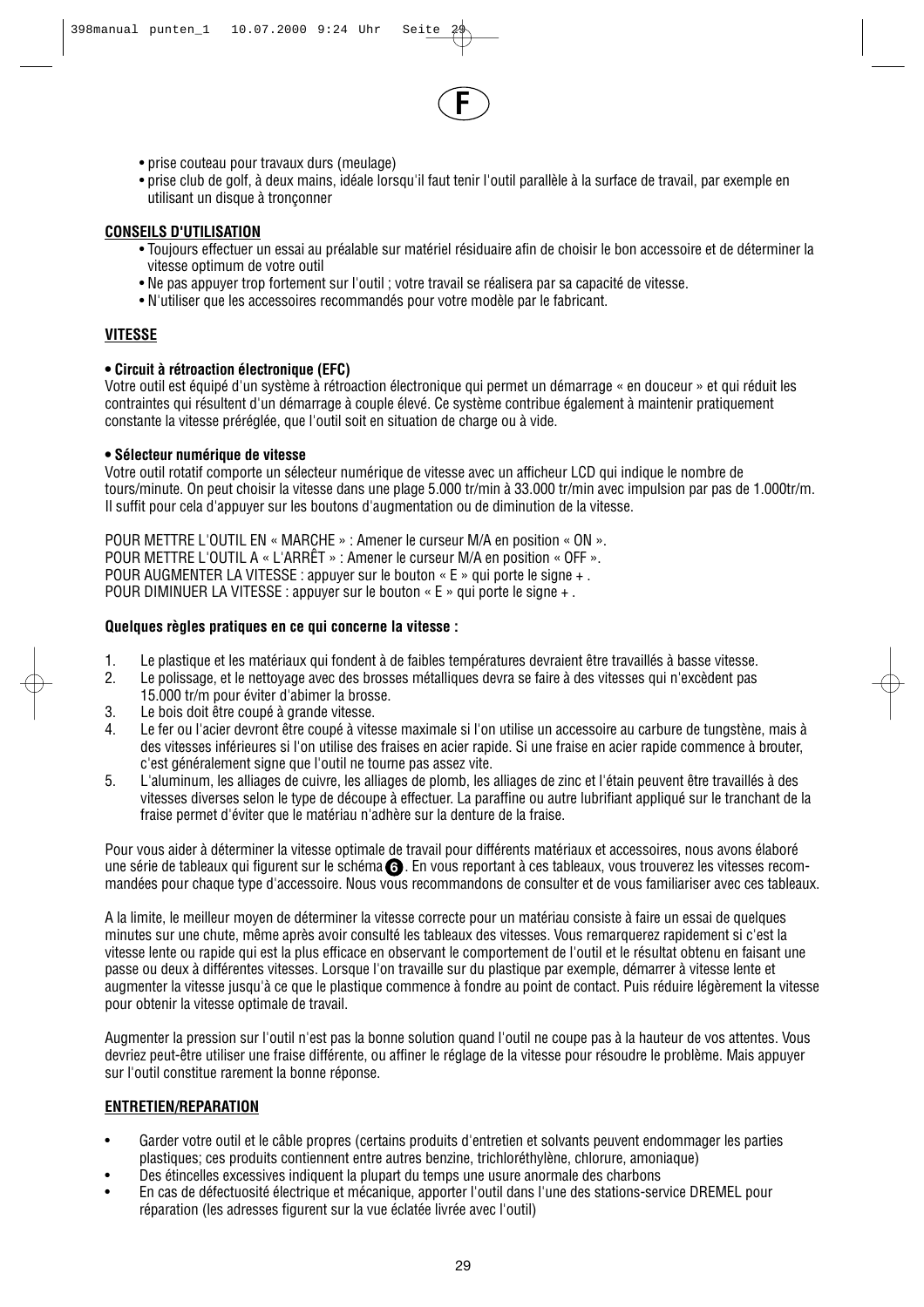F

- prise couteau pour travaux durs (meulage)
- prise club de golf, à deux mains, idéale lorsqu'il faut tenir l'outil parallèle à la surface de travail, par exemple en utilisant un disque à tronçonner

**CONSEILS D'UTILISATION**

- Toujours effectuer un essai au préalable sur matériel résiduaire afin de choisir le bon accessoire et de déterminer la vitesse optimum de votre outil
- Ne pas appuyer trop fortement sur l'outil ; votre travail se réalisera par sa capacité de vitesse.
- N'utiliser que les accessoires recommandés pour votre modèle par le fabricant.

**VITESSE**

**• Circuit à rétroaction électronique (EFC)**

Votre outil est équipé d'un système à rétroaction électronique qui permet un démarrage « en douceur » et qui réduit les contraintes qui résultent d'un démarrage à couple élevé. Ce système contribue également à maintenir pratiquement constante la vitesse préréglée, que l'outil soit en situation de charge ou à vide.

**• Sélecteur numérique de vitesse**

Votre outil rotatif comporte un sélecteur numérique de vitesse avec un afficheur LCD qui indique le nombre de tours/minute. On peut choisir la vitesse dans une plage 5.000 tr/min à 33.000 tr/min avec impulsion par pas de 1.000tr/m. Il suffit pour cela d'appuyer sur les boutons d'augmentation ou de diminution de la vitesse.

POUR METTRE L'OUTIL EN « MARCHE » : Amener le curseur M/A en position « ON ».
POUR METTRE L'OUTIL A « L'ARRÊT » : Amener le curseur M/A en position « OFF ».
POUR AUGMENTER LA VITESSE : appuyer sur le bouton « E » qui porte le signe + .
POUR DIMINUER LA VITESSE : appuyer sur le bouton « E » qui porte le signe + .

**Quelques règles pratiques en ce qui concerne la vitesse :**

1. Le plastique et les matériaux qui fondent à de faibles températures devraient être travaillés à basse vitesse.
2. Le polissage, et le nettoyage avec des brosses métalliques devra se faire à des vitesses qui n'excèdent pas 15.000 tr/m pour éviter d'abimer la brosse.
3. Le bois doit être coupé à grande vitesse.
4. Le fer ou l'acier devront être coupé à vitesse maximale si l'on utilise un accessoire au carbure de tungstène, mais à des vitesses inférieures si l'on utilise des fraises en acier rapide. Si une fraise en acier rapide commence à brouter, c'est généralement signe que l'outil ne tourne pas assez vite.
5. L'aluminum, les alliages de cuivre, les alliages de plomb, les alliages de zinc et l'étain peuvent être travaillés à des vitesses diverses selon le type de découpe à effectuer. La paraffine ou autre lubrifiant appliqué sur le tranchant de la fraise permet d'éviter que le matériau n'adhère sur la denture de la fraise.

Pour vous aider à déterminer la vitesse optimale de travail pour différents matériaux et accessoires, nous avons élaboré une série de tableaux qui figurent sur le schéma 6. En vous reportant à ces tableaux, vous trouverez les vitesses recommandées pour chaque type d'accessoire. Nous vous recommandons de consulter et de vous familiariser avec ces tableaux.

A la limite, le meilleur moyen de déterminer la vitesse correcte pour un matériau consiste à faire un essai de quelques minutes sur une chute, même après avoir consulté les tableaux des vitesses. Vous remarquerez rapidement si c'est la vitesse lente ou rapide qui est la plus efficace en observant le comportement de l'outil et le résultat obtenu en faisant une passe ou deux à différentes vitesses. Lorsque l'on travaille sur du plastique par exemple, démarrer à vitesse lente et augmenter la vitesse jusqu'à ce que le plastique commence à fondre au point de contact. Puis réduire légèrement la vitesse pour obtenir la vitesse optimale de travail.

Augmenter la pression sur l'outil n'est pas la bonne solution quand l'outil ne coupe pas à la hauteur de vos attentes. Vous devriez peut-être utiliser une fraise différente, ou affiner le réglage de la vitesse pour résoudre le problème. Mais appuyer sur l'outil constitue rarement la bonne réponse.

**ENTRETIEN/REPARATION**

- Garder votre outil et le câble propres (certains produits d'entretien et solvants peuvent endommager les parties plastiques; ces produits contiennent entre autres benzine, trichloréthylène, chlorure, amoniaque)
- Des étincelles excessives indiquent la plupart du temps une usure anormale des charbons
- En cas de défectuosité électrique et mécanique, apporter l'outil dans l'une des stations-service DREMEL pour réparation (les adresses figurent sur la vue éclatée livrée avec l'outil)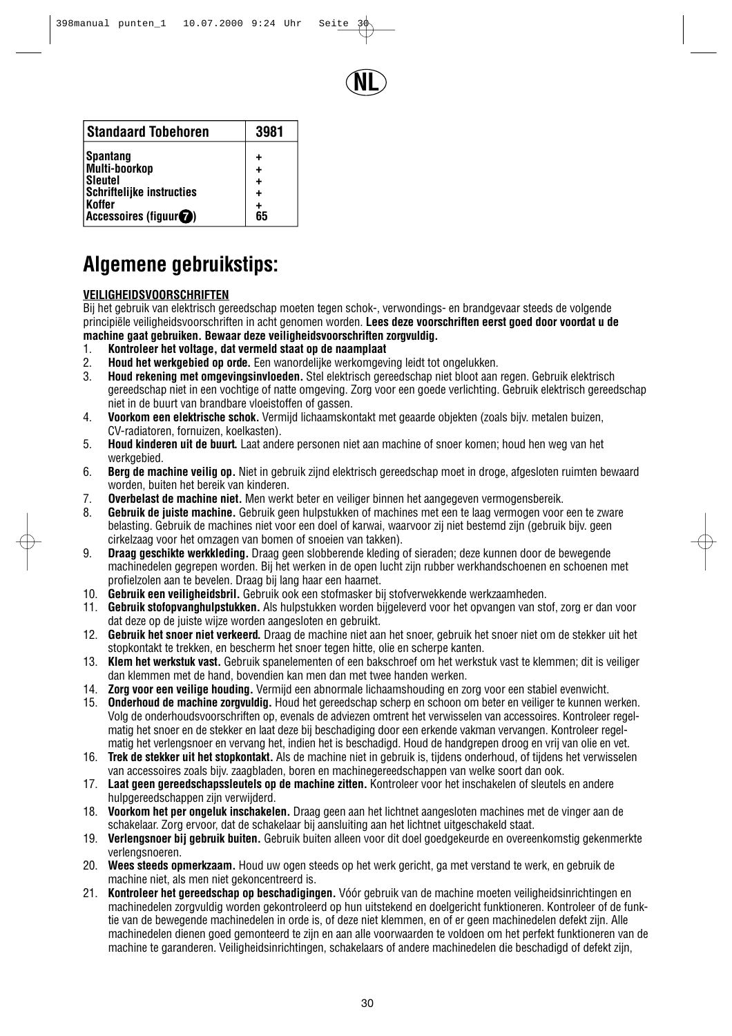NL

| Standaard Tobehoren | 3981 |
|---|---|
| Spantang | + |
| Multi-boorkop | + |
| Sleutel | + |
| Schriftelijke instructies | + |
| Koffer | + |
| Accessoires (figuur 7) | 65 |

# Algemene gebruikstips:

**VEILIGHEIDSVOORSCHRIFTEN**

Bij het gebruik van elektrisch gereedschap moeten tegen schok-, verwondings- en brandgevaar steeds de volgende principiële veiligheidsvoorschriften in acht genomen worden. **Lees deze voorschriften eerst goed door voordat u de machine gaat gebruiken. Bewaar deze veiligheidsvoorschriften zorgvuldig.**

1. **Kontroleer het voltage, dat vermeld staat op de naamplaat**
2. **Houd het werkgebied op orde.** Een wanordelijke werkomgeving leidt tot ongelukken.
3. **Houd rekening met omgevingsinvloeden.** Stel elektrisch gereedschap niet bloot aan regen. Gebruik elektrisch gereedschap niet in een vochtige of natte omgeving. Zorg voor een goede verlichting. Gebruik elektrisch gereedschap niet in de buurt van brandbare vloeistoffen of gassen.
4. **Voorkom een elektrische schok.** Vermijd lichaamskontakt met geaarde objekten (zoals bijv. metalen buizen, CV-radiatoren, fornuizen, koelkasten).
5. **Houd kinderen uit de buurt.** Laat andere personen niet aan machine of snoer komen; houd hen weg van het werkgebied.
6. **Berg de machine veilig op.** Niet in gebruik zijnd elektrisch gereedschap moet in droge, afgesloten ruimten bewaard worden, buiten het bereik van kinderen.
7. **Overbelast de machine niet.** Men werkt beter en veiliger binnen het aangegeven vermogensbereik.
8. **Gebruik de juiste machine.** Gebruik geen hulpstukken of machines met een te laag vermogen voor een te zware belasting. Gebruik de machines niet voor een doel of karwai, waarvoor zij niet bestemd zijn (gebruik bijv. geen cirkelzaag voor het omzagen van bomen of snoeien van takken).
9. **Draag geschikte werkkleding.** Draag geen slobberende kleding of sieraden; deze kunnen door de bewegende machinedelen gegrepen worden. Bij het werken in de open lucht zijn rubber werkhandschoenen en schoenen met profielzolen aan te bevelen. Draag bij lang haar een haarnet.
10. **Gebruik een veiligheidsbril.** Gebruik ook een stofmasker bij stofverwekkende werkzaamheden.
11. **Gebruik stofopvanghulpstukken.** Als hulpstukken worden bijgeleverd voor het opvangen van stof, zorg er dan voor dat deze op de juiste wijze worden aangesloten en gebruikt.
12. **Gebruik het snoer niet verkeerd.** Draag de machine niet aan het snoer, gebruik het snoer niet om de stekker uit het stopkontakt te trekken, en bescherm het snoer tegen hitte, olie en scherpe kanten.
13. **Klem het werkstuk vast.** Gebruik spanelementen of een bakschroef om het werkstuk vast te klemmen; dit is veiliger dan klemmen met de hand, bovendien kan men dan met twee handen werken.
14. **Zorg voor een veilige houding.** Vermijd een abnormale lichaamshouding en zorg voor een stabiel evenwicht.
15. **Onderhoud de machine zorgvuldig.** Houd het gereedschap scherp en schoon om beter en veiliger te kunnen werken. Volg de onderhoudsvoorschriften op, evenals de adviezen omtrent het verwisselen van accessoires. Kontroleer regelmatig het snoer en de stekker en laat deze bij beschadiging door een erkende vakman vervangen. Kontroleer regelmatig het verlengsnoer en vervang het, indien het is beschadigd. Houd de handgrepen droog en vrij van olie en vet.
16. **Trek de stekker uit het stopkontakt.** Als de machine niet in gebruik is, tijdens onderhoud, of tijdens het verwisselen van accessoires zoals bijv. zaagbladen, boren en machinegereedschappen van welke soort dan ook.
17. **Laat geen gereedschapssleutels op de machine zitten.** Kontroleer voor het inschakelen of sleutels en andere hulpgereedschappen zijn verwijderd.
18. **Voorkom het per ongeluk inschakelen.** Draag geen aan het lichtnet aangesloten machines met de vinger aan de schakelaar. Zorg ervoor, dat de schakelaar bij aansluiting aan het lichtnet uitgeschakeld staat.
19. **Verlengsnoer bij gebruik buiten.** Gebruik buiten alleen voor dit doel goedgekeurde en overeenkomstig gekenmerkte verlengsnoeren.
20. **Wees steeds opmerkzaam.** Houd uw ogen steeds op het werk gericht, ga met verstand te werk, en gebruik de machine niet, als men niet gekoncentreerd is.
21. **Kontroleer het gereedschap op beschadigingen.** Vóór gebruik van de machine moeten veiligheidsinrichtingen en machinedelen zorgvuldig worden gekontroleerd op hun uitstekend en doelgericht funktioneren. Kontroleer of de funktie van de bewegende machinedelen in orde is, of deze niet klemmen, en of er geen machinedelen defekt zijn. Alle machinedelen dienen goed gemonteerd te zijn en aan alle voorwaarden te voldoen om het perfekt funktioneren van de machine te garanderen. Veiligheidsinrichtingen, schakelaars of andere machinedelen die beschadigd of defekt zijn,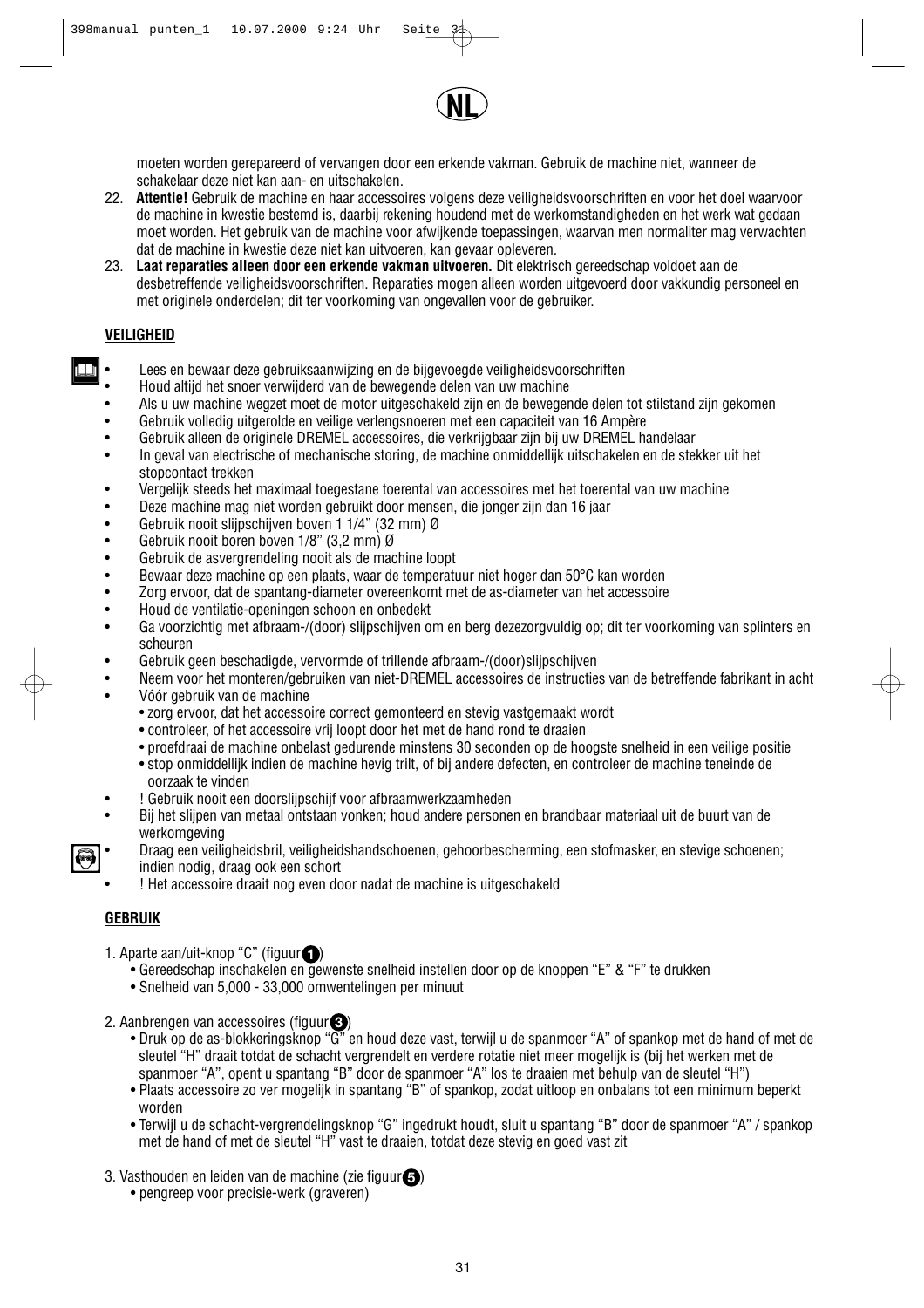moeten worden gerepareerd of vervangen door een erkende vakman. Gebruik de machine niet, wanneer de schakelaar deze niet kan aan- en uitschakelen.

22. **Attentie!** Gebruik de machine en haar accessoires volgens deze veiligheidsvoorschriften en voor het doel waarvoor de machine in kwestie bestemd is, daarbij rekening houdend met de werkomstandigheden en het werk wat gedaan moet worden. Het gebruik van de machine voor afwijkende toepassingen, waarvan men normaliter mag verwachten dat de machine in kwestie deze niet kan uitvoeren, kan gevaar opleveren.
23. **Laat reparaties alleen door een erkende vakman uitvoeren.** Dit elektrisch gereedschap voldoet aan de desbetreffende veiligheidsvoorschriften. Reparaties mogen alleen worden uitgevoerd door vakkundig personeel en met originele onderdelen; dit ter voorkoming van ongevallen voor de gebruiker.

## VEILIGHEID

- Lees en bewaar deze gebruiksaanwijzing en de bijgevoegde veiligheidsvoorschriften
- Houd altijd het snoer verwijderd van de bewegende delen van uw machine
- Als u uw machine wegzet moet de motor uitgeschakeld zijn en de bewegende delen tot stilstand zijn gekomen
- Gebruik volledig uitgerolde en veilige verlengsnoeren met een capaciteit van 16 Ampère
- Gebruik alleen de originele DREMEL accessoires, die verkrijgbaar zijn bij uw DREMEL handelaar
- In geval van electrische of mechanische storing, de machine onmiddellijk uitschakelen en de stekker uit het stopcontact trekken
- Vergelijk steeds het maximaal toegestane toerental van accessoires met het toerental van uw machine
- Deze machine mag niet worden gebruikt door mensen, die jonger zijn dan 16 jaar
- Gebruik nooit slijpschijven boven 1 1/4" (32 mm) Ø
- Gebruik nooit boren boven 1/8" (3,2 mm) Ø
- Gebruik de asvergrendeling nooit als de machine loopt
- Bewaar deze machine op een plaats, waar de temperatuur niet hoger dan 50°C kan worden
- Zorg ervoor, dat de spantang-diameter overeenkomt met de as-diameter van het accessoire
- Houd de ventilatie-openingen schoon en onbedekt
- Ga voorzichtig met afbraam-/(door) slijpschijven om en berg dezezorgvuldig op; dit ter voorkoming van splinters en scheuren
- Gebruik geen beschadigde, vervormde of trillende afbraam-/(door)slijpschijven
- Neem voor het monteren/gebruiken van niet-DREMEL accessoires de instructies van de betreffende fabrikant in acht
- Vóór gebruik van de machine
  - zorg ervoor, dat het accessoire correct gemonteerd en stevig vastgemaakt wordt
  - controleer, of het accessoire vrij loopt door het met de hand rond te draaien
  - proefdraai de machine onbelast gedurende minstens 30 seconden op de hoogste snelheid in een veilige positie
  - stop onmiddellijk indien de machine hevig trilt, of bij andere defecten, en controleer de machine teneinde de oorzaak te vinden
- ! Gebruik nooit een doorslijpschijf voor afbraamwerkzaamheden
- Bij het slijpen van metaal ontstaan vonken; houd andere personen en brandbaar materiaal uit de buurt van de werkomgeving
- Draag een veiligheidsbril, veiligheidshandschoenen, gehoorbescherming, een stofmasker, en stevige schoenen; indien nodig, draag ook een schort
- ! Het accessoire draait nog even door nadat de machine is uitgeschakeld

## GEBRUIK

1. Aparte aan/uit-knop "C" (figuur 1)
   - Gereedschap inschakelen en gewenste snelheid instellen door op de knoppen "E" & "F" te drukken
   - Snelheid van 5,000 - 33,000 omwentelingen per minuut

2. Aanbrengen van accessoires (figuur 3)
   - Druk op de as-blokkeringsknop "G" en houd deze vast, terwijl u de spanmoer "A" of spankop met de hand of met de sleutel "H" draait totdat de schacht vergrendelt en verdere rotatie niet meer mogelijk is (bij het werken met de spanmoer "A", opent u spantang "B" door de spanmoer "A" los te draaien met behulp van de sleutel "H")
   - Plaats accessoire zo ver mogelijk in spantang "B" of spankop, zodat uitloop en onbalans tot een minimum beperkt worden
   - Terwijl u de schacht-vergrendelingsknop "G" ingedrukt houdt, sluit u spantang "B" door de spanmoer "A" / spankop met de hand of met de sleutel "H" vast te draaien, totdat deze stevig en goed vast zit

3. Vasthouden en leiden van de machine (zie figuur 5)
   - pengreep voor precisie-werk (graveren)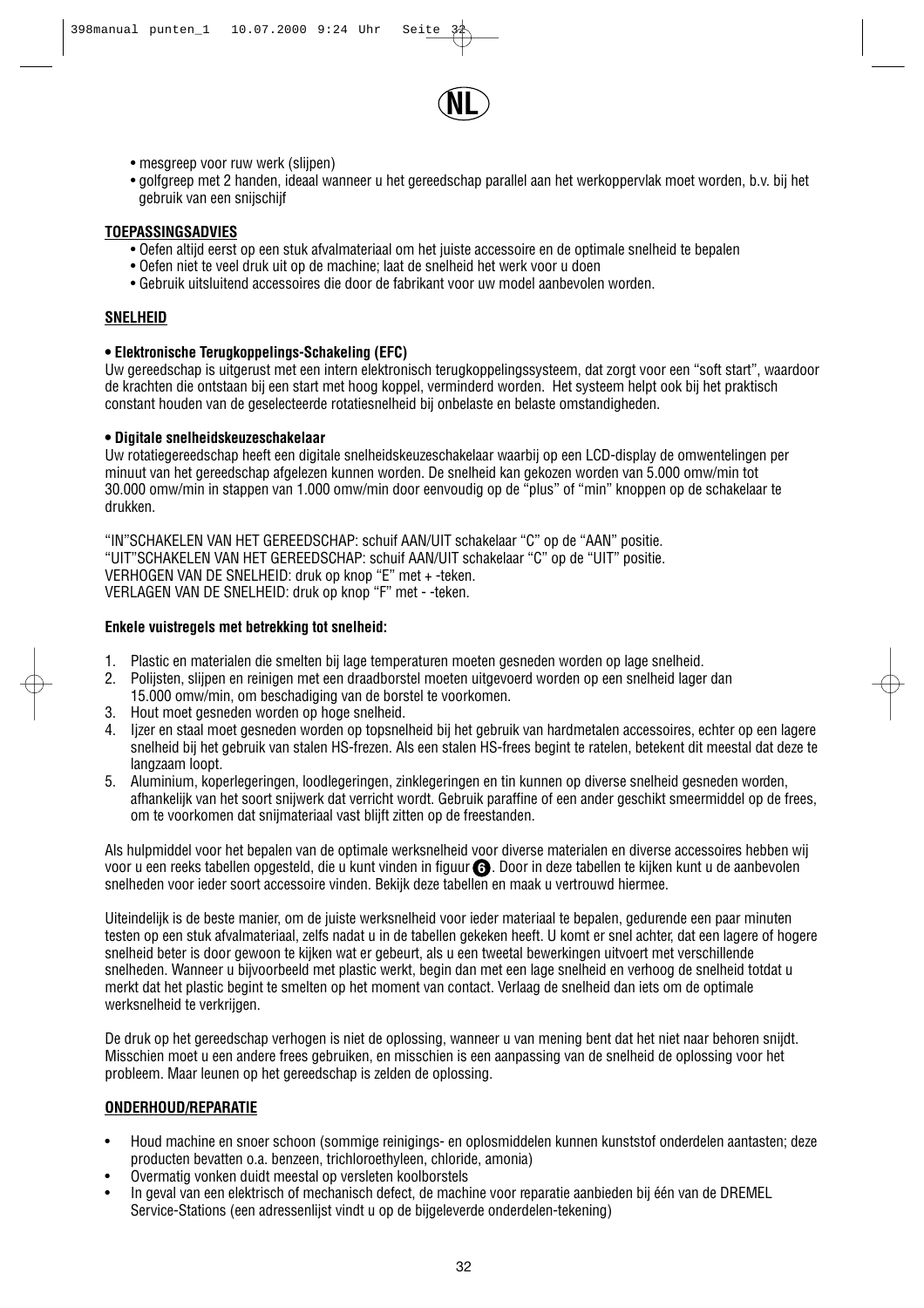NL

- mesgreep voor ruw werk (slijpen)
- golfgreep met 2 handen, ideaal wanneer u het gereedschap parallel aan het werkoppervlak moet worden, b.v. bij het gebruik van een snijschijf

**TOEPASSINGSADVIES**

- Oefen altijd eerst op een stuk afvalmateriaal om het juiste accessoire en de optimale snelheid te bepalen
- Oefen niet te veel druk uit op de machine; laat de snelheid het werk voor u doen
- Gebruik uitsluitend accessoires die door de fabrikant voor uw model aanbevolen worden.

**SNELHEID**

**• Elektronische Terugkoppelings-Schakeling (EFC)**

Uw gereedschap is uitgerust met een intern elektronisch terugkoppelingssysteem, dat zorgt voor een "soft start", waardoor de krachten die ontstaan bij een start met hoog koppel, verminderd worden. Het systeem helpt ook bij het praktisch constant houden van de geselecteerde rotatiesnelheid bij onbelaste en belaste omstandigheden.

**• Digitale snelheidskeuzeschakelaar**

Uw rotatiegereedschap heeft een digitale snelheidskeuzeschakelaar waarbij op een LCD-display de omwentelingen per minuut van het gereedschap afgelezen kunnen worden. De snelheid kan gekozen worden van 5.000 omw/min tot 30.000 omw/min in stappen van 1.000 omw/min door eenvoudig op de "plus" of "min" knoppen op de schakelaar te drukken.

"IN"SCHAKELEN VAN HET GEREEDSCHAP: schuif AAN/UIT schakelaar "C" op de "AAN" positie.
"UIT"SCHAKELEN VAN HET GEREEDSCHAP: schuif AAN/UIT schakelaar "C" op de "UIT" positie.
VERHOGEN VAN DE SNELHEID: druk op knop "E" met + -teken.
VERLAGEN VAN DE SNELHEID: druk op knop "F" met - -teken.

**Enkele vuistregels met betrekking tot snelheid:**

1. Plastic en materialen die smelten bij lage temperaturen moeten gesneden worden op lage snelheid.
2. Polijsten, slijpen en reinigen met een draadborstel moeten uitgevoerd worden op een snelheid lager dan 15.000 omw/min, om beschadiging van de borstel te voorkomen.
3. Hout moet gesneden worden op hoge snelheid.
4. IJzer en staal moet gesneden worden op topsnelheid bij het gebruik van hardmetalen accessoires, echter op een lagere snelheid bij het gebruik van stalen HS-frezen. Als een stalen HS-frees begint te ratelen, betekent dit meestal dat deze te langzaam loopt.
5. Aluminium, koperlegeringen, loodlegeringen, zinklegeringen en tin kunnen op diverse snelheid gesneden worden, afhankelijk van het soort snijwerk dat verricht wordt. Gebruik paraffine of een ander geschikt smeermiddel op de frees, om te voorkomen dat snijmateriaal vast blijft zitten op de freestanden.

Als hulpmiddel voor het bepalen van de optimale werksnelheid voor diverse materialen en diverse accessoires hebben wij voor u een reeks tabellen opgesteld, die u kunt vinden in figuur 6. Door in deze tabellen te kijken kunt u de aanbevolen snelheden voor ieder soort accessoire vinden. Bekijk deze tabellen en maak u vertrouwd hiermee.

Uiteindelijk is de beste manier, om de juiste werksnelheid voor ieder materiaal te bepalen, gedurende een paar minuten testen op een stuk afvalmateriaal, zelfs nadat u in de tabellen gekeken heeft. U komt er snel achter, dat een lagere of hogere snelheid beter is door gewoon te kijken wat er gebeurt, als u een tweetal bewerkingen uitvoert met verschillende snelheden. Wanneer u bijvoorbeeld met plastic werkt, begin dan met een lage snelheid en verhoog de snelheid totdat u merkt dat het plastic begint te smelten op het moment van contact. Verlaag de snelheid dan iets om de optimale werksnelheid te verkrijgen.

De druk op het gereedschap verhogen is niet de oplossing, wanneer u van mening bent dat het niet naar behoren snijdt. Misschien moet u een andere frees gebruiken, en misschien is een aanpassing van de snelheid de oplossing voor het probleem. Maar leunen op het gereedschap is zelden de oplossing.

**ONDERHOUD/REPARATIE**

- Houd machine en snoer schoon (sommige reinigings- en oplosmiddelen kunnen kunststof onderdelen aantasten; deze producten bevatten o.a. benzeen, trichloroethyleen, chloride, amonia)
- Overmatig vonken duidt meestal op versleten koolborstels
- In geval van een elektrisch of mechanisch defect, de machine voor reparatie aanbieden bij één van de DREMEL Service-Stations (een adressenlijst vindt u op de bijgeleverde onderdelen-tekening)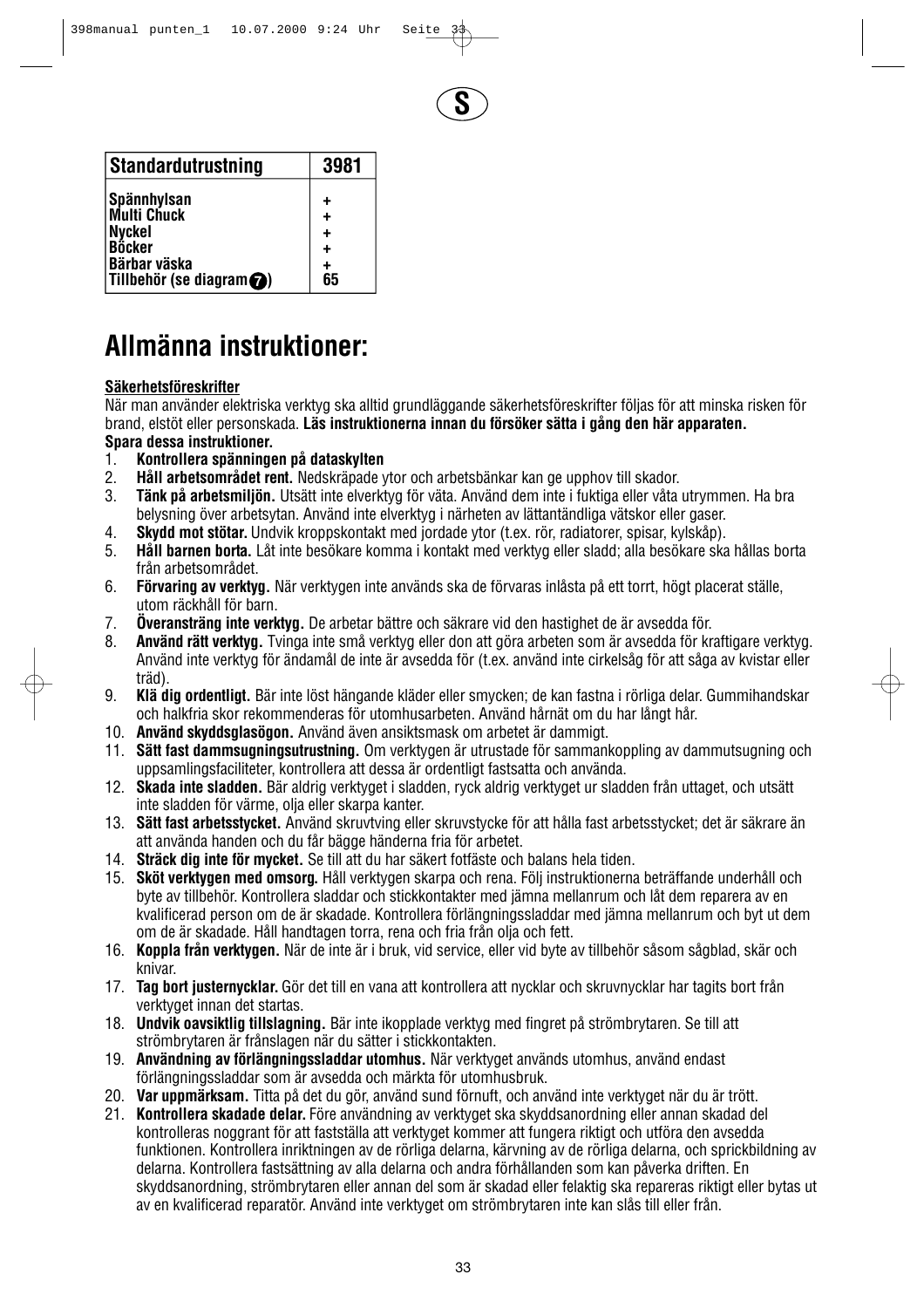**S**

| Standardutrustning | 3981 |
|---|---|
| Spännhylsan | + |
| Multi Chuck | + |
| Nyckel | + |
| Böcker | + |
| Bärbar väska | + |
| Tillbehör (se diagram 7) | 65 |

# Allmänna instruktioner:

**Säkerhetsföreskrifter**

När man använder elektriska verktyg ska alltid grundläggande säkerhetsföreskrifter följas för att minska risken för brand, elstöt eller personskada. **Läs instruktionerna innan du försöker sätta i gång den här apparaten.**

**Spara dessa instruktioner.**

1. **Kontrollera spänningen på dataskylten**
2. **Håll arbetsområdet rent.** Nedskräpade ytor och arbetsbänkar kan ge upphov till skador.
3. **Tänk på arbetsmiljön.** Utsätt inte elverktyg för väta. Använd dem inte i fuktiga eller våta utrymmen. Ha bra belysning över arbetsytan. Använd inte elverktyg i närheten av lättantändliga vätskor eller gaser.
4. **Skydd mot stötar.** Undvik kroppskontakt med jordade ytor (t.ex. rör, radiatorer, spisar, kylskåp).
5. **Håll barnen borta.** Låt inte besökare komma i kontakt med verktyg eller sladd; alla besökare ska hållas borta från arbetsområdet.
6. **Förvaring av verktyg.** När verktygen inte används ska de förvaras inlåsta på ett torrt, högt placerat ställe, utom räckhåll för barn.
7. **Överanstäng inte verktyg.** De arbetar bättre och säkrare vid den hastighet de är avsedda för.
8. **Använd rätt verktyg.** Tvinga inte små verktyg eller don att göra arbeten som är avsedda för kraftigare verktyg. Använd inte verktyg för ändamål de inte är avsedda för (t.ex. använd inte cirkelsåg för att såga av kvistar eller träd).
9. **Klä dig ordentligt.** Bär inte löst hängande kläder eller smycken; de kan fastna i rörliga delar. Gummihandskar och halkfria skor rekommenderas för utomhusarbeten. Använd hårnät om du har långt hår.
10. **Använd skyddsglasögon.** Använd även ansiktsmask om arbetet är dammigt.
11. **Sätt fast dammsugningsutrustning.** Om verktygen är utrustade för sammankoppling av dammutsugning och uppsamlingsfaciliteter, kontrollera att dessa är ordentligt fastsatta och använda.
12. **Skada inte sladden.** Bär aldrig verktyget i sladden, ryck aldrig verktyget ur sladden från uttaget, och utsätt inte sladden för värme, olja eller skarpa kanter.
13. **Sätt fast arbetsstycket.** Använd skruvtving eller skruvstycke för att hålla fast arbetsstycket; det är säkrare än att använda handen och du får bägge händerna fria för arbetet.
14. **Sträck dig inte för mycket.** Se till att du har säkert fotfäste och balans hela tiden.
15. **Sköt verktygen med omsorg.** Håll verktygen skarpa och rena. Följ instruktionerna beträffande underhåll och byte av tillbehör. Kontrollera sladdar och stickkontakter med jämna mellanrum och låt dem reparera av en kvalificerad person om de är skadade. Kontrollera förlängningssladdar med jämna mellanrum och byt ut dem om de är skadade. Håll handtagen torra, rena och fria från olja och fett.
16. **Koppla från verktygen.** När de inte är i bruk, vid service, eller vid byte av tillbehör såsom sågblad, skär och knivar.
17. **Tag bort justernycklar.** Gör det till en vana att kontrollera att nycklar och skruvnycklar har tagits bort från verktyget innan det startas.
18. **Undvik oavsiktlig tillslagning.** Bär inte ikopplade verktyg med fingret på strömbrytaren. Se till att strömbrytaren är frånslagen när du sätter i stickkontakten.
19. **Användning av förlängningssladdar utomhus.** När verktyget används utomhus, använd endast förlängningssladdar som är avsedda och märkta för utomhusbruk.
20. **Var uppmärksam.** Titta på det du gör, använd sund förnuft, och använd inte verktyget när du är trött.
21. **Kontrollera skadade delar.** Före användning av verktyget ska skyddsanordning eller annan skadad del kontrolleras noggrant för att fastställa att verktyget kommer att fungera riktigt och utföra den avsedda funktionen. Kontrollera inriktningen av de rörliga delarna, kärvning av de rörliga delarna, och sprickbildning av delarna. Kontrollera fastsättning av alla delarna och andra förhållanden som kan påverka driften. En skyddsanordning, strömbrytaren eller annan del som är skadad eller felaktig ska repareras riktigt eller bytas ut av en kvalificerad reparatör. Använd inte verktyget om strömbrytaren inte kan slås till eller från.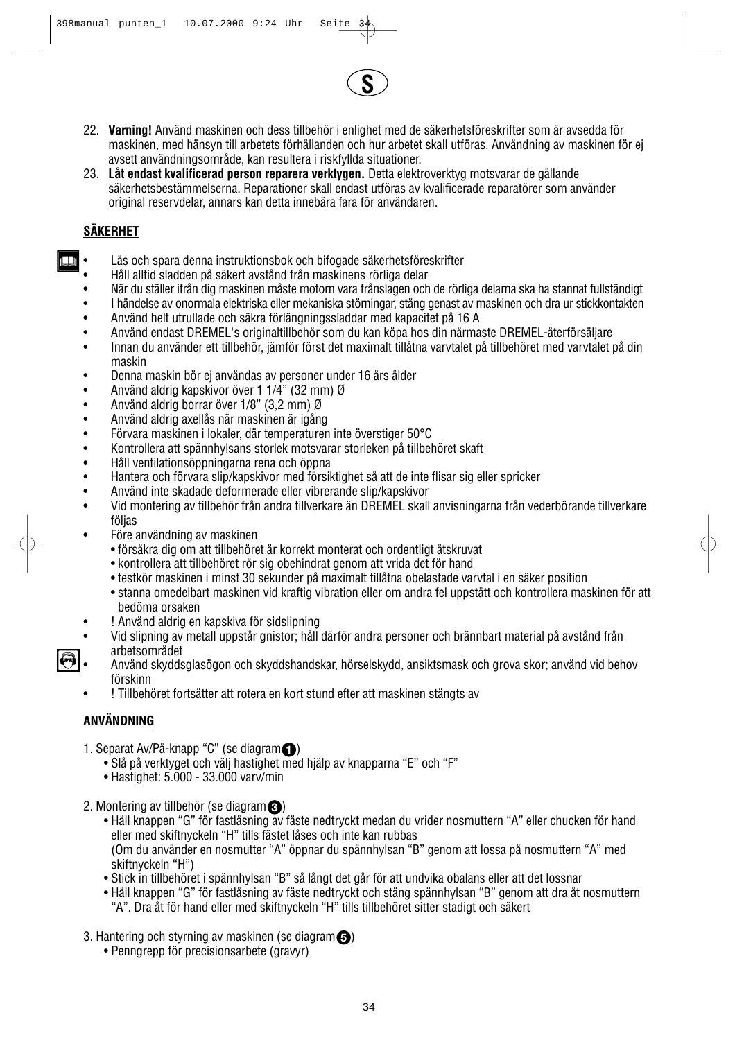S

22. **Varning!** Använd maskinen och dess tillbehör i enlighet med de säkerhetsföreskrifter som är avsedda för maskinen, med hänsyn till arbetets förhållanden och hur arbetet skall utföras. Användning av maskinen för ej avsett användningsområde, kan resultera i riskfyllda situationer.
23. **Låt endast kvalificerad person reparera verktygen.** Detta elektroverktyg motsvarar de gällande säkerhetsbestämmelserna. Reparationer skall endast utföras av kvalificerade reparatörer som använder original reservdelar, annars kan detta innebära fara för användaren.

## SÄKERHET

- Läs och spara denna instruktionsbok och bifogade säkerhetsföreskrifter
- Håll alltid sladden på säkert avstånd från maskinens rörliga delar
- När du ställer ifrån dig maskinen måste motorn vara frånslagen och de rörliga delarna ska ha stannat fullständigt
- I händelse av onormala elektriska eller mekaniska störningar, stäng genast av maskinen och dra ur stickkontakten
- Använd helt utrullade och säkra förlängningssladdar med kapacitet på 16 A
- Använd endast DREMEL's originaltillbehör som du kan köpa hos din närmaste DREMEL-återförsäljare
- Innan du använder ett tillbehör, jämför först det maximalt tillåtna varvtalet på tillbehöret med varvtalet på din maskin
- Denna maskin bör ej användas av personer under 16 års ålder
- Använd aldrig kapskivor över 1 1/4" (32 mm) Ø
- Använd aldrig borrar över 1/8" (3,2 mm) Ø
- Använd aldrig axellås när maskinen är igång
- Förvara maskinen i lokaler, där temperaturen inte överstiger 50°C
- Kontrollera att spännhylsans storlek motsvarar storleken på tillbehöret skaft
- Håll ventilationsöppningarna rena och öppna
- Hantera och förvara slip/kapskivor med försiktighet så att de inte flisar sig eller spricker
- Använd inte skadade deformerade eller vibrerande slip/kapskivor
- Vid montering av tillbehör från andra tillverkare än DREMEL skall anvisningarna från vederbörande tillverkare följas
- Före användning av maskinen
  - försäkra dig om att tillbehöret är korrekt monterat och ordentligt åtskruvat
  - kontrollera att tillbehöret rör sig obehindrat genom att vrida det för hand
  - testkör maskinen i minst 30 sekunder på maximalt tillåtna obelastade varvtal i en säker position
  - stanna omedelbart maskinen vid kraftig vibration eller om andra fel uppstått och kontrollera maskinen för att bedöma orsaken
- ! Använd aldrig en kapskiva för sidslipning
- Vid slipning av metall uppstår gnistor; håll därför andra personer och brännbart material på avstånd från arbetsområdet
- Använd skyddsglasögon och skyddshandskar, hörselskydd, ansiktsmask och grova skor; använd vid behov förskinn
- ! Tillbehöret fortsätter att rotera en kort stund efter att maskinen stängts av

## ANVÄNDNING

1. Separat Av/På-knapp "C" (se diagram 1)
   - Slå på verktyget och välj hastighet med hjälp av knapparna "E" och "F"
   - Hastighet: 5.000 - 33.000 varv/min

2. Montering av tillbehör (se diagram 3)
   - Håll knappen "G" för fastlåsning av fäste nedtryckt medan du vrider nosmuttern "A" eller chucken för hand eller med skiftnyckeln "H" tills fästet låses och inte kan rubbas
     (Om du använder en nosmutter "A" öppnar du spännhylsan "B" genom att lossa på nosmuttern "A" med skiftnyckeln "H")
   - Stick in tillbehöret i spännhylsan "B" så långt det går för att undvika obalans eller att det lossnar
   - Håll knappen "G" för fastlåsning av fäste nedtryckt och stäng spännhylsan "B" genom att dra åt nosmuttern "A". Dra åt för hand eller med skiftnyckeln "H" tills tillbehöret sitter stadigt och säkert

3. Hantering och styrning av maskinen (se diagram 5)
   - Penngrepp för precisionsarbete (gravyr)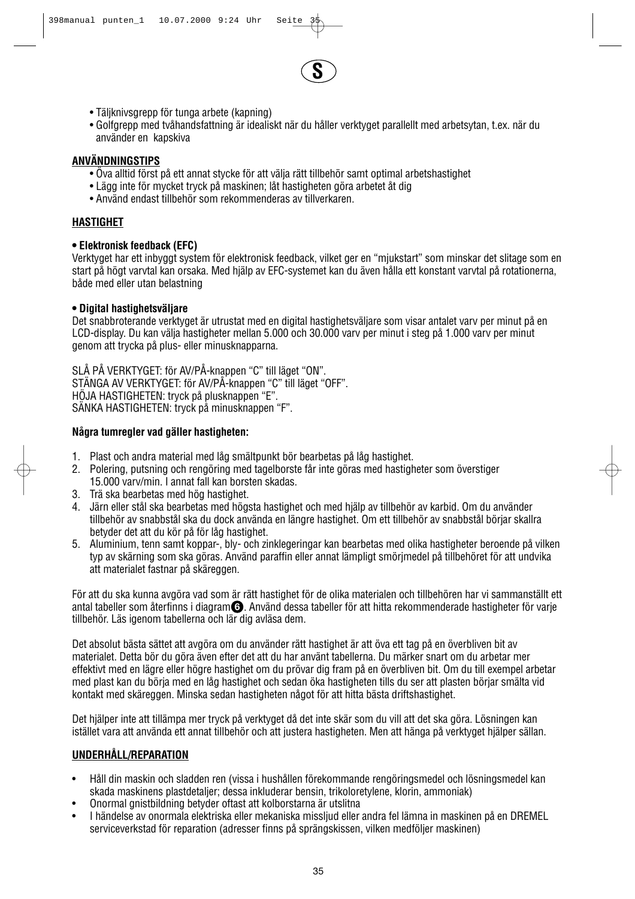- Täljknivsgrepp för tunga arbete (kapning)
- Golfgrepp med tvåhandsfattning är idealiskt när du håller verktyget parallellt med arbetsytan, t.ex. när du använder en kapskiva

## ANVÄNDNINGSTIPS

- Öva alltid först på ett annat stycke för att välja rätt tillbehör samt optimal arbetshastighet
- Lägg inte för mycket tryck på maskinen; låt hastigheten göra arbetet åt dig
- Använd endast tillbehör som rekommenderas av tillverkaren.

## HASTIGHET

**• Elektronisk feedback (EFC)**

Verktyget har ett inbyggt system för elektronisk feedback, vilket ger en "mjukstart" som minskar det slitage som en start på högt varvtal kan orsaka. Med hjälp av EFC-systemet kan du även hålla ett konstant varvtal på rotationerna, både med eller utan belastning

**• Digital hastighetsväljare**

Det snabbroterande verktyget är utrustat med en digital hastighetsväljare som visar antalet varv per minut på en LCD-display. Du kan välja hastigheter mellan 5.000 och 30.000 varv per minut i steg på 1.000 varv per minut genom att trycka på plus- eller minusknapparna.

SLÅ PÅ VERKTYGET: för AV/PÅ-knappen "C" till läget "ON".
STÄNGA AV VERKTYGET: för AV/PÅ-knappen "C" till läget "OFF".
HÖJA HASTIGHETEN: tryck på plusknappen "E".
SÄNKA HASTIGHETEN: tryck på minusknappen "F".

**Några tumregler vad gäller hastigheten:**

1. Plast och andra material med låg smältpunkt bör bearbetas på låg hastighet.
2. Polering, putsning och rengöring med tagelborste får inte göras med hastigheter som överstiger 15.000 varv/min. I annat fall kan borsten skadas.
3. Trä ska bearbetas med hög hastighet.
4. Järn eller stål ska bearbetas med högsta hastighet och med hjälp av tillbehör av karbid. Om du använder tillbehör av snabbstål ska du dock använda en längre hastighet. Om ett tillbehör av snabbstål börjar skallra betyder det att du kör på för låg hastighet.
5. Aluminium, tenn samt koppar-, bly- och zinklegeringar kan bearbetas med olika hastigheter beroende på vilken typ av skärning som ska göras. Använd paraffin eller annat lämpligt smörjmedel på tillbehöret för att undvika att materialet fastnar på skäreggen.

För att du ska kunna avgöra vad som är rätt hastighet för de olika materialen och tillbehören har vi sammanställt ett antal tabeller som återfinns i diagram ❻. Använd dessa tabeller för att hitta rekommenderade hastigheter för varje tillbehör. Läs igenom tabellerna och lär dig avläsa dem.

Det absolut bästa sättet att avgöra om du använder rätt hastighet är att öva ett tag på en överbliven bit av materialet. Detta bör du göra även efter det att du har använt tabellerna. Du märker snart om du arbetar mer effektivt med en lägre eller högre hastighet om du prövar dig fram på en överbliven bit. Om du till exempel arbetar med plast kan du börja med en låg hastighet och sedan öka hastigheten tills du ser att plasten börjar smälta vid kontakt med skäreggen. Minska sedan hastigheten något för att hitta bästa driftshastighet.

Det hjälper inte att tillämpa mer tryck på verktyget då det inte skär som du vill att det ska göra. Lösningen kan istället vara att använda ett annat tillbehör och att justera hastigheten. Men att hänga på verktyget hjälper sällan.

## UNDERHÅLL/REPARATION

- Håll din maskin och sladden ren (vissa i hushållen förekommande rengöringsmedel och lösningsmedel kan skada maskinens plastdetaljer; dessa inkluderar bensin, trikoloretylene, klorin, ammoniak)
- Onormal gnistbildning betyder oftast att kolborstarna är utslitna
- I händelse av onormala elektriska eller mekaniska missljud eller andra fel lämna in maskinen på en DREMEL serviceverkstad för reparation (adresser finns på sprängskissen, vilken medföljer maskinen)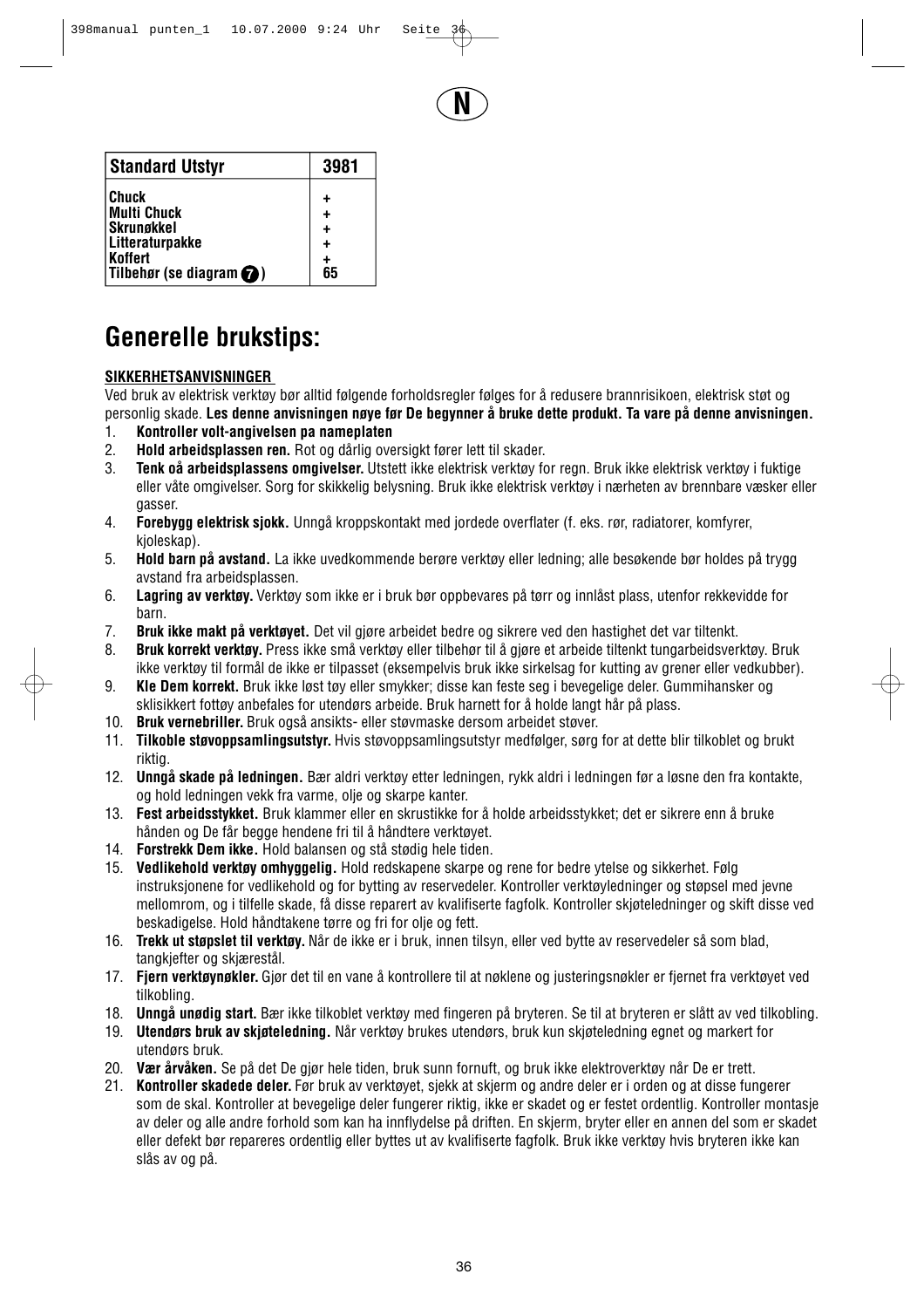N

| Standard Utstyr | 3981 |
|---|---|
| Chuck | + |
| Multi Chuck | + |
| Skrunøkkel | + |
| Litteraturpakke | + |
| Koffert | + |
| Tilbehør (se diagram 7) | 65 |

# Generelle brukstips:

**SIKKERHETSANVISNINGER**

Ved bruk av elektrisk verktøy bør alltid følgende forholdsregler følges for å redusere brannrisikoen, elektrisk støt og personlig skade. **Les denne anvisningen nøye før De begynner å bruke dette produkt. Ta vare på denne anvisningen.**

1. **Kontroller volt-angivelsen pa nameplaten**
2. **Hold arbeidsplassen ren.** Rot og dårlig oversigkt fører lett til skader.
3. **Tenk oå arbeidsplassens omgivelser.** Utstett ikke elektrisk verktøy for regn. Bruk ikke elektrisk verktøy i fuktige eller våte omgivelser. Sorg for skikkelig belysning. Bruk ikke elektrisk verktøy i nærheten av brennbare væsker eller gasser.
4. **Forebygg elektrisk sjokk.** Unngå kroppskontakt med jordede overflater (f. eks. rør, radiatorer, komfyrer, kjoleskap).
5. **Hold barn på avstand.** La ikke uvedkommende berøre verktøy eller ledning; alle besøkende bør holdes på trygg avstand fra arbeidsplassen.
6. **Lagring av verktøy.** Verktøy som ikke er i bruk bør oppbevares på tørr og innlåst plass, utenfor rekkevidde for barn.
7. **Bruk ikke makt på verktøyet.** Det vil gjøre arbeidet bedre og sikrere ved den hastighet det var tiltenkt.
8. **Bruk korrekt verktøy.** Press ikke små verktøy eller tilbehør til å gjøre et arbeide tiltenkt tungarbeidsverktøy. Bruk ikke verktøy til formål de ikke er tilpasset (eksempelvis bruk ikke sirkelsag for kutting av grener eller vedkubber).
9. **Kle Dem korrekt.** Bruk ikke løst tøy eller smykker; disse kan feste seg i bevegelige deler. Gummihansker og sklisikkert fottøy anbefales for utendørs arbeide. Bruk harnett for å holde langt hår på plass.
10. **Bruk vernebriller.** Bruk også ansikts- eller støvmaske dersom arbeidet støver.
11. **Tilkoble støvoppsamlingsutstyr.** Hvis støvoppsamlingsutstyr medfølger, sørg for at dette blir tilkoblet og brukt riktig.
12. **Unngå skade på ledningen.** Bær aldri verktøy etter ledningen, rykk aldri i ledningen før a løsne den fra kontakte, og hold ledningen vekk fra varme, olje og skarpe kanter.
13. **Fest arbeidsstykket.** Bruk klammer eller en skrustikke for å holde arbeidsstykket; det er sikrere enn å bruke hånden og De får begge hendene fri til å håndtere verktøyet.
14. **Forstrekk Dem ikke.** Hold balansen og stå stødig hele tiden.
15. **Vedlikehold verktøy omhyggelig.** Hold redskapene skarpe og rene for bedre ytelse og sikkerhet. Følg instruksjonene for vedlikehold og for bytting av reservedeler. Kontroller verktøyledninger og støpsel med jevne mellomrom, og i tilfelle skade, få disse reparert av kvalifiserte fagfolk. Kontroller skjøteledninger og skift disse ved beskadigelse. Hold håndtakene tørre og fri for olje og fett.
16. **Trekk ut støpslet til verktøy.** Når de ikke er i bruk, innen tilsyn, eller ved bytte av reservedeler så som blad, tangkjefter og skjærestål.
17. **Fjern verktøynøkler.** Gjør det til en vane å kontrollere til at nøklene og justeringsnøkler er fjernet fra verktøyet ved tilkobling.
18. **Unngå unødig start.** Bær ikke tilkoblet verktøy med fingeren på bryteren. Se til at bryteren er slått av ved tilkobling.
19. **Utendørs bruk av skjøteledning.** Når verktøy brukes utendørs, bruk kun skjøteledning egnet og markert for utendørs bruk.
20. **Vær årvåken.** Se på det De gjør hele tiden, bruk sunn fornuft, og bruk ikke elektroverktøy når De er trett.
21. **Kontroller skadede deler.** Før bruk av verktøyet, sjekk at skjerm og andre deler er i orden og at disse fungerer som de skal. Kontroller at bevegelige deler fungerer riktig, ikke er skadet og er festet ordentlig. Kontroller montasje av deler og alle andre forhold som kan ha innflydelse på driften. En skjerm, bryter eller en annen del som er skadet eller defekt bør repareres ordentlig eller byttes ut av kvalifiserte fagfolk. Bruk ikke verktøy hvis bryteren ikke kan slås av og på.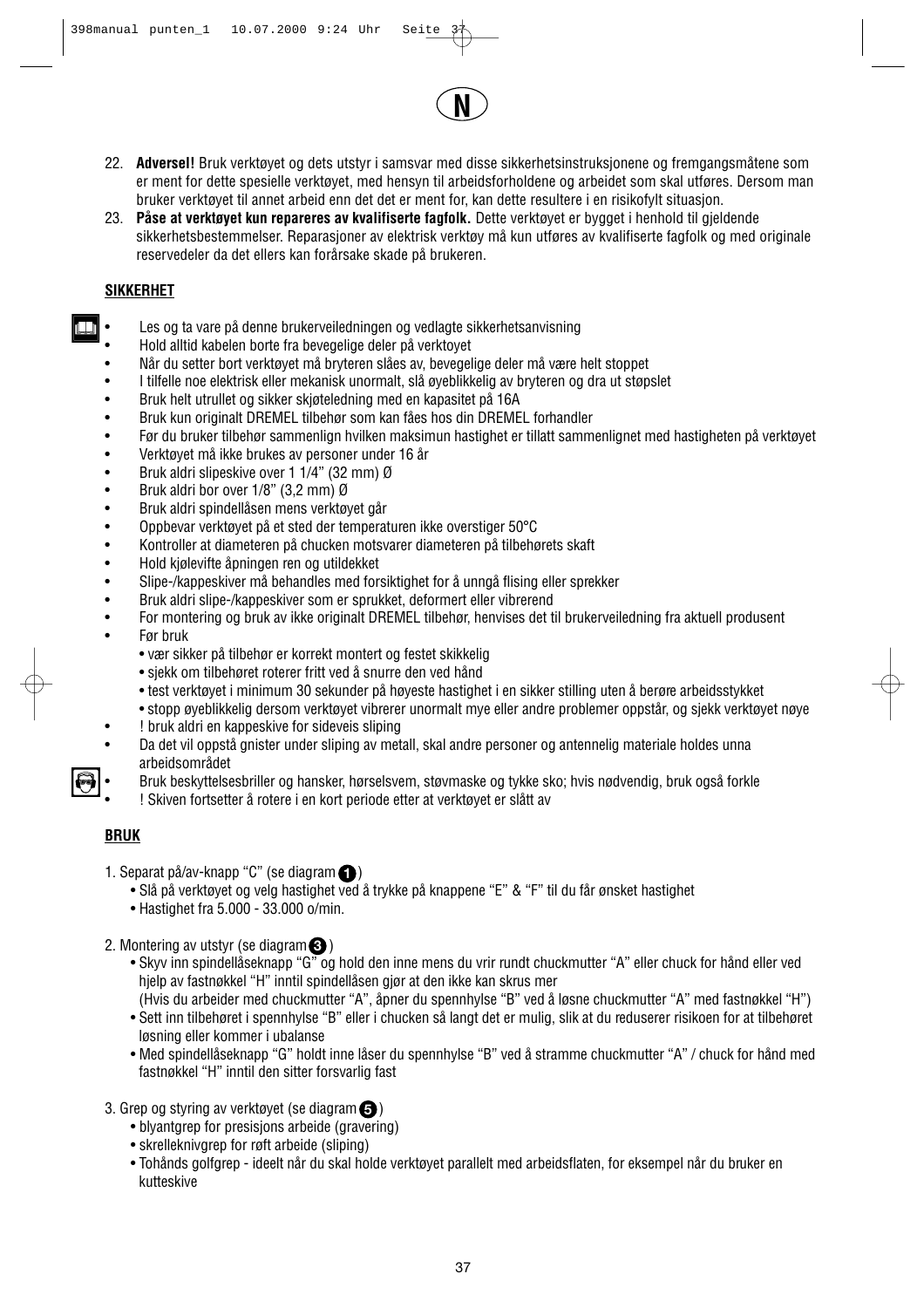22. **Adversel!** Bruk verktøyet og dets utstyr i samsvar med disse sikkerhetsinstruksjonene og fremgangsmåtene som er ment for dette spesielle verktøyet, med hensyn til arbeidsforholdene og arbeidet som skal utføres. Dersom man bruker verktøyet til annet arbeid enn det det er ment for, kan dette resultere i en risikofylt situasjon.
23. **Påse at verktøyet kun repareres av kvalifiserte fagfolk.** Dette verktøyet er bygget i henhold til gjeldende sikkerhetsbestemmelser. Reparasjoner av elektrisk verktøy må kun utføres av kvalifiserte fagfolk og med originale reservedeler da det ellers kan forårsake skade på brukeren.

**SIKKERHET**

- Les og ta vare på denne brukerveiledningen og vedlagte sikkerhetsanvisning
- Hold alltid kabelen borte fra bevegelige deler på verktoyet
- Når du setter bort verktøyet må bryteren slåes av, bevegelige deler må være helt stoppet
- I tilfelle noe elektrisk eller mekanisk unormalt, slå øyeblikkelig av bryteren og dra ut støpslet
- Bruk helt utrullet og sikker skjøteledning med en kapasitet på 16A
- Bruk kun originalt DREMEL tilbehør som kan fåes hos din DREMEL forhandler
- Før du bruker tilbehør sammenlign hvilken maksimun hastighet er tillatt sammenlignet med hastigheten på verktøyet
- Verktøyet må ikke brukes av personer under 16 år
- Bruk aldri slipeskive over 1 1/4" (32 mm) Ø
- Bruk aldri bor over 1/8" (3,2 mm) Ø
- Bruk aldri spindellåsen mens verktøyet går
- Oppbevar verktøyet på et sted der temperaturen ikke overstiger 50°C
- Kontroller at diameteren på chucken motsvarer diameteren på tilbehørets skaft
- Hold kjølevifte åpningen ren og utildekket
- Slipe-/kappeskiver må behandles med forsiktighet for å unngå flising eller sprekker
- Bruk aldri slipe-/kappeskiver som er sprukket, deformert eller vibrerend
- For montering og bruk av ikke originalt DREMEL tilbehør, henvises det til brukerveiledning fra aktuell produsent
- Før bruk
  - vær sikker på tilbehør er korrekt montert og festet skikkelig
  - sjekk om tilbehøret roterer fritt ved å snurre den ved hånd
  - test verktøyet i minimum 30 sekunder på høyeste hastighet i en sikker stilling uten å berøre arbeidsstykket
  - stopp øyeblikkelig dersom verktøyet vibrerer unormalt mye eller andre problemer oppstår, og sjekk verktøyet nøye
- ! bruk aldri en kappeskive for sideveis sliping
- Da det vil oppstå gnister under sliping av metall, skal andre personer og antennelig materiale holdes unna arbeidsområdet
- Bruk beskyttelsesbriller og hansker, hørselsvern, støvmaske og tykke sko; hvis nødvendig, bruk også forkle
- ! Skiven fortsetter å rotere i en kort periode etter at verktøyet er slått av

**BRUK**

1. Separat på/av-knapp "C" (se diagram 1)
   - Slå på verktøyet og velg hastighet ved å trykke på knappene "E" & "F" til du får ønsket hastighet
   - Hastighet fra 5.000 - 33.000 o/min.

2. Montering av utstyr (se diagram 3)
   - Skyv inn spindellåseknapp "G" og hold den inne mens du vrir rundt chuckmutter "A" eller chuck for hånd eller ved hjelp av fastnøkkel "H" inntil spindellåsen gjør at den ikke kan skrus mer
     (Hvis du arbeider med chuckmutter "A", åpner du spennhylse "B" ved å løsne chuckmutter "A" med fastnøkkel "H")
   - Sett inn tilbehøret i spennhylse "B" eller i chucken så langt det er mulig, slik at du reduserer risikoen for at tilbehøret løsning eller kommer i ubalanse
   - Med spindellåseknapp "G" holdt inne låser du spennhylse "B" ved å stramme chuckmutter "A" / chuck for hånd med fastnøkkel "H" inntil den sitter forsvarlig fast

3. Grep og styring av verktøyet (se diagram 5)
   - blyantgrep for presisjons arbeide (gravering)
   - skrelleknivgrep for røft arbeide (sliping)
   - Tohånds golfgrep - ideelt når du skal holde verktøyet parallelt med arbeidsflaten, for eksempel når du bruker en kutteskive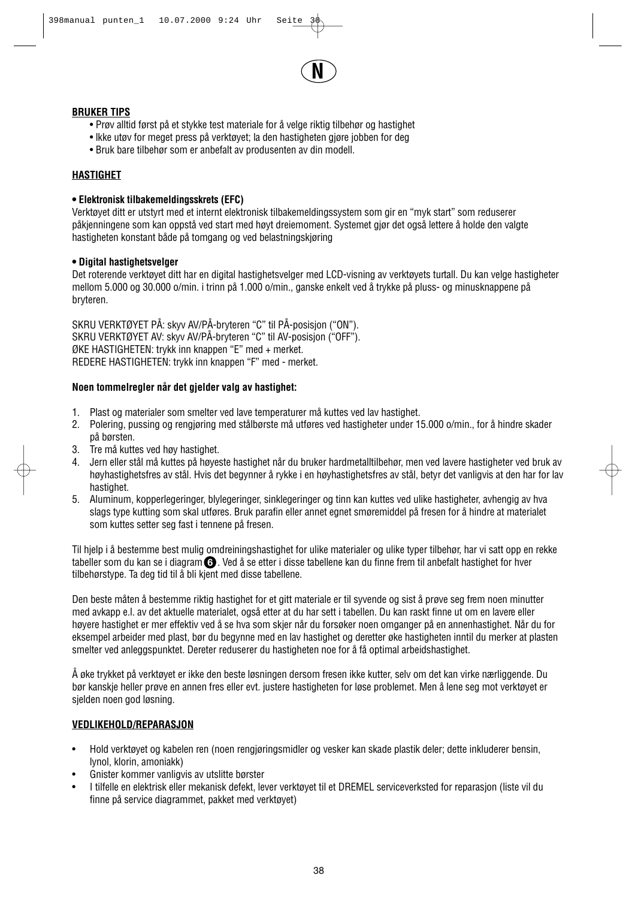N

**BRUKER TIPS**

- Prøv alltid først på et stykke test materiale for å velge riktig tilbehør og hastighet
- Ikke utøv for meget press på verktøyet; la den hastigheten gjøre jobben for deg
- Bruk bare tilbehør som er anbefalt av produsenten av din modell.

**HASTIGHET**

**• Elektronisk tilbakemeldingsskrets (EFC)**

Verktøyet ditt er utstyrt med et internt elektronisk tilbakemeldingssystem som gir en "myk start" som reduserer påkjenningene som kan oppstå ved start med høyt dreiemoment. Systemet gjør det også lettere å holde den valgte hastigheten konstant både på tomgang og ved belastningskjøring

**• Digital hastighetsvelger**

Det roterende verktøyet ditt har en digital hastighetsvelger med LCD-visning av verktøyets turtall. Du kan velge hastigheter mellom 5.000 og 30.000 o/min. i trinn på 1.000 o/min., ganske enkelt ved å trykke på pluss- og minusknappene på bryteren.

SKRU VERKTØYET PÅ: skyv AV/PÅ-bryteren "C" til PÅ-posisjon ("ON").
SKRU VERKTØYET AV: skyv AV/PÅ-bryteren "C" til AV-posisjon ("OFF").
ØKE HASTIGHETEN: trykk inn knappen "E" med + merket.
REDERE HASTIGHETEN: trykk inn knappen "F" med - merket.

**Noen tommelregler når det gjelder valg av hastighet:**

1. Plast og materialer som smelter ved lave temperaturer må kuttes ved lav hastighet.
2. Polering, pussing og rengjøring med stålbørste må utføres ved hastigheter under 15.000 o/min., for å hindre skader på børsten.
3. Tre må kuttes ved høy hastighet.
4. Jern eller stål må kuttes på høyeste hastighet når du bruker hardmetalltilbehør, men ved lavere hastigheter ved bruk av høyhastighetsfres av stål. Hvis det begynner å rykke i en høyhastighetsfres av stål, betyr det vanligvis at den har for lav hastighet.
5. Aluminum, kopperlegeringer, blylegeringer, sinklegeringer og tinn kan kuttes ved ulike hastigheter, avhengig av hva slags type kutting som skal utføres. Bruk parafin eller annet egnet smøremiddel på fresen for å hindre at materialet som kuttes setter seg fast i tennene på fresen.

Til hjelp i å bestemme best mulig omdreiningshastighet for ulike materialer og ulike typer tilbehør, har vi satt opp en rekke tabeller som du kan se i diagram ❻. Ved å se etter i disse tabellene kan du finne frem til anbefalt hastighet for hver tilbehørstype. Ta deg tid til å bli kjent med disse tabellene.

Den beste måten å bestemme riktig hastighet for et gitt materiale er til syvende og sist å prøve seg frem noen minutter med avkapp e.l. av det aktuelle materialet, også etter at du har sett i tabellen. Du kan raskt finne ut om en lavere eller høyere hastighet er mer effektiv ved å se hva som skjer når du forsøker noen omganger på en annenhastighet. Når du for eksempel arbeider med plast, bør du begynne med en lav hastighet og deretter øke hastigheten inntil du merker at plasten smelter ved anleggspunktet. Deretter reduserer du hastigheten noe for å få optimal arbeidshastighet.

Å øke trykket på verktøyet er ikke den beste løsningen dersom fresen ikke kutter, selv om det kan virke nærliggende. Du bør kanskje heller prøve en annen fres eller evt. justere hastigheten for løse problemet. Men å lene seg mot verktøyet er sjelden noen god løsning.

**VEDLIKEHOLD/REPARASJON**

- Hold verktøyet og kabelen ren (noen rengjøringsmidler og vesker kan skade plastik deler; dette inkluderer bensin, lynol, klorin, amoniakk)
- Gnister kommer vanligvis av utslitte børster
- I tilfelle en elektrisk eller mekanisk defekt, lever verktøyet til et DREMEL serviceverksted for reparasjon (liste vil du finne på service diagrammet, pakket med verktøyet)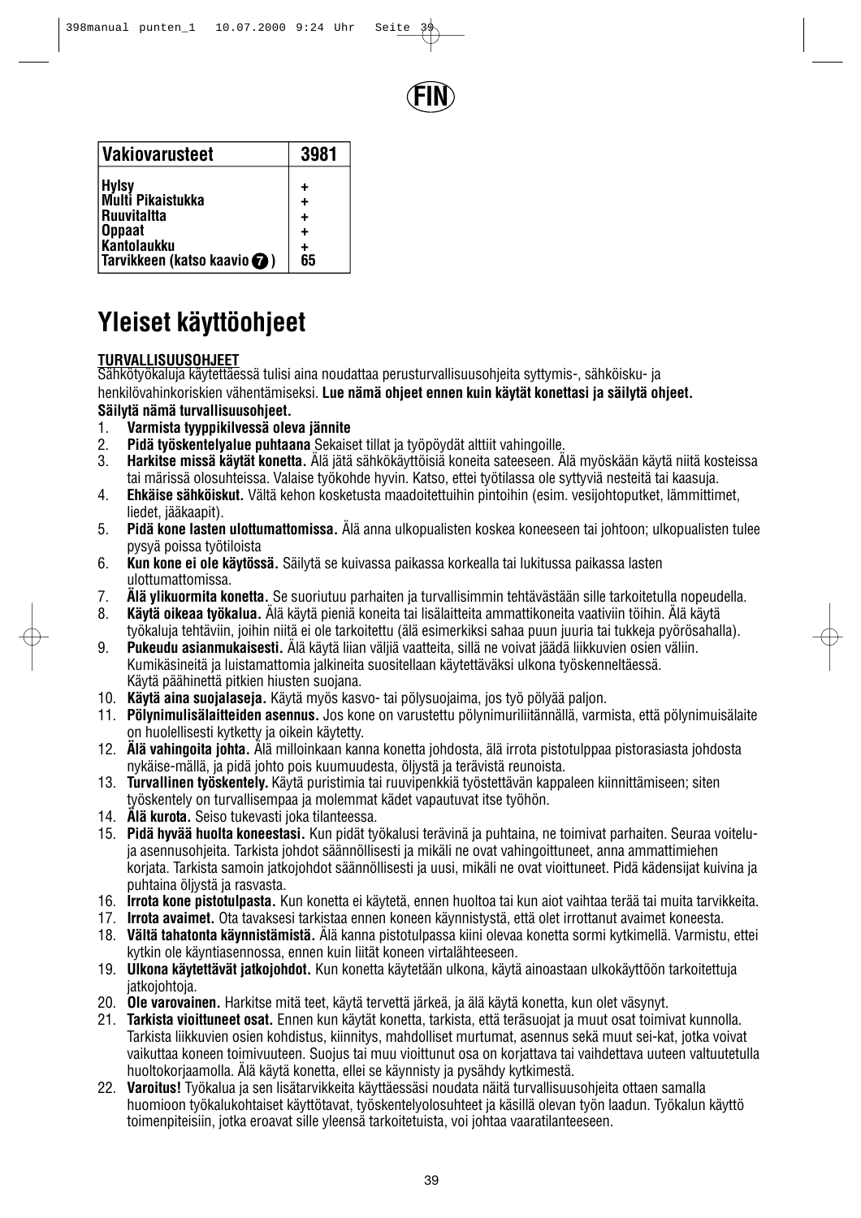FIN

| Vakiovarusteet | 3981 |
|---|---|
| Hylsy | + |
| Multi Pikaistukka | + |
| Ruuvitaltta | + |
| Oppaat | + |
| Kantolaukku | + |
| Tarvikkeen (katso kaavio 7) | 65 |

# Yleiset käyttöohjeet

**TURVALLISUUSOHJEET**

Sähkötyökaluja käytettäessä tulisi aina noudattaa perusturvallisuusohjeita syttymis-, sähköisku- ja henkilövahinkoriskien vähentämiseksi. **Lue nämä ohjeet ennen kuin käytät konettasi ja säilytä ohjeet.**

**Säilytä nämä turvallisuusohjeet.**

1. **Varmista tyyppikilvessä oleva jännite**
2. **Pidä työskentelyalue puhtaana** Sekaiset tillat ja työpöydät alttiit vahingoille.
3. **Harkitse missä käytät konetta.** Älä jätä sähkökäyttöisiä koneita sateeseen. Älä myöskään käytä niitä kosteissa tai märissä olosuhteissa. Valaise työkohde hyvin. Katso, ettei työtilassa ole syttyviä nesteitä tai kaasuja.
4. **Ehkäise sähköiskut.** Vältä kehon kosketusta maadoitettuihin pintoihin (esim. vesijohtoputket, lämmittimet, liedet, jääkaapit).
5. **Pidä kone lasten ulottumattomissa.** Älä anna ulkopualisten koskea koneeseen tai johtoon; ulkopualisten tulee pysyä poissa työtiloista
6. **Kun kone ei ole käytössä.** Säilytä se kuivassa paikassa korkealla tai lukitussa paikassa lasten ulottumattomissa.
7. **Älä ylikuormita konetta.** Se suoriutuu parhaiten ja turvallisimmin tehtävästään sille tarkoitetulla nopeudella.
8. **Käytä oikeaa työkalua.** Älä käytä pieniä koneita tai lisälaitteita ammattikoneita vaativiin töihin. Älä käytä työkaluja tehtäviin, joihin niitä ei ole tarkoitettu (älä esimerkiksi sahaa puun juuria tai tukkeja pyörösahalla).
9. **Pukeudu asianmukaisesti.** Älä käytä liian väljiä vaatteita, sillä ne voivat jäädä liikkuvien osien väliin. Kumikäsineitä ja luistamattomia jalkineita suositellaan käytettäväksi ulkona työskenneltäessä. Käytä päähinettä pitkien hiusten suojana.
10. **Käytä aina suojalaseja.** Käytä myös kasvo- tai pölysuojaima, jos työ pölyää paljon.
11. **Pölynimulisälaitteiden asennus.** Jos kone on varustettu pölynimuriliitännällä, varmista, että pölynimuisälaite on huolellisesti kytketty ja oikein käytetty.
12. **Älä vahingoita johta.** Älä milloinkaan kanna konetta johdosta, älä irrota pistotulppaa pistorasiasta johdosta nykäise-mällä, ja pidä johto pois kuumuudesta, öljystä ja terävistä reunoista.
13. **Turvallinen työskentely.** Käytä puristimia tai ruuvipenkkiä työstettävän kappaleen kiinnittämiseen; siten työskentely on turvallisempaa ja molemmat kädet vapautuvat itse työhön.
14. **Älä kurota.** Seiso tukevasti joka tilanteessa.
15. **Pidä hyvää huolta koneestasi.** Kun pidät työkalusi terävinä ja puhtaina, ne toimivat parhaiten. Seuraa voitelu-ja asennusohjeita. Tarkista johdot säännöllisesti ja mikäli ne ovat vahingoittuneet, anna ammattimiehen korjata. Tarkista samoin jatkojohdot säännöllisesti ja uusi, mikäli ne ovat vioittuneet. Pidä kädensijat kuivina ja puhtaina öljystä ja rasvasta.
16. **Irrota kone pistotulpasta.** Kun konetta ei käytetä, ennen huoltoa tai kun aiot vaihtaa terää tai muita tarvikkeita.
17. **Irrota avaimet.** Ota tavaksesi tarkistaa ennen koneen käynnistystä, että olet irrottanut avaimet koneesta.
18. **Vältä tahatonta käynnistämistä.** Älä kanna pistotulpassa kiini olevaa konetta sormi kytkimellä. Varmistu, ettei kytkin ole käyntiasennossa, ennen kuin liität koneen virtalähteeseen.
19. **Ulkona käytettävät jatkojohdot.** Kun konetta käytetään ulkona, käytä ainoastaan ulkokäyttöön tarkoitettuja jatkojohtoja.
20. **Ole varovainen.** Harkitse mitä teet, käytä tervettä järkeä, ja älä käytä konetta, kun olet väsynyt.
21. **Tarkista vioittuneet osat.** Ennen kun käytät konetta, tarkista, että teräsuojat ja muut osat toimivat kunnolla. Tarkista liikkuvien osien kohdistus, kiinnitys, mahdolliset murtumat, asennus sekä muut sei-kat, jotka voivat vaikuttaa koneen toimivuuteen. Suojus tai muu vioittunut osa on korjattava tai vaihdettava uuteen valtuutetulla huoltokorjaamolla. Älä käytä konetta, ellei se käynnisty ja pysähdy kytkimestä.
22. **Varoitus!** Työkalua ja sen lisätarvikkeita käyttäessäsi noudata näitä turvallisuusohjeita ottaen samalla huomioon työkalukohtaiset käyttötavat, työskentelyolosuhteet ja käsillä olevan työn laadun. Työkalun käyttö toimenpiteisiin, jotka eroavat sille yleensä tarkoitetuista, voi johtaa vaaratilanteeseen.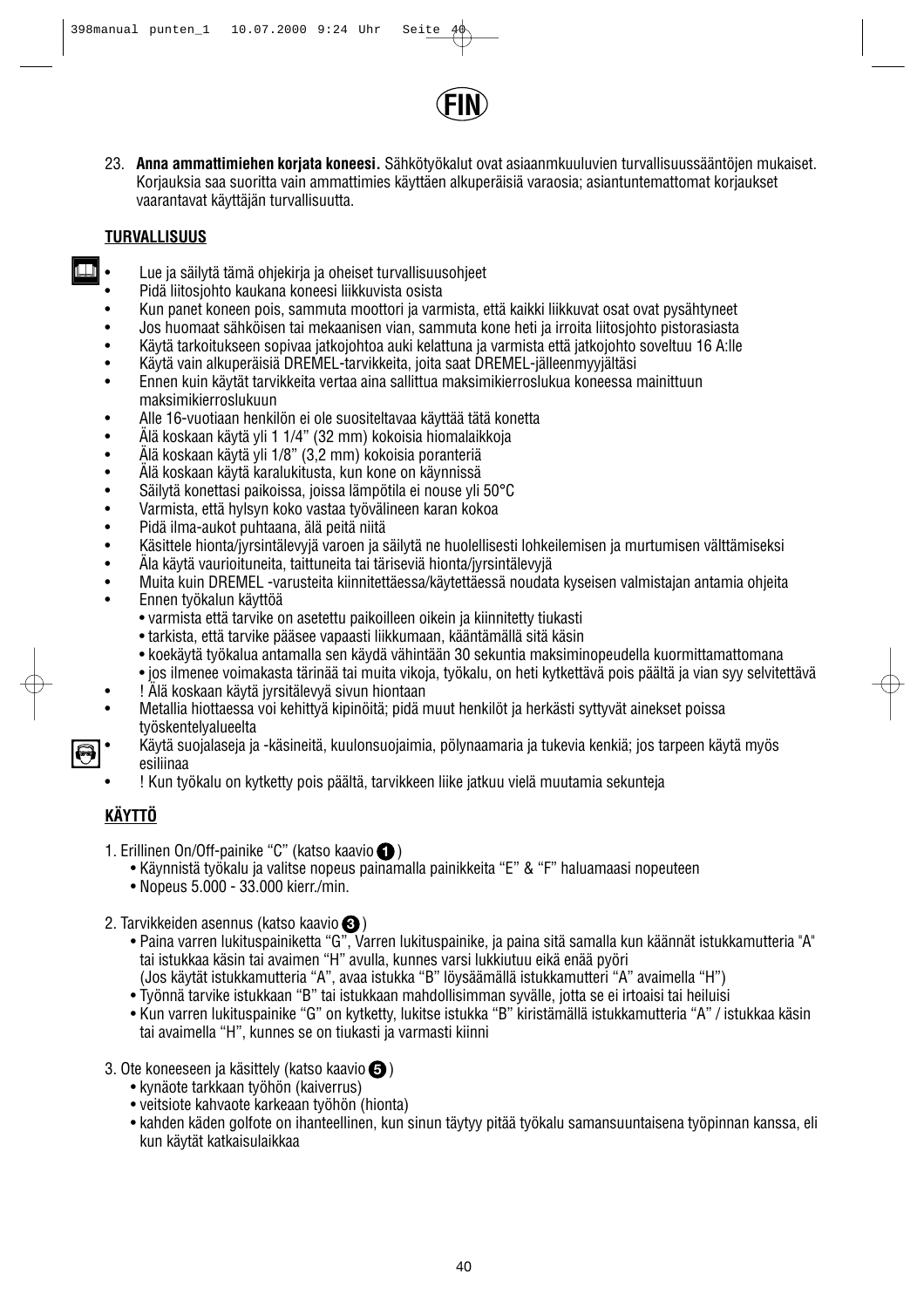FIN

23. **Anna ammattimiehen korjata koneesi.** Sähkötyökalut ovat asiaanmkuuluvien turvallisuussääntöjen mukaiset. Korjauksia saa suorittaa vain ammattimies käyttäen alkuperäisiä varaosia; asiantuntemattomat korjaukset vaarantavat käyttäjän turvallisuutta.

## TURVALLISUUS

- Lue ja säilytä tämä ohjekirja ja oheiset turvallisuusohjeet
- Pidä liitosjohto kaukana koneesi liikkuvista osista
- Kun panet koneen pois, sammuta moottori ja varmista, että kaikki liikkuvat osat ovat pysähtyneet
- Jos huomaat sähköisen tai mekaanisen vian, sammuta kone heti ja irroita liitosjohto pistorasiasta
- Käytä tarkoitukseen sopivaa jatkojohtoa auki kelattuna ja varmista että jatkojohto soveltuu 16 A:lle
- Käytä vain alkuperäisiä DREMEL-tarvikkeita, joita saat DREMEL-jälleenmyyjältäsi
- Ennen kuin käytät tarvikkeita vertaa aina sallittua maksimikierroslukua koneessa mainittuun maksimikierroslukuun
- Alle 16-vuotiaan henkilön ei ole suositeltavaa käyttää tätä konetta
- Älä koskaan käytä yli 1 1/4" (32 mm) kokoisia hiomalaikkoja
- Älä koskaan käytä yli 1/8" (3,2 mm) kokoisia poranteriä
- Älä koskaan käytä karalukitusta, kun kone on käynnissä
- Säilytä konettasi paikoissa, joissa lämpötila ei nouse yli 50°C
- Varmista, että hylsyn koko vastaa työvälineen karan kokoa
- Pidä ilma-aukot puhtaana, älä peitä niitä
- Käsittele hionta/jyrsintälevyjä varoen ja säilytä ne huolellisesti lohkeilemisen ja murtumisen välttämiseksi
- Äla käytä vaurioituneita, taittuneita tai täriseviä hionta/jyrsintälevyjä
- Muita kuin DREMEL -varusteita kiinnitettäessä/käytettäessä noudata kyseisen valmistajan antamia ohjeita
- Ennen työkalun käyttöä
  - varmista että tarvike on asetettu paikoilleen oikein ja kiinnitetty tiukasti
  - tarkista, että tarvike pääsee vapaasti liikkumaan, kääntämällä sitä käsin
  - koekäytä työkalua antamalla sen käydä vähintään 30 sekuntia maksiminopeudella kuormittamattomana
  - jos ilmenee voimakasta tärinää tai muita vikoja, työkalu, on heti kytkettävä pois päältä ja vian syy selvitettävä
- ! Älä koskaan käytä jyrsitälevyä sivun hiontaan
- Metallia hiottaessa voi kehittyä kipinöitä; pidä muut henkilöt ja herkästi syttyvät ainekset poissa työskentelyalueelta
- Käytä suojalaseja ja -käsineitä, kuulonsuojaimia, pölynaamaria ja tukevia kenkiä; jos tarpeen käytä myös esiliinaa
- ! Kun työkalu on kytketty pois päältä, tarvikkeen liike jatkuu vielä muutamia sekunteja

## KÄYTTÖ

1. Erillinen On/Off-painike "C" (katso kaavio 1)
   - Käynnistä työkalu ja valitse nopeus painamalla painikkeita "E" & "F" haluamaasi nopeuteen
   - Nopeus 5.000 - 33.000 kierr./min.

2. Tarvikkeiden asennus (katso kaavio 3)
   - Paina varren lukituspainiketta "G", Varren lukituspainike, ja paina sitä samalla kun käännät istukkamutteria "A" tai istukkaa käsin tai avaimen "H" avulla, kunnes varsi lukkiutuu eikä enää pyöri
     (Jos käytät istukkamutteria "A", avaa istukka "B" löysäämällä istukkamutteri "A" avaimella "H")
   - Työnnä tarvike istukkaan "B" tai istukkaan mahdollisimman syvälle, jotta se ei irtoaisi tai heiluisi
   - Kun varren lukituspainike "G" on kytketty, lukitse istukka "B" kiristämällä istukkamutteria "A" / istukkaa käsin tai avaimella "H", kunnes se on tiukasti ja varmasti kiinni

3. Ote koneeseen ja käsittely (katso kaavio 5)
   - kynäote tarkkaan työhön (kaiverrus)
   - veitsiote kahvaote karkeaan työhön (hionta)
   - kahden käden golfote on ihanteellinen, kun sinun täytyy pitää työkalu samansuuntaisena työpinnan kanssa, eli kun käytät katkaisulaikkaa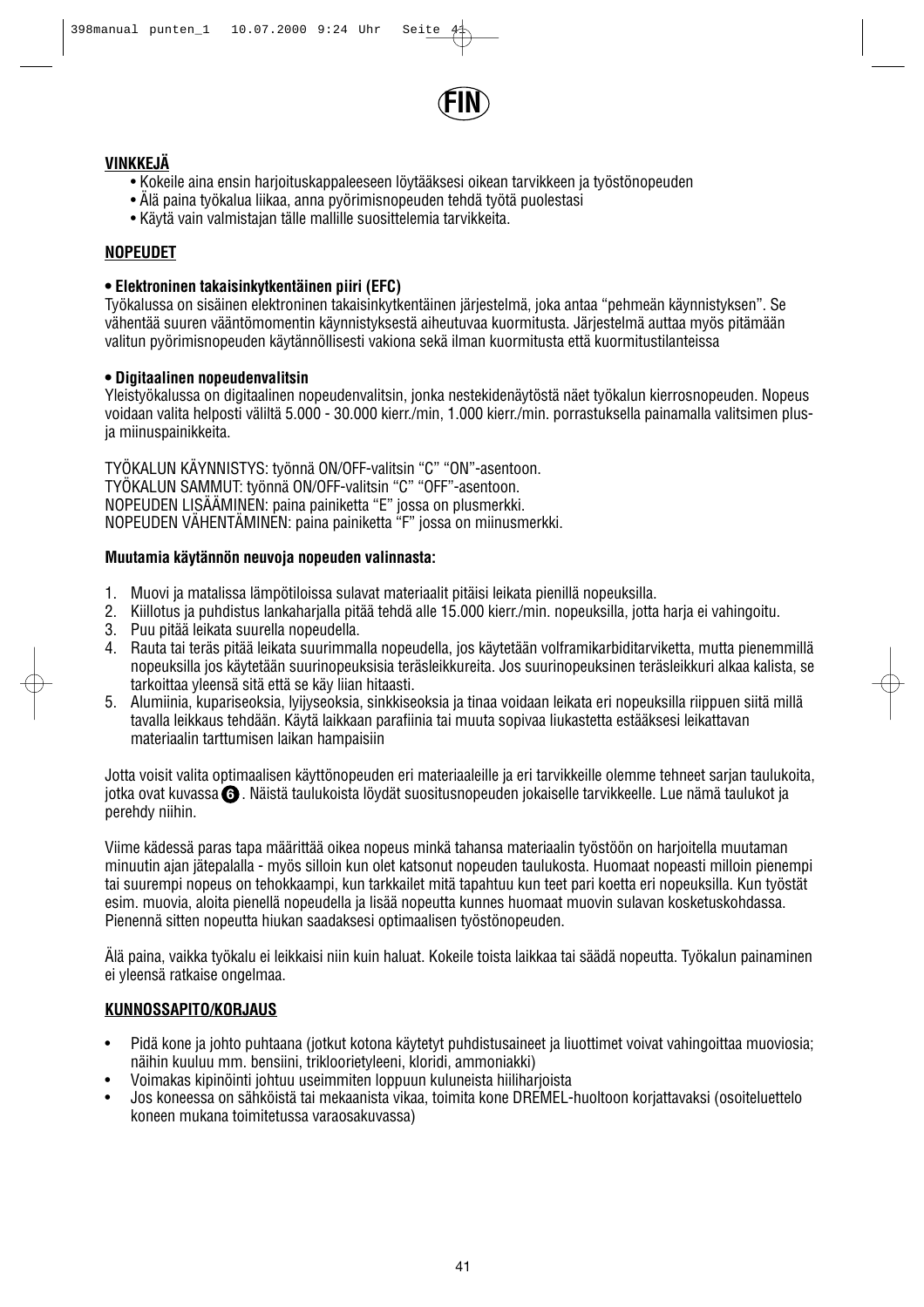**FIN**

## VINKKEJÄ

- Kokeile aina ensin harjoituskappaleeseen löytääksesi oikean tarvikkeen ja työstönopeuden
- Älä paina työkalua liikaa, anna pyörimisnopeuden tehdä työtä puolestasi
- Käytä vain valmistajan tälle mallille suosittelemia tarvikkeita.

## NOPEUDET

**• Elektroninen takaisinkytkentäinen piiri (EFC)**

Työkalussa on sisäinen elektroninen takaisinkytkentäinen järjestelmä, joka antaa "pehmeän käynnistyksen". Se vähentää suuren vääntömomentin käynnistyksestä aiheutuvaa kuormitusta. Järjestelmä auttaa myös pitämään valitun pyörimisnopeuden käytännöllisesti vakiona sekä ilman kuormitusta että kuormitustilanteissa

**• Digitaalinen nopeudenvalitsin**

Yleistyökalussa on digitaalinen nopeudenvalitsin, jonka nestekidenäytöstä näet työkalun kierrosnopeuden. Nopeus voidaan valita helposti väliltä 5.000 - 30.000 kierr./min, 1.000 kierr./min. porrastuksella painamalla valitsimen plus- ja miinuspainikkeita.

TYÖKALUN KÄYNNISTYS: työnnä ON/OFF-valitsin "C" "ON"-asentoon.
TYÖKALUN SAMMUT: työnnä ON/OFF-valitsin "C" "OFF"-asentoon.
NOPEUDEN LISÄÄMINEN: paina painiketta "E" jossa on plusmerkki.
NOPEUDEN VÄHENTÄMINEN: paina painiketta "F" jossa on miinusmerkki.

**Muutamia käytännön neuvoja nopeuden valinnasta:**

1. Muovi ja matalissa lämpötiloissa sulavat materiaalit pitäisi leikata pienillä nopeuksilla.
2. Kiillotus ja puhdistus lankaharjalla pitää tehdä alle 15.000 kierr./min. nopeuksilla, jotta harja ei vahingoitu.
3. Puu pitää leikata suurella nopeudella.
4. Rauta tai teräs pitää leikata suurimmalla nopeudella, jos käytetään volframikarbiditarviketta, mutta pienemmillä nopeuksilla jos käytetään suurinopeuksisia terästeräleikkureita. Jos suurinopeuksinen teräsleikkuri alkaa kalista, se tarkoittaa yleensä sitä että se käy liian hitaasti.
5. Alumiinia, kupariseoksia, lyijyseoksia, sinkkiseoksia ja tinaa voidaan leikata eri nopeuksilla riippuen siitä millä tavalla leikkaus tehdään. Käytä laikkaan parafiinia tai muuta sopivaa liukastetta estääksesi leikattavan materiaalin tarttumisen laikan hampaisiin

Jotta voisit valita optimaalisen käyttönopeuden eri materiaaleille ja eri tarvikkeille olemme tehneet sarjan taulukoita, jotka ovat kuvassa 6. Näistä taulukoista löydät suositusnopeuden jokaiselle tarvikkeelle. Lue nämä taulukot ja perehdy niihin.

Viime kädessä paras tapa määrittää oikea nopeus minkä tahansa materiaalin työstöön on harjoitella muutaman minuutin ajan jätepalalla - myös silloin kun olet katsonut nopeuden taulukosta. Huomaat nopeasti milloin pienempi tai suurempi nopeus on tehokkaampi, kun tarkkailet mitä tapahtuu kun teet pari koetta eri nopeuksilla. Kun työstät esim. muovia, aloita pienellä nopeudella ja lisää nopeutta kunnes huomaat muovin sulavan kosketuskohdassa. Pienennä sitten nopeutta hiukan saadaksesi optimaalisen työstönopeuden.

Älä paina, vaikka työkalu ei leikkaisi niin kuin haluat. Kokeile toista laikkaa tai säädä nopeutta. Työkalun painaminen ei yleensä ratkaise ongelmaa.

## KUNNOSSAPITO/KORJAUS

- Pidä kone ja johto puhtaana (jotkut kotona käytetyt puhdistusaineet ja liuottimet voivat vahingoittaa muoviosia; näihin kuuluu mm. bensiini, trikloorietyleeni, kloridi, ammoniakki)
- Voimakas kipinöinti johtuu useimmiten loppuun kuluneista hiiliharjoista
- Jos koneessa on sähköistä tai mekaanista vikaa, toimita kone DREMEL-huoltoon korjattavaksi (osoiteluettelo koneen mukana toimitetussa varaosakuvassa)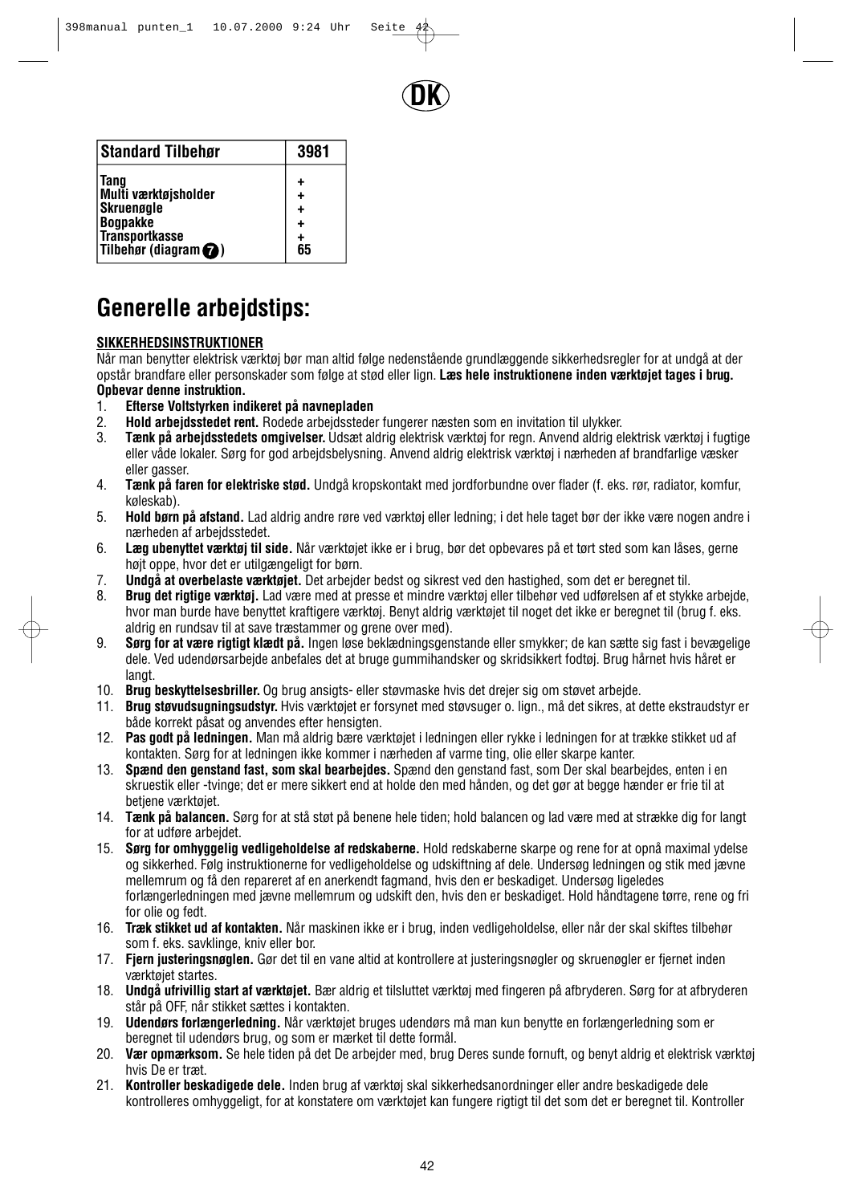DK

| Standard Tilbehør | 3981 |
|---|---|
| Tang | + |
| Multi værktøjsholder | + |
| Skruenøgle | + |
| Bogpakke | + |
| Transportkasse | + |
| Tilbehør (diagram 7) | 65 |

# Generelle arbejdstips:

**SIKKERHEDSINSTRUKTIONER**

Når man benytter elektrisk værktøj bør man altid følge nedenstående grundlæggende sikkerhedsregler for at undgå at der opstår brandfare eller personskader som følge at stød eller lign. **Læs hele instruktionene inden værktøjet tages i brug. Opbevar denne instruktion.**

1. **Efterse Voltstyrken indikeret på navnepladen**
2. **Hold arbejdsstedet rent.** Rodede arbejdssteder fungerer næsten som en invitation til ulykker.
3. **Tænk på arbejdsstedets omgivelser.** Udsæt aldrig elektrisk værktøj for regn. Anvend aldrig elektrisk værktøj i fugtige eller våde lokaler. Sørg for god arbejdsbelysning. Anvend aldrig elektrisk værktøj i nærheden af brandfarlige væsker eller gasser.
4. **Tænk på faren for elektriske stød.** Undgå kropskontakt med jordforbundne over flader (f. eks. rør, radiator, komfur, køleskab).
5. **Hold børn på afstand.** Lad aldrig andre røre ved værktøj eller ledning; i det hele taget bør der ikke være nogen andre i nærheden af arbejdsstedet.
6. **Læg ubenyttet værktøj til side.** Når værktøjet ikke er i brug, bør det opbevares på et tørt sted som kan låses, gerne højt oppe, hvor det er utilgængeligt for børn.
7. **Undgå at overbelaste værktøjet.** Det arbejder bedst og sikrest ved den hastighed, som det er beregnet til.
8. **Brug det rigtige værktøj.** Lad være med at presse et mindre værktøj eller tilbehør ved udførelsen af et stykke arbejde, hvor man burde have benyttet kraftigere værktøj. Benyt aldrig værktøjet til noget det ikke er beregnet til (brug f. eks. aldrig en rundsav til at save træstammer og grene over med).
9. **Sørg for at være rigtigt klædt på.** Ingen løse beklædningsgenstande eller smykker; de kan sætte sig fast i bevægelige dele. Ved udendørsarbejde anbefales det at bruge gummihandsker og skridsikkert fodtøj. Brug hårnet hvis håret er langt.
10. **Brug beskyttelsesbriller.** Og brug ansigts- eller støvmaske hvis det drejer sig om støvet arbejde.
11. **Brug støvudsugningsudstyr.** Hvis værktøjet er forsynet med støvsuger o. lign., må det sikres, at dette ekstraudstyr er både korrekt påsat og anvendes efter hensigten.
12. **Pas godt på ledningen.** Man må aldrig bære værktøjet i ledningen eller rykke i ledningen for at trække stikket ud af kontakten. Sørg for at ledningen ikke kommer i nærheden af varme ting, olie eller skarpe kanter.
13. **Spænd den genstand fast, som skal bearbejdes.** Spænd den genstand fast, som Der skal bearbejdes, enten i en skruestik eller -tvinge; det er mere sikkert end at holde den med hånden, og det gør at begge hænder er frie til at betjene værktøjet.
14. **Tænk på balancen.** Sørg for at stå støt på benene hele tiden; hold balancen og lad være med at strække dig for langt for at udføre arbejdet.
15. **Sørg for omhyggelig vedligeholdelse af redskaberne.** Hold redskaberne skarpe og rene for at opnå maximal ydelse og sikkerhed. Følg instruktionerne for vedligeholdelse og udskiftning af dele. Undersøg ledningen og stik med jævne mellemrum og få den repareret af en anerkendt fagmand, hvis den er beskadiget. Undersøg ligeledes forlængerledningen med jævne mellemrum og udskift den, hvis den er beskadiget. Hold håndtagene tørre, rene og fri for olie og fedt.
16. **Træk stikket ud af kontakten.** Når maskinen ikke er i brug, inden vedligeholdelse, eller når der skal skiftes tilbehør som f. eks. savklinge, kniv eller bor.
17. **Fjern justeringsnøglen.** Gør det til en vane altid at kontrollere at justeringsnøgler og skruenøgler er fjernet inden værktøjet startes.
18. **Undgå ufrivillig start af værktøjet.** Bær aldrig et tilsluttet værktøj med fingeren på afbryderen. Sørg for at afbryderen står på OFF, når stikket sættes i kontakten.
19. **Udendørs forlængerledning.** Når værktøjet bruges udendørs må man kun benytte en forlængerledning som er beregnet til udendørs brug, og som er mærket til dette formål.
20. **Vær opmærksom.** Se hele tiden på det De arbejder med, brug Deres sunde fornuft, og benyt aldrig et elektrisk værktøj hvis De er træt.
21. **Kontroller beskadigede dele.** Inden brug af værktøj skal sikkerhedsanordninger eller andre beskadigede dele kontrolleres omhyggeligt, for at konstatere om værktøjet kan fungere rigtigt til det som det er beregnet til. Kontroller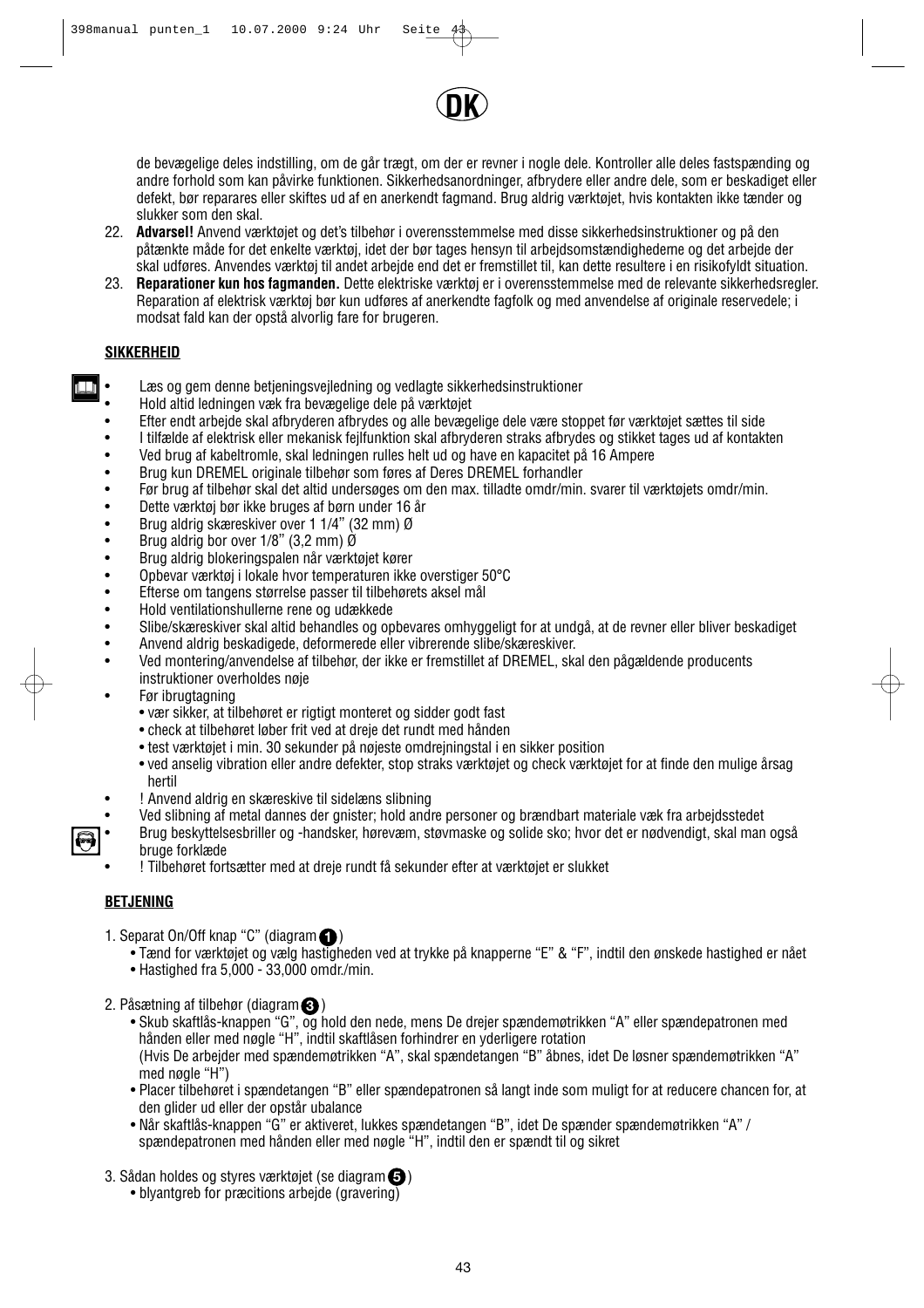DK

de bevægelige deles indstilling, om de går trægt, om der er revner i nogle dele. Kontroller alle deles fastspænding og andre forhold som kan påvirke funktionen. Sikkerhedsanordninger, afbrydere eller andre dele, som er beskadiget eller defekt, bør reparares eller skiftes ud af en anerkendt fagmand. Brug aldrig værktøjet, hvis kontakten ikke tænder og slukker som den skal.

22. **Advarsel!** Anvend værktøjet og det's tilbehør i overensstemmelse med disse sikkerhedsinstruktioner og på den påtænkte måde for det enkelte værktøj, idet der bør tages hensyn til arbejdsomstændighederne og det arbejde der skal udføres. Anvendes værktøj til andet arbejde end det er fremstillet til, kan dette resultere i en risikofyldt situation.
23. **Reparationer kun hos fagmanden.** Dette elektriske værktøj er i overensstemmelse med de relevante sikkerhedsregler. Reparation af elektrisk værktøj bør kun udføres af anerkendte fagfolk og med anvendelse af originale reservedele; i modsat fald kan der opstå alvorlig fare for brugeren.

**SIKKERHEID**

- Læs og gem denne betjeningsvejledning og vedlagte sikkerhedsinstruktioner
- Hold altid ledningen væk fra bevægelige dele på værktøjet
- Efter endt arbejde skal afbryderen afbrydes og alle bevægelige dele være stoppet før værktøjet sættes til side
- I tilfælde af elektrisk eller mekanisk fejlfunktion skal afbryderen straks afbrydes og stikket tages ud af kontakten
- Ved brug af kabeltromle, skal ledningen rulles helt ud og have en kapacitet på 16 Ampere
- Brug kun DREMEL originale tilbehør som føres af Deres DREMEL forhandler
- Før brug af tilbehør skal det altid undersøges om den max. tilladte omdr/min. svarer til værktøjets omdr/min.
- Dette værktøj bør ikke bruges af børn under 16 år
- Brug aldrig skæreskiver over 1 1/4" (32 mm) Ø
- Brug aldrig bor over 1/8" (3,2 mm) Ø
- Brug aldrig blokeringspalen når værktøjet kører
- Opbevar værktøj i lokale hvor temperaturen ikke overstiger 50°C
- Efterse om tangens størrelse passer til tilbehørets aksel mål
- Hold ventilationshullerne rene og udækkede
- Slibe/skæreskiver skal altid behandles og opbevares omhyggeligt for at undgå, at de revner eller bliver beskadiget
- Anvend aldrig beskadigede, deformerede eller vibrerende slibe/skæreskiver.
- Ved montering/anvendelse af tilbehør, der ikke er fremstillet af DREMEL, skal den pågældende producents instruktioner overholdes nøje
- Før ibrugtagning
  - vær sikker, at tilbehøret er rigtigt monteret og sidder godt fast
  - check at tilbehøret løber frit ved at dreje det rundt med hånden
  - test værktøjet i min. 30 sekunder på nøjeste omdrejningstal i en sikker position
  - ved anselig vibration eller andre defekter, stop straks værktøjet og check værktøjet for at finde den mulige årsag hertil
- ! Anvend aldrig en skæreskive til sidelæns slibning
- Ved slibning af metal dannes der gnister; hold andre personer og brændbart materiale væk fra arbejdsstedet
- Brug beskyttelsesbriller og -handsker, høreværn, støvmaske og solide sko; hvor det er nødvendigt, skal man også bruge forklæde
- ! Tilbehøret fortsætter med at dreje rundt få sekunder efter at værktøjet er slukket

**BETJENING**

1. Separat On/Off knap "C" (diagram 1)
   - Tænd for værktøjet og vælg hastigheden ved at trykke på knapperne "E" & "F", indtil den ønskede hastighed er nået
   - Hastighed fra 5,000 - 33,000 omdr./min.

2. Påsætning af tilbehør (diagram 3)
   - Skub skaftlås-knappen "G", og hold den nede, mens De drejer spændemøtrikken "A" eller spændepatronen med hånden eller med nøgle "H", indtil skaftlåsen forhindrer en yderligere rotation
     (Hvis De arbejder med spændemøtrikken "A", skal spændetangen "B" åbnes, idet De løsner spændemøtrikken "A" med nøgle "H")
   - Placer tilbehøret i spændetangen "B" eller spændepatronen så langt inde som muligt for at reducere chancen for, at den glider ud eller der opstår ubalance
   - Når skaftlås-knappen "G" er aktiveret, lukkes spændetangen "B", idet De spænder spændemøtrikken "A" / spændepatronen med hånden eller med nøgle "H", indtil den er spændt til og sikret

3. Sådan holdes og styres værktøjet (se diagram 5)
   - blyantgreb for præcitions arbejde (gravering)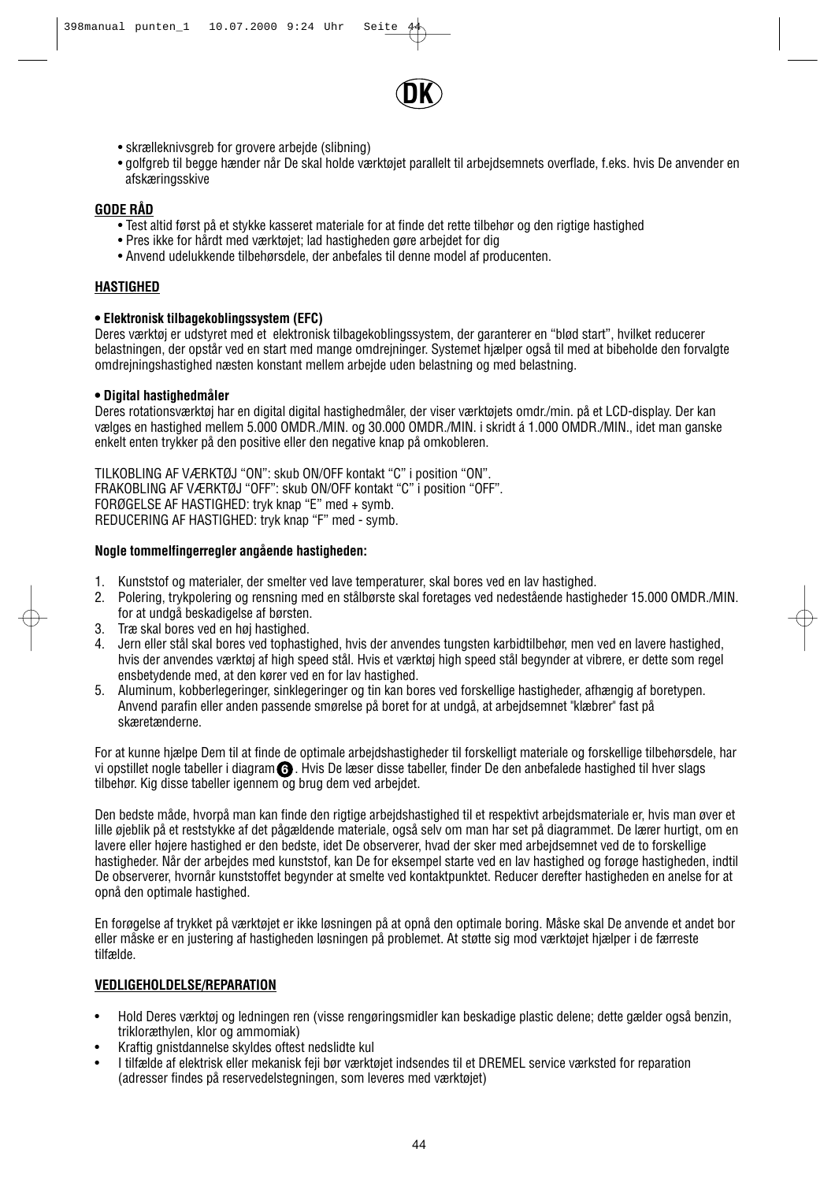- skrælleknivsgreb for grovere arbejde (slibning)
- golfgreb til begge hænder når De skal holde værktøjet parallelt til arbejdsemnets overflade, f.eks. hvis De anvender en afskæringsskive

## GODE RÅD

- Test altid først på et stykke kasseret materiale for at finde det rette tilbehør og den rigtige hastighed
- Pres ikke for hårdt med værktøjet; lad hastigheden gøre arbejdet for dig
- Anvend udelukkende tilbehørsdele, der anbefales til denne model af producenten.

## HASTIGHED

**• Elektronisk tilbagekoblingssystem (EFC)**

Deres værktøj er udstyret med et elektronisk tilbagekoblingssystem, der garanterer en "blød start", hvilket reducerer belastningen, der opstår ved en start med mange omdrejninger. Systemet hjælper også til med at bibeholde den forvalgte omdrejningshastighed næsten konstant mellem arbejde uden belastning og med belastning.

**• Digital hastighedmåler**

Deres rotationsværktøj har en digital digital hastighedmåler, der viser værktøjets omdr./min. på et LCD-display. Der kan vælges en hastighed mellem 5.000 OMDR./MIN. og 30.000 OMDR./MIN. i skridt á 1.000 OMDR./MIN., idet man ganske enkelt enten trykker på den positive eller den negative knap på omkobleren.

TILKOBLING AF VÆRKTØJ "ON": skub ON/OFF kontakt "C" i position "ON".
FRAKOBLING AF VÆRKTØJ "OFF": skub ON/OFF kontakt "C" i position "OFF".
FORØGELSE AF HASTIGHED: tryk knap "E" med + symb.
REDUCERING AF HASTIGHED: tryk knap "F" med - symb.

**Nogle tommelfingerregler angående hastigheden:**

1. Kunststof og materialer, der smelter ved lave temperaturer, skal bores ved en lav hastighed.
2. Polering, trykpolering og rensning med en stålbørste skal foretages ved nedenstående hastigheder 15.000 OMDR./MIN. for at undgå beskadigelse af børsten.
3. Træ skal bores ved en høj hastighed.
4. Jern eller stål skal bores ved tophastighed, hvis der anvendes tungsten karbidtilbehør, men ved en lavere hastighed, hvis der anvendes værktøj af high speed stål. Hvis et værktøj high speed stål begynder at vibrere, er dette som regel ensbetydende med, at den kører ved en for lav hastighed.
5. Aluminum, kobberlegeringer, sinklegeringer og tin kan bores ved forskellige hastigheder, afhængig af boretypen. Anvend parafin eller anden passende smørelse på boret for at undgå, at arbejdsemnet "klæbrer" fast på skæretænderne.

For at kunne hjælpe Dem til at finde de optimale arbejdshastigheder til forskelligt materiale og forskellige tilbehørsdele, har vi opstillet nogle tabeller i diagram 6. Hvis De læser disse tabeller, finder De den anbefalede hastighed til hver slags tilbehør. Kig disse tabeller igennem og brug dem ved arbejdet.

Den bedste måde, hvorpå man kan finde den rigtige arbejdshastighed til et respektivt arbejdsmateriale er, hvis man øver et lille øjeblik på et reststykke af det pågældende materiale, også selv om man har set på diagrammet. De lærer hurtigt, om en lavere eller højere hastighed er den bedste, idet De observerer, hvad der sker med arbejdsemnet ved de to forskellige hastigheder. Når der arbejdes med kunststof, kan De for eksempel starte ved en lav hastighed og forøge hastigheden, indtil De observerer, hvornår kunststoffet begynder at smelte ved kontaktpunktet. Reducer derefter hastigheden en anelse for at opnå den optimale hastighed.

En forøgelse af trykket på værktøjet er ikke løsningen på at opnå den optimale boring. Måske skal De anvende et andet bor eller måske er en justering af hastigheden løsningen på problemet. At støtte sig mod værktøjet hjælper i de færreste tilfælde.

## VEDLIGEHOLDELSE/REPARATION

- Hold Deres værktøj og ledningen ren (visse rengøringsmidler kan beskadige plastic delene; dette gælder også benzin, trikloræthylen, klor og ammomiak)
- Kraftig gnistdannelse skyldes oftest nedslidte kul
- I tilfælde af elektrisk eller mekanisk feji bør værktøjet indsendes til et DREMEL service værksted for reparation (adresser findes på reservedelstegningen, som leveres med værktøjet)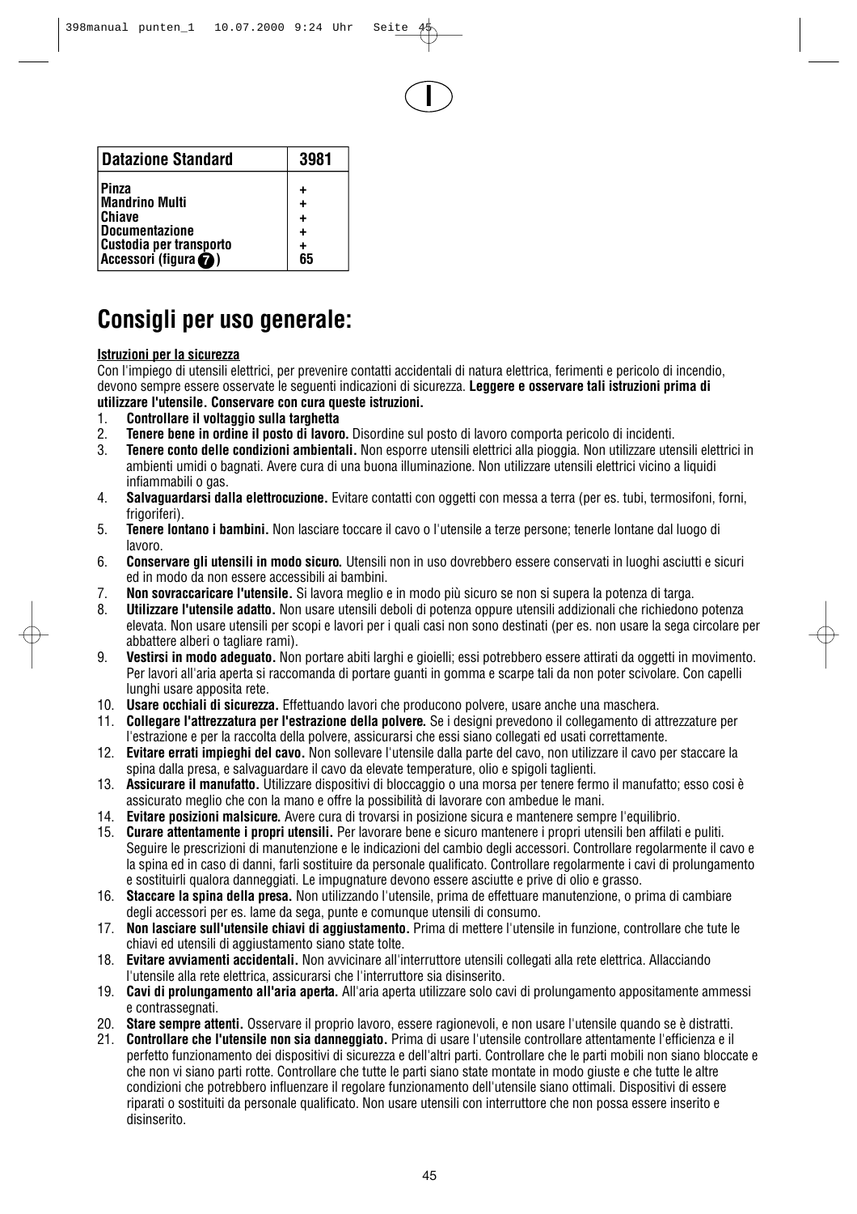I

| Datazione Standard | 3981 |
|---|---|
| Pinza | + |
| Mandrino Multi | + |
| Chiave | + |
| Documentazione | + |
| Custodia per transporto | + |
| Accessori (figura 7) | 65 |

# Consigli per uso generale:

**Istruzioni per la sicurezza**

Con l'impiego di utensili elettrici, per prevenire contatti accidentali di natura elettrica, ferimenti e pericolo di incendio, devono sempre essere osservate le seguenti indicazioni di sicurezza. **Leggere e osservare tali istruzioni prima di utilizzare l'utensile. Conservare con cura queste istruzioni.**

1. **Controllare il voltaggio sulla targhetta**
2. **Tenere bene in ordine il posto di lavoro.** Disordine sul posto di lavoro comporta pericolo di incidenti.
3. **Tenere conto delle condizioni ambientali.** Non esporre utensili elettrici alla pioggia. Non utilizzare utensili elettrici in ambienti umidi o bagnati. Avere cura di una buona illuminazione. Non utilizzare utensili elettrici vicino a liquidi infiammabili o gas.
4. **Salvaguardarsi dalla elettrocuzione.** Evitare contatti con oggetti con messa a terra (per es. tubi, termosifoni, forni, frigoriferi).
5. **Tenere lontano i bambini.** Non lasciare toccare il cavo o l'utensile a terze persone; tenerle lontane dal luogo di lavoro.
6. **Conservare gli utensili in modo sicuro.** Utensili non in uso dovrebbero essere conservati in luoghi asciutti e sicuri ed in modo da non essere accessibili ai bambini.
7. **Non sovraccaricare l'utensile.** Si lavora meglio e in modo più sicuro se non si supera la potenza di targa.
8. **Utilizzare l'utensile adatto.** Non usare utensili deboli di potenza oppure utensili addizionali che richiedono potenza elevata. Non usare utensili per scopi e lavori per i quali casi non sono destinati (per es. non usare la sega circolare per abbattere alberi o tagliare rami).
9. **Vestirsi in modo adeguato.** Non portare abiti larghi e gioielli; essi potrebbero essere attirati da oggetti in movimento. Per lavori all'aria aperta si raccomanda di portare guanti in gomma e scarpe tali da non poter scivolare. Con capelli lunghi usare apposita rete.
10. **Usare occhiali di sicurezza.** Effettuando lavori che producono polvere, usare anche una maschera.
11. **Collegare l'attrezzatura per l'estrazione della polvere.** Se i designi prevedono il collegamento di attrezzature per l'estrazione e per la raccolta della polvere, assicurarsi che essi siano collegati ed usati correttamente.
12. **Evitare errati impieghi del cavo.** Non sollevare l'utensile dalla parte del cavo, non utilizzare il cavo per staccare la spina dalla presa, e salvaguardare il cavo da elevate temperature, olio e spigoli taglienti.
13. **Assicurare il manufatto.** Utilizzare dispositivi di bloccaggio o una morsa per tenere fermo il manufatto; esso così è assicurato meglio che con la mano e offre la possibilità di lavorare con ambedue le mani.
14. **Evitare posizioni malsicure.** Avere cura di trovarsi in posizione sicura e mantenere sempre l'equilibrio.
15. **Curare attentamente i propri utensili.** Per lavorare bene e sicuro mantenere i propri utensili ben affilati e puliti. Seguire le prescrizioni di manutenzione e le indicazioni del cambio degli accessori. Controllare regolarmente il cavo e la spina ed in caso di danni, farli sostituire da personale qualificato. Controllare regolarmente i cavi di prolungamento e sostituirli qualora danneggiati. Le impugnature devono essere asciutte e prive di olio e grasso.
16. **Staccare la spina della presa.** Non utilizzando l'utensile, prima de effettuare manutenzione, o prima di cambiare degli accessori per es. lame da sega, punte e comunque utensili di consumo.
17. **Non lasciare sull'utensile chiavi di aggiustamento.** Prima di mettere l'utensile in funzione, controllare che tute le chiavi ed utensili di aggiustamento siano state tolte.
18. **Evitare avviamenti accidentali.** Non avvicinare all'interruttore utensili collegati alla rete elettrica. Allacciando l'utensile alla rete elettrica, assicurarsi che l'interruttore sia disinserito.
19. **Cavi di prolungamento all'aria aperta.** All'aria aperta utilizzare solo cavi di prolungamento appositamente ammessi e contrassegnati.
20. **Stare sempre attenti.** Osservare il proprio lavoro, essere ragionevoli, e non usare l'utensile quando se è distratti.
21. **Controllare che l'utensile non sia danneggiato.** Prima di usare l'utensile controllare attentamente l'efficienza e il perfetto funzionamento dei dispositivi di sicurezza e dell'altri parti. Controllare che le parti mobili non siano bloccate e che non vi siano parti rotte. Controllare che tutte le parti siano state montate in modo giuste e che tutte le altre condizioni che potrebbero influenzare il regolare funzionamento dell'utensile siano ottimali. Dispositivi di essere riparati o sostituiti da personale qualificato. Non usare utensili con interruttore che non possa essere inserito e disinserito.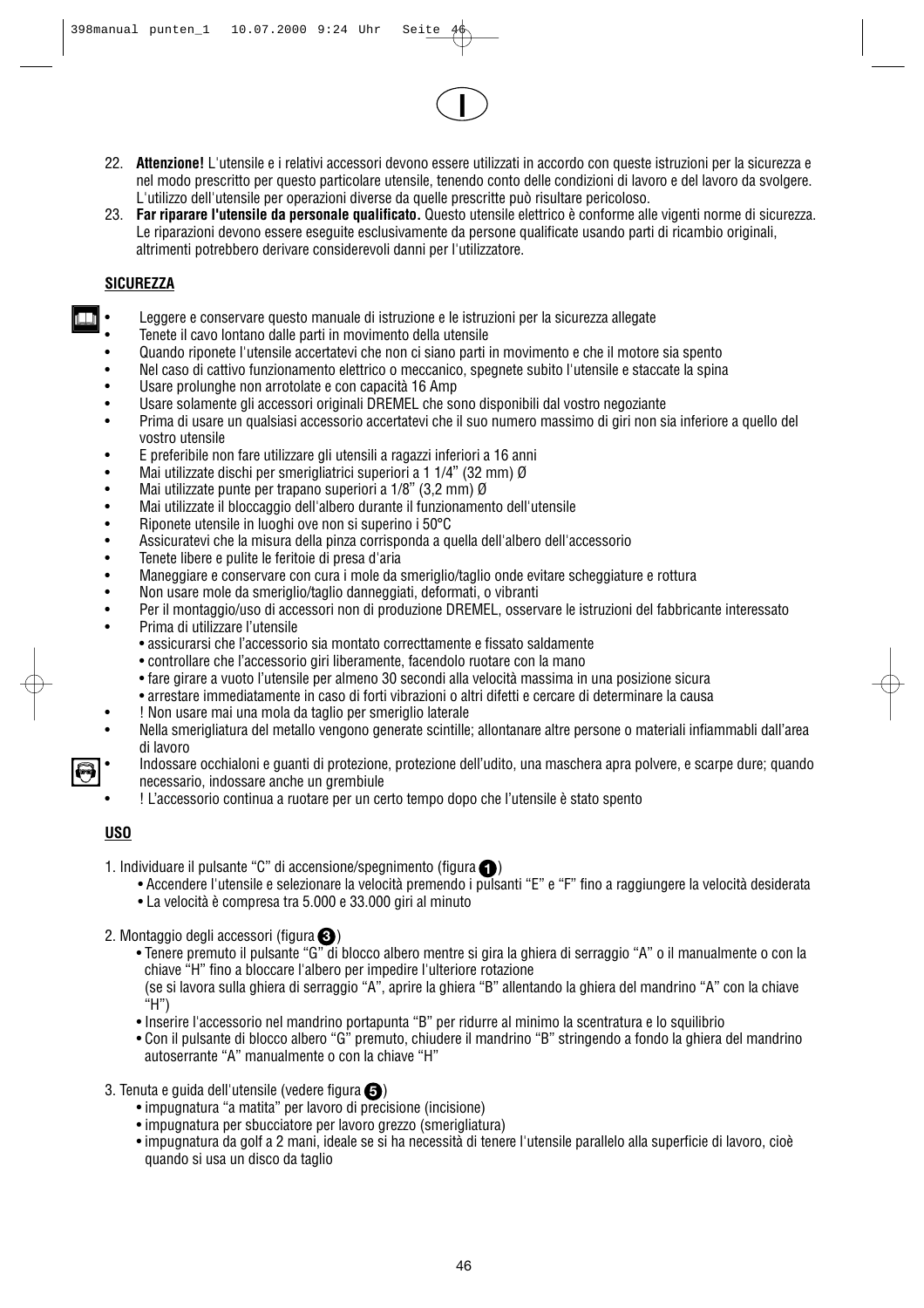I

22. **Attenzione!** L'utensile e i relativi accessori devono essere utilizzati in accordo con queste istruzioni per la sicurezza e nel modo prescritto per questo particolare utensile, tenendo conto delle condizioni di lavoro e del lavoro da svolgere. L'utilizzo dell'utensile per operazioni diverse da quelle prescritte può risultare pericoloso.
23. **Far riparare l'utensile da personale qualificato.** Questo utensile elettrico è conforme alle vigenti norme di sicurezza. Le riparazioni devono essere eseguite esclusivamente da persone qualificate usando parti di ricambio originali, altrimenti potrebbero derivare considerevoli danni per l'utilizzatore.

## SICUREZZA

- Leggere e conservare questo manuale di istruzione e le istruzioni per la sicurezza allegate
- Tenete il cavo lontano dalle parti in movimento della utensile
- Quando riponete l'utensile accertatevi che non ci siano parti in movimento e che il motore sia spento
- Nel caso di cattivo funzionamento elettrico o meccanico, spegnete subito l'utensile e staccate la spina
- Usare prolunghe non arrotolate e con capacità 16 Amp
- Usare solamente gli accessori originali DREMEL che sono disponibili dal vostro negoziante
- Prima di usare un qualsiasi accessorio accertatevi che il suo numero massimo di giri non sia inferiore a quello del vostro utensile
- E preferibile non fare utilizzare gli utensili a ragazzi inferiori a 16 anni
- Mai utilizzate dischi per smerigliatrici superiori a 1 1/4" (32 mm) Ø
- Mai utilizzate punte per trapano superiori a 1/8" (3,2 mm) Ø
- Mai utilizzate il bloccaggio dell'albero durante il funzionamento dell'utensile
- Riponete utensile in luoghi ove non si superino i 50°C
- Assicuratevi che la misura della pinza corrisponda a quella dell'albero dell'accessorio
- Tenete libere e pulite le feritoie di presa d'aria
- Maneggiare e conservare con cura i mole da smeriglio/taglio onde evitare scheggiature e rottura
- Non usare mole da smeriglio/taglio danneggiati, deformati, o vibranti
- Per il montaggio/uso di accessori non di produzione DREMEL, osservare le istruzioni del fabbricante interessato
- Prima di utilizzare l'utensile
  - assicurarsi che l'accessorio sia montato correcttamente e fissato saldamente
  - controllare che l'accessorio giri liberamente, facendolo ruotare con la mano
  - fare girare a vuoto l'utensile per almeno 30 secondi alla velocità massima in una posizione sicura
  - arrestare immediatamente in caso di forti vibrazioni o altri difetti e cercare di determinare la causa
- ! Non usare mai una mola da taglio per smeriglio laterale
- Nella smerigliatura del metallo vengono generate scintille; allontanare altre persone o materiali infiammabili dall'area di lavoro
- Indossare occhialoni e guanti di protezione, protezione dell'udito, una maschera apra polvere, e scarpe dure; quando necessario, indossare anche un grembiule
- ! L'accessorio continua a ruotare per un certo tempo dopo che l'utensile è stato spento

## USO

1. Individuare il pulsante "C" di accensione/spegnimento (figura 1)
   - Accendere l'utensile e selezionare la velocità premendo i pulsanti "E" e "F" fino a raggiungere la velocità desiderata
   - La velocità è compresa tra 5.000 e 33.000 giri al minuto

2. Montaggio degli accessori (figura 3)
   - Tenere premuto il pulsante "G" di blocco albero mentre si gira la ghiera di serraggio "A" o il manualmente o con la chiave "H" fino a bloccare l'albero per impedire l'ulteriore rotazione
     (se si lavora sulla ghiera di serraggio "A", aprire la ghiera "B" allentando la ghiera del mandrino "A" con la chiave "H")
   - Inserire l'accessorio nel mandrino portapunta "B" per ridurre al minimo la scentratura e lo squilibrio
   - Con il pulsante di blocco albero "G" premuto, chiudere il mandrino "B" stringendo a fondo la ghiera del mandrino autoserrante "A" manualmente o con la chiave "H"

3. Tenuta e guida dell'utensile (vedere figura 5)
   - impugnatura "a matita" per lavoro di precisione (incisione)
   - impugnatura per sbucciatore per lavoro grezzo (smerigliatura)
   - impugnatura da golf a 2 mani, ideale se si ha necessità di tenere l'utensile parallelo alla superficie di lavoro, cioè quando si usa un disco da taglio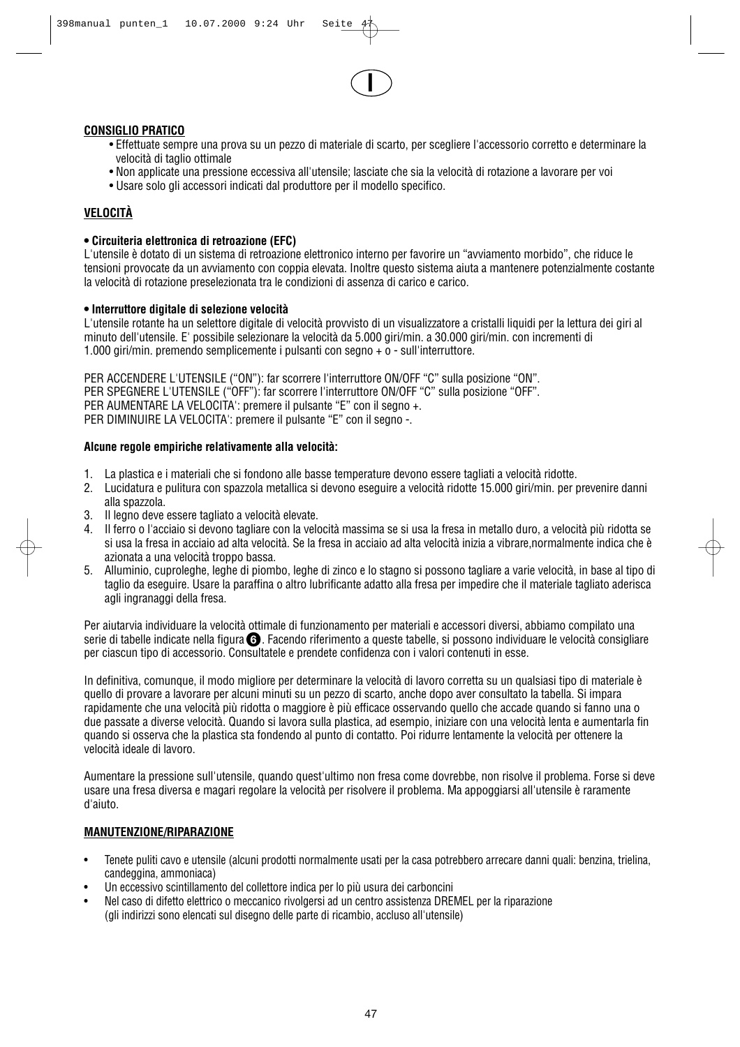**CONSIGLIO PRATICO**

- Effettuate sempre una prova su un pezzo di materiale di scarto, per scegliere l'accessorio corretto e determinare la velocità di taglio ottimale
- Non applicate una pressione eccessiva all'utensile; lasciate che sia la velocità di rotazione a lavorare per voi
- Usare solo gli accessori indicati dal produttore per il modello specifico.

**VELOCITÀ**

**• Circuiteria elettronica di retroazione (EFC)**

L'utensile è dotato di un sistema di retroazione elettronico interno per favorire un "avviamento morbido", che riduce le tensioni provocate da un avviamento con coppia elevata. Inoltre questo sistema aiuta a mantenere potenzialmente costante la velocità di rotazione preselezionata tra le condizioni di assenza di carico e carico.

**• Interruttore digitale di selezione velocità**

L'utensile rotante ha un selettore digitale di velocità provvisto di un visualizzatore a cristalli liquidi per la lettura dei giri al minuto dell'utensile. E' possibile selezionare la velocità da 5.000 giri/min. a 30.000 giri/min. con incrementi di 1.000 giri/min. premendo semplicemente i pulsanti con segno + o - sull'interruttore.

PER ACCENDERE L'UTENSILE ("ON"): far scorrere l'interruttore ON/OFF "C" sulla posizione "ON".
PER SPEGNERE L'UTENSILE ("OFF"): far scorrere l'interruttore ON/OFF "C" sulla posizione "OFF".
PER AUMENTARE LA VELOCITA': premere il pulsante "E" con il segno +.
PER DIMINUIRE LA VELOCITA': premere il pulsante "E" con il segno -.

**Alcune regole empiriche relativamente alla velocità:**

1. La plastica e i materiali che si fondono alle basse temperature devono essere tagliati a velocità ridotte.
2. Lucidatura e pulitura con spazzola metallica si devono eseguire a velocità ridotte 15.000 giri/min. per prevenire danni alla spazzola.
3. Il legno deve essere tagliato a velocità elevate.
4. Il ferro o l'acciaio si devono tagliare con la velocità massima se si usa la fresa in metallo duro, a velocità più ridotta se si usa la fresa in acciaio ad alta velocità. Se la fresa in acciaio ad alta velocità inizia a vibrare,normalmente indica che è azionata a una velocità troppo bassa.
5. Alluminio, cuproleghe, leghe di piombo, leghe di zinco e lo stagno si possono tagliare a varie velocità, in base al tipo di taglio da eseguire. Usare la paraffina o altro lubrificante adatto alla fresa per impedire che il materiale tagliato aderisca agli ingranaggi della fresa.

Per aiutarvia individuare la velocità ottimale di funzionamento per materiali e accessori diversi, abbiamo compilato una serie di tabelle indicate nella figura ❻. Facendo riferimento a queste tabelle, si possono individuare le velocità consigliare per ciascun tipo di accessorio. Consultatele e prendete confidenza con i valori contenuti in esse.

In definitiva, comunque, il modo migliore per determinare la velocità di lavoro corretta su un qualsiasi tipo di materiale è quello di provare a lavorare per alcuni minuti su un pezzo di scarto, anche dopo aver consultato la tabella. Si impara rapidamente che una velocità più ridotta o maggiore è più efficace osservando quello che accade quando si fanno una o due passate a diverse velocità. Quando si lavora sulla plastica, ad esempio, iniziare con una velocità lenta e aumentarla fin quando si osserva che la plastica sta fondendo al punto di contatto. Poi ridurre lentamente la velocità per ottenere la velocità ideale di lavoro.

Aumentare la pressione sull'utensile, quando quest'ultimo non fresa come dovrebbe, non risolve il problema. Forse si deve usare una fresa diversa e magari regolare la velocità per risolvere il problema. Ma appoggiarsi all'utensile è raramente d'aiuto.

**MANUTENZIONE/RIPARAZIONE**

- Tenete puliti cavo e utensile (alcuni prodotti normalmente usati per la casa potrebbero arrecare danni quali: benzina, trielina, candeggina, ammoniaca)
- Un eccessivo scintillamento del collettore indica per lo più usura dei carboncini
- Nel caso di difetto elettrico o meccanico rivolgersi ad un centro assistenza DREMEL per la riparazione (gli indirizzi sono elencati sul disegno delle parte di ricambio, accluso all'utensile)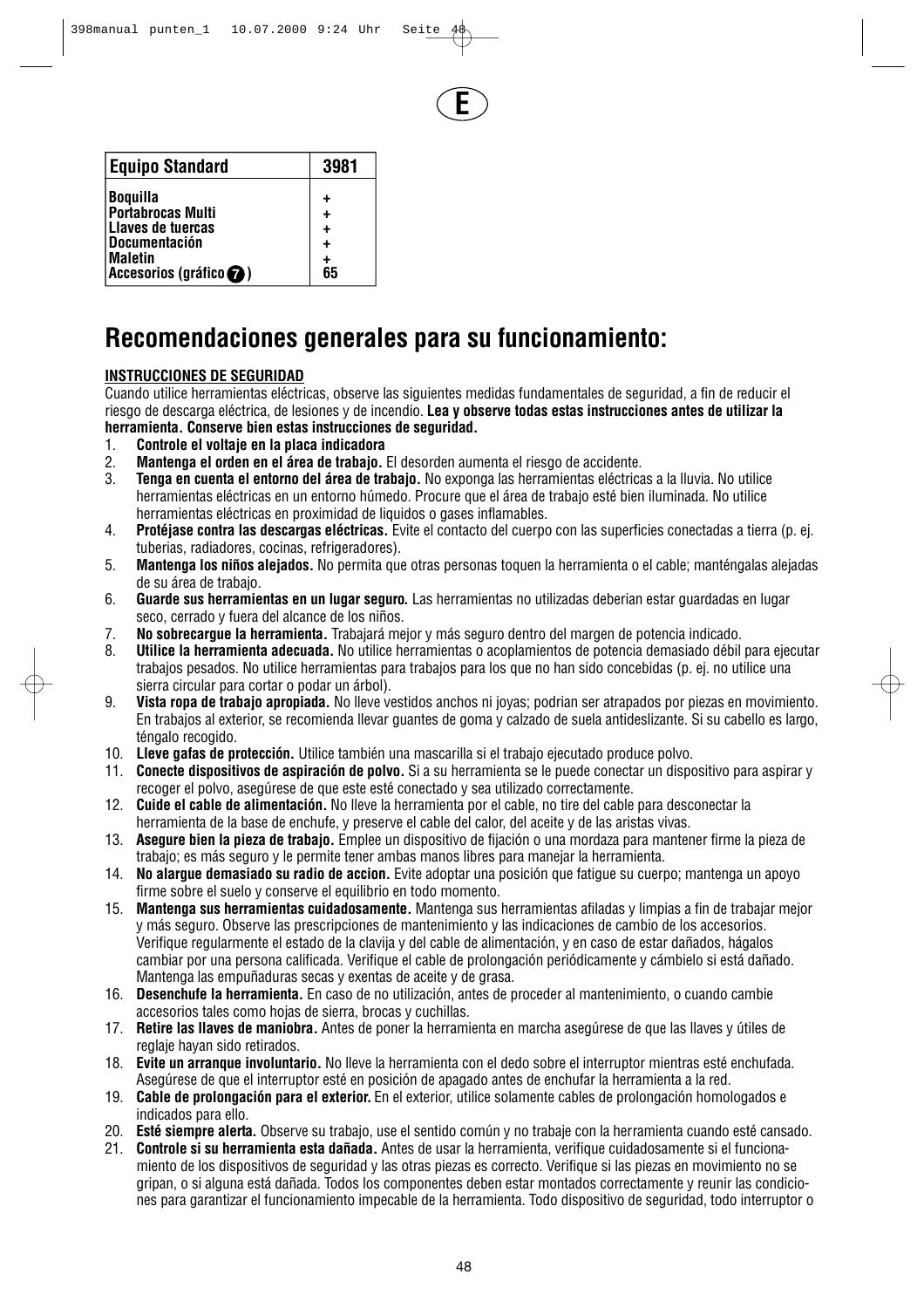E

| Equipo Standard | 3981 |
|---|---|
| Boquilla | + |
| Portabrocas Multi | + |
| Llaves de tuercas | + |
| Documentación | + |
| Maletin | + |
| Accesorios (gráfico 7) | 65 |

# Recomendaciones generales para su funcionamiento:

**INSTRUCCIONES DE SEGURIDAD**

Cuando utilice herramientas eléctricas, observe las siguientes medidas fundamentales de seguridad, a fin de reducir el riesgo de descarga eléctrica, de lesiones y de incendio. **Lea y observe todas estas instrucciones antes de utilizar la herramienta. Conserve bien estas instrucciones de seguridad.**

1. **Controle el voltaje en la placa indicadora**
2. **Mantenga el orden en el área de trabajo.** El desorden aumenta el riesgo de accidente.
3. **Tenga en cuenta el entorno del área de trabajo.** No exponga las herramientas eléctricas a la lluvia. No utilice herramientas eléctricas en un entorno húmedo. Procure que el área de trabajo esté bien iluminada. No utilice herramientas eléctricas en proximidad de liquidos o gases inflamables.
4. **Protéjase contra las descargas eléctricas.** Evite el contacto del cuerpo con las superficies conectadas a tierra (p. ej. tuberias, radiadores, cocinas, refrigeradores).
5. **Mantenga los niños alejados.** No permita que otras personas toquen la herramienta o el cable; manténgalas alejadas de su área de trabajo.
6. **Guarde sus herramientas en un lugar seguro.** Las herramientas no utilizadas deberian estar guardadas en lugar seco, cerrado y fuera del alcance de los niños.
7. **No sobrecargue la herramienta.** Trabajará mejor y más seguro dentro del margen de potencia indicado.
8. **Utilice la herramienta adecuada.** No utilice herramientas o acoplamientos de potencia demasiado débil para ejecutar trabajos pesados. No utilice herramientas para trabajos para los que no han sido concebidas (p. ej. no utilice una sierra circular para cortar o podar un árbol).
9. **Vista ropa de trabajo apropiada.** No lleve vestidos anchos ni joyas; podrian ser atrapados por piezas en movimiento. En trabajos al exterior, se recomienda llevar guantes de goma y calzado de suela antideslizante. Si su cabello es largo, téngalo recogido.
10. **Lleve gafas de protección.** Utilice también una mascarilla si el trabajo ejecutado produce polvo.
11. **Conecte dispositivos de aspiración de polvo.** Si a su herramienta se le puede conectar un dispositivo para aspirar y recoger el polvo, asegúrese de que este esté conectado y sea utilizado correctamente.
12. **Cuide el cable de alimentación.** No lleve la herramienta por el cable, no tire del cable para desconectar la herramienta de la base de enchufe, y preserve el cable del calor, del aceite y de las aristas vivas.
13. **Asegure bien la pieza de trabajo.** Emplee un dispositivo de fijación o una mordaza para mantener firme la pieza de trabajo; es más seguro y le permite tener ambas manos libres para manejar la herramienta.
14. **No alargue demasiado su radio de accion.** Evite adoptar una posición que fatigue su cuerpo; mantenga un apoyo firme sobre el suelo y conserve el equilibrio en todo momento.
15. **Mantenga sus herramientas cuidadosamente.** Mantenga sus herramientas afiladas y limpias a fin de trabajar mejor y más seguro. Observe las prescripciones de mantenimiento y las indicaciones de cambio de los accesorios. Verifique regularmente el estado de la clavija y del cable de alimentación, y en caso de estar dañados, hágalos cambiar por una persona calificada. Verifique el cable de prolongación periódicamente y cámbielo si está dañado. Mantenga las empuñaduras secas y exentas de aceite y de grasa.
16. **Desenchufe la herramienta.** En caso de no utilización, antes de proceder al mantenimiento, o cuando cambie accesorios tales como hojas de sierra, brocas y cuchillas.
17. **Retire las llaves de maniobra.** Antes de poner la herramienta en marcha asegúrese de que las llaves y útiles de reglaje hayan sido retirados.
18. **Evite un arranque involuntario.** No lleve la herramienta con el dedo sobre el interruptor mientras esté enchufada. Asegúrese de que el interruptor esté en posición de apagado antes de enchufar la herramienta a la red.
19. **Cable de prolongación para el exterior.** En el exterior, utilice solamente cables de prolongación homologados e indicados para ello.
20. **Esté siempre alerta.** Observe su trabajo, use el sentido común y no trabaje con la herramienta cuando esté cansado.
21. **Controle si su herramienta esta dañada.** Antes de usar la herramienta, verifique cuidadosamente si el funcionamiento de los dispositivos de seguridad y las otras piezas es correcto. Verifique si las piezas en movimiento no se gripan, o si alguna está dañada. Todos los componentes deben estar montados correctamente y reunir las condiciones para garantizar el funcionamiento impecable de la herramienta. Todo dispositivo de seguridad, todo interruptor o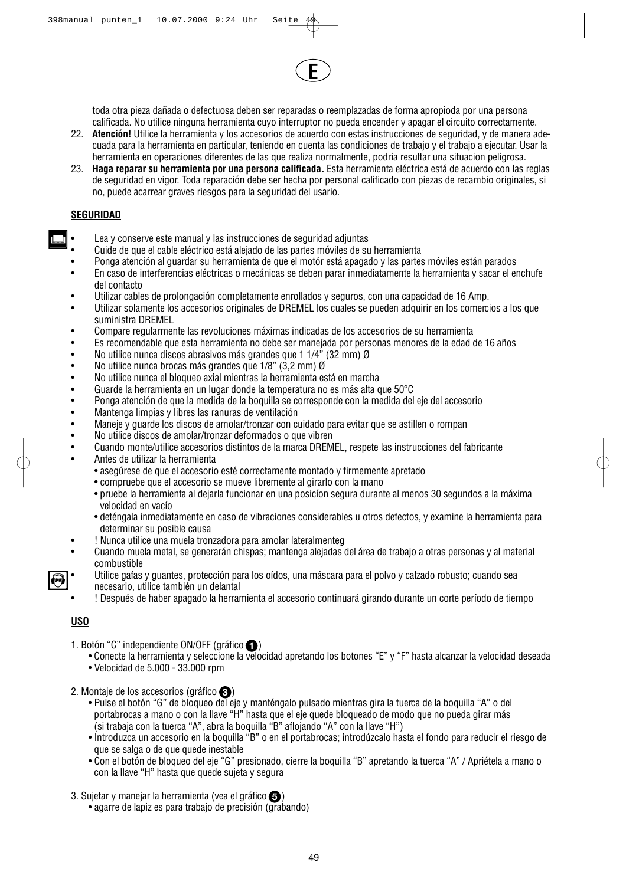toda otra pieza dañada o defectuosa deben ser reparadas o reemplazadas de forma apropioda por una persona calificada. No utilice ninguna herramienta cuyo interruptor no pueda encender y apagar el circuito correctamente.

22. **Atención!** Utilice la herramienta y los accesorios de acuerdo con estas instrucciones de seguridad, y de manera adecuada para la herramienta en particular, teniendo en cuenta las condiciones de trabajo y el trabajo a ejecutar. Usar la herramienta en operaciones diferentes de las que realiza normalmente, podria resultar una situacion peligrosa.
23. **Haga reparar su herramienta por una persona calificada.** Esta herramienta eléctrica está de acuerdo con las reglas de seguridad en vigor. Toda reparación debe ser hecha por personal calificado con piezas de recambio originales, si no, puede acarrear graves riesgos para la seguridad del usario.

**SEGURIDAD**

- Lea y conserve este manual y las instrucciones de seguridad adjuntas
- Cuide de que el cable eléctrico está alejado de las partes móviles de su herramienta
- Ponga atención al guardar su herramienta de que el motór está apagado y las partes móviles están parados
- En caso de interferencias eléctricas o mecánicas se deben parar inmediatamente la herramienta y sacar el enchufe del contacto
- Utilizar cables de prolongación completamente enrollados y seguros, con una capacidad de 16 Amp.
- Utilizar solamente los accesorios originales de DREMEL los cuales se pueden adquirir en los comercios a los que suministra DREMEL
- Compare regularmente las revoluciones máximas indicadas de los accesorios de su herramienta
- Es recomendable que esta herramienta no debe ser manejada por personas menores de la edad de 16 años
- No utilice nunca discos abrasivos más grandes que 1 1/4" (32 mm) Ø
- No utilice nunca brocas más grandes que 1/8" (3,2 mm) Ø
- No utilice nunca el bloqueo axial mientras la herramienta está en marcha
- Guarde la herramienta en un lugar donde la temperatura no es más alta que 50°C
- Ponga atención de que la medida de la boquilla se corresponde con la medida del eje del accesorio
- Mantenga limpias y libres las ranuras de ventilación
- Maneje y guarde los discos de amolar/tronzar con cuidado para evitar que se astillen o rompan
- No utilice discos de amolar/tronzar deformados o que vibren
- Cuando monte/utilice accesorios distintos de la marca DREMEL, respete las instrucciones del fabricante
- Antes de utilizar la herramienta
  - asegúrese de que el accesorio esté correctamente montado y firmemente apretado
  - compruebe que el accesorio se mueve libremente al girarlo con la mano
  - pruebe la herramienta al dejarla funcionar en una posicíon segura durante al menos 30 segundos a la máxima velocidad en vacío
  - deténgala inmediatamente en caso de vibraciones considerables u otros defectos, y examine la herramienta para determinar su posible causa
- ! Nunca utilice una muela tronzadora para amolar lateralmenteg
- Cuando muela metal, se generarán chispas; mantenga alejadas del área de trabajo a otras personas y al material combustible
- Utilice gafas y guantes, protección para los oídos, una máscara para el polvo y calzado robusto; cuando sea necesario, utilice también un delantal
- ! Después de haber apagado la herramienta el accesorio continuará girando durante un corte período de tiempo

**USO**

1. Botón "C" independiente ON/OFF (gráfico 1)
   - Conecte la herramienta y seleccione la velocidad apretando los botones "E" y "F" hasta alcanzar la velocidad deseada
   - Velocidad de 5.000 - 33.000 rpm

2. Montaje de los accesorios (gráfico 3)
   - Pulse el botón "G" de bloqueo del eje y manténgalo pulsado mientras gira la tuerca de la boquilla "A" o del portabrocas a mano o con la llave "H" hasta que el eje quede bloqueado de modo que no pueda girar más (si trabaja con la tuerca "A", abra la boquilla "B" aflojando "A" con la llave "H")
   - Introduzca un accesorio en la boquilla "B" o en el portabrocas; introdúzcalo hasta el fondo para reducir el riesgo de que se salga o de que quede inestable
   - Con el botón de bloqueo del eje "G" presionado, cierre la boquilla "B" apretando la tuerca "A" / Apriétela a mano o con la llave "H" hasta que quede sujeta y segura

3. Sujetar y manejar la herramienta (vea el gráfico 5)
   - agarre de lapiz es para trabajo de precisión (grabando)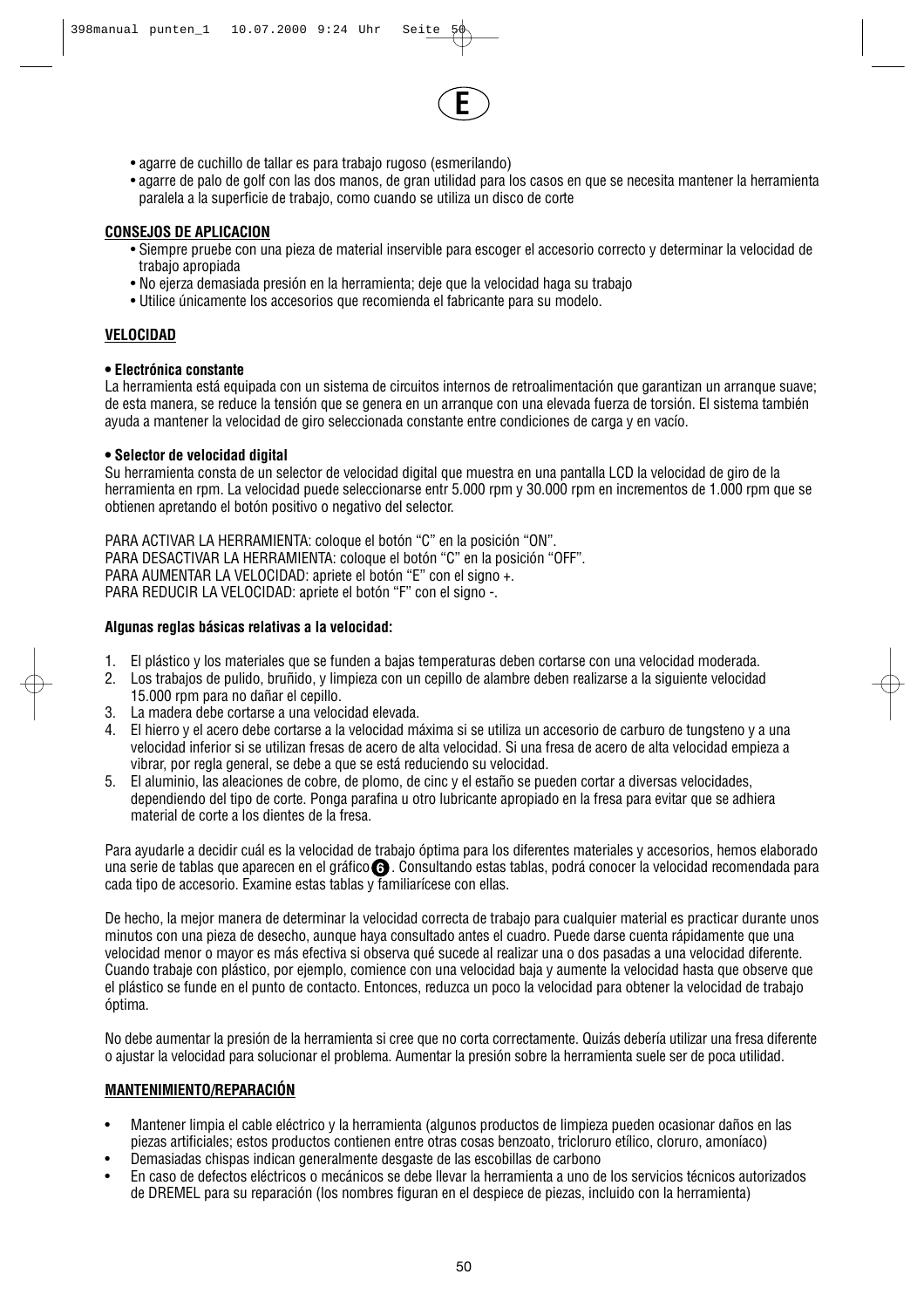- agarre de cuchillo de tallar es para trabajo rugoso (esmerilando)
- agarre de palo de golf con las dos manos, de gran utilidad para los casos en que se necesita mantener la herramienta paralela a la superficie de trabajo, como cuando se utiliza un disco de corte

**CONSEJOS DE APLICACION**

- Siempre pruebe con una pieza de material inservible para escoger el accesorio correcto y determinar la velocidad de trabajo apropiada
- No ejerza demasiada presión en la herramienta; deje que la velocidad haga su trabajo
- Utilice únicamente los accesorios que recomienda el fabricante para su modelo.

**VELOCIDAD**

**• Electrónica constante**

La herramienta está equipada con un sistema de circuitos internos de retroalimentación que garantizan un arranque suave; de esta manera, se reduce la tensión que se genera en un arranque con una elevada fuerza de torsión. El sistema también ayuda a mantener la velocidad de giro seleccionada constante entre condiciones de carga y en vacío.

**• Selector de velocidad digital**

Su herramienta consta de un selector de velocidad digital que muestra en una pantalla LCD la velocidad de giro de la herramienta en rpm. La velocidad puede seleccionarse entr 5.000 rpm y 30.000 rpm en incrementos de 1.000 rpm que se obtienen apretando el botón positivo o negativo del selector.

PARA ACTIVAR LA HERRAMIENTA: coloque el botón “C” en la posición “ON”.
PARA DESACTIVAR LA HERRAMIENTA: coloque el botón “C” en la posición “OFF”.
PARA AUMENTAR LA VELOCIDAD: apriete el botón “E” con el signo +.
PARA REDUCIR LA VELOCIDAD: apriete el botón “F” con el signo -.

**Algunas reglas básicas relativas a la velocidad:**

1. El plástico y los materiales que se funden a bajas temperaturas deben cortarse con una velocidad moderada.
2. Los trabajos de pulido, bruñido, y limpieza con un cepillo de alambre deben realizarse a la siguiente velocidad 15.000 rpm para no dañar el cepillo.
3. La madera debe cortarse a una velocidad elevada.
4. El hierro y el acero debe cortarse a la velocidad máxima si se utiliza un accesorio de carburo de tungsteno y a una velocidad inferior si se utilizan fresas de acero de alta velocidad. Si una fresa de acero de alta velocidad empieza a vibrar, por regla general, se debe a que se está reduciendo su velocidad.
5. El aluminio, las aleaciones de cobre, de plomo, de cinc y el estaño se pueden cortar a diversas velocidades, dependiendo del tipo de corte. Ponga parafina u otro lubricante apropiado en la fresa para evitar que se adhiera material de corte a los dientes de la fresa.

Para ayudarle a decidir cuál es la velocidad de trabajo óptima para los diferentes materiales y accesorios, hemos elaborado una serie de tablas que aparecen en el gráfico 6. Consultando estas tablas, podrá conocer la velocidad recomendada para cada tipo de accesorio. Examine estas tablas y familiarícese con ellas.

De hecho, la mejor manera de determinar la velocidad correcta de trabajo para cualquier material es practicar durante unos minutos con una pieza de desecho, aunque haya consultado antes el cuadro. Puede darse cuenta rápidamente que una velocidad menor o mayor es más efectiva si observa qué sucede al realizar una o dos pasadas a una velocidad diferente. Cuando trabaje con plástico, por ejemplo, comience con una velocidad baja y aumente la velocidad hasta que observe que el plástico se funde en el punto de contacto. Entonces, reduzca un poco la velocidad para obtener la velocidad de trabajo óptima.

No debe aumentar la presión de la herramienta si cree que no corta correctamente. Quizás debería utilizar una fresa diferente o ajustar la velocidad para solucionar el problema. Aumentar la presión sobre la herramienta suele ser de poca utilidad.

**MANTENIMIENTO/REPARACIÓN**

- Mantener limpia el cable eléctrico y la herramienta (algunos productos de limpieza pueden ocasionar daños en las piezas artificiales; estos productos contienen entre otras cosas benzoato, tricloruro etílico, cloruro, amoníaco)
- Demasiadas chispas indican generalmente desgaste de las escobillas de carbono
- En caso de defectos eléctricos o mecánicos se debe llevar la herramienta a uno de los servicios técnicos autorizados de DREMEL para su reparación (los nombres figuran en el despiece de piezas, incluido con la herramienta)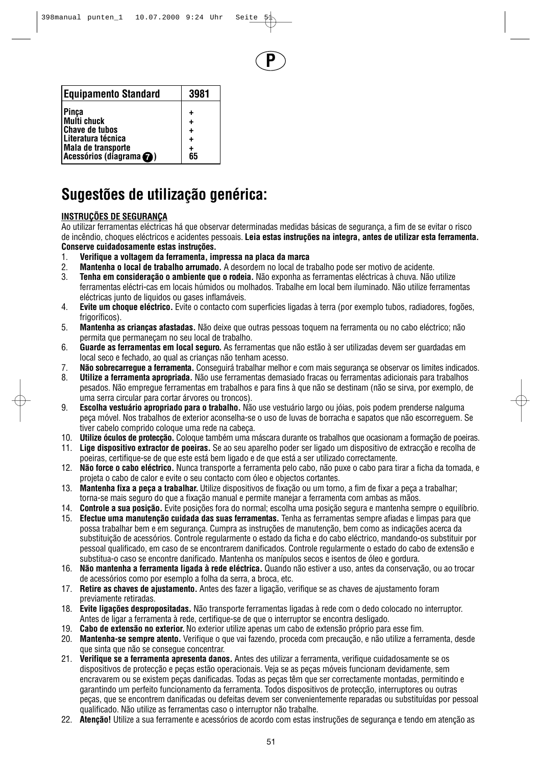P

| Equipamento Standard | 3981 |
|---|---|
| Pinça | + |
| Multi chuck | + |
| Chave de tubos | + |
| Literatura técnica | + |
| Mala de transporte | + |
| Acessórios (diagrama 7) | 65 |

# Sugestões de utilização genérica:

**INSTRUÇÕES DE SEGURANÇA**

Ao utilizar ferramentas eléctricas há que observar determinadas medidas básicas de segurança, a fim de se evitar o risco de incêndio, choques eléctricos e acidentes pessoais. **Leia estas instruções na integra, antes de utilizar esta ferramenta. Conserve cuidadosamente estas instruções.**

1. **Verifique a voltagem da ferramenta, impressa na placa da marca**
2. **Mantenha o local de trabalho arrumado.** A desordem no local de trabalho pode ser motivo de acidente.
3. **Tenha em consideração o ambiente que o rodeia.** Não exponha as ferramentas eléctricas à chuva. Não utilize ferramentas eléctri-cas em locais húmidos ou molhados. Trabalhe em local bem iluminado. Não utilize ferramentas eléctricas junto de liquidos ou gases inflamáveis.
4. **Evite um choque eléctrico.** Evite o contacto com superficies ligadas à terra (por exemplo tubos, radiadores, fogões, frigoríficos).
5. **Mantenha as crianças afastadas.** Não deixe que outras pessoas toquem na ferramenta ou no cabo eléctrico; não permita que permaneçam no seu local de trabalho.
6. **Guarde as ferramentas em local seguro.** As ferramentas que não estão à ser utilizadas devem ser guardadas em local seco e fechado, ao qual as crianças não tenham acesso.
7. **Não sobrecarregue a ferramenta.** Conseguirá trabalhar melhor e com mais segurança se observar os limites indicados.
8. **Utilize a ferramenta apropriada.** Não use ferramentas demasiado fracas ou ferramentas adicionais para trabalhos pesados. Não empregue ferramentas em trabalhos e para fins à que não se destinam (não se sirva, por exemplo, de uma serra circular para cortar árvores ou troncos).
9. **Escolha vestuário apropriado para o trabalho.** Não use vestuário largo ou jóias, pois podem prenderse nalguma peça móvel. Nos trabalhos de exterior aconselha-se o uso de luvas de borracha e sapatos que não escorreguem. Se tiver cabelo comprido coloque uma rede na cabeça.
10. **Utilize óculos de protecção.** Coloque também uma máscara durante os trabalhos que ocasionam a formação de poeiras.
11. **Lige dispositivo extractor de poeiras.** Se ao seu aparelho poder ser ligado um dispositivo de extracção e recolha de poeiras, certifique-se de que este está bem ligado e de que está a ser utilizado correctamente.
12. **Não force o cabo eléctrico.** Nunca transporte a ferramenta pelo cabo, não puxe o cabo para tirar a ficha da tomada, e projeta o cabo de calor e evite o seu contacto com óleo e objectos cortantes.
13. **Mantenha fixa a peça a trabalhar.** Utilize dispositivos de fixação ou um torno, a fim de fixar a peça a trabalhar; torna-se mais seguro do que a fixação manual e permite manejar a ferramenta com ambas as mãos.
14. **Controle a sua posição.** Evite posições fora do normal; escolha uma posição segura e mantenha sempre o equilíbrio.
15. **Efectue uma manutenção cuidada das suas ferramentas.** Tenha as ferramentas sempre afiadas e limpas para que possa trabalhar bem e em segurança. Cumpra as instruções de manutenção, bem como as indicações acerca da substituição de acessórios. Controle regularmente o estado da ficha e do cabo eléctrico, mandando-os substituir por pessoal qualificado, em caso de se encontrarem danificados. Controle regularmente o estado do cabo de extensão e substitua-o caso se encontre danificado. Mantenha os manípulos secos e isentos de óleo e gordura.
16. **Não mantenha a ferramenta ligada à rede eléctrica.** Quando não estiver a uso, antes da conservação, ou ao trocar de acessórios como por esemplo a folha da serra, a broca, etc.
17. **Retire as chaves de ajustamento.** Antes des fazer a ligação, verifique se as chaves de ajustamento foram previamente retiradas.
18. **Evite ligações despropositadas.** Não transporte ferramentas ligadas à rede com o dedo colocado no interruptor. Antes de ligar a ferramenta à rede, certifique-se de que o interruptor se encontra desligado.
19. **Cabo de extensão no exterior.** No exterior utilize apenas um cabo de extensão próprio para esse fim.
20. **Mantenha-se sempre atento.** Verifique o que vai fazendo, proceda com precaução, e não utilize a ferramenta, desde que sinta que não se consegue concentrar.
21. **Verifique se a ferramenta apresenta danos.** Antes des utilizar a ferramenta, verifique cuidadosamente se os dispositivos de protecção e peças estão operacionais. Veja se as peças móveis funcionam devidamente, sem encravarem ou se existem peças danificadas. Todas as peças têm que ser correctamente montadas, permitindo e garantindo um perfeito funcionamento da ferramenta. Todos dispositivos de protecção, interruptores ou outras peças, que se encontrem danificadas ou defeitas devem ser convenientemente reparadas ou substituídas por pessoal qualificado. Não utilize as ferramentas caso o interruptor não trabalhe.
22. **Atenção!** Utilize a sua ferramente e acessórios de acordo com estas instruções de segurança e tendo em atenção as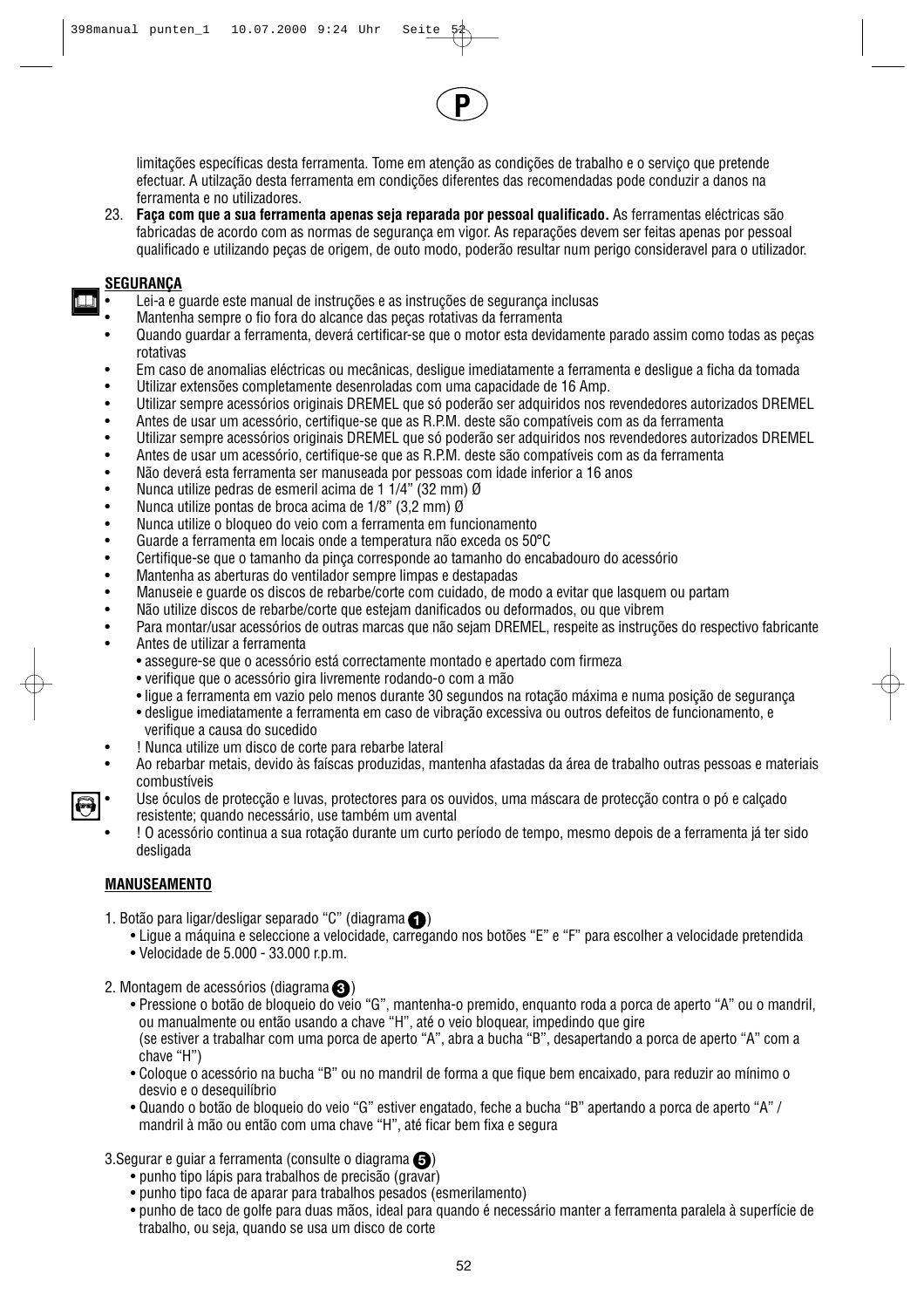limitações específicas desta ferramenta. Tome em atenção as condições de trabalho e o serviço que pretende efectuar. A utilzação desta ferramenta em condições diferentes das recomendadas pode conduzir a danos na ferramenta e no utilizadores.

23. **Faça com que a sua ferramenta apenas seja reparada por pessoal qualificado.** As ferramentas eléctricas são fabricadas de acordo com as normas de segurança em vigor. As reparações devem ser feitas apenas por pessoal qualificado e utilizando peças de origem, de outo modo, poderão resultar num perigo consideravel para o utilizador.

**SEGURANÇA**

- Lei-a e guarde este manual de instruções e as instruções de segurança inclusas
- Mantenha sempre o fio fora do alcance das peças rotativas da ferramenta
- Quando guardar a ferramenta, deverá certificar-se que o motor esta devidamente parado assim como todas as peças rotativas
- Em caso de anomalias eléctricas ou mecânicas, desligue imediatamente a ferramenta e desligue a ficha da tomada
- Utilizar extensões completamente desenroladas com uma capacidade de 16 Amp.
- Utilizar sempre acessórios originais DREMEL que só poderão ser adquiridos nos revendedores autorizados DREMEL
- Antes de usar um acessório, certifique-se que as R.P.M. deste são compatíveis com as da ferramenta
- Utilizar sempre acessórios originais DREMEL que só poderão ser adquiridos nos revendedores autorizados DREMEL
- Antes de usar um acessório, certifique-se que as R.P.M. deste são compatíveis com as da ferramenta
- Não deverá esta ferramenta ser manuseada por pessoas com idade inferior a 16 anos
- Nunca utilize pedras de esmeril acima de 1 1/4" (32 mm) Ø
- Nunca utilize pontas de broca acima de 1/8" (3,2 mm) Ø
- Nunca utilize o bloqueo do veio com a ferramenta em funcionamento
- Guarde a ferramenta em locais onde a temperatura não exceda os 50°C
- Certifique-se que o tamanho da pinça corresponde ao tamanho do encabadouro do acessório
- Mantenha as aberturas do ventilador sempre limpas e destapadas
- Manuseie e guarde os discos de rebarbe/corte com cuidado, de modo a evitar que lasquem ou partam
- Não utilize discos de rebarbe/corte que estejam danificados ou deformados, ou que vibrem
- Para montar/usar acessórios de outras marcas que não sejam DREMEL, respeite as instruções do respectivo fabricante
- Antes de utilizar a ferramenta
  - assegure-se que o acessório está correctamente montado e apertado com firmeza
  - verifique que o acessório gira livremente rodando-o com a mão
  - ligue a ferramenta em vazio pelo menos durante 30 segundos na rotação máxima e numa posição de segurança
  - desligue imediatamente a ferramenta em caso de vibração excessiva ou outros defeitos de funcionamento, e verifique a causa do sucedido
- ! Nunca utilize um disco de corte para rebarbe lateral
- Ao rebarbar metais, devido às faíscas produzidas, mantenha afastadas da área de trabalho outras pessoas e materiais combustíveis
- Use óculos de protecção e luvas, protectores para os ouvidos, uma máscara de protecção contra o pó e calçado resistente; quando necessário, use também um avental
- ! O acessório continua a sua rotação durante um curto período de tempo, mesmo depois de a ferramenta já ter sido desligada

**MANUSEAMENTO**

1. Botão para ligar/desligar separado "C" (diagrama 1)
   - Ligue a máquina e seleccione a velocidade, carregando nos botões "E" e "F" para escolher a velocidade pretendida
   - Velocidade de 5.000 - 33.000 r.p.m.

2. Montagem de acessórios (diagrama 3)
   - Pressione o botão de bloqueio do veio "G", mantenha-o premido, enquanto roda a porca de aperto "A" ou o mandril, ou manualmente ou então usando a chave "H", até o veio bloquear, impedindo que gire (se estiver a trabalhar com uma porca de aperto "A", abra a bucha "B", desapertando a porca de aperto "A" com a chave "H")
   - Coloque o acessório na bucha "B" ou no mandril de forma a que fique bem encaixado, para reduzir ao mínimo o desvio e o desequilíbrio
   - Quando o botão de bloqueio do veio "G" estiver engatado, feche a bucha "B" apertando a porca de aperto "A" / mandril à mão ou então com uma chave "H", até ficar bem fixa e segura

3. Segurar e guiar a ferramenta (consulte o diagrama 5)
   - punho tipo lápis para trabalhos de precisão (gravar)
   - punho tipo faca de aparar para trabalhos pesados (esmerilamento)
   - punho de taco de golfe para duas mãos, ideal para quando é necessário manter a ferramenta paralela à superfície de trabalho, ou seja, quando se usa um disco de corte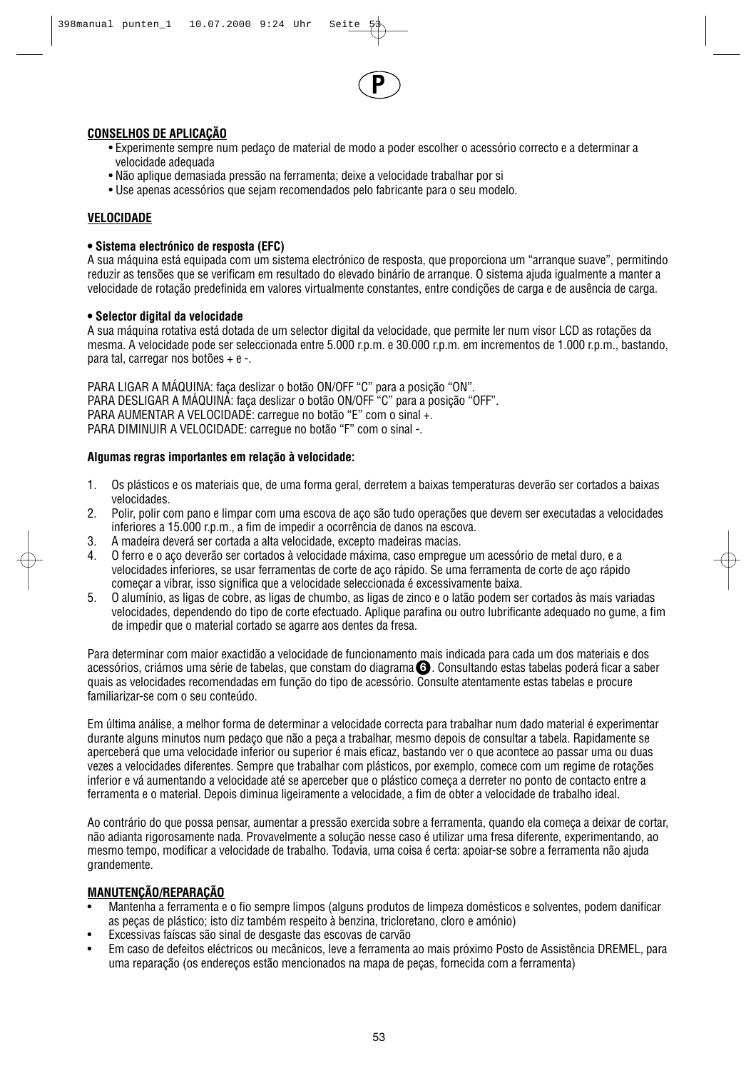**CONSELHOS DE APLICAÇÃO**

- Experimente sempre num pedaço de material de modo a poder escolher o acessório correcto e a determinar a velocidade adequada
- Não aplique demasiada pressão na ferramenta; deixe a velocidade trabalhar por si
- Use apenas acessórios que sejam recomendados pelo fabricante para o seu modelo.

**VELOCIDADE**

**• Sistema electrónico de resposta (EFC)**

A sua máquina está equipada com um sistema electrónico de resposta, que proporciona um "arranque suave", permitindo reduzir as tensões que se verificam em resultado do elevado binário de arranque. O sistema ajuda igualmente a manter a velocidade de rotação predefinida em valores virtualmente constantes, entre condições de carga e de ausência de carga.

**• Selector digital da velocidade**

A sua máquina rotativa está dotada de um selector digital da velocidade, que permite ler num visor LCD as rotações da mesma. A velocidade pode ser seleccionada entre 5.000 r.p.m. e 30.000 r.p.m. em incrementos de 1.000 r.p.m., bastando, para tal, carregar nos botões + e -.

PARA LIGAR A MÁQUINA: faça deslizar o botão ON/OFF "C" para a posição "ON".
PARA DESLIGAR A MÁQUINA: faça deslizar o botão ON/OFF "C" para a posição "OFF".
PARA AUMENTAR A VELOCIDADE: carregue no botão "E" com o sinal +.
PARA DIMINUIR A VELOCIDADE: carregue no botão "F" com o sinal -.

**Algumas regras importantes em relação à velocidade:**

1. Os plásticos e os materiais que, de uma forma geral, derretem a baixas temperaturas deverão ser cortados a baixas velocidades.
2. Polir, polir com pano e limpar com uma escova de aço são tudo operações que devem ser executadas a velocidades inferiores a 15.000 r.p.m., a fim de impedir a ocorrência de danos na escova.
3. A madeira deverá ser cortada a alta velocidade, excepto madeiras macias.
4. O ferro e o aço deverão ser cortados à velocidade máxima, caso empregue um acessório de metal duro, e a velocidades inferiores, se usar ferramentas de corte de aço rápido. Se uma ferramenta de corte de aço rápido começar a vibrar, isso significa que a velocidade seleccionada é excessivamente baixa.
5. O alumínio, as ligas de cobre, as ligas de chumbo, as ligas de zinco e o latão podem ser cortados às mais variadas velocidades, dependendo do tipo de corte efectuado. Aplique parafina ou outro lubrificante adequado no gume, a fim de impedir que o material cortado se agarre aos dentes da fresa.

Para determinar com maior exactidão a velocidade de funcionamento mais indicada para cada um dos materiais e dos acessórios, criámos uma série de tabelas, que constam do diagrama ❻. Consultando estas tabelas poderá ficar a saber quais as velocidades recomendadas em função do tipo de acessório. Consulte atentamente estas tabelas e procure familiarizar-se com o seu conteúdo.

Em última análise, a melhor forma de determinar a velocidade correcta para trabalhar num dado material é experimentar durante alguns minutos num pedaço que não a peça a trabalhar, mesmo depois de consultar a tabela. Rapidamente se aperceberá que uma velocidade inferior ou superior é mais eficaz, bastando ver o que acontece ao passar uma ou duas vezes a velocidades diferentes. Sempre que trabalhar com plásticos, por exemplo, comece com um regime de rotações inferior e vá aumentando a velocidade até se aperceber que o plástico começa a derreter no ponto de contacto entre a ferramenta e o material. Depois diminua ligeiramente a velocidade, a fim de obter a velocidade de trabalho ideal.

Ao contrário do que possa pensar, aumentar a pressão exercida sobre a ferramenta, quando ela começa a deixar de cortar, não adianta rigorosamente nada. Provavelmente a solução nesse caso é utilizar uma fresa diferente, experimentando, ao mesmo tempo, modificar a velocidade de trabalho. Todavia, uma coisa é certa: apoiar-se sobre a ferramenta não ajuda grandemente.

**MANUTENÇÃO/REPARAÇÃO**

- Mantenha a ferramenta e o fio sempre limpos (alguns produtos de limpeza domésticos e solventes, podem danificar as peças de plástico; isto diz também respeito à benzina, tricloretano, cloro e amónio)
- Excessivas faíscas são sinal de desgaste das escovas de carvão
- Em caso de defeitos eléctricos ou mecânicos, leve a ferramenta ao mais próximo Posto de Assistência DREMEL, para uma reparação (os endereços estão mencionados na mapa de peças, fornecida com a ferramenta)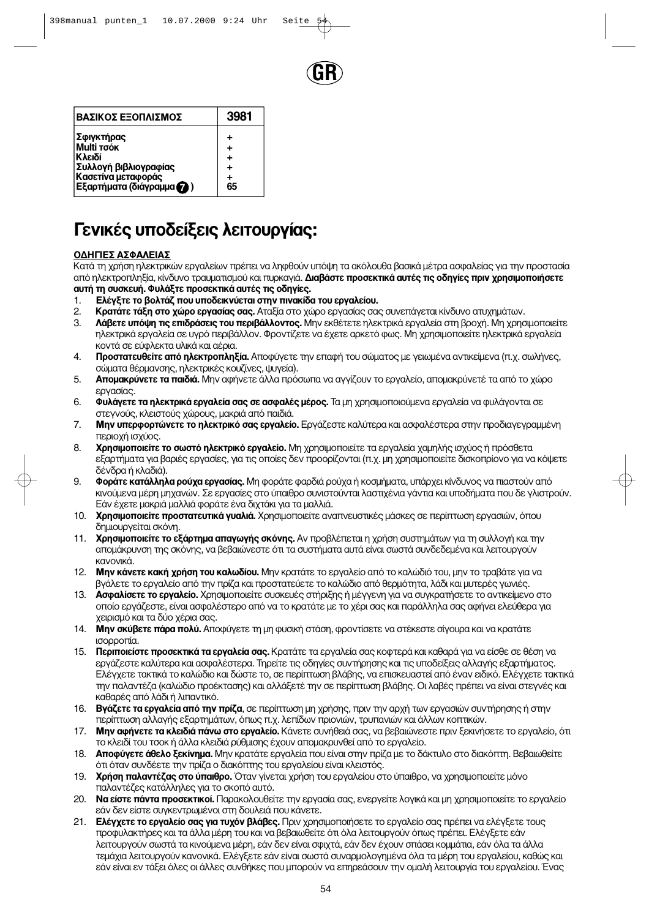GR

| ΒΑΣΙΚΟΣ ΕΞΟΠΛΙΣΜΟΣ | 3981 |
|---|---|
| Σφιγκτήρας | + |
| Multi τσόκ | + |
| Κλειδί | + |
| Συλλογή βιβλιογραφίας | + |
| Κασετίνα μεταφοράς | + |
| Εξαρτήματα (διάγραμμα 7) | 65 |

# Γενικές υποδείξεις λειτουργίας:

**ΟΔΗΓΙΕΣ ΑΣΦΑΛΕΙΑΣ**

Κατά τη χρήση ηλεκτρικών εργαλείων πρέπει να ληφθούν υπόψη τα ακόλουθα βασικά μέτρα ασφαλείας για την προστασία από ηλεκτροπληξία, κίνδυνο τραυματισμού και πυρκαγιά. **Διαβάστε προσεκτικά αυτές τις οδηγίες πριν χρησιμοποιήσετε αυτή τη συσκευή. Φυλάξτε προσεκτικά αυτές τις οδηγίες.**

1. **Ελέγξτε το βολτάζ που υποδεικνύεται στην πινακίδα του εργαλείου.**
2. **Κρατάτε τάξη στο χώρο εργασίας σας.** Αταξία στο χώρο εργασίας σας συνεπάγεται κίνδυνο ατυχημάτων.
3. **Λάβετε υπόψη τις επιδράσεις του περιβάλλοντος.** Μην εκθέτετε ηλεκτρικά εργαλεία στη βροχή. Μη χρησιμοποιείτε ηλεκτρικά εργαλεία σε υγρό περιβάλλον. Φροντίζετε να έχετε αρκετό φως. Μη χρησιμοποιείτε ηλεκτρικά εργαλεία κοντά σε εύφλεκτα υλικά και αέρια.
4. **Προστατευθείτε από ηλεκτροπληξία.** Αποφύγετε την επαφή του σώματος με γειωμένα αντικείμενα (π.χ. σωλήνες, σώματα θέρμανσης, ηλεκτρικές κουζίνες, ψυγεία).
5. **Απομακρύνετε τα παιδιά.** Μην αφήνετε άλλα πρόσωπα να αγγίζουν το εργαλείο, απομακρύνετέ τα από το χώρο εργασίας.
6. **Φυλάγετε τα ηλεκτρικά εργαλεία σας σε ασφαλές μέρος.** Τα μη χρησιμοποιούμενα εργαλεία να φυλάγονται σε στεγνούς, κλειστούς χώρους, μακριά από παιδιά.
7. **Μην υπερφορτώνετε το ηλεκτρικό σας εργαλείο.** Εργάζεστε καλύτερα και ασφαλέστερα στην προδιαγεγραμμένη περιοχή ισχύος.
8. **Χρησιμοποιείτε το σωστό ηλεκτρικό εργαλείο.** Μη χρησιμοποιείτε τα εργαλεία χαμηλής ισχύος ή πρόσθετα εξαρτήματα για βαριές εργασίες, για τις οποίες δεν προορίζονται (π.χ. μη χρησιμοποιείτε δισκοπρίονο για να κόψετε δένδρα ή κλαδιά).
9. **Φοράτε κατάλληλα ρούχα εργασίας.** Μη φοράτε φαρδιά ρούχα ή κοσμήματα, υπάρχει κίνδυνος να πιαστούν από κινούμενα μέρη μηχανών. Σε εργασίες στο ύπαιθρο συνιστούνται λαστιχένια γάντια και υποδήματα που δε γλιστρούν. Εάν έχετε μακριά μαλλιά φοράτε ένα διχτάκι για τα μαλλιά.
10. **Χρησιμοποιείτε προστατευτικά γυαλιά.** Χρησιμοποιείτε αναπνευστικές μάσκες σε περίπτωση εργασιών, όπου δημιουργείται σκόνη.
11. **Χρησιμοποιείτε το εξάρτημα απαγωγής σκόνης.** Αν προβλέπεται η χρήση συστημάτων για τη συλλογή και την απομάκρυνση της σκόνης, να βεβαιώνεστε ότι τα συστήματα αυτά είναι σωστά συνδεδεμένα και λειτουργούν κανονικά.
12. **Μην κάνετε κακή χρήση του καλωδίου.** Μην κρατάτε το εργαλείο από το καλώδιό του, μην το τραβάτε για να βγάλετε το εργαλείο από την πρίζα και προστατεύετε το καλώδιο από θερμότητα, λάδι και μυτερές γωνίες.
13. **Ασφαλίσετε το εργαλείο.** Χρησιμοποιείτε συσκευές στήριξης ή μέγγενη για να συγκρατήσετε το αντικείμενο στο οποίο εργάζεστε, είναι ασφαλέστερο από να το κρατάτε με το χέρι σας και παράλληλα σας αφήνει ελεύθερα για χειρισμό και τα δύο χέρια σας.
14. **Μην σκύβετε πάρα πολύ.** Αποφύγετε τη μη φυσική στάση, φροντίσετε να στέκεστε σίγουρα και να κρατάτε ισορροπία.
15. **Περιποιείστε προσεκτικά τα εργαλεία σας.** Κρατάτε τα εργαλεία σας κοφτερά και καθαρά για να είσθε σε θέση να εργάζεστε καλύτερα και ασφαλέστερα. Τηρείτε τις οδηγίες συντήρησης και τις υποδείξεις αλλαγής εξαρτήματος. Ελέγχετε τακτικά το καλώδιο και δώστε το, σε περίπτωση βλάβης, να επισκευαστεί από έναν ειδικό. Ελέγχετε τακτικά την παλαντέζα (καλώδιο προέκτασης) και αλλάξετέ την σε περίπτωση βλάβης. Οι λαβές πρέπει να είναι στεγνές και καθαρές από λάδι ή λιπαντικό.
16. **Βγάζετε τα εργαλεία από την πρίζα**, σε περίπτωση μη χρήσης, πριν την αρχή των εργασιών συντήρησης ή στην περίπτωση αλλαγής εξαρτημάτων, όπως π.χ. λεπίδων πριονιών, τρυπανιών και άλλων κοπτικών.
17. **Μην αφήνετε τα κλειδιά πάνω στο εργαλείο.** Κάνετε συνήθειά σας, να βεβαιώνεστε πριν ξεκινήσετε το εργαλείο, ότι το κλειδί του τσοκ ή άλλα κλειδιά ρύθμισης έχουν απομακρυνθεί από το εργαλείο.
18. **Αποφύγετε άθελο ξεκίνημα.** Μην κρατάτε εργαλεία που είναι στην πρίζα με το δάκτυλο στο διακόπτη. Βεβαιωθείτε ότι όταν συνδέετε την πρίζα ο διακόπτης του εργαλείου είναι κλειστός.
19. **Χρήση παλαντέζας στο ύπαιθρο.** Όταν γίνεται χρήση του εργαλείου στο ύπαιθρο, να χρησιμοποιείτε μόνο παλαντέζες κατάλληλες για το σκοπό αυτό.
20. **Να είστε πάντα προσεκτικοί.** Παρακολουθείτε την εργασία σας, ενεργείτε λογικά και μη χρησιμοποιείτε το εργαλείο εάν δεν είστε συγκεντρωμένοι στη δουλειά που κάνετε.
21. **Ελέγχετε το εργαλείο σας για τυχόν βλάβες.** Πριν χρησιμοποιήσετε το εργαλείο σας πρέπει να ελέγξετε τους προφυλακτήρες και τα άλλα μέρη του και να βεβαιωθείτε ότι όλα λειτουργούν όπως πρέπει. Ελέγξετε εάν λειτουργούν σωστά τα κινούμενα μέρη, εάν δεν είναι σφιχτά, εάν δεν έχουν σπάσει κομμάτια, εάν όλα τα άλλα τεμάχια λειτουργούν κανονικά. Ελέγξετε εάν είναι σωστά συναρμολογημένα όλα τα μέρη του εργαλείου, καθώς και εάν είναι εν τάξει όλες οι άλλες συνθήκες που μπορούν να επηρεάσουν την ομαλή λειτουργία του εργαλείου. Ένας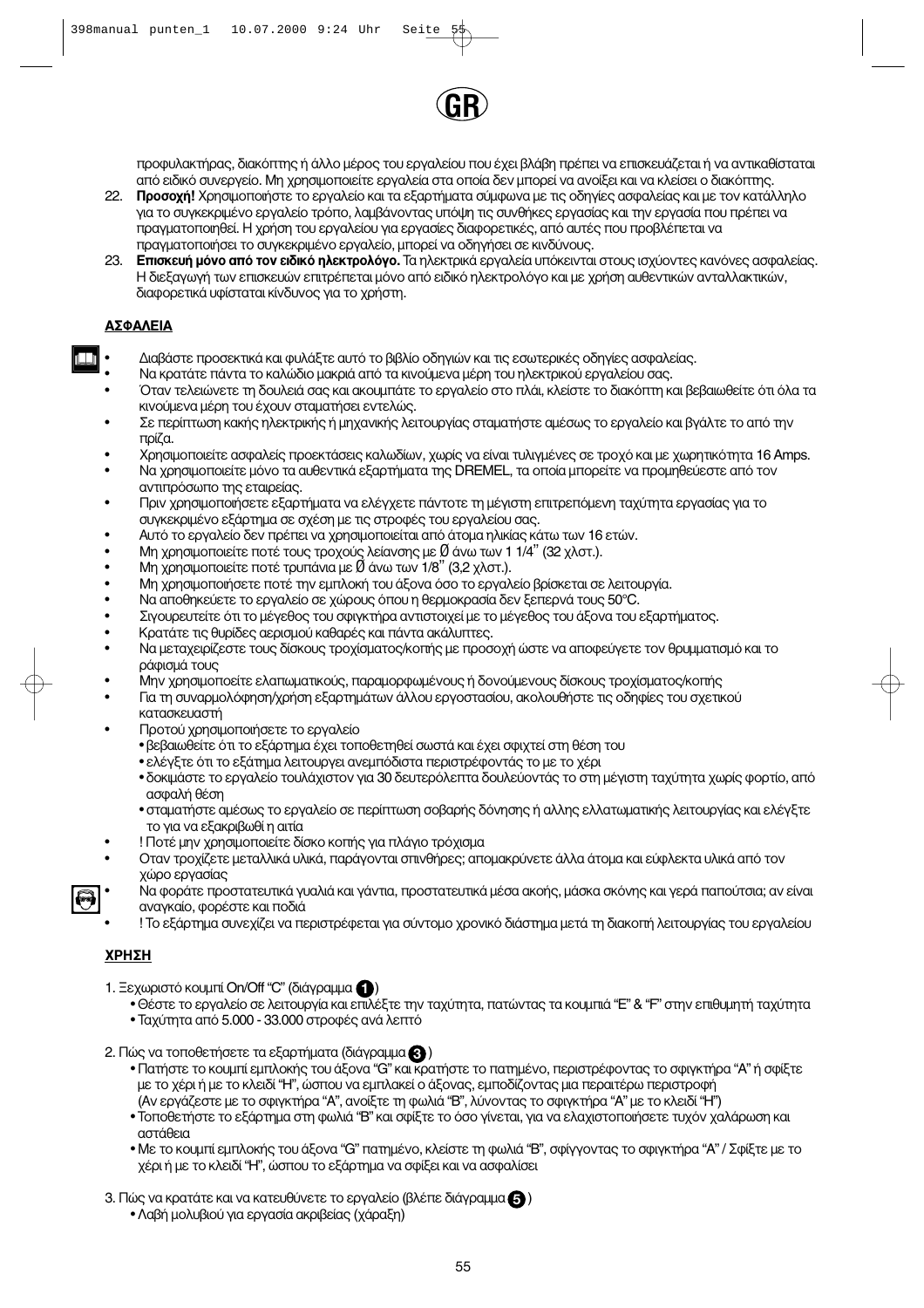προφυλακτήρας, διακόπτης ή άλλο μέρος του εργαλείου που έχει βλάβη πρέπει να επισκευάζεται ή να αντικαθίσταται από ειδικό συνεργείο. Μη χρησιμοποιείτε εργαλεία στα οποία δεν μπορεί να ανοίξει και να κλείσει ο διακόπτης.

22. **Προσοχή!** Χρησιμοποιήστε το εργαλείο και τα εξαρτήματα σύμφωνα με τις οδηγίες ασφαλείας και με τον κατάλληλο για το συγκεκριμένο εργαλείο τρόπο, λαμβάνοντας υπόψη τις συνθήκες εργασίας και την εργασία που πρέπει να πραγματοποιηθεί. Η χρήση του εργαλείου για εργασίες διαφορετικές, από αυτές που προβλέπεται να πραγματοποιήσει το συγκεκριμένο εργαλείο, μπορεί να οδηγήσει σε κινδύνους.
23. **Επισκευή μόνο από τον ειδικό ηλεκτρολόγο.** Τα ηλεκτρικά εργαλεία υπόκεινται στους ισχύοντες κανόνες ασφαλείας. Η διεξαγωγή των επισκευών επιτρέπεται μόνο από ειδικό ηλεκτρολόγο και με χρήση αυθεντικών ανταλλακτικών, διαφορετικά υφίσταται κίνδυνος για το χρήστη.

## ΑΣΦΑΛΕΙΑ

- Διαβάστε προσεκτικά και φυλάξτε αυτό το βιβλίο οδηγιών και τις εσωτερικές οδηγίες ασφαλείας.
- Να κρατάτε πάντα το καλώδιο μακριά από τα κινούμενα μέρη του ηλεκτρικού εργαλείου σας.
- Όταν τελειώνετε τη δουλειά σας και ακουμπάτε το εργαλείο στο πλάι, κλείστε το διακόπτη και βεβαιωθείτε ότι όλα τα κινούμενα μέρη του έχουν σταματήσει εντελώς.
- Σε περίπτωση κακής ηλεκτρικής ή μηχανικής λειτουργίας σταματήστε αμέσως το εργαλείο και βγάλτε το από την πρίζα.
- Χρησιμοποιείτε ασφαλείς προεκτάσεις καλωδίων, χωρίς να είναι τυλιγμένες σε τροχό και με χωρητικότητα 16 Amps.
- Να χρησιμοποιείτε μόνο τα αυθεντικά εξαρτήματα της DREMEL, τα οποία μπορείτε να προμηθεύεστε από τον αντιπρόσωπο της εταιρείας.
- Πριν χρησιμοποιήσετε εξαρτήματα να ελέγχετε πάντοτε τη μέγιστη επιτρεπόμενη ταχύτητα εργασίας για το συγκεκριμένο εξάρτημα σε σχέση με τις στροφές του εργαλείου σας.
- Αυτό το εργαλείο δεν πρέπει να χρησιμοποιείται από άτομα ηλικίας κάτω των 16 ετών.
- Μη χρησιμοποιείτε ποτέ τους τροχούς λείανσης με Ø άνω των 1 1/4" (32 χλστ.).
- Μη χρησιμοποιείτε ποτέ τρυπάνια με Ø άνω των 1/8" (3,2 χλστ.).
- Μη χρησιμοποιήσετε ποτέ την εμπλοκή του άξονα όσο το εργαλείο βρίσκεται σε λειτουργία.
- Να αποθηκεύετε το εργαλείο σε χώρους όπου η θερμοκρασία δεν ξεπερνά τους 50°C.
- Σιγουρευτείτε ότι το μέγεθος του σφιγκτήρα αντιστοιχεί με το μέγεθος του άξονα του εξαρτήματος.
- Κρατάτε τις θυρίδες αερισμού καθαρές και πάντα ακάλυπτες.
- Να μεταχειρίζεστε τους δίσκους τροχίσματος/κοπής με προσοχή ώστε να αποφεύγετε τον θρυμματισμό και το ράφισμά τους
- Μην χρησιμοποιείτε ελαπωματικούς, παραμορφωμένους ή δονούμενους δίσκους τροχίσματος/κοπής
- Για τη συναρμολόφηση/χρήση εξαρτημάτων άλλου εργοστασίου, ακολουθήστε τις οδηφίες του σχετικού κατασκευαστή
- Προτού χρησιμοποιήσετε το εργαλείο
  - βεβαιωθείτε ότι το εξάρτημα έχει τοποθετηθεί σωστά και έχει σφιχτεί στη θέση του
  - ελέγξτε ότι το εξάτημα λειτουργεί ανεμπόδιστα περιστρέφοντάς το με το χέρι
  - δοκιμάστε το εργαλείο τουλάχιστον για 30 δευτερόλεπτα δουλεύοντάς το στη μέγιστη ταχύτητα χωρίς φορτίο, από ασφαλή θέση
  - σταματήστε αμέσως το εργαλείο σε περίπτωση σοβαρής δόνησης ή αλλης ελλατωματικής λειτουργίας και ελέγξτε το για να εξακριβωθεί η αιτία
- ! Ποτέ μην χρησιμοποιείτε δίσκο κοπής για πλάγιο τρόχισμα
- Οταν τροχίζετε μεταλλικά υλικά, παράγονται σπινθήρες; απομακρύνετε άλλα άτομα και εύφλεκτα υλικά από τον χώρο εργασίας
- Να φοράτε προστατευτικά γυαλιά και γάντια, προστατευτικά μέσα ακοής, μάσκα σκόνης και γερά παπούτσια; αν είναι αναγκαίο, φορέστε και ποδιά
- ! Το εξάρτημα συνεχίζει να περιστρέφεται για σύντομο χρονικό διάστημα μετά τη διακοπή λειτουργίας του εργαλείου

## ΧΡΗΣΗ

1. Ξεχωριστό κουμπί On/Off "C" (διάγραμμα 1)
   - Θέστε το εργαλείο σε λειτουργία και επιλέξτε την ταχύτητα, πατώντας τα κουμπιά "E" & "F" στην επιθυμητή ταχύτητα
   - Ταχύτητα από 5.000 - 33.000 στροφές ανά λεπτό

2. Πώς να τοποθετήσετε τα εξαρτήματα (διάγραμμα 3)
   - Πατήστε το κουμπί εμπλοκής του άξονα "G" και κρατήστε το πατημένο, περιστρέφοντας το σφιγκτήρα "A" ή σφίξτε με το χέρι ή με το κλειδί "H", ώσπου να εμπλακεί ο άξονας, εμποδίζοντας μια περαιτέρω περιστροφή (Αν εργάζεστε με το σφιγκτήρα "A", ανοίξτε τη φωλιά "B", λύνοντας το σφιγκτήρα "A" με το κλειδί "H")
   - Τοποθετήστε το εξάρτημα στη φωλιά "B" και σφίξτε το όσο γίνεται, για να ελαχιστοποιήσετε τυχόν χαλάρωση και αστάθεια
   - Με το κουμπί εμπλοκής του άξονα "G" πατημένο, κλείστε τη φωλιά "B", σφίγγοντας το σφιγκτήρα "A" / Σφίξτε με το χέρι ή με το κλειδί "H", ώσπου το εξάρτημα να σφίξει και να ασφαλίσει

3. Πώς να κρατάτε και να κατευθύνετε το εργαλείο (βλέπε διάγραμμα 5)
   - Λαβή μολυβιού για εργασία ακριβείας (χάραξη)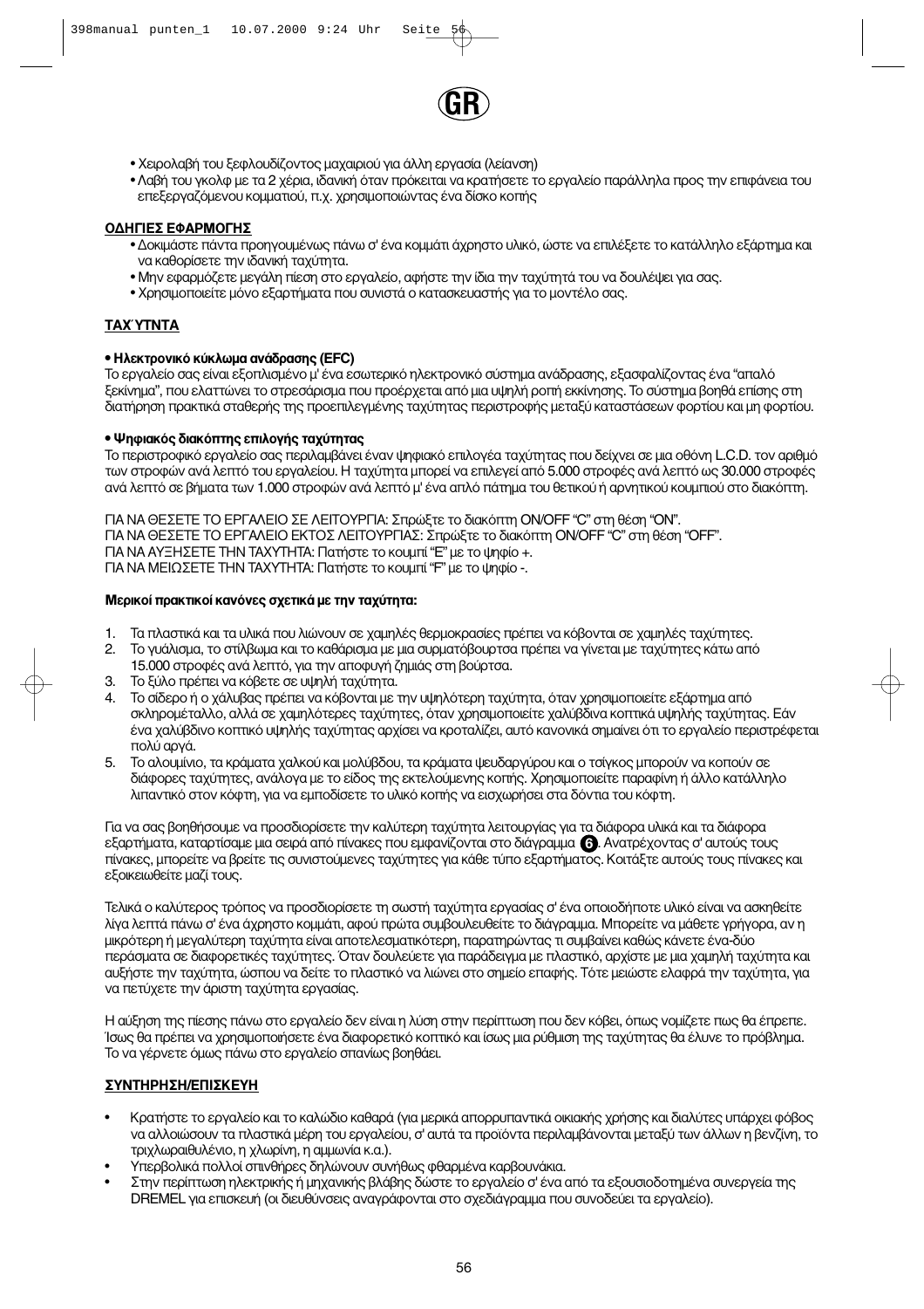GR

- Χειρολαβή του ξεφλουδίζοντος μαχαιριού για άλλη εργασία (λείανση)
- Λαβή του γκολφ με τα 2 χέρια, ιδανική όταν πρόκειται να κρατήσετε το εργαλείο παράλληλα προς την επιφάνεια του επεξεργαζόμενου κομματιού, π.χ. χρησιμοποιώντας ένα δίσκο κοπής

**ΟΔΗΓΙΕΣ ΕΦΑΡΜΟΓΗΣ**

- Δοκιμάστε πάντα προηγουμένως πάνω σ' ένα κομμάτι άχρηστο υλικό, ώστε να επιλέξετε το κατάλληλο εξάρτημα και να καθορίσετε την ιδανική ταχύτητα.
- Μην εφαρμόζετε μεγάλη πίεση στο εργαλείο, αφήστε την ίδια την ταχύτητά του να δουλέψει για σας.
- Χρησιμοποιείτε μόνο εξαρτήματα που συνιστά ο κατασκευαστής για το μοντέλο σας.

**ΤΑΧΎΤΝΤΑ**

**• Ηλεκτρονικό κύκλωμα ανάδρασης (EFC)**

Το εργαλείο σας είναι εξοπλισμένο μ' ένα εσωτερικό ηλεκτρονικό σύστημα ανάδρασης, εξασφαλίζοντας ένα "απαλό ξεκίνημα", που ελαττώνει το στρεσάρισμα που προέρχεται από μια υψηλή ροπή εκκίνησης. Το σύστημα βοηθά επίσης στη διατήρηση πρακτικά σταθερής της προεπιλεγμένης ταχύτητας περιστροφής μεταξύ καταστάσεων φορτίου και μη φορτίου.

**• Ψηφιακός διακόπτης επιλογής ταχύτητας**

Το περιστροφικό εργαλείο σας περιλαμβάνει έναν ψηφιακό επιλογέα ταχύτητας που δείχνει σε μια οθόνη L.C.D. τον αριθμό των στροφών ανά λεπτό του εργαλείου. Η ταχύτητα μπορεί να επιλεγεί από 5.000 στροφές ανά λεπτό ως 30.000 στροφές ανά λεπτό σε βήματα των 1.000 στροφών ανά λεπτό μ' ένα απλό πάτημα του θετικού ή αρνητικού κουμπιού στο διακόπτη.

ΓΙΑ ΝΑ ΘΕΣΕΤΕ ΤΟ ΕΡΓΑΛΕΙΟ ΣΕ ΛΕΙΤΟΥΡΓΙΑ: Σπρώξτε το διακόπτη ON/OFF "C" στη θέση "ON".
ΓΙΑ ΝΑ ΘΕΣΕΤΕ ΤΟ ΕΡΓΑΛΕΙΟ ΕΚΤΟΣ ΛΕΙΤΟΥΡΓΙΑΣ: Σπρώξτε το διακόπτη ON/OFF "C" στη θέση "OFF".
ΓΙΑ ΝΑ ΑΥΞΗΣΕΤΕ ΤΗΝ ΤΑΧΥΤΗΤΑ: Πατήστε το κουμπί "E" με το ψηφίο +.
ΓΙΑ ΝΑ ΜΕΙΩΣΕΤΕ ΤΗΝ ΤΑΧΥΤΗΤΑ: Πατήστε το κουμπί "F" με το ψηφίο -.

**Μερικοί πρακτικοί κανόνες σχετικά με την ταχύτητα:**

1. Τα πλαστικά και τα υλικά που λιώνουν σε χαμηλές θερμοκρασίες πρέπει να κόβονται σε χαμηλές ταχύτητες.
2. Το γυάλισμα, το στίλβωμα και το καθάρισμα με μια συρματόβουρτσα πρέπει να γίνεται με ταχύτητες κάτω από 15.000 στροφές ανά λεπτό, για την αποφυγή ζημιάς στη βούρτσα.
3. Το ξύλο πρέπει να κόβετε σε υψηλή ταχύτητα.
4. Το σίδερο ή ο χάλυβας πρέπει να κόβονται με την υψηλότερη ταχύτητα, όταν χρησιμοποιείτε εξάρτημα από σκληρομέταλλο, αλλά σε χαμηλότερες ταχύτητες, όταν χρησιμοποιείτε χαλύβδινα κοπτικά υψηλής ταχύτητας. Εάν ένα χαλύβδινο κοπτικό υψηλής ταχύτητας αρχίσει να κροταλίζει, αυτό κανονικά σημαίνει ότι το εργαλείο περιστρέφεται πολύ αργά.
5. Το αλουμίνιο, τα κράματα χαλκού και μολύβδου, τα κράματα ψευδαργύρου και ο τσίγκος μπορούν να κοπούν σε διάφορες ταχύτητες, ανάλογα με το είδος της εκτελούμενης κοπής. Χρησιμοποιείτε παραφίνη ή άλλο κατάλληλο λιπαντικό στον κόφτη, για να εμποδίσετε το υλικό κοπής να εισχωρήσει στα δόντια του κόφτη.

Για να σας βοηθήσουμε να προσδιορίσετε την καλύτερη ταχύτητα λειτουργίας για τα διάφορα υλικά και τα διάφορα εξαρτήματα, καταρτίσαμε μια σειρά από πίνακες που εμφανίζονται στο διάγραμμα 6. Ανατρέχοντας σ' αυτούς τους πίνακες, μπορείτε να βρείτε τις συνιστούμενες ταχύτητες για κάθε τύπο εξαρτήματος. Κοιτάξτε αυτούς τους πίνακες και εξοικειωθείτε μαζί τους.

Τελικά ο καλύτερος τρόπος να προσδιορίσετε τη σωστή ταχύτητα εργασίας σ' ένα οποιοδήποτε υλικό είναι να ασκηθείτε λίγα λεπτά πάνω σ' ένα άχρηστο κομμάτι, αφού πρώτα συμβουλευθείτε το διάγραμμα. Μπορείτε να μάθετε γρήγορα, αν η μικρότερη ή μεγαλύτερη ταχύτητα είναι αποτελεσματικότερη, παρατηρώντας τι συμβαίνει καθώς κάνετε ένα-δύο περάσματα σε διαφορετικές ταχύτητες. Όταν δουλεύετε για παράδειγμα με πλαστικό, αρχίστε με μια χαμηλή ταχύτητα και αυξήστε την ταχύτητα, ώσπου να δείτε το πλαστικό να λιώνει στο σημείο επαφής. Τότε μειώστε ελαφρά την ταχύτητα, για να πετύχετε την άριστη ταχύτητα εργασίας.

Η αύξηση της πίεσης πάνω στο εργαλείο δεν είναι η λύση στην περίπτωση που δεν κόβει, όπως νομίζετε πως θα έπρεπε. Ίσως θα πρέπει να χρησιμοποιήσετε ένα διαφορετικό κοπτικό και ίσως μια ρύθμιση της ταχύτητας θα έλυνε το πρόβλημα. Το να γέρνετε όμως πάνω στο εργαλείο σπανίως βοηθάει.

**ΣΥΝΤΗΡΗΣΗ/ΕΠΙΣΚΕΥΗ**

- Κρατήστε το εργαλείο και το καλώδιο καθαρά (για μερικά απορρυπαντικά οικιακής χρήσης και διαλύτες υπάρχει φόβος να αλλοιώσουν τα πλαστικά μέρη του εργαλείου, σ' αυτά τα προϊόντα περιλαμβάνονται μεταξύ των άλλων η βενζίνη, το τριχλωραιθυλένιο, η χλωρίνη, η αμμωνία κ.α.).
- Υπερβολικά πολλοί σπινθήρες δηλώνουν συνήθως φθαρμένα καρβουνάκια.
- Στην περίπτωση ηλεκτρικής ή μηχανικής βλάβης δώστε το εργαλείο σ' ένα από τα εξουσιοδοτημένα συνεργεία της DREMEL για επισκευή (οι διευθύνσεις αναγράφονται στο σχεδιάγραμμα που συνοδεύει τα εργαλείο).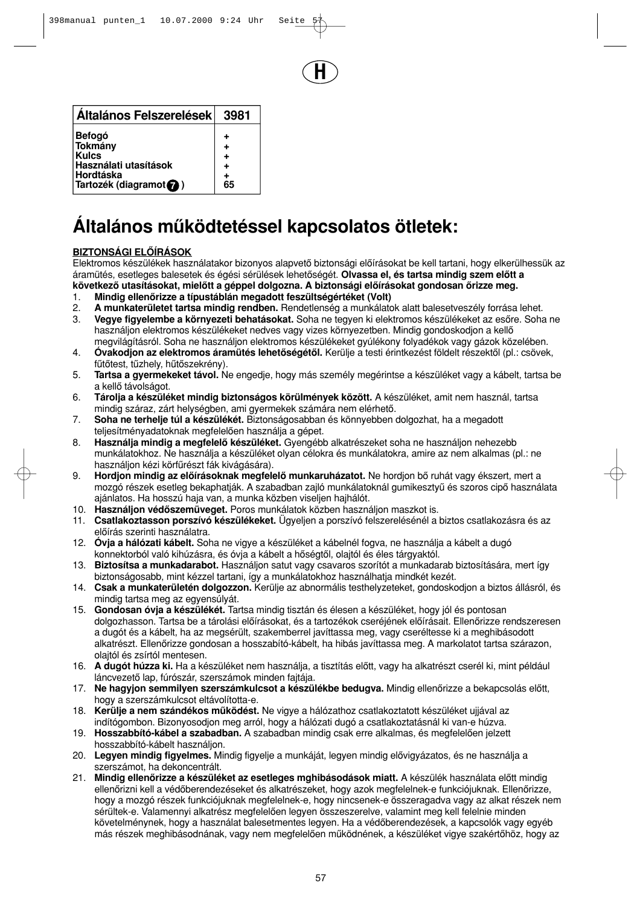H

| Általános Felszerelések | 3981 |
|---|---|
| **Befogó** | + |
| **Tokmány** | + |
| **Kulcs** | + |
| **Használati utasítások** | + |
| **Hordtáska** | + |
| **Tartozék (diagramot 7 )** | 65 |

# Általános működtetéssel kapcsolatos ötletek:

**BIZTONSÁGI ELŐÍRÁSOK**

Elektromos készülékek használatakor bizonyos alapvető biztonsági előírásokat be kell tartani, hogy elkerülhessük az áramütés, esetleges balesetek és égési sérülések lehetőségét. **Olvassa el, és tartsa mindig szem előtt a következő utasításokat, mielőtt a géppel dolgozna. A biztonsági előírásokat gondosan őrizze meg.**

1. **Mindig ellenőrizze a típustáblán megadott feszültségértéket (Volt)**
2. **A munkaterületet tartsa mindig rendben.** Rendetlenség a munkálatok alatt balesetveszély forrása lehet.
3. **Vegye figyelembe a környezeti behatásokat.** Soha ne tegyen ki elektromos készülékeket az esőre. Soha ne használjon elektromos készülékeket nedves vagy vizes környezetben. Mindig gondoskodjon a kellő megvilágításról. Soha ne használjon elektromos készülékeket gyúlékony folyadékok vagy gázok közelében.
4. **Óvakodjon az elektromos áramütés lehetőségétől.** Kerülje a testi érintkezést földelt részektől (pl.: csövek, fűtőtest, tűzhely, hűtőszekrény).
5. **Tartsa a gyermekeket távol.** Ne engedje, hogy más személy megérintse a készüléket vagy a kábelt, tartsa be a kellő távolságot.
6. **Tárolja a készüléket mindig biztonságos körülmények között.** A készüléket, amit nem használ, tartsa mindig száraz, zárt helységben, ami gyermekek számára nem elérhető.
7. **Soha ne terhelje túl a készülékét.** Biztonságosabban és könnyebben dolgozhat, ha a megadott teljesítményadatoknak megfelelően használja a gépet.
8. **Használja mindig a megfelelő készüléket.** Gyengébb alkatrészeket soha ne használjon nehezebb munkálatokhoz. Ne használja a készüléket olyan célokra és munkálatokra, amire az nem alkalmas (pl.: ne használjon kézi körfűrészt fák kivágására).
9. **Hordjon mindig az előírásoknak megfelelő munkaruházatot.** Ne hordjon bő ruhát vagy ékszert, mert a mozgó részek esetleg bekaphatják. A szabadban zajló munkálatoknál gumikesztyű és szoros cipő használata ajánlatos. Ha hosszú haja van, a munka közben viseljen hajhálót.
10. **Használjon védőszemüveget.** Poros munkálatok közben használjon maszkot is.
11. **Csatlakoztasson porszívó készülékeket.** Ügyeljen a porszívó felszerelésénél a biztos csatlakozásra és az előírás szerinti használatra.
12. **Óvja a hálózati kábelt.** Soha ne vigye a készüléket a kábelnél fogva, ne használja a kábelt a dugó konnektorból való kihúzásra, és óvja a kábelt a hőségtől, olajtól és éles tárgyaktól.
13. **Biztosítsa a munkadarabot.** Használjon satut vagy csavaros szorítót a munkadarab biztosítására, mert így biztonságosabb, mint kézzel tartani, így a munkálatokhoz használhatja mindkét kezét.
14. **Csak a munkaterületén dolgozzon.** Kerülje az abnormális testhelyzeteket, gondoskodjon a biztos állásról, és mindig tartsa meg az egyensúlyát.
15. **Gondosan óvja a készülékét.** Tartsa mindig tisztán és élesen a készüléket, hogy jól és pontosan dolgozhasson. Tartsa be a tárolási előírásokat, és a tartozékok cseréjének előírásait. Ellenőrizze rendszeresen a dugót és a kábelt, ha az megsérült, szakemberrel javíttassa meg, vagy cseréltesse ki a meghibásodott alkatrészt. Ellenőrizze gondosan a hosszabító-kábelt, ha hibás javíttassa meg. A markolatot tartsa szárazon, olajtól és zsírtól mentesen.
16. **A dugót húzza ki.** Ha a készüléket nem használja, a tisztítás előtt, vagy ha alkatrészt cserél ki, mint például láncvezető lap, fúrószár, szerszámok minden fajtája.
17. **Ne hagyjon semmilyen szerszámkulcsot a készülékbe bedugva.** Mindig ellenőrizze a bekapcsolás előtt, hogy a szerszámkulcsot eltávolította-e.
18. **Kerülje a nem szándékos működést.** Ne vigye a hálózathoz csatlakoztatott készüléket ujjával az indítógombon. Bizonyosodjon meg arról, hogy a hálózati dugó a csatlakoztatásnál ki van-e húzva.
19. **Hosszabbító-kábel a szabadban.** A szabadban mindig csak erre alkalmas, és megfelelően jelzett hosszabbító-kábelt használjon.
20. **Legyen mindig figyelmes.** Mindig figyelje a munkáját, legyen mindig elővigyázatos, és ne használja a szerszámot, ha dekoncentrált.
21. **Mindig ellenőrizze a készüléket az esetleges mghibásodások miatt.** A készülék használata előtt mindig ellenőrizni kell a védőberendezéseket és alkatrészeket, hogy azok megfelelnek-e funkciójuknak. Ellenőrizze, hogy a mozgó részek funkciójuknak megfelelnek-e, hogy nincsenek-e összeragadva vagy az alkat részek nem sérültek-e. Valamennyi alkatrész megfelelően legyen összeszerelve, valamint meg kell felelnie minden követelménynek, hogy a használat balesetmentes legyen. Ha a védőberendezések, a kapcsolók vagy egyéb más részek meghibásodnának, vagy nem megfelelően működnének, a készüléket vigye szakértőhöz, hogy az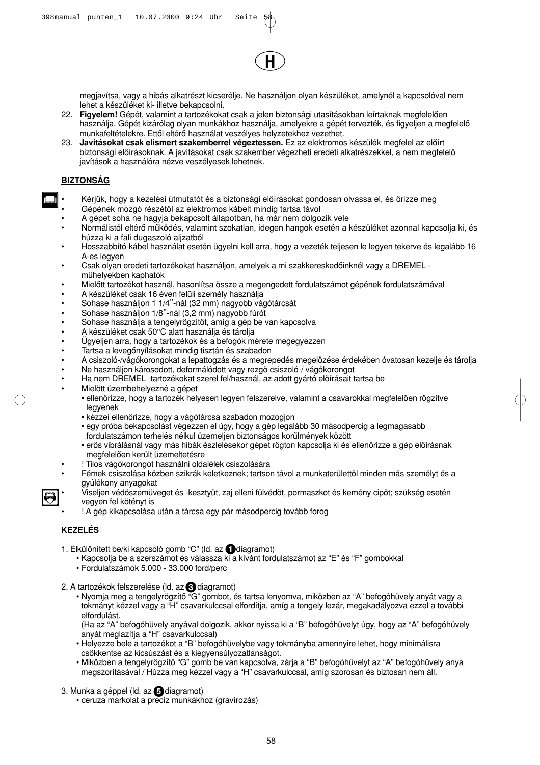megjavítsa, vagy a hibás alkatrészt kicserélje. Ne használjon olyan készüléket, amelynél a kapcsolóval nem lehet a készüléket ki- illetve bekapcsolni.

22. **Figyelem!** Gépét, valamint a tartozékokat csak a jelen biztonsági utasításokban leírtaknak megfelelően használja. Gépét kizárólag olyan munkákhoz használja, amelyekre a gépét tervezték, és figyeljen a megfelelő munkafeltételekre. Ettől eltérő használat veszélyes helyzetekhez vezethet.
23. **Javításokat csak elismert szakemberrel végeztessen.** Ez az elektromos készülék megfelel az előírt biztonsági előírásoknak. A javításokat csak szakember végezheti eredeti alkatrészekkel, a nem megfelelő javítások a használóra nézve veszélyesek lehetnek.

**BIZTONSÁG**

- Kérjük, hogy a kezelési útmutatót és a biztonsági előírásokat gondosan olvassa el, és őrizze meg
- Gépének mozgó részétől az elektromos kábelt mindig tartsa távol
- A gépet soha ne hagyja bekapcsolt állapotban, ha már nem dolgozik vele
- Normálistól eltérő működés, valamint szokatlan, idegen hangok esetén a készüléket azonnal kapcsolja ki, és húzza ki a fali dugaszoló aljzatból
- Hosszabbító-kábel használat esetén ügyelni kell arra, hogy a vezeték teljesen le legyen tekerve és legalább 16 A-es legyen
- Csak olyan eredeti tartozékokat használjon, amelyek a mi szakkereskedőinknél vagy a DREMEL - műhelyekben kaphatók
- Mielőtt tartozékot használ, hasonlítsa össze a megengedett fordulatszámot gépének fordulatszámával
- A készüléket csak 16 éven felüli személy használja
- Sohase használjon 1 1/4"-nál (32 mm) nagyobb vágótárcsát
- Sohase használjon 1/8"-nál (3,2 mm) nagyobb fúrót
- Sohase használja a tengelyrögzítőt, amíg a gép be van kapcsolva
- A készüléket csak 50°C alatt használja és tárolja
- Ügyeljen arra, hogy a tartozékok és a befogók mérete megegyezzen
- Tartsa a levegőnyílásokat mindig tisztán és szabadon
- A csiszoló-/vágókorongokat a lepattogzás és a megrepedés megelőzése érdekében óvatosan kezelje és tárolja
- Ne használjon károsodott, deformálódott vagy rezgö csiszoló-/ vágókorongot
- Ha nem DREMEL -tartozékokat szerel fel/használ, az adott gyártó előírásait tartsa be
- Mielőtt üzembehelyezné a gépet
  - ellenőrizze, hogy a tartozék helyesen legyen felszerelve, valamint a csavarokkal megfelelöen rögzítve legyenek
  - kézzei ellenőrizze, hogy a vágótárcsa szabadon mozogjon
  - egy próba bekapcsolást végezzen el úgy, hogy a gép legalább 30 másodpercig a legmagasabb fordulatszámon terhelés nélkul üzemeljen biztonságos korűlmények között
  - erös vibrálásnál vagy más hibák észlelésekor gépet rögton kapcsolja ki és ellenőrizze a gép előirásnak megfelelően került üzemeltetésre
- ! Tilos vágókorongot használni oldalélek csiszolására
- Fémek csiszolása közben szikrák keletkeznek; tartson távol a munkaterülettöl minden más személyt és a gyúlékony anyagokat
- Viseljen védöszemüveget és -kesztyüt, zaj elleni fülvédöt, pormaszkot és kemény cipöt; szükség esetén vegyen fel kötényt is
- ! A gép kikapcsolása után a tárcsa egy pár másodpercig tovább forog

**KEZELÉS**

1. Elkülönített be/ki kapcsoló gomb "C" (ld. az 1 diagramot)
   - Kapcsolja be a szerszámot és válassza ki a kívánt fordulatszámot az "E" és "F" gombokkal
   - Fordulatszámok 5.000 - 33.000 ford/perc
2. A tartozékok felszerelése (ld. az 3 diagramot)
   - Nyomja meg a tengelyrögzítő "G" gombot, és tartsa lenyomva, miközben az "A" befogóhüvely anyát vagy a tokmányt kézzel vagy a "H" csavarkulccsal elfordítja, amíg a tengely lezár, megakadályozva ezzel a további elfordulást.
   (Ha az "A" befogóhüvely anyával dolgozik, akkor nyissa ki a "B" befogóhüvelyt úgy, hogy az "A" befogóhüvely anyát meglazítja a "H" csavarkulccsal)
   - Helyezze bele a tartozékot a "B" befogóhüvelybe vagy tokmányba amennyire lehet, hogy minimálisra csökkentse az kicsúszást és a kiegyensúlyozatlanságot.
   - Miközben a tengelyrögzítő "G" gomb be van kapcsolva, zárja a "B" befogóhüvelyt az "A" befogóhüvely anya megszorításával / Húzza meg kézzel vagy a "H" csavarkulccsal, amíg szorosan és biztosan nem áll.
3. Munka a géppel (ld. az 5 diagramot)
   - ceruza markolat a precíz munkákhoz (gravírozás)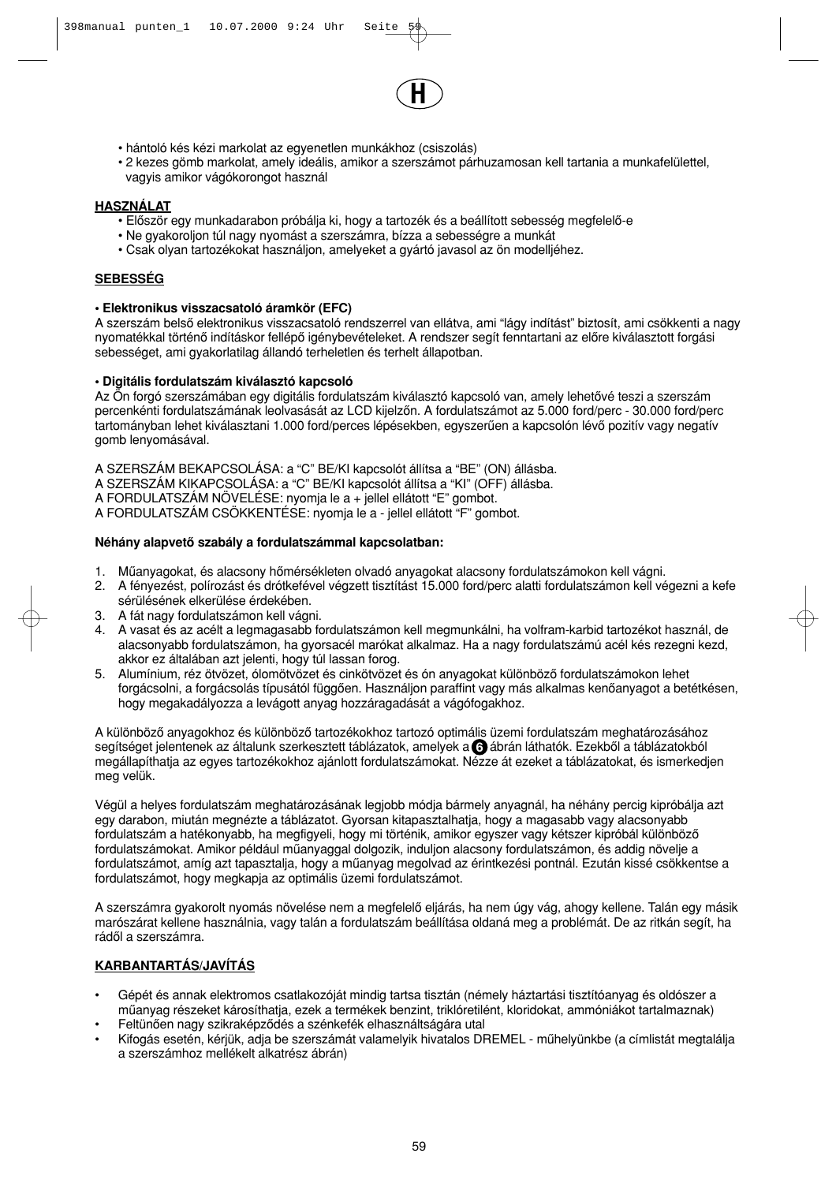- hántoló kés kézi markolat az egyenetlen munkákhoz (csiszolás)
- 2 kezes gömb markolat, amely ideális, amikor a szerszámot párhuzamosan kell tartania a munkafelülettel, vagyis amikor vágókorongot használ

## HASZNÁLAT

- Először egy munkadarabon próbálja ki, hogy a tartozék és a beállított sebesség megfelelő-e
- Ne gyakoroljon túl nagy nyomást a szerszámra, bízza a sebességre a munkát
- Csak olyan tartozékokat használjon, amelyeket a gyártó javasol az ön modelljéhez.

## SEBESSÉG

**• Elektronikus visszacsatoló áramkör (EFC)**

A szerszám belső elektronikus visszacsatoló rendszerrel van ellátva, ami "lágy indítást" biztosít, ami csökkenti a nagy nyomatékkal történő indításkor fellépő igénybevételeket. A rendszer segít fenntartani az előre kiválasztott forgási sebességet, ami gyakorlatilag állandó terheletlen és terhelt állapotban.

**• Digitális fordulatszám kiválasztó kapcsoló**

Az Ön forgó szerszámában egy digitális fordulatszám kiválasztó kapcsoló van, amely lehetővé teszi a szerszám percenkénti fordulatszámának leolvasását az LCD kijelzőn. A fordulatszámot az 5.000 ford/perc - 30.000 ford/perc tartományban lehet kiválasztani 1.000 ford/perces lépésekben, egyszerűen a kapcsolón lévő pozitív vagy negatív gomb lenyomásával.

A SZERSZÁM BEKAPCSOLÁSA: a "C" BE/KI kapcsolót állítsa a "BE" (ON) állásba.
A SZERSZÁM KIKAPCSOLÁSA: a "C" BE/KI kapcsolót állítsa a "KI" (OFF) állásba.
A FORDULATSZÁM NÖVELÉSE: nyomja le a + jellel ellátott "E" gombot.
A FORDULATSZÁM CSÖKKENTÉSE: nyomja le a - jellel ellátott "F" gombot.

**Néhány alapvető szabály a fordulatszámmal kapcsolatban:**

1. Műanyagokat, és alacsony hőmérsékleten olvadó anyagokat alacsony fordulatszámokon kell vágni.
2. A fényezést, polírozást és drótkefével végzett tisztítást 15.000 ford/perc alatti fordulatszámon kell végezni a kefe sérülésének elkerülése érdekében.
3. A fát nagy fordulatszámon kell vágni.
4. A vasat és az acélt a legmagasabb fordulatszámon kell megmunkálni, ha volfram-karbid tartozékot használ, de alacsonyabb fordulatszámon, ha gyorsacél marókat alkalmaz. Ha a nagy fordulatszámú acél kés rezegni kezd, akkor ez általában azt jelenti, hogy túl lassan forog.
5. Alumínium, réz ötvözet, ólomötvözet és cinkötvözet és ón anyagokat különböző fordulatszámokon lehet forgácsolni, a forgácsolás típusától függően. Használjon paraffint vagy más alkalmas kenőanyagot a betétkésen, hogy megakadályozza a levágott anyag hozzáragadását a vágófogakhoz.

A különböző anyagokhoz és különböző tartozékokhoz tartozó optimális üzemi fordulatszám meghatározásához segítséget jelentenek az általunk szerkesztett táblázatok, amelyek a 6 ábrán láthatók. Ezekből a táblázatokból megállapíthatja az egyes tartozékokhoz ajánlott fordulatszámokat. Nézze át ezeket a táblázatokat, és ismerkedjen meg velük.

Végül a helyes fordulatszám meghatározásának legjobb módja bármely anyagnál, ha néhány percig kipróbálja azt egy darabon, miután megnézte a táblázatot. Gyorsan kitapasztalhatja, hogy a magasabb vagy alacsonyabb fordulatszám a hatékonyabb, ha megfigyeli, hogy mi történik, amikor egyszer vagy kétszer kipróbál különböző fordulatszámokat. Amikor például műanyaggal dolgozik, induljon alacsony fordulatszámon, és addig növelje a fordulatszámot, amíg azt tapasztalja, hogy a műanyag megolvad az érintkezési pontnál. Ezután kissé csökkentse a fordulatszámot, hogy megkapja az optimális üzemi fordulatszámot.

A szerszámra gyakorolt nyomás növelése nem a megfelelő eljárás, ha nem úgy vág, ahogy kellene. Talán egy másik marószárat kellene használnia, vagy talán a fordulatszám beállítása oldaná meg a problémát. De az ritkán segít, ha rádől a szerszámra.

## KARBANTARTÁS/JAVÍTÁS

- Gépét és annak elektromos csatlakozóját mindig tartsa tisztán (némely háztartási tisztítóanyag és oldószer a műanyag részeket károsíthatja, ezek a termékek benzint, triklóretilént, kloridokat, ammóniákot tartalmaznak)
- Feltűnően nagy szikraképződés a szénkefék elhasználtságára utal
- Kifogás esetén, kérjük, adja be szerszámát valamelyik hivatalos DREMEL - műhelyünkbe (a címlistát megtalálja a szerszámhoz mellékelt alkatrész ábrán)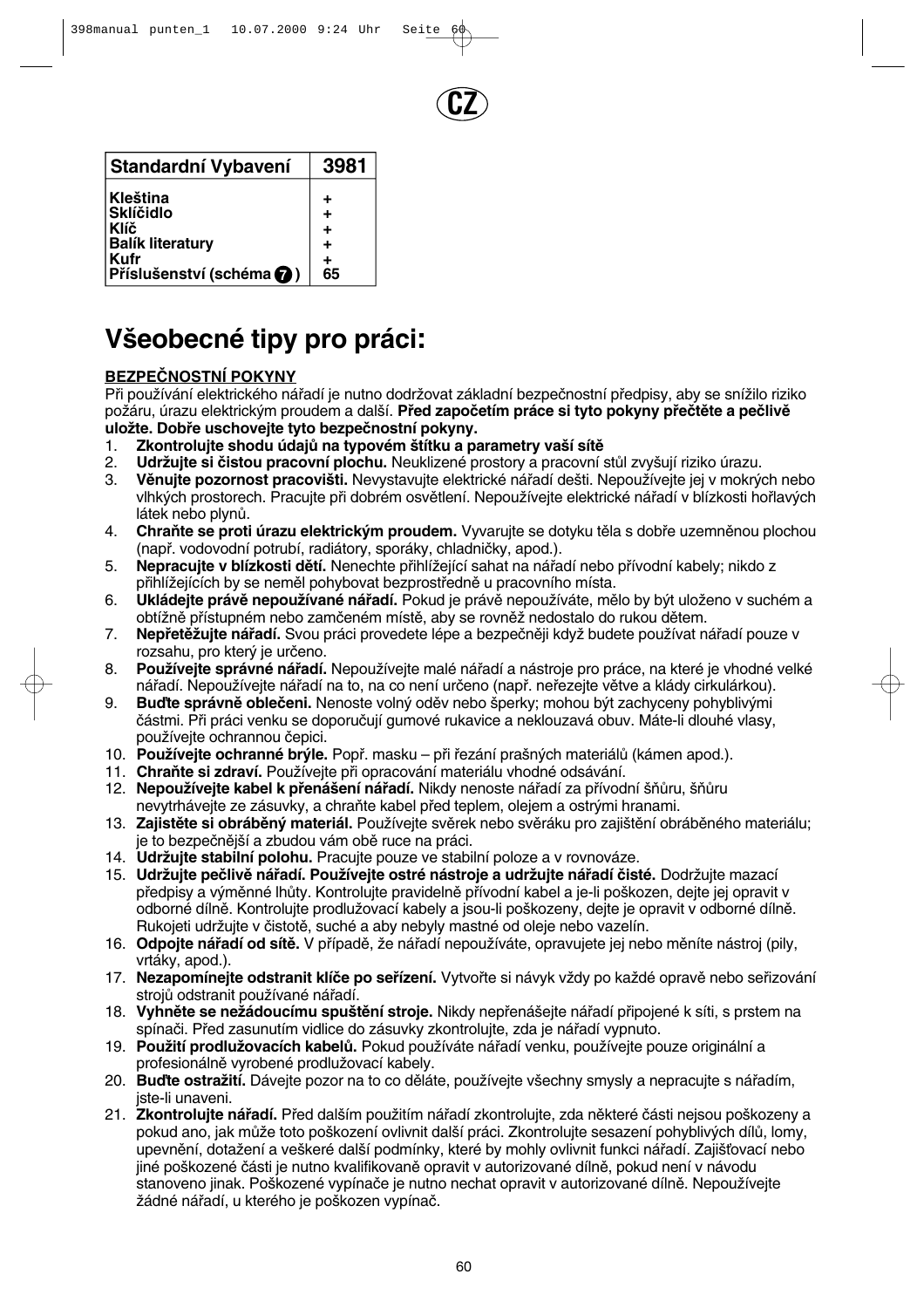CZ

| Standardní Vybavení | 3981 |
|---|---|
| Kleština | + |
| Sklíčidlo | + |
| Klíč | + |
| Balík literatury | + |
| Kufr | + |
| Příslušenství (schéma 7) | 65 |

# Všeobecné tipy pro práci:

**BEZPEČNOSTNÍ POKYNY**

Při používání elektrického nářadí je nutno dodržovat základní bezpečnostní předpisy, aby se snížilo riziko požáru, úrazu elektrickým proudem a další. **Před započetím práce si tyto pokyny přečtěte a pečlivě uložte. Dobře uschovejte tyto bezpečnostní pokyny.**

1. **Zkontrolujte shodu údajů na typovém štítku a parametry vaší sítě**
2. **Udržujte si čistou pracovní plochu.** Neuklizené prostory a pracovní stůl zvyšují riziko úrazu.
3. **Věnujte pozornost pracovišti.** Nevystavujte elektrické nářadí dešti. Nepoužívejte jej v mokrých nebo vlhkých prostorech. Pracujte při dobrém osvětlení. Nepoužívejte elektrické nářadí v blízkosti hořlavých látek nebo plynů.
4. **Chraňte se proti úrazu elektrickým proudem.** Vyvarujte se dotyku těla s dobře uzemněnou plochou (např. vodovodní potrubí, radiátory, sporáky, chladničky, apod.).
5. **Nepracujte v blízkosti dětí.** Nenechte přihlížející sahat na nářadí nebo přívodní kabely; nikdo z přihlížejících by se neměl pohybovat bezprostředně u pracovního místa.
6. **Ukládejte právě nepoužívané nářadí.** Pokud je právě nepoužíváte, mělo by být uloženo v suchém a obtížně přístupném nebo zamčeném místě, aby se rovněž nedostalo do rukou dětem.
7. **Nepřetěžujte nářadí.** Svou práci provedete lépe a bezpečněji když budete používat nářadí pouze v rozsahu, pro který je určeno.
8. **Používejte správné nářadí.** Nepoužívejte malé nářadí a nástroje pro práce, na které je vhodné velké nářadí. Nepoužívejte nářadí na to, na co není určeno (např. neřezejte větve a klády cirkulárkou).
9. **Buďte správně oblečeni.** Nenoste volný oděv nebo šperky; mohou být zachyceny pohyblivými částmi. Při práci venku se doporučují gumové rukavice a neklouzavá obuv. Máte-li dlouhé vlasy, používejte ochrannou čepici.
10. **Používejte ochranné brýle.** Popř. masku – při řezání prašných materiálů (kámen apod.).
11. **Chraňte si zdraví.** Používejte při opracování materiálu vhodné odsávání.
12. **Nepoužívejte kabel k přenášení nářadí.** Nikdy nenoste nářadí za přívodní šňůru, šňůru nevytrhávejte ze zásuvky, a chraňte kabel před teplem, olejem a ostrými hranami.
13. **Zajistěte si obráběný materiál.** Používejte svěrek nebo svěráku pro zajištění obráběného materiálu; je to bezpečnější a zbudou vám obě ruce na práci.
14. **Udržujte stabilní polohu.** Pracujte pouze ve stabilní poloze a v rovnováze.
15. **Udržujte pečlivě nářadí. Používejte ostré nástroje a udržujte nářadí čisté.** Dodržujte mazací předpisy a výměnné lhůty. Kontrolujte pravidelně přívodní kabel a je-li poškozen, dejte jej opravit v odborné dílně. Kontrolujte prodlužovací kabely a jsou-li poškozeny, dejte je opravit v odborné dílně. Rukojeti udržujte v čistotě, suché a aby nebyly mastné od oleje nebo vazelín.
16. **Odpojte nářadí od sítě.** V případě, že nářadí nepoužíváte, opravujete jej nebo měníte nástroj (pily, vrtáky, apod.).
17. **Nezapomínejte odstranit klíče po seřízení.** Vytvořte si návyk vždy po každé opravě nebo seřizování strojů odstranit používané nářadí.
18. **Vyhněte se nežádoucímu spuštění stroje.** Nikdy nepřenášejte nářadí připojené k síti, s prstem na spínači. Před zasunutím vidlice do zásuvky zkontrolujte, zda je nářadí vypnuto.
19. **Použití prodlužovacích kabelů.** Pokud používáte nářadí venku, používejte pouze originální a profesionálně vyrobené prodlužovací kabely.
20. **Buďte ostražití.** Dávejte pozor na to co děláte, používejte všechny smysly a nepracujte s nářadím, jste-li unaveni.
21. **Zkontrolujte nářadí.** Před dalším použitím nářadí zkontrolujte, zda některé části nejsou poškozeny a pokud ano, jak může toto poškození ovlivnit další práci. Zkontrolujte sesazení pohyblivých dílů, lomy, upevnění, dotažení a veškeré další podmínky, které by mohly ovlivnit funkci nářadí. Zajišťovací nebo jiné poškozené části je nutno kvalifikovaně opravit v autorizované dílně, pokud není v návodu stanoveno jinak. Poškozené vypínače je nutno nechat opravit v autorizované dílně. Nepoužívejte žádné nářadí, u kterého je poškozen vypínač.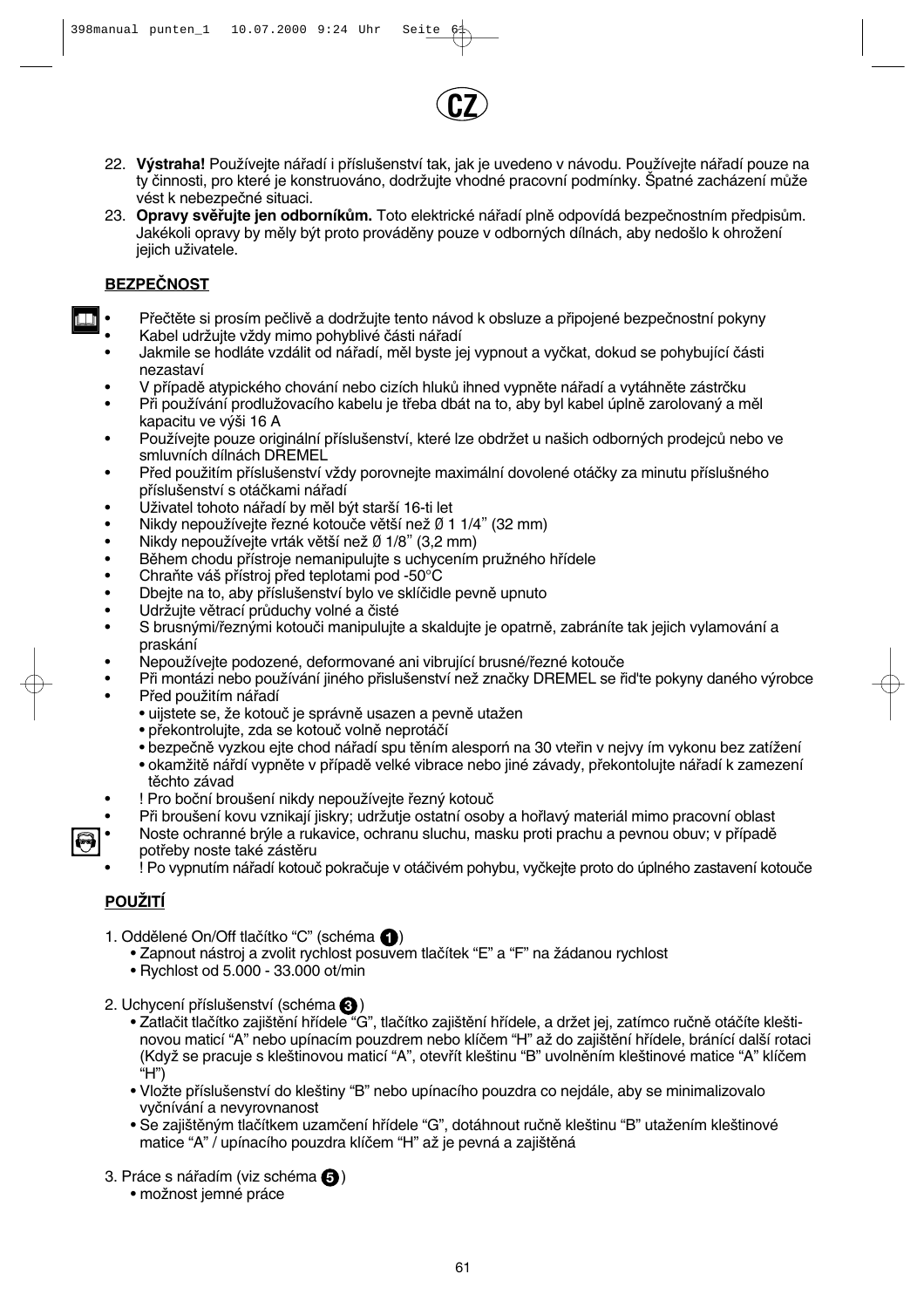CZ

22. **Výstraha!** Používejte nářadí i příslušenství tak, jak je uvedeno v návodu. Používejte nářadí pouze na ty činnosti, pro které je konstruováno, dodržujte vhodné pracovní podmínky. Špatné zacházení může vést k nebezpečné situaci.
23. **Opravy svěřujte jen odborníkům.** Toto elektrické nářadí plně odpovídá bezpečnostním předpisům. Jakékoli opravy by měly být proto prováděny pouze v odborných dílnách, aby nedošlo k ohrožení jejich uživatele.

**BEZPEČNOST**

- Přečtěte si prosím pečlivě a dodržujte tento návod k obsluze a připojené bezpečnostní pokyny
- Kabel udržujte vždy mimo pohyblivé části nářadí
- Jakmile se hodláte vzdálit od nářadí, měl byste jej vypnout a vyčkat, dokud se pohybující části nezastaví
- V případě atypického chování nebo cizích hluků ihned vypněte nářadí a vytáhněte zástrčku
- Při používání prodlužovacího kabelu je třeba dbát na to, aby byl kabel úplně zarolovaný a měl kapacitu ve výši 16 A
- Používejte pouze originální příslušenství, které lze obdržet u našich odborných prodejců nebo ve smluvních dílnách DREMEL
- Před použitím příslušenství vždy porovnejte maximální dovolené otáčky za minutu příslušného příslušenství s otáčkami nářadí
- Uživatel tohoto nářadí by měl být starší 16-ti let
- Nikdy nepoužívejte řezné kotouče větší než Ø 1 1/4" (32 mm)
- Nikdy nepoužívejte vrták větší než Ø 1/8" (3,2 mm)
- Během chodu přístroje nemanipulujte s uchycením pružného hřídele
- Chraňte váš přístroj před teplotami pod -50°C
- Dbejte na to, aby příslušenství bylo ve sklíčidle pevně upnuto
- Udržujte větrací průduchy volné a čisté
- S brusnými/řeznými kotouči manipulujte a skaldujte je opatrně, zabráníte tak jejich vylamování a praskání
- Nepoužívejte podozené, deformované ani vibrující brusné/řezné kotouče
- Při montázi nebo používání jiného přislušenství než značky DREMEL se řid'te pokyny daného výrobce
- Před použitím nářadí
  - uijstete se, že kotouč je správně usazen a pevně utažen
  - překontrolujte, zda se kotouč volně neprotáčí
  - bezpečně vyzkou ejte chod nářadí spu těním alesporń na 30 vteřin v nejvy ím vykonu bez zatížení
  - okamžitě nářdí vypněte v případě velké vibrace nebo jiné závady, překontolujte nářadí k zamezení těchto závad
- ! Pro boční broušení nikdy nepoužívejte řezný kotouč
- Při broušení kovu vznikají jiskry; udržutje ostatní osoby a hořlavý materiál mimo pracovní oblast
- Noste ochranné brýle a rukavice, ochranu sluchu, masku proti prachu a pevnou obuv; v případě potřeby noste také zástěru
- ! Po vypnutím nářadí kotouč pokračuje v otáčivém pohybu, vyčkejte proto do úplného zastavení kotouče

**POUŽITÍ**

1. Oddělené On/Off tlačítko "C" (schéma 1)
   - Zapnout nástroj a zvolit rychlost posuvem tlačítek "E" a "F" na žádanou rychlost
   - Rychlost od 5.000 - 33.000 ot/min

2. Uchycení příslušenství (schéma 3)
   - Zatlačit tlačítko zajištění hřídele "G", tlačítko zajištění hřídele, a držet jej, zatímco ručně otáčíte kleštinovou maticí "A" nebo upínacím pouzdrem nebo klíčem "H" až do zajištění hřídele, bránící další rotaci (Když se pracuje s kleštinovou maticí "A", otevřít kleštinu "B" uvolněním kleštinové matice "A" klíčem "H")
   - Vložte příslušenství do kleštiny "B" nebo upínacího pouzdra co nejdále, aby se minimalizovalo vyčnívání a nevyrovnanost
   - Se zajištěným tlačítkem uzamčení hřídele "G", dotáhnout ručně kleštinu "B" utažením kleštinové matice "A" / upínacího pouzdra klíčem "H" až je pevná a zajištěná

3. Práce s nářadím (viz schéma 5)
   - možnost jemné práce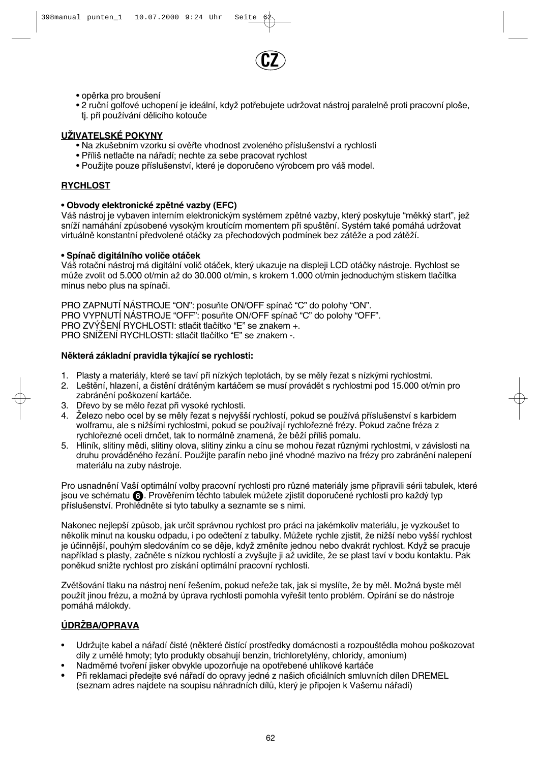CZ

- opěrka pro broušení
- 2 ruční golfové uchopení je ideální, když potřebujete udržovat nástroj paralelně proti pracovní ploše, tj. při používání dělicího kotouče

**UŽIVATELSKÉ POKYNY**

- Na zkušebním vzorku si ověřte vhodnost zvoleného příslušenství a rychlosti
- Příliš netlačte na nářadí; nechte za sebe pracovat rychlost
- Použijte pouze příslušenství, které je doporučeno výrobcem pro váš model.

**RYCHLOST**

**• Obvody elektronické zpětné vazby (EFC)**

Váš nástroj je vybaven interním elektronickým systémem zpětné vazby, který poskytuje "měkký start", jež sníží namáhání způsobené vysokým kroutícím momentem při spuštění. Systém také pomáhá udržovat virtuálně konstantní předvolené otáčky za přechodových podmínek bez zátěže a pod zátěží.

**• Spínač digitálního voliče otáček**

Váš rotační nástroj má digitální volič otáček, který ukazuje na displeji LCD otáčky nástroje. Rychlost se může zvolit od 5.000 ot/min až do 30.000 ot/min, s krokem 1.000 ot/min jednoduchým stiskem tlačítka minus nebo plus na spínači.

PRO ZAPNUTÍ NÁSTROJE "ON": posuňte ON/OFF spínač "C" do polohy "ON".
PRO VYPNUTÍ NÁSTROJE "OFF": posuňte ON/OFF spínač "C" do polohy "OFF".
PRO ZVÝŠENÍ RYCHLOSTI: stlačit tlačítko "E" se znakem +.
PRO SNÍŽENÍ RYCHLOSTI: stlačit tlačítko "E" se znakem -.

**Některá základní pravidla týkající se rychlosti:**

1. Plasty a materiály, které se taví při nízkých teplotách, by se měly řezat s nízkými rychlostmi.
2. Leštění, hlazení, a čistění drátěným kartáčem se musí provádět s rychlostmi pod 15.000 ot/min pro zabránění poškození kartáče.
3. Dřevo by se mělo řezat při vysoké rychlosti.
4. Železo nebo ocel by se měly řezat s nejvyšší rychlostí, pokud se používá příslušenství s karbidem wolframu, ale s nižšími rychlostmi, pokud se používají rychlořezné frézy. Pokud začne fréza z rychlořezné oceli drnčet, tak to normálně znamená, že běží příliš pomalu.
5. Hliník, slitiny mědi, slitiny olova, slitiny zinku a cínu se mohou řezat různými rychlostmi, v závislosti na druhu prováděného řezání. Použijte parafín nebo jiné vhodné mazivo na frézy pro zabránění nalepení materiálu na zuby nástroje.

Pro usnadnění Vaší optimální volby pracovní rychlosti pro různé materiály jsme připravili sérii tabulek, které jsou ve schématu 6. Prověřením těchto tabulek můžete zjistit doporučené rychlosti pro každý typ příslušenství. Prohlédněte si tyto tabulky a seznamte se s nimi.

Nakonec nejlepší způsob, jak určit správnou rychlost pro práci na jakémkoliv materiálu, je vyzkoušet to několik minut na kousku odpadu, i po odečtení z tabulky. Můžete rychle zjistit, že nižší nebo vyšší rychlost je účinnější, pouhým sledováním co se děje, když změníte jednou nebo dvakrát rychlost. Když se pracuje například s plasty, začněte s nízkou rychlostí a zvyšujte ji až uvidíte, že se plast taví v bodu kontaktu. Pak poněkud snižte rychlost pro získání optimální pracovní rychlosti.

Zvětšování tlaku na nástroj není řešením, pokud neřeže tak, jak si myslíte, že by měl. Možná byste měl použít jinou frézu, a možná by úprava rychlosti pomohla vyřešit tento problém. Opírání se do nástroje pomáhá málokdy.

**ÚDRŽBA/OPRAVA**

- Udržujte kabel a nářadí čisté (některé čistící prostředky domácnosti a rozpouštědla mohou poškozovat díly z umělé hmoty; tyto produkty obsahují benzin, trichloretylény, chloridy, amonium)
- Nadměrné tvoření jisker obvykle upozorňuje na opotřebené uhlíkové kartáče
- Při reklamaci předejte své nářadí do opravy jedné z našich oficiálních smluvních dílen DREMEL (seznam adres najdete na soupisu náhradních dílů, který je připojen k Vašemu nářadí)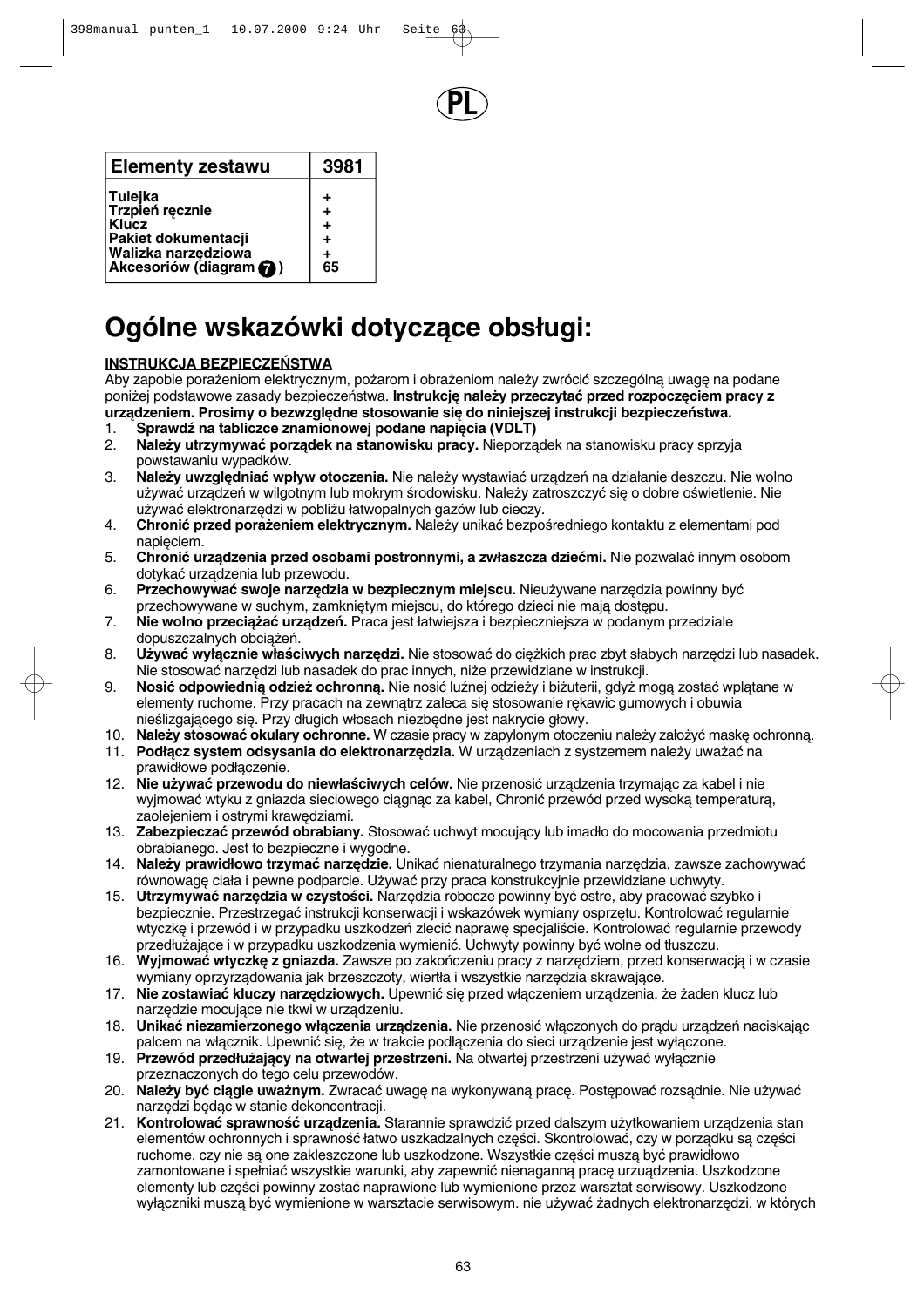PL

| Elementy zestawu | 3981 |
|---|---|
| Tulejka | + |
| Trzpień ręcznie | + |
| Klucz | + |
| Pakiet dokumentacji | + |
| Walizka narzędziowa | + |
| Akcesoriów (diagram 7) | 65 |

# Ogólne wskazówki dotyczące obsługi:

**INSTRUKCJA BEZPIECZEŃSTWA**

Aby zapobie porażeniom elektrycznym, pożarom i obrażeniom należy zwrócić szczególną uwagę na podane poniżej podstawowe zasady bezpieczeństwa. **Instrukcję należy przeczytać przed rozpoczęciem pracy z urządzeniem. Prosimy o bezwzględne stosowanie się do niniejszej instrukcji bezpieczeństwa.**

1. **Sprawdź na tabliczce znamionowej podane napięcia (VDLT)**
2. **Należy utrzymywać porządek na stanowisku pracy.** Nieporządek na stanowisku pracy sprzyja powstawaniu wypadków.
3. **Należy uwzględniać wpływ otoczenia.** Nie należy wystawiać urządzeń na działanie deszczu. Nie wolno używać urządzeń w wilgotnym lub mokrym środowisku. Należy zatroszczyć się o dobre oświetlenie. Nie używać elektronarzędzi w pobliżu łatwopalnych gazów lub cieczy.
4. **Chronić przed porażeniem elektrycznym.** Należy unikać bezpośredniego kontaktu z elementami pod napięciem.
5. **Chronić urządzenia przed osobami postronnymi, a zwłaszcza dziećmi.** Nie pozwalać innym osobom dotykać urządzenia lub przewodu.
6. **Przechowywać swoje narzędzia w bezpiecznym miejscu.** Nieużywane narzędzia powinny być przechowywane w suchym, zamkniętym miejscu, do którego dzieci nie mają dostępu.
7. **Nie wolno przeciążać urządzeń.** Praca jest łatwiejsza i bezpieczniejsza w podanym przedziale dopuszczalnych obciążeń.
8. **Używać wyłącznie właściwych narzędzi.** Nie stosować do ciężkich prac zbyt słabych narzędzi lub nasadek. Nie stosować narzędzi lub nasadek do prac innych, niże przewidziane w instrukcji.
9. **Nosić odpowiednią odzież ochronną.** Nie nosić luźnej odzieży i biżuterii, gdyż mogą zostać wplątane w elementy ruchome. Przy pracach na zewnątrz zaleca się stosowanie rękawic gumowych i obuwia nieślizgającego się. Przy długich włosach niezbędne jest nakrycie głowy.
10. **Należy stosować okulary ochronne.** W czasie pracy w zapylonym otoczeniu należy założyć maskę ochronną.
11. **Podłącz system odsysania do elektronarzędzia.** W urządzeniach z systemem należy uważać na prawidłowe podłączenie.
12. **Nie używać przewodu do niewłaściwych celów.** Nie przenosić urządzenia trzymając za kabel i nie wyjmować wtyku z gniazda sieciowego ciągnąc za kabel, Chronić przewód przed wysoką temperaturą, zaolejeniem i ostrymi krawędziami.
13. **Zabezpieczać przewód obrabiany.** Stosować uchwyt mocujący lub imadło do mocowania przedmiotu obrabianego. Jest to bezpieczne i wygodne.
14. **Należy prawidłowo trzymać narzędzie.** Unikać nienaturalnego trzymania narzędzia, zawsze zachowywać równowagę ciała i pewne podparcie. Używać przy praca konstrukcyjnie przewidziane uchwyty.
15. **Utrzymywać narzędzia w czystości.** Narzędzia robocze powinny być ostre, aby pracować szybko i bezpiecznie. Przestrzegać instrukcji konserwacji i wskazówek wymiany osprzętu. Kontrolować regularnie wtyczkę i przewód i w przypadku uszkodzeń zlecić naprawę specjaliście. Kontrolować regularnie przewody przedłużające i w przypadku uszkodzenia wymienić. Uchwyty powinny być wolne od tłuszczu.
16. **Wyjmować wtyczkę z gniazda.** Zawsze po zakończeniu pracy z narzędziem, przed konserwacją i w czasie wymiany oprzyrządowania jak brzeszczoty, wiertła i wszystkie narzędzia skrawające.
17. **Nie zostawiać kluczy narzędziowych.** Upewnić się przed włączeniem urządzenia, że żaden klucz lub narzędzie mocujące nie tkwi w urządzeniu.
18. **Unikać niezamierzonego włączenia urządzenia.** Nie przenosić włączonych do prądu urządzeń naciskając palcem na włącznik. Upewnić się, że w trakcie podłączenia do sieci urządzenie jest wyłączone.
19. **Przewód przedłużający na otwartej przestrzeni.** Na otwartej przestrzeni używać wyłącznie przeznaczonych do tego celu przewodów.
20. **Należy być ciągle uważnym.** Zwracać uwagę na wykonywaną pracę. Postępować rozsądnie. Nie używać narzędzi będąc w stanie dekoncentracji.
21. **Kontrolować sprawność urządzenia.** Starannie sprawdzić przed dalszym użytkowaniem urządzenia stan elementów ochronnych i sprawność łatwo uszkadzalnych części. Skontrolować, czy w porządku są części ruchome, czy nie są one zakleszczone lub uszkodzone. Wszystkie części muszą być prawidłowo zamontowane i spełniać wszystkie warunki, aby zapewnić nienaganną pracę urzuądzenia. Uszkodzone elementy lub części powinny zostać naprawione lub wymienione przez warsztat serwisowy. Uszkodzone wyłączniki muszą być wymienione w warsztacie serwisowym. nie używać żadnych elektronarzędzi, w których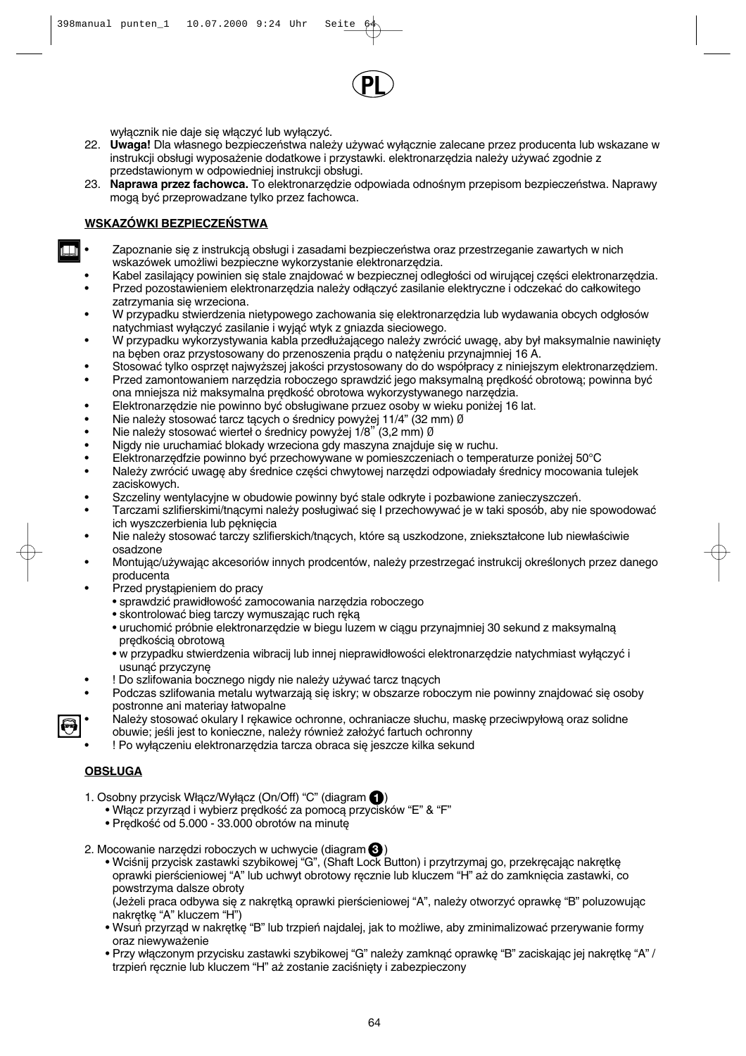wyłącznik nie daje się włączyć lub wyłączyć.

22. **Uwaga!** Dla własnego bezpieczeństwa należy używać wyłącznie zalecane przez producenta lub wskazane w instrukcji obsługi wyposażenie dodatkowe i przystawki. elektronarzędzia należy używać zgodnie z przedstawionym w odpowiedniej instrukcji obsługi.
23. **Naprawa przez fachowca.** To elektronarzędzie odpowiada odnośnym przepisom bezpieczeństwa. Naprawy mogą być przeprowadzane tylko przez fachowca.

## WSKAZÓWKI BEZPIECZEŃSTWA

- Zapoznanie się z instrukcją obsługi i zasadami bezpieczeństwa oraz przestrzeganie zawartych w nich wskazówek umożliwi bezpieczne wykorzystanie elektronarzędzia.
- Kabel zasilający powinien się stale znajdować w bezpiecznej odległości od wirującej części elektronarzędzia.
- Przed pozostawieniem elektronarzędzia należy odłączyć zasilanie elektryczne i odczekać do całkowitego zatrzymania się wrzeciona.
- W przypadku stwierdzenia nietypowego zachowania się elektronarzędzia lub wydawania obcych odgłosów natychmiast wyłączyć zasilanie i wyjąć wtyk z gniazda sieciowego.
- W przypadku wykorzystywania kabla przedłużającego należy zwrócić uwagę, aby był maksymalnie nawinięty na bęben oraz przystosowany do przenoszenia prądu o natężeniu przynajmniej 16 A.
- Stosować tylko osprzęt najwyższej jakości przystosowany do do współpracy z niniejszym elektronarzędziem.
- Przed zamontowaniem narzędzia roboczego sprawdzić jego maksymalną prędkość obrotową; powinna być ona mniejsza niż maksymalna prędkość obrotowa wykorzystywanego narzędzia.
- Elektronarzędzie nie powinno być obsługiwane przuez osoby w wieku poniżej 16 lat.
- Nie należy stosować tarcz tących o średnicy powyżej 11/4" (32 mm) Ø
- Nie należy stosować wierteł o średnicy powyżej 1/8" (3,2 mm) Ø
- Nigdy nie uruchamiać blokady wrzeciona gdy maszyna znajduje się w ruchu.
- Elektronarzędfzie powinno być przechowywane w pomieszczeniach o temperaturze poniżej 50°C
- Należy zwrócić uwagę aby średnice części chwytowej narzędzi odpowiadały średnicy mocowania tulejek zaciskowych.
- Szczeliny wentylacyjne w obudowie powinny być stale odkryte i pozbawione zanieczyszczeń.
- Tarczami szlifierskimi/tnącymi należy posługiwać się I przechowywać je w taki sposób, aby nie spowodować ich wyszczerbienia lub pęknięcia
- Nie należy stosować tarczy szlifierskich/tnących, które są uszkodzone, zniekształcone lub niewłaściwie osadzone
- Montując/używając akcesoriów innych prodcentów, należy przestrzegać instrukcij określonych przez danego producenta
- Przed przystąpieniem do pracy
  - sprawdzić prawidłowość zamocowania narzędzia roboczego
  - skontrolować bieg tarczy wymuszając ruch ręką
  - uruchomić próbnie elektronarzędzie w biegu luzem w ciągu przynajmniej 30 sekund z maksymalną prędkością obrotową
  - w przypadku stwierdzenia wibracij lub innej nieprawidłowości elektronarzędzie natychmiast wyłączyć i usunąć przyczynę
- ! Do szlifowania bocznego nigdy nie należy używać tarcz tnących
- Podczas szlifowania metalu wytwarzają się iskry; w obszarze roboczym nie powinny znajdować się osoby postronne ani materiay łatwopalne
- Należy stosować okulary I rękawice ochronne, ochraniacze słuchu, maskę przeciwpyłową oraz solidne obuwie; jeśli jest to konieczne, należy również założyć fartuch ochronny
- ! Po wyłączeniu elektronarzędzia tarcza obraca się jeszcze kilka sekund

## OBSŁUGA

1. Osobny przycisk Włącz/Wyłącz (On/Off) "C" (diagram 1)
   - Włącz przyrząd i wybierz prędkość za pomocą przycisków "E" & "F"
   - Prędkość od 5.000 - 33.000 obrotów na minutę

2. Mocowanie narzędzi roboczych w uchwycie (diagram 3)
   - Wciśnij przycisk zastawki szybikowej "G", (Shaft Lock Button) i przytrzymaj go, przekręcając nakrętkę oprawki pierścieniowej "A" lub uchwyt obrotowy ręcznie lub kluczem "H" aż do zamknięcia zastawki, co powstrzyma dalsze obroty
     (Jeżeli praca odbywa się z nakrętką oprawki pierścieniowej "A", należy otworzyć oprawkę "B" poluzowując nakrętkę "A" kluczem "H")
   - Wsuń przyrząd w nakrętkę "B" lub trzpień najdalej, jak to możliwe, aby zminimalizować przerywanie formy oraz niewyważenie
   - Przy włączonym przycisku zastawki szybikowej "G" należy zamknąć oprawkę "B" zaciskając jej nakrętkę "A" / trzpień ręcznie lub kluczem "H" aż zostanie zaciśnięty i zabezpieczony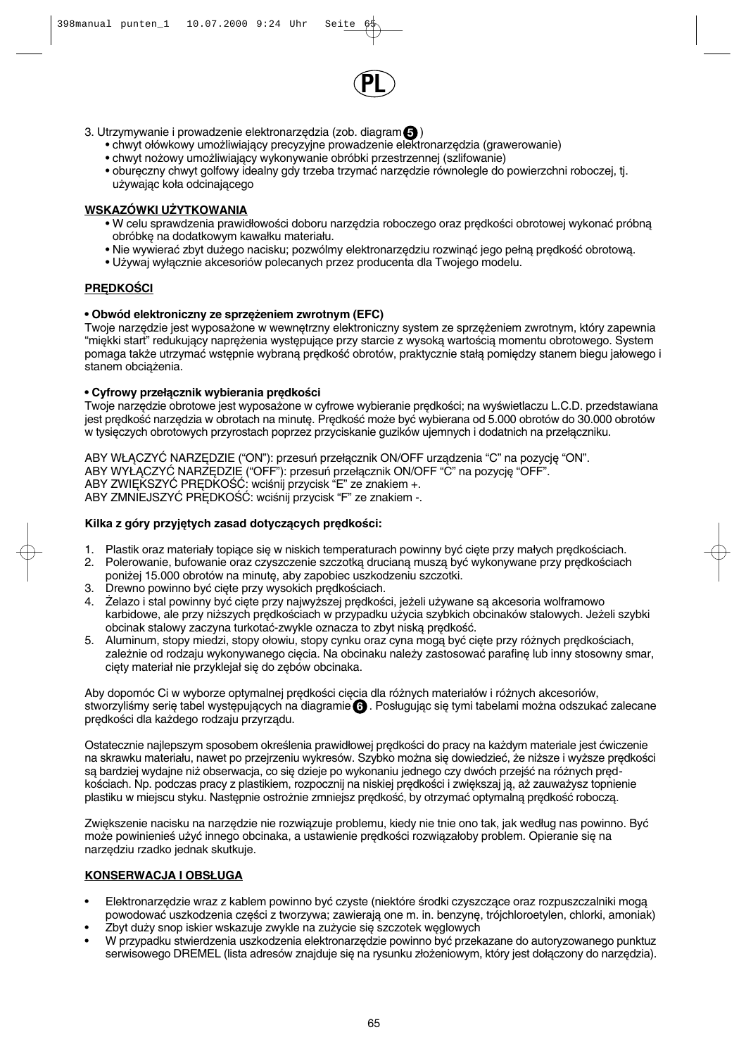3. Utrzymywanie i prowadzenie elektronarzędzia (zob. diagram 5)
   - chwyt ołówkowy umożliwiający precyzyjne prowadzenie elektronarzędzia (grawerowanie)
   - chwyt nożowy umożliwiający wykonywanie obróbki przestrzennej (szlifowanie)
   - oburęczny chwyt golfowy idealny gdy trzeba trzymać narzędzie równolegle do powierzchni roboczej, tj. używając koła odcinającego

**WSKAZÓWKI UŻYTKOWANIA**

- W celu sprawdzenia prawidłowości doboru narzędzia roboczego oraz prędkości obrotowej wykonać próbną obróbkę na dodatkowym kawałku materiału.
- Nie wywierać zbyt dużego nacisku; pozwólmy elektronarzędziu rozwinąć jego pełną prędkość obrotową.
- Używaj wyłącznie akcesoriów polecanych przez producenta dla Twojego modelu.

**PRĘDKOŚCI**

**• Obwód elektroniczny ze sprzężeniem zwrotnym (EFC)**

Twoje narzędzie jest wyposażone w wewnętrzny elektroniczny system ze sprzężeniem zwrotnym, który zapewnia "miękki start" redukujący naprężenia występujące przy starcie z wysoką wartością momentu obrotowego. System pomaga także utrzymać wstępnie wybraną prędkość obrotów, praktycznie stałą pomiędzy stanem biegu jałowego i stanem obciążenia.

**• Cyfrowy przełącznik wybierania prędkości**

Twoje narzędzie obrotowe jest wyposażone w cyfrowe wybieranie prędkości; na wyświetlaczu L.C.D. przedstawiana jest prędkość narzędzia w obrotach na minutę. Prędkość może być wybierana od 5.000 obrotów do 30.000 obrotów w tysięcznych obrotowych przyrostach poprzez przyciskanie guzików ujemnych i dodatnich na przełączniku.

ABY WŁĄCZYĆ NARZĘDZIE ("ON"): przesuń przełącznik ON/OFF urządzenia "C" na pozycję "ON".
ABY WYŁĄCZYĆ NARZĘDZIE ("OFF"): przesuń przełącznik ON/OFF "C" na pozycję "OFF".
ABY ZWIĘKSZYĆ PRĘDKOŚĆ: wciśnij przycisk "E" ze znakiem +.
ABY ZMNIEJSZYĆ PRĘDKOŚĆ: wciśnij przycisk "F" ze znakiem -.

**Kilka z góry przyjętych zasad dotyczących prędkości:**

1. Plastik oraz materiały topiące się w niskich temperaturach powinny być cięte przy małych prędkościach.
2. Polerowanie, bufowanie oraz czyszczenie szczotką drucianą muszą być wykonywane przy prędkościach poniżej 15.000 obrotów na minutę, aby zapobiec uszkodzeniu szczotki.
3. Drewno powinno być cięte przy wysokich prędkościach.
4. Żelazo i stal powinny być cięte przy najwyższej prędkości, jeżeli używane są akcesoria wolframowo karbidowe, ale przy niższych prędkościach w przypadku użycia szybkich obcinaków stalowych. Jeżeli szybki obcinak stalowy zaczyna turkotać-zwykle oznacza to zbyt niską prędkość.
5. Aluminum, stopy miedzi, stopy ołowiu, stopy cynku oraz cyna mogą być cięte przy różnych prędkościach, zależnie od rodzaju wykonywanego cięcia. Na obcinaku należy zastosować parafinę lub inny stosowny smar, cięty materiał nie przyklejał się do zębów obcinaka.

Aby dopomóc Ci w wyborze optymalnej prędkości cięcia dla różnych materiałów i różnych akcesoriów, stworzyliśmy serię tabel występujących na diagramie 6. Posługując się tymi tabelami można odszukać zalecane prędkości dla każdego rodzaju przyrządu.

Ostatecznie najlepszym sposobem określenia prawidłowej prędkości do pracy na każdym materiale jest ćwiczenie na skrawku materiału, nawet po przejrzeniu wykresów. Szybko można się dowiedzieć, że niższe i wyższe prędkości są bardziej wydajne niż obserwacja, co się dzieje po wykonaniu jednego czy dwóch przejść na różnych prędkościach. Np. podczas pracy z plastikiem, rozpocznij na niskiej prędkości i zwiększaj ją, aż zauważysz topnienie plastiku w miejscu styku. Następnie ostrożnie zmniejsz prędkość, by otrzymać optymalną prędkość roboczą.

Zwiększenie nacisku na narzędzie nie rozwiązuje problemu, kiedy nie tnie ono tak, jak według nas powinno. Być może powinieneś użyć innego obcinaka, a ustawienie prędkości rozwiązałoby problem. Opieranie się na narzędziu rzadko jednak skutkuje.

**KONSERWACJA I OBSŁUGA**

- Elektronarzędzie wraz z kablem powinno być czyste (niektóre środki czyszczące oraz rozpuszczalniki mogą powodować uszkodzenia części z tworzywa; zawierają one m. in. benzynę, trójchloroetylen, chlorki, amoniak)
- Zbyt duży snop iskier wskazuje zwykle na zużycie się szczotek węglowych
- W przypadku stwierdzenia uszkodzenia elektronarzędzie powinno być przekazane do autoryzowanego punktuz serwisowego DREMEL (lista adresów znajduje się na rysunku złożeniowym, który jest dołączony do narzędzia).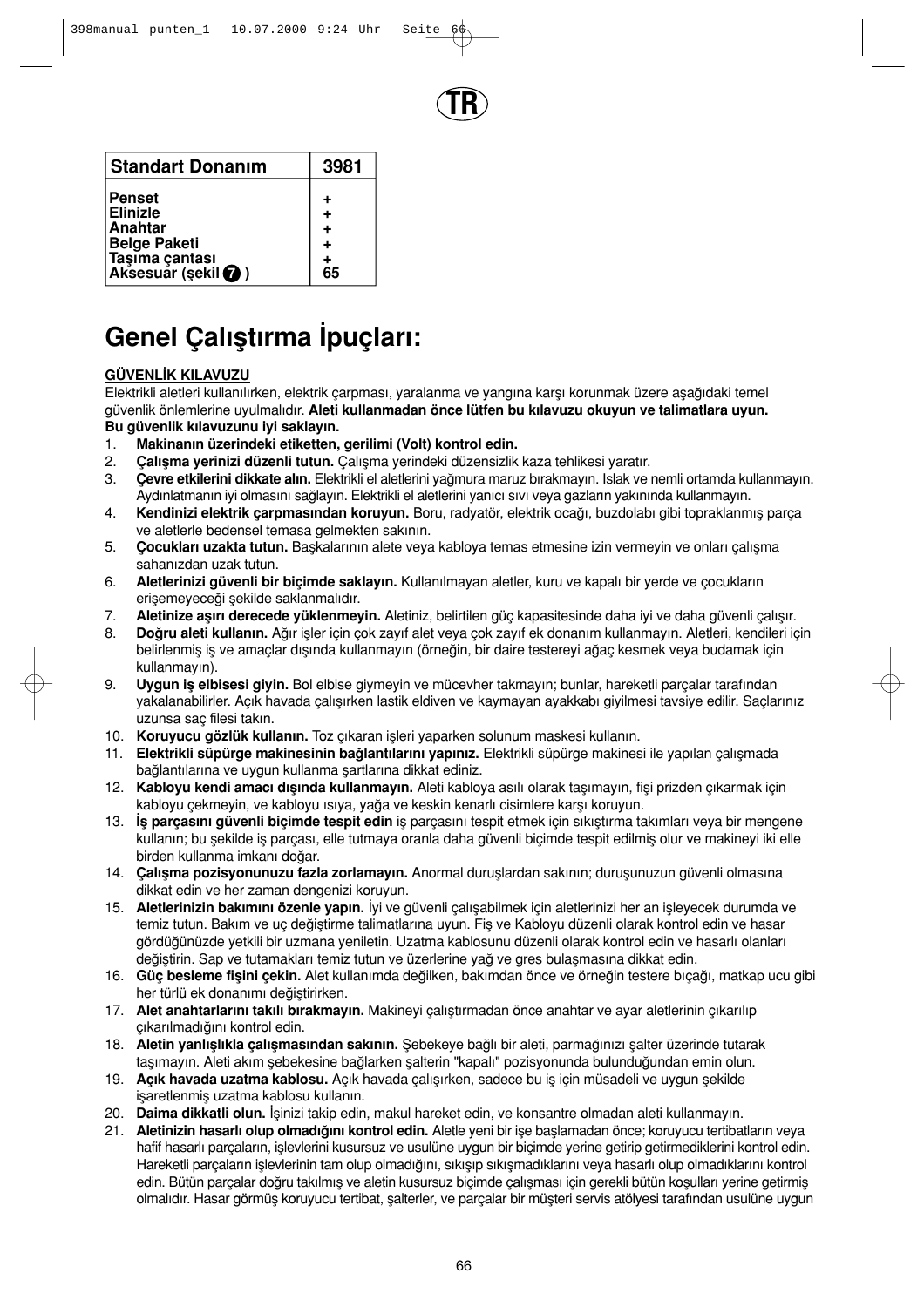TR

| Standart Donanım | 3981 |
|---|---|
| Penset | + |
| Elinizle | + |
| Anahtar | + |
| Belge Paketi | + |
| Taşıma çantası | + |
| Aksesuar (şekil 7 ) | 65 |

# Genel Çalıştırma İpuçları:

**GÜVENLİK KILAVUZU**

Elektrikli aletleri kullanılırken, elektrik çarpması, yaralanma ve yangına karşı korunmak üzere aşağıdaki temel güvenlik önlemlerine uyulmalıdır. **Aleti kullanmadan önce lütfen bu kılavuzu okuyun ve talimatlara uyun. Bu güvenlik kılavuzunu iyi saklayın.**

1. **Makinanın üzerindeki etiketten, gerilimi (Volt) kontrol edin.**
2. **Çalışma yerinizi düzenli tutun.** Çalışma yerindeki düzensizlik kaza tehlikesi yaratır.
3. **Çevre etkilerini dikkate alın.** Elektrikli el aletlerini yağmura maruz bırakmayın. Islak ve nemli ortamda kullanmayın. Aydınlatmanın iyi olmasını sağlayın. Elektrikli el aletlerini yanıcı sıvı veya gazların yakınında kullanmayın.
4. **Kendinizi elektrik çarpmasından koruyun.** Boru, radyatör, elektrik ocağı, buzdolabı gibi topraklanmış parça ve aletlerle bedensel temasa gelmekten sakının.
5. **Çocukları uzakta tutun.** Başkalarının alete veya kabloya temas etmesine izin vermeyin ve onları çalışma sahanızdan uzak tutun.
6. **Aletlerinizi güvenli bir biçimde saklayın.** Kullanılmayan aletler, kuru ve kapalı bir yerde ve çocukların erişemeyeceği şekilde saklanmalıdır.
7. **Aletinize aşırı derecede yüklenmeyin.** Aletiniz, belirtilen güç kapasitesinde daha iyi ve daha güvenli çalışır.
8. **Doğru aleti kullanın.** Ağır işler için çok zayıf alet veya çok zayıf ek donanım kullanmayın. Aletleri, kendileri için belirlenmiş iş ve amaçlar dışında kullanmayın (örneğin, bir daire testereyi ağaç kesmek veya budamak için kullanmayın).
9. **Uygun iş elbisesi giyin.** Bol elbise giymeyin ve mücevher takmayın; bunlar, hareketli parçalar tarafından yakalanabilirler. Açık havada çalışırken lastik eldiven ve kaymayan ayakkabı giyilmesi tavsiye edilir. Saçlarınız uzunsa saç filesi takın.
10. **Koruyucu gözlük kullanın.** Toz çıkaran işleri yaparken solunum maskesi kullanın.
11. **Elektrikli süpürge makinesinin bağlantılarını yapınız.** Elektrikli süpürge makinesi ile yapılan çalışmada bağlantılarına ve uygun kullanma şartlarına dikkat ediniz.
12. **Kabloyu kendi amacı dışında kullanmayın.** Aleti kabloya asılı olarak taşımayın, fişi prizden çıkarmak için kabloyu çekmeyin, ve kabloyu ısıya, yağa ve keskin kenarlı cisimlere karşı koruyun.
13. **İş parçasını güvenli biçimde tespit edin** iş parçasını tespit etmek için sıkıştırma takımları veya bir mengene kullanın; bu şekilde iş parçası, elle tutmaya oranla daha güvenli biçimde tespit edilmiş olur ve makineyi iki elle birden kullanma imkanı doğar.
14. **Çalışma pozisyonunuzu fazla zorlamayın.** Anormal duruşlardan sakının; duruşunuzun güvenli olmasına dikkat edin ve her zaman dengenizi koruyun.
15. **Aletlerinizin bakımını özenle yapın.** İyi ve güvenli çalışabilmek için aletlerinizi her an işleyecek durumda ve temiz tutun. Bakım ve uç değiştirme talimatlarına uyun. Fiş ve Kabloyu düzenli olarak kontrol edin ve hasar gördüğünüzde yetkili bir uzmana yeniletin. Uzatma kablosunu düzenli olarak kontrol edin ve hasarlı olanları değiştirin. Sap ve tutamakları temiz tutun ve üzerlerine yağ ve gres bulaşmasına dikkat edin.
16. **Güç besleme fişini çekin.** Alet kullanımda değilken, bakımdan önce ve örneğin testere bıçağı, matkap ucu gibi her türlü ek donanımı değiştirirken.
17. **Alet anahtarlarını takılı bırakmayın.** Makineyi çalıştırmadan önce anahtar ve ayar aletlerinin çıkarılıp çıkarılmadığını kontrol edin.
18. **Aletin yanlışlıkla çalışmasından sakının.** Şebekeye bağlı bir aleti, parmağınızı şalter üzerinde tutarak taşımayın. Aleti akım şebekesine bağlarken şalterin "kapalı" pozisyonunda bulunduğundan emin olun.
19. **Açık havada uzatma kablosu.** Açık havada çalışırken, sadece bu iş için müsadeli ve uygun şekilde işaretlenmiş uzatma kablosu kullanın.
20. **Daima dikkatli olun.** İşinizi takip edin, makul hareket edin, ve konsantre olmadan aleti kullanmayın.
21. **Aletinizin hasarlı olup olmadığını kontrol edin.** Aletle yeni bir işe başlamadan önce; koruyucu tertibatların veya hafif hasarlı parçaların, işlevlerini kusursuz ve usulüne uygun bir biçimde yerine getirip getirmediklerini kontrol edin. Hareketli parçaların işlevlerinin tam olup olmadığını, sıkışıp sıkışmadıklarını veya hasarlı olup olmadıklarını kontrol edin. Bütün parçalar doğru takılmış ve aletin kusursuz biçimde çalışması için gerekli bütün koşulları yerine getirmiş olmalıdır. Hasar görmüş koruyucu tertibat, şalterler, ve parçalar bir müşteri servis atölyesi tarafından usulüne uygun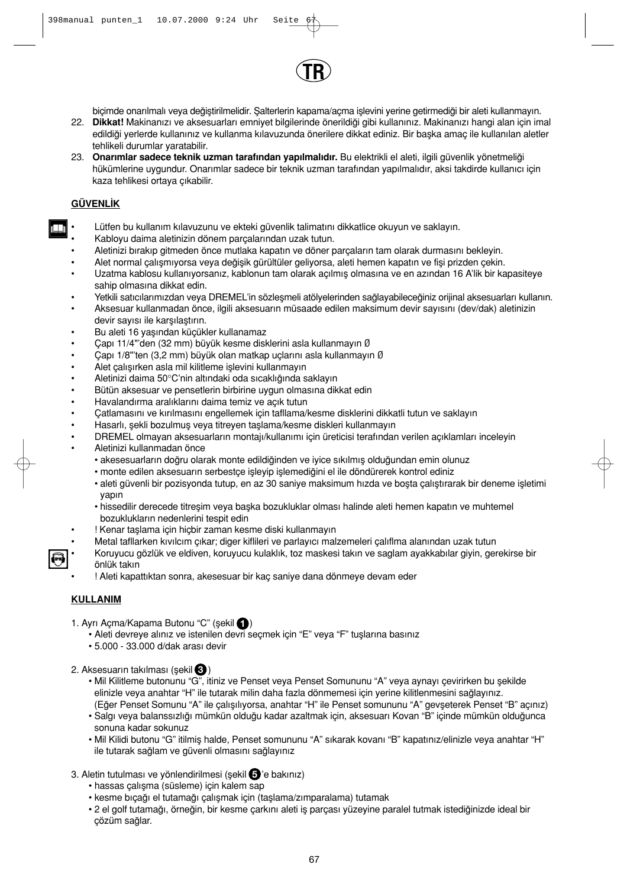biçimde onarılmalı veya değiştirilmelidir. Şalterlerin kapama/açma işlevini yerine getirmediği bir aleti kullanmayın.

22. **Dikkat!** Makinanızı ve aksesuarları emniyet bilgilerinde önerildiği gibi kullanınız. Makinanızı hangi alan için imal edildiği yerlerde kullanınız ve kullanma kılavuzunda önerilere dikkat ediniz. Bir başka amaç ile kullanılan aletler tehlikeli durumlar yaratabilir.
23. **Onarımlar sadece teknik uzman tarafından yapılmalıdır.** Bu elektrikli el aleti, ilgili güvenlik yönetmeliği hükümlerine uygundur. Onarımlar sadece bir teknik uzman tarafından yapılmalıdır, aksi takdirde kullanıcı için kaza tehlikesi ortaya çıkabilir.

**GÜVENLİK**

- Lütfen bu kullanım kılavuzunu ve ekteki güvenlik talimatını dikkatlice okuyun ve saklayın.
- Kabloyu daima aletinizin dönem parçalarından uzak tutun.
- Aletinizi bırakıp gitmeden önce mutlaka kapatın ve döner parçaların tam olarak durmasını bekleyin.
- Alet normal çalışmıyorsa veya değişik gürültüler geliyorsa, aleti hemen kapatın ve fişi prizden çekin.
- Uzatma kablosu kullanıyorsanız, kablonun tam olarak açılmış olmasına ve en azından 16 A'lik bir kapasiteye sahip olmasına dikkat edin.
- Yetkili satıcılarımızdan veya DREMEL'in sözleşmeli atölyelerinden sağlayabileceğiniz orijinal aksesuarları kullanın.
- Aksesuar kullanmadan önce, ilgili aksesuarın müsaade edilen maksimum devir sayısını (dev/dak) aletinizin devir sayısı ile karşılaştırın.
- Bu aleti 16 yaşından küçükler kullanamaz
- Çapı 11/4"'den (32 mm) büyük kesme disklerini asla kullanmayın Ø
- Çapı 1/8"'ten (3,2 mm) büyük olan matkap uçlarını asla kullanmayın Ø
- Alet çalışırken asla mil kilitleme işlevini kullanmayın
- Aletinizi daima 50°C'nin altındaki oda sıcaklığında saklayın
- Bütün aksesuar ve pensetlerin birbirine uygun olmasına dikkat edin
- Havalandırma aralıklarını daima temiz ve açık tutun
- Çatlamasını ve kırılmasını engellemek için tafllama/kesme disklerini dikkatli tutun ve saklayın
- Hasarlı, şekli bozulmuş veya titreyen taşlama/kesme diskleri kullanmayın
- DREMEL olmayan aksesuarların montajı/kullanımı için üreticisi terafından verilen açıklamları inceleyin
- Aletinizi kullanmadan önce
  - akesesuarların doğru olarak monte edildiğinden ve iyice sıkılmış olduğundan emin olunuz
  - monte edilen aksesuarın serbestçe işleyip işlemediğini el ile döndürerek kontrol ediniz
  - aleti güvenli bir pozisyonda tutup, en az 30 saniye maksimum hızda ve boşta çalıştırarak bir deneme işletimi yapın
  - hissedilir derecede titreşim veya başka bozukluklar olması halinde aleti hemen kapatın ve muhtemel bozuklukların nedenlerini tespit edin
- ! Kenar taşlama için hiçbir zaman kesme diski kullanmayın
- Metal tafllarken kıvılcım çıkar; diger kiflileri ve parlayıcı malzemeleri çalıflma alanından uzak tutun
- Koruyucu gözlük ve eldiven, koruyucu kulaklık, toz maskesi takın ve saglam ayakkabılar giyin, gerekirse bir önlük takın
- ! Aleti kapattıktan sonra, akesesuar bir kaç saniye dana dönmeye devam eder

**KULLANIM**

1. Ayrı Açma/Kapama Butonu "C" (şekil 1)
   - Aleti devreye alınız ve istenilen devri seçmek için "E" veya "F" tuşlarına basınız
   - 5.000 - 33.000 d/dak arası devir

2. Aksesuarın takılması (şekil 3)
   - Mil Kilitleme butonunu "G", itiniz ve Penset veya Penset Somununu "A" veya aynayı çevirirken bu şekilde elinizle veya anahtar "H" ile tutarak milin daha fazla dönmemesi için yerine kilitlenmesini sağlayınız. (Eğer Penset Somunu "A" ile çalışılıyorsa, anahtar "H" ile Penset somununu "A" gevşeterek Penset "B" açınız)
   - Salgı veya balanssızlığı mümkün olduğu kadar azaltmak için, aksesuarı Kovan "B" içinde mümkün olduğunca sonuna kadar sokunuz
   - Mil Kilidi butonu "G" itilmiş halde, Penset somununu "A" sıkarak kovanı "B" kapatınız/elinizle veya anahtar "H" ile tutarak sağlam ve güvenli olmasını sağlayınız

3. Aletin tutulması ve yönlendirilmesi (şekil 5'e bakınız)
   - hassas çalışma (süsleme) için kalem sap
   - kesme bıçağı el tutamağı çalışmak için (taşlama/zımparalama) tutamak
   - 2 el golf tutamağı, örneğin, bir kesme çarkını aleti iş parçası yüzeyine paralel tutmak istediğinizde ideal bir çözüm sağlar.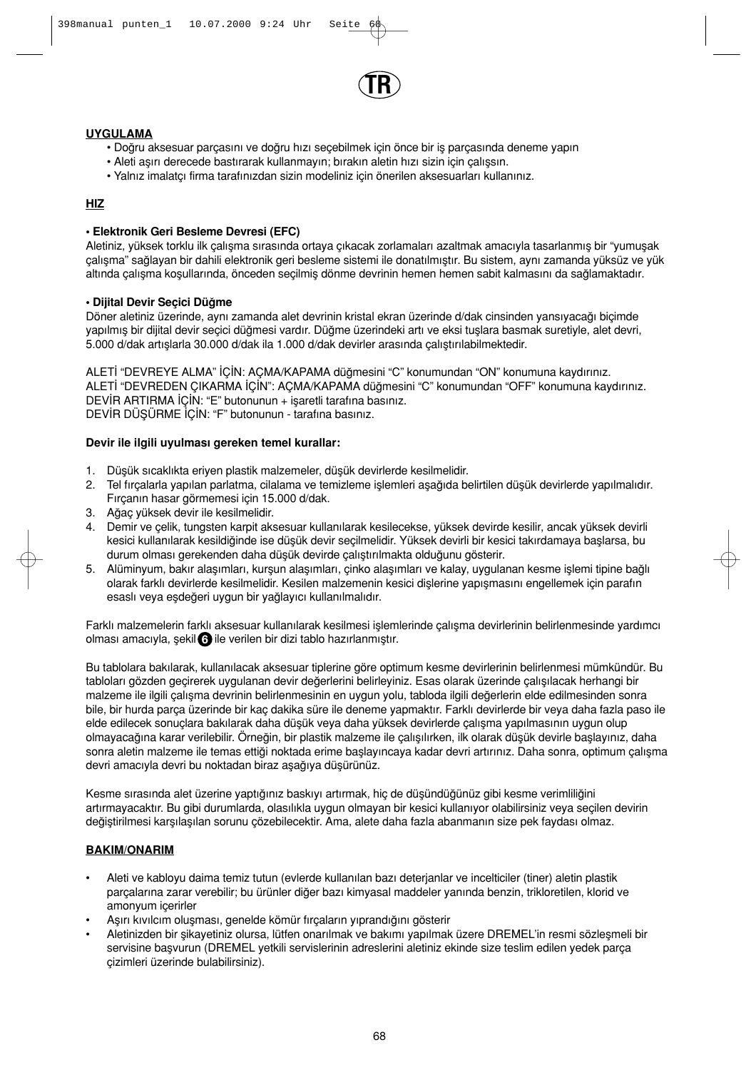TR

**UYGULAMA**

- Doğru aksesuar parçasını ve doğru hızı seçebilmek için önce bir iş parçasında deneme yapın
- Aleti aşırı derecede bastırarak kullanmayın; bırakın aletin hızı sizin için çalışsın.
- Yalnız imalatçı firma tarafınızdan sizin modeliniz için önerilen aksesuarları kullanınız.

**HIZ**

**• Elektronik Geri Besleme Devresi (EFC)**

Aletiniz, yüksek torklu ilk çalışma sırasında ortaya çıkacak zorlamaları azaltmak amacıyla tasarlanmış bir "yumuşak çalışma" sağlayan bir dahili elektronik geri besleme sistemi ile donatılmıştır. Bu sistem, aynı zamanda yüksüz ve yük altında çalışma koşullarında, önceden seçilmiş dönme devrinin hemen hemen sabit kalmasını da sağlamaktadır.

**• Dijital Devir Seçici Düğme**

Döner aletiniz üzerinde, aynı zamanda alet devrinin kristal ekran üzerinde d/dak cinsinden yansıyacağı biçimde yapılmış bir dijital devir seçici düğmesi vardır. Düğme üzerindeki artı ve eksi tuşlara basmak suretiyle, alet devri, 5.000 d/dak artışlarla 30.000 d/dak ila 1.000 d/dak devirler arasında çalıştırılabilmektedir.

ALETİ "DEVREYE ALMA" İÇİN: AÇMA/KAPAMA düğmesini "C" konumundan "ON" konumuna kaydırınız.
ALETİ "DEVREDEN ÇIKARMA İÇİN": AÇMA/KAPAMA düğmesini "C" konumundan "OFF" konumuna kaydırınız.
DEVİR ARTIRMA İÇİN: "E" butonunun + işaretli tarafına basınız.
DEVİR DÜŞÜRME İÇİN: "F" butonunun - tarafına basınız.

**Devir ile ilgili uyulması gereken temel kurallar:**

1. Düşük sıcaklıkta eriyen plastik malzemeler, düşük devirlerde kesilmelidir.
2. Tel fırçalarla yapılan parlatma, cilalama ve temizleme işlemleri aşağıda belirtilen düşük devirlerde yapılmalıdır. Fırçanın hasar görmemesi için 15.000 d/dak.
3. Ağaç yüksek devir ile kesilmelidir.
4. Demir ve çelik, tungsten karpit aksesuar kullanılarak kesilecekse, yüksek devirde kesilir, ancak yüksek devirli kesici kullanılarak kesildiğinde ise düşük devir seçilmelidir. Yüksek devirli bir kesici takırdamaya başlarsa, bu durum olması gerekenden daha düşük devirde çalıştırılmakta olduğunu gösterir.
5. Alüminyum, bakır alaşımları, kurşun alaşımları, çinko alaşımları ve kalay, uygulanan kesme işlemi tipine bağlı olarak farklı devirlerde kesilmelidir. Kesilen malzemenin kesici dişlerine yapışmasını engellemek için parafın esaslı veya eşdeğeri uygun bir yağlayıcı kullanılmalıdır.

Farklı malzemelerin farklı aksesuar kullanılarak kesilmesi işlemlerinde çalışma devirlerinin belirlenmesinde yardımcı olması amacıyla, şekil 6 ile verilen bir dizi tablo hazırlanmıştır.

Bu tablolara bakılarak, kullanılacak aksesuar tiplerine göre optimum kesme devirlerinin belirlenmesi mümkündür. Bu tabloları gözden geçirerek uygulanan devir değerlerini belirleyiniz. Esas olarak üzerinde çalışılacak herhangi bir malzeme ile ilgili çalışma devrinin belirlenmesinin en uygun yolu, tabloda ilgili değerlerin elde edilmesinden sonra bile, bir hurda parça üzerinde bir kaç dakika süre ile deneme yapmaktır. Farklı devirlerde bir veya daha fazla paso ile elde edilecek sonuçlara bakılarak daha düşük veya daha yüksek devirlerde çalışma yapılmasının uygun olup olmayacağına karar verilebilir. Örneğin, bir plastik malzeme ile çalışılırken, ilk olarak düşük devirle başlayınız, daha sonra aletin malzeme ile temas ettiği noktada erime başlayıncaya kadar devri artırınız. Daha sonra, optimum çalışma devri amacıyla devri bu noktadan biraz aşağıya düşürünüz.

Kesme sırasında alet üzerine yaptığınız baskıyı artırmak, hiç de düşündüğünüz gibi kesme verimliliğini artırmayacaktır. Bu gibi durumlarda, olasılıkla uygun olmayan bir kesici kullanıyor olabilirsiniz veya seçilen devirin değiştirilmesi karşılaşılan sorunu çözebilecektir. Ama, alete daha fazla abanmanın size pek faydası olmaz.

**BAKIM/ONARIM**

- Aleti ve kabloyu daima temiz tutun (evlerde kullanılan bazı deterjanlar ve incelticiler (tiner) aletin plastik parçalarına zarar verebilir; bu ürünler diğer bazı kimyasal maddeler yanında benzin, trikloretilen, klorid ve amonyum içerirler
- Aşırı kıvılcım oluşması, genelde kömür fırçaların yıprandığını gösterir
- Aletinizden bir şikayetiniz olursa, lütfen onarılmak ve bakımı yapılmak üzere DREMEL'in resmi sözleşmeli bir servisine başvurun (DREMEL yetkili servislerinin adreslerini aletiniz ekinde size teslim edilen yedek parça çizimleri üzerinde bulabilirsiniz).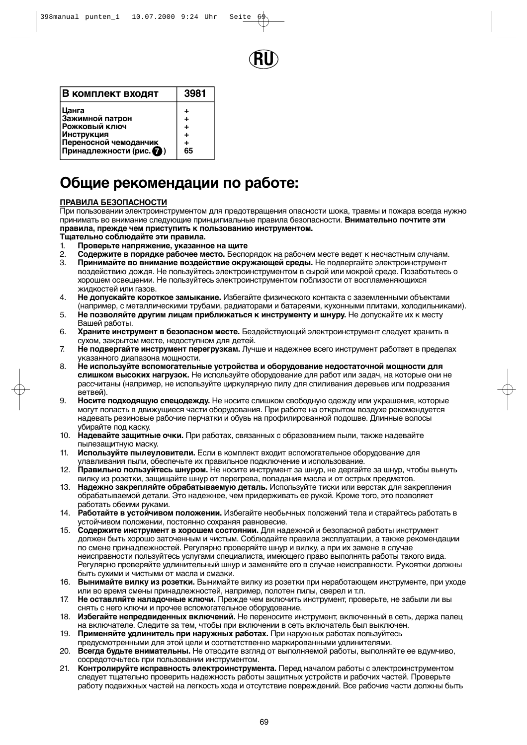RU

| В комплект входят | 3981 |
|---|---|
| Цанга | + |
| Зажимной патрон | + |
| Рожковый ключ | + |
| Инструкция | + |
| Переносной чемоданчик | + |
| Принадлежности (рис. 7) | 65 |

# Общие рекомендации по работе:

**ПРАВИЛА БЕЗОПАСНОСТИ**

При пользовании электроинструментом для предотвращения опасности шока, травмы и пожара всегда нужно принимать во внимание следующие принципиальные правила безопасности. **Внимательно почтите эти правила, прежде чем приступить к пользованию инструментом.**
**Тщательно соблюдайте эти правила.**

1. **Проверьте напряжение, указанное на щите**
2. **Содержите в порядке рабочее место.** Беспорядок на рабочем месте ведет к несчастным случаям.
3. **Принимайте во внимание воздействие окружающей среды.** Не подвергайте электроинструмент воздействию дождя. Не пользуйтесь электроинструментом в сырой или мокрой среде. Позаботьтесь о хорошем освещении. Не пользуйтесь электроинструментом поблизости от воспламеняющихся жидкостей или газов.
4. **Не допускайте короткое замыкание.** Избегайте физического контакта с заземленными объектами (например, с металлическими трубами, радиаторами и батареями, кухонными плитами, холодильниками).
5. **Не позволяйте другим лицам приближаться к инструменту и шнуру.** Не допускайте их к месту Вашей работы.
6. **Храните инструмент в безопасном месте.** Бездействующий электроинструмент следует хранить в сухом, закрытом месте, недоступном для детей.
7. **Не подвергайте инструмент перегрузкам.** Лучше и надежнее всего инструмент работает в пределах указанного диапазона мощности.
8. **Не используйте вспомогательные устройства и оборудование недостаточной мощности для слишком высоких нагрузок.** Не используйте оборудование для работ или задач, на которые они не рассчитаны (например, не используйте циркулярную пилу для спиливания деревьев или подрезания ветвей).
9. **Носите подходящую спецодежду.** Не носите слишком свободную одежду или украшения, которые могут попасть в движущиеся части оборудования. При работе на открытом воздухе рекомендуется надевать резиновые рабочие перчатки и обувь на профилированной подошве. Длинные волосы убирайте под каску.
10. **Надевайте защитные очки.** При работах, связанных с образованием пыли, также надевайте пылезащитную маску.
11. **Используйте пылеуловители.** Если в комплект входит вспомогательное оборудование для улавливания пыли, обеспечьте их правильное подключение и использование.
12. **Правильно пользуйтесь шнуром.** Не носите инструмент за шнур, не дергайте за шнур, чтобы вынуть вилку из розетки, защищайте шнур от перегрева, попадания масла и от острых предметов.
13. **Надежно закрепляйте обрабатываемую деталь.** Используйте тиски или верстак для закрепления обрабатываемой детали. Это надежнее, чем придерживать ее рукой. Кроме того, это позволяет работать обеими руками.
14. **Работайте в устойчивом положении.** Избегайте необычных положений тела и старайтесь работать в устойчивом положении, постоянно сохраняя равновесие.
15. **Содержите инструмент в хорошем состоянии.** Для надежной и безопасной работы инструмент должен быть хорошо заточенным и чистым. Соблюдайте правила эксплуатации, а также рекомендации по смене принадлежностей. Регулярно проверяйте шнур и вилку, а при их замене в случае неисправности пользуйтесь услугами специалиста, имеющего право выполнять работы такого вида. Регулярно проверяйте удлинительный шнур и заменяйте его в случае неисправности. Рукоятки должны быть сухими и чистыми от масла и смазки.
16. **Вынимайте вилку из розетки.** Вынимайте вилку из розетки при неработающем инструменте, при уходе или во время смены принадлежностей, например, полотен пилы, сверел и т.п.
17. **Не оставляйте наладочные ключи.** Прежде чем включить инструмент, проверьте, не забыли ли вы снять с него ключи и прочее вспомогательное оборудование.
18. **Избегайте непредвиденных включений.** Не переносите инструмент, включенный в сеть, держа палец на включателе. Следите за тем, чтобы при включении в сеть включатель был выключен.
19. **Применяйте удлинитель при наружных работах.** При наружных работах пользуйтесь предусмотренными для этой цели и соответственно маркированными удлинителями.
20. **Всегда будьте внимательны.** Не отводите взгляд от выполняемой работы, выполняйте ее вдумчиво, сосредоточьтесь при пользовании инструментом.
21. **Контролируйте исправность электроинструмента.** Перед началом работы с электроинструментом следует тщательно проверить надежность работы защитных устройств и рабочих частей. Проверьте работу подвижных частей на легкость хода и отсутствие повреждений. Все рабочие части должны быть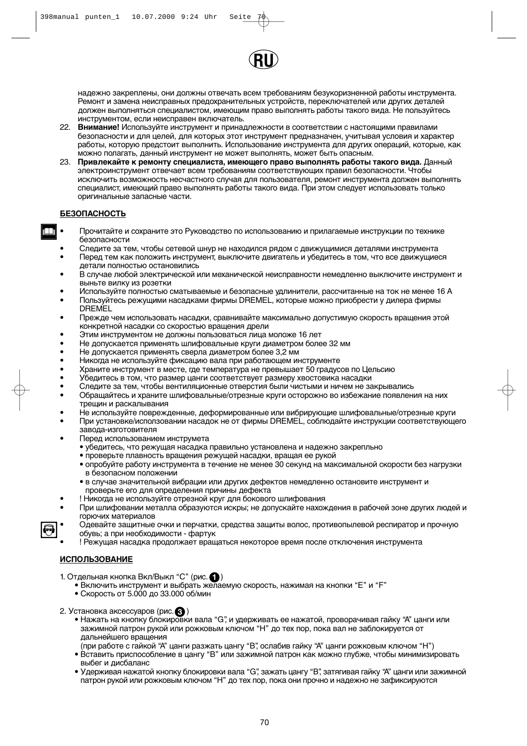надежно закреплены, они должны отвечать всем требованиям безукоризненной работы инструмента. Ремонт и замена неисправных предохранительных устройств, переключателей или других деталей должен выполняться специалистом, имеющим право выполнять работы такого вида. Не пользуйтесь инструментом, если неисправен включатель.

22. **Внимание!** Используйте инструмент и принадлежности в соответствии с настоящими правилами безопасности и для целей, для которых этот инструмент предназначен, учитывая условия и характер работы, которую предстоит выполнить. Использование инструмента для других операций, которые, как можно полагать, данный инструмент не может выполнять, может быть опасным.
23. **Привлекайте к ремонту специалиста, имеющего право выполнять работы такого вида.** Данный электроинструмент отвечает всем требованиям соответствующих правил безопасности. Чтобы исключить возможность несчастного случая для пользователя, ремонт инструмента должен выполнять специалист, имеющий право выполнять работы такого вида. При этом следует использовать только оригинальные запасные части.

## БЕЗОПАСНОСТЬ

- Прочитайте и сохраните это Руководство по использованию и прилагаемые инструкции по технике безопасности
- Следите за тем, чтобы сетевой шнур не находился рядом с движущимися деталями инструмента
- Перед тем как положить инструмент, выключите двигатель и убедитесь в том, что все движущиеся детали полностью остановились
- В случае любой электрической или механической неисправности немедленно выключите инструмент и выньте вилку из розетки
- Используйте полностью сматываемые и безопасные удлинители, рассчитанные на ток не менее 16 A
- Пользуйтесь режущими насадками фирмы DREMEL, которые можно приобрести у дилера фирмы DREMEL
- Прежде чем использовать насадки, сравнивайте максимально допустимую скорость вращения этой конкретной насадки со скоростью вращения дрели
- Этим инструментом не должны пользоваться лица моложе 16 лет
- Не допускается применять шлифовальные круги диаметром более 32 мм
- Не допускается применять сверла диаметром более 3,2 мм
- Никогда не используйте фиксацию вала при работающем инструменте
- Храните инструмент в месте, где температура не превышает 50 градусов по Цельсию
- Убедитесь в том, что размер цанги соответствует размеру хвостовика насадки
- Следите за тем, чтобы вентиляционные отверстия были чистыми и ничем не закрывались
- Обращайтесь и храните шлифовальные/отрезные круги осторожно во избежание появления на них трещин и раскалывания
- Не используйте поврежденные, деформированные или вибрирующие шлифовальные/отрезные круги
- При установке/использовании насадок не от фирмы DREMEL, соблюдайте инструкции соответствующего завода-изготовителя
- Перед использованием инструмета
  - убедитесь, что режущая насадка правильно установлена и надежно закрепльно
  - проверьте плавность вращения режущей насадки, вращая ее рукой
  - опробуйте работу инструмента в течение не менее 30 секунд на максимальной скорости без нагрузки в безопасном положении
  - в случае значительной вибрации или других дефектов немедленно остановите инструмент и проверьте его для определения причины дефекта
- ! Никогда не используйте отрезной круг для бокового шлифования
- При шлифовании металла образуются искры; не допускайте нахождения в рабочей зоне других людей и горючих материалов
- Одевайте защитные очки и перчатки, средства защиты волос, противопылевой респиратор и прочную обувь; а при необходимости - фартук
- ! Режущая насадка продолжает вращаться некоторое время после отключения инструмента

## ИСПОЛЬЗОВАНИЕ

1. Отдельная кнопка Вкл/Выкл "C" (рис. 1)
   - Включить инструмент и выбрать желаемую скорость, нажимая на кнопки "E" и "F"
   - Скорость от 5.000 до 33.000 об/мин

2. Установка аксессуаров (рис. 3)
   - Нажать на кнопку блокировки вала "G", и удерживать ее нажатой, проворачивая гайку "A" цанги или зажимной патрон рукой или рожковым ключом "H" до тех пор, пока вал не заблокируется от дальнейшего вращения
     (при работе с гайкой "A" цанги разжать цангу "B", ослабив гайку "A" цанги рожковым ключом "H")
   - Вставить приспособление в цангу "B" или зажимной патрон как можно глубже, чтобы минимизировать выбег и дисбаланс
   - Удерживая нажатой кнопку блокировки вала "G", зажать цангу "B", затягивая гайку "A" цанги или зажимной патрон рукой или рожковым ключом "H" до тех пор, пока они прочно и надежно не зафиксируются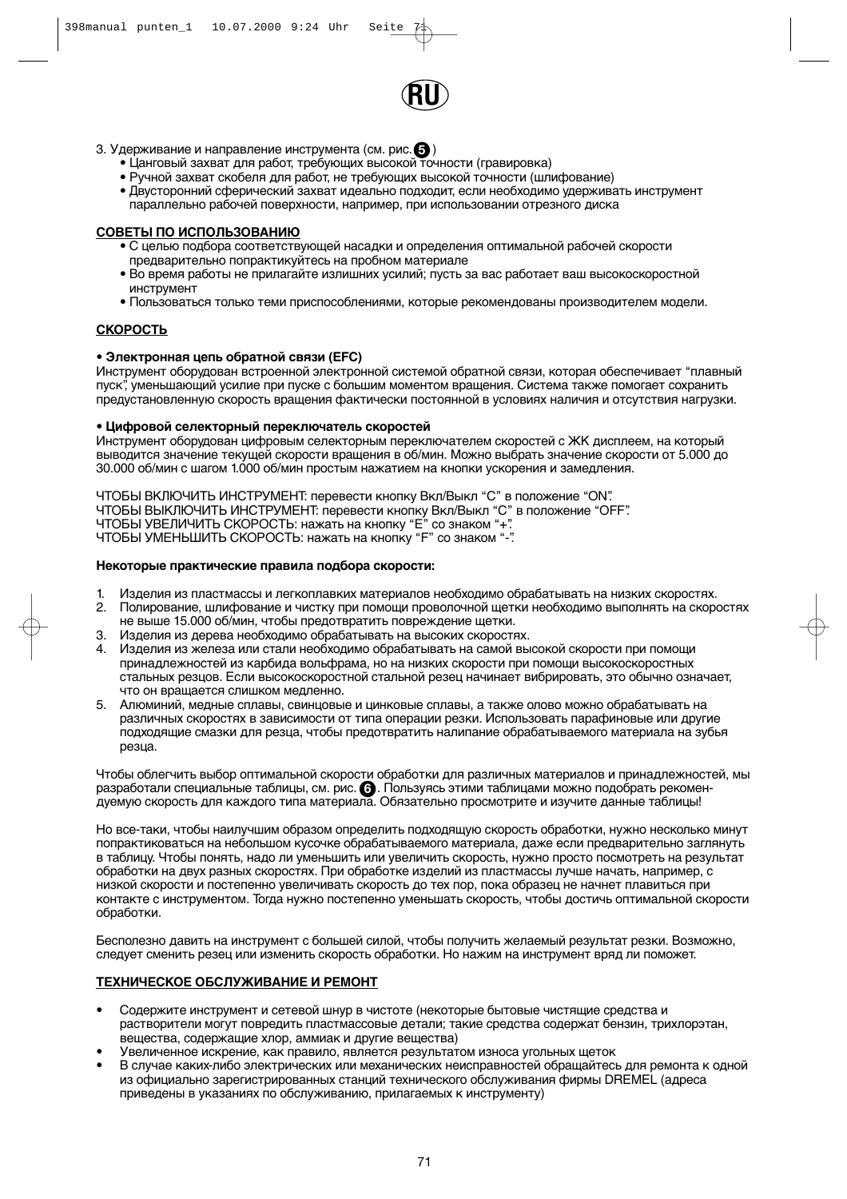RU

3. Удерживание и направление инструмента (см. рис. 5)
   - Цанговый захват для работ, требующих высокой точности (гравировка)
   - Ручной захват скобеля для работ, не требующих высокой точности (шлифование)
   - Двусторонний сферический захват идеально подходит, если необходимо удерживать инструмент параллельно рабочей поверхности, например, при использовании отрезного диска

## СОВЕТЫ ПО ИСПОЛЬЗОВАНИЮ

- С целью подбора соответствующей насадки и определения оптимальной рабочей скорости предварительно попрактикуйтесь на пробном материале
- Во время работы не прилагайте излишних усилий; пусть за вас работает ваш высокоскоростной инструмент
- Пользоваться только теми приспособлениями, которые рекомендованы производителем модели.

## СКОРОСТЬ

**• Электронная цепь обратной связи (EFC)**

Инструмент оборудован встроенной электронной системой обратной связи, которая обеспечивает "плавный пуск", уменьшающий усилие при пуске с большим моментом вращения. Система также помогает сохранить предустановленную скорость вращения фактически постоянной в условиях наличия и отсутствия нагрузки.

**• Цифровой селекторный переключатель скоростей**

Инструмент оборудован цифровым селекторным переключателем скоростей с ЖК дисплеем, на который выводится значение текущей скорости вращения в об/мин. Можно выбрать значение скорости от 5.000 до 30.000 об/мин с шагом 1.000 об/мин простым нажатием на кнопки ускорения и замедления.

ЧТОБЫ ВКЛЮЧИТЬ ИНСТРУМЕНТ: перевести кнопку Вкл/Выкл "C" в положение "ON".
ЧТОБЫ ВЫКЛЮЧИТЬ ИНСТРУМЕНТ: перевести кнопку Вкл/Выкл "C" в положение "OFF".
ЧТОБЫ УВЕЛИЧИТЬ СКОРОСТЬ: нажать на кнопку "E" со знаком "+".
ЧТОБЫ УМЕНЬШИТЬ СКОРОСТЬ: нажать на кнопку "F" со знаком "-".

**Некоторые практические правила подбора скорости:**

1. Изделия из пластмассы и легкоплавких материалов необходимо обрабатывать на низких скоростях.
2. Полирование, шлифование и чистку при помощи проволочной щетки необходимо выполнять на скоростях не выше 15.000 об/мин, чтобы предотвратить повреждение щетки.
3. Изделия из дерева необходимо обрабатывать на высоких скоростях.
4. Изделия из железа или стали необходимо обрабатывать на самой высокой скорости при помощи принадлежностей из карбида вольфрама, но на низких скорости при помощи высокоскоростных стальных резцов. Если высокоскоростной стальной резец начинает вибрировать, это обычно означает, что он вращается слишком медленно.
5. Алюминий, медные сплавы, свинцовые и цинковые сплавы, а также олово можно обрабатывать на различных скоростях в зависимости от типа операции резки. Использовать парафиновые или другие подходящие смазки для резца, чтобы предотвратить налипание обрабатываемого материала на зубья резца.

Чтобы облегчить выбор оптимальной скорости обработки для различных материалов и принадлежностей, мы разработали специальные таблицы, см. рис. 6. Пользуясь этими таблицами можно подобрать рекомендуемую скорость для каждого типа материала. Обязательно просмотрите и изучите данные таблицы!

Но все-таки, чтобы наилучшим образом определить подходящую скорость обработки, нужно несколько минут попрактиковаться на небольшом кусочке обрабатываемого материала, даже если предварительно заглянуть в таблицу. Чтобы понять, надо ли уменьшить или увеличить скорость, нужно просто посмотреть на результат обработки на двух разных скоростях. При обработке изделий из пластмассы лучше начать, например, с низкой скорости и постепенно увеличивать скорость до тех пор, пока образец не начнет плавиться при контакте с инструментом. Тогда нужно постепенно уменьшать скорость, чтобы достичь оптимальной скорости обработки.

Бесполезно давить на инструмент с большей силой, чтобы получить желаемый результат резки. Возможно, следует сменить резец или изменить скорость обработки. Но нажим на инструмент вряд ли поможет.

## ТЕХНИЧЕСКОЕ ОБСЛУЖИВАНИЕ И РЕМОНТ

- Содержите инструмент и сетевой шнур в чистоте (некоторые бытовые чистящие средства и растворители могут повредить пластмассовые детали; такие средства содержат бензин, трихлорэтан, вещества, содержащие хлор, аммиак и другие вещества)
- Увеличенное искрение, как правило, является результатом износа угольных щеток
- В случае каких-либо электрических или механических неисправностей обращайтесь для ремонта к одной из официально зарегистрированных станций технического обслуживания фирмы DREMEL (адреса приведены в указаниях по обслуживанию, прилагаемых к инструменту)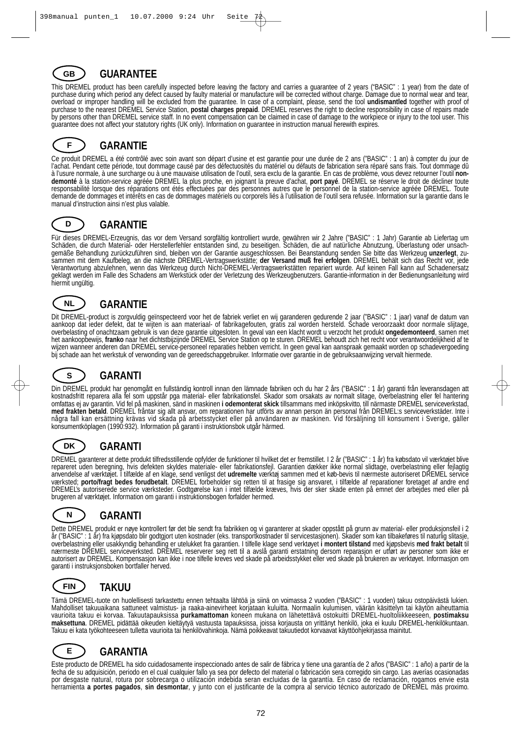## GB GUARANTEE

This DREMEL product has been carefully inspected before leaving the factory and carries a guarantee of 2 years ("BASIC" : 1 year) from the date of purchase during which period any defect caused by faulty material or manufacture will be corrected without charge. Damage due to normal wear and tear, overload or improper handling will be excluded from the guarantee. In case of a complaint, please, send the tool **undismantled** together with proof of purchase to the nearest DREMEL Service Station, **postal charges prepaid**. DREMEL reserves the right to decline responsibility in case of repairs made by persons other than DREMEL service staff. In no event compensation can be claimed in case of damage to the workpiece or injury to the tool user. This guarantee does not affect your statutory rights (UK only). Information on guarantee in instruction manual herewith expires.

## F GARANTIE

Ce produit DREMEL a été contrôlé avec soin avant son départ d'usine et est garantie pour une durée de 2 ans ("BASIC" : 1 an) à compter du jour de l'achat. Pendant cette période, tout dommage causé par des défectuosités du matériel ou défauts de fabrication sera réparé sans frais. Tout dommage dû à l'usure normale, à une surcharge ou à une mauvaise utilisation de l'outil, sera exclu de la garantie. En cas de problème, vous devez retourner l'outil **non-demonté** à la station-service agréée DREMEL la plus proche, en joignant la preuve d'achat, **port payé**. DREMEL se réserve le droit de décliner toute responsabilité lorsque des réparations ont étés effectuées par des personnes autres que le personnel de la station-service agréée DREMEL. Toute demande de dommages et intérêts en cas de dommages matériels ou corporels liés à l'utilisation de l'outil sera refusée. Information sur la garantie dans le manual d'instruction ainsi n'est plus valable.

## D GARANTIE

Für dieses DREMEL-Erzeugnis, das vor dem Versand sorgfältig kontrolliert wurde, gewähren wir 2 Jahre ("BASIC" : 1 Jahr) Garantie ab Liefertag um Schäden, die durch Material- oder Herstellerfehler entstanden sind, zu beseitigen. Schäden, die auf natürliche Abnutzung, Überlastung oder unsachgemäße Behandlung zurückzuführen sind, bleiben von der Garantie ausgeschlossen. Bei Beanstandung senden Sie bitte das Werkzeug **unzerlegt**, zusammen mit dem Kaufbeleg, an die nächste DREMEL-Vertragswerkstätte; **der Versand muß frei erfolgen**. DREMEL behält sich das Recht vor, jede Verantwortung abzulehnen, wenn das Werkzeug durch Nicht-DREMEL-Vertragswerkstätten repariert wurde. Auf keinen Fall kann auf Schadenersatz geklagt werden im Falle des Schadens am Werkstück oder der Verletzung des Werkzeugbenutzers. Garantie-information in der Bedienungsanleitung wird hiermit ungültig.

## NL GARANTIE

Dit DREMEL-product is zorgvuldig geïnspecteerd voor het de fabriek verliet en wij garanderen gedurende 2 jaar ("BASIC" : 1 jaar) vanaf de datum van aankoop dat ieder defekt, dat te wijten is aan materiaal- of fabrikagefouten, gratis zal worden hersteld. Schade veroorzaakt door normale slijtage, overbelasting of onachtzaam gebruik is van deze garantie uitgesloten. In geval van een klacht wordt u verzocht het produkt **ongedemonteerd**, samen met het aankoopbewijs, **franko** naar het dichtstbijzijnde DREMEL Service Station op te sturen. DREMEL behoudt zich het recht voor verantwoordelijkheid af te wijzen wanneer anderen dan DREMEL service-personeel reparaties hebben verricht. In geen geval kan aanspraak gemaakt worden op schadevergoeding bij schade aan het werkstuk of verwonding van de gereedschapgebruiker. Informatie over garantie in de gebruiksaanwijzing vervalt hiermede.

## S GARANTI

Din DREMEL produkt har genomgått en fullständig kontroll innan den lämnade fabriken och du har 2 års ("BASIC" : 1 år) garanti från leveransdagen att kostnadsfritt reparera alla fel som uppstår pga material- eller fabrikationsfel. Skador som orsakats av normalt slitage, överbelastning eller fel hantering omfattas ej av garantin. Vid fel på maskinen, sänd in maskinen **i odemonterat skick** tillsammans med inköpskvitto, till närmaste DREMEL serviceverkstad, **med frakten betald**. DREMEL fråntar sig allt ansvar, om reparationen har utförts av annan person än personal från DREMEL:s serviceverkstäder. Inte i några fall kan ersättning krävas vid skada på arbetsstycket eller på användaren av maskinen. Vid försäljning till konsument i Sverige, gäller konsumentköplagen (1990:932). Information på garanti i instruktionsbok utgår härmed.

## DK GARANTI

DREMEL garanterer at dette produkt tilfredsstillende opfylder de funktioner til hvilket det er fremstillet. I 2 år ("BASIC" : 1 år) fra købsdato vil værktøjet blive repareret uden beregning, hvis defekten skyldes materiale- eller fabrikationsfejl. Garantien dækker ikke normal slidtage, overbelastning eller fejlagtig anvendelse af værktøjet. I tilfælde af en klage, send venligst det **udremelte** værktøj sammen med et køb-bevis til nærmeste autoriseret DREMEL service værksted; **porto/fragt bedes forudbetalt**. DREMEL forbeholder sig retten til at frasige sig ansvaret, i tilfælde af reparationer foretaget af andre end DREMEL's autoriserede service værksteder. Godtgørelse kan i intet tilfælde kræves, hvis der sker skade enten på emnet der arbejdes med eller på brugeren af værktøjet. Information om garanti i instruktionsbogen forfalder hermed.

## N GARANTI

Dette DREMEL produkt er nøye kontrollert før det ble sendt fra fabrikken og vi garanterer at skader oppstått på grunn av material- eller produksjonsfeil i 2 år ("BASIC" : 1 år) fra kjøpsdato blir godtgjort uten kostnader (eks. transportkostnader til servicestasjonen). Skader som kan tilbakeføres til naturlig slitasje, overbelastning eller usakkyndig behandling er utelukket fra garantien. I tilfelle klage send verktøyet **i montert tilstand** med kjøpsbevis **med frakt betalt** til nærmeste DREMEL serviceverksted. DREMEL reserverer seg rett til a avslå garanti erstatning dersom reparasjon er utført av personer som ikke er autorisert av DREMEL. Kompensasjon kan ikke i noe tilfelle kreves ved skade på arbeidsstykket eller ved skade på brukeren av verktøyet. Informasjon om garanti i instruksjonsboken bortfaller herved.

## FIN TAKUU

Tämä DREMEL-tuote on huolellisesti tarkastettu ennen tehtaalta lähtöä ja siinä on voimassa 2 vuoden ("BASIC" : 1 vuoden) takuu ostopäivästä lukien. Mahdolliset takuuaikana sattuneet valmistus- ja raaka-ainevirheet korjataan kuluitta. Normaalin kulumisen, väärän käsittelyn tai käytön aiheuttamia vaurioita takuu ei korvaa. Takuutapauksissa **purkamattoman** koneen mukana on lähetettävä ostokuitti DREMEL-huoltoliikkeeseen, **postimaksu maksettuna**. DREMEL pidättää oikeuden kieltäytyä vastuusta tapauksissa, joissa korjausta on yrittänyt henkilö, joka ei kuulu DREMEL-henkilökuntaan. Takuu ei kata työkohteeseen tulletta vaurioita tai henkilövahinkoja. Nämä poikkeavat takuutiedot korvaavat käyttöohjekirjassa mainitut.

## E GARANTIA

Este producto de DREMEL ha sido cuidadosamente inspeccionado antes de salir de fábrica y tiene una garantía de 2 años ("BASIC" : 1 año) a partir de la fecha de su adquisición, periodo en el cual cualquier fallo ya sea por defecto del material o fabricación sera corregido sin cargo. Las averías ocasionadas por desgaste natural, rotura por sobrecarga o utilización indebida seran excluidas de la garantía. En caso de reclamación, rogamos envie esta herramienta **a portes pagados**, **sin desmontar**, y junto con el justificante de la compra al servicio técnico autorizado de DREMEL más proximo.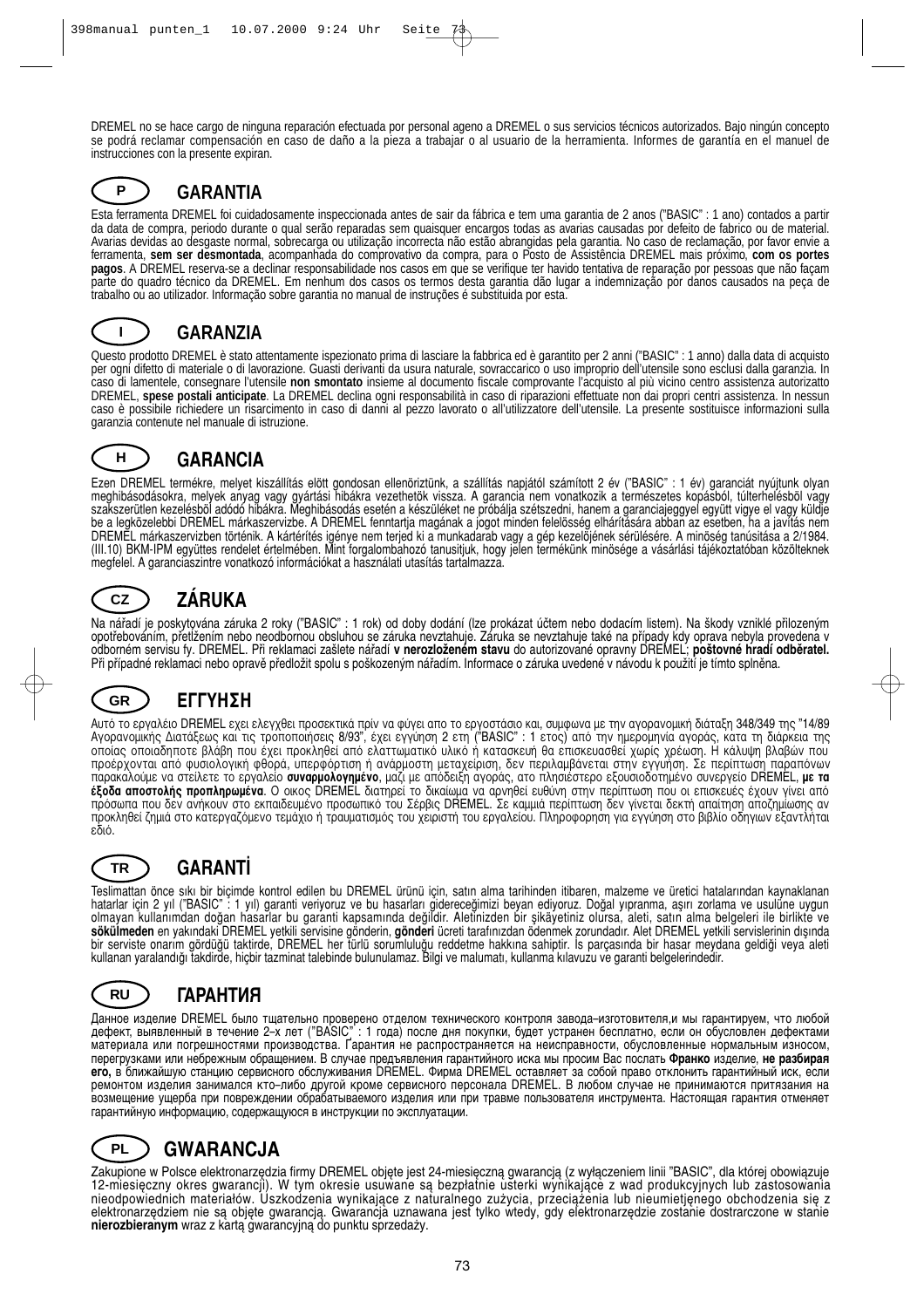DREMEL no se hace cargo de ninguna reparación efectuada por personal ageno a DREMEL o sus servicios técnicos autorizados. Bajo ningún concepto se podrá reclamar compensación en caso de daño a la pieza a trabajar o al usuario de la herramienta. Informes de garantía en el manuel de instrucciones con la presente expiran.

## P GARANTIA

Esta ferramenta DREMEL foi cuidadosamente inspeccionada antes de sair da fábrica e tem uma garantia de 2 anos ("BASIC" : 1 ano) contados a partir da data de compra, periodo durante o qual serão reparadas sem quaisquer encargos todas as avarias causadas por defeito de fabrico ou de material. Avarias devidas ao desgaste normal, sobrecarga ou utilização incorrecta não estão abrangidas pela garantia. No caso de reclamação, por favor envie a ferramenta, **sem ser desmontada**, acompanhada do comprovativo da compra, para o Posto de Assistência DREMEL mais próximo, **com os portes pagos**. A DREMEL reserva-se a declinar responsabilidade nos casos em que se verifique ter havido tentativa de reparação por pessoas que não façam parte do quadro técnico da DREMEL. Em nenhum dos casos os termos desta garantia dão lugar a indemnização por danos causados na peça de trabalho ou ao utilizador. Informação sobre garantia no manual de instruções é substituida por esta.

## I GARANZIA

Questo prodotto DREMEL è stato attentamente ispezionato prima di lasciare la fabbrica ed è garantito per 2 anni ("BASIC" : 1 anno) dalla data di acquisto per ogni difetto di materiale o di lavorazione. Guasti derivanti da usura naturale, sovraccarico o uso improprio dell'utensile sono esclusi dalla garanzia. In caso di lamentele, consegnare l'utensile **non smontato** insieme al documento fiscale comprovante l'acquisto al più vicino centro assistenza autorizzato DREMEL, **spese postali anticipate**. La DREMEL declina ogni responsabilità in caso di riparazioni effettuate non dai propri centri assistenza. In nessun caso è possibile richiedere un risarcimento in caso di danni al pezzo lavorato o all'utilizzatore dell'utensile. La presente sostituisce informazioni sulla garanzia contenute nel manuale di istruzione.

## H GARANCIA

Ezen DREMEL termékre, melyet kiszállítás elött gondosan ellenöriztünk, a szállítás napjától számított 2 év ("BASIC" : 1 év) garanciát nyújtunk olyan meghibásodásokra, melyek anyag vagy gyártási hibákra vezethetök vissza. A garancia nem vonatkozik a természetes kopásból, túlterhelésböl vagy szakszerütlen kezelésböl adódó hibákra. Meghibásodás esetén a készüléket ne próbálja szétszedni, hanem a garanciajeggyel együtt vigye el vagy küldje be a legközelebbi DREMEL márkaszervizbe. A DREMEL fenntartja magának a jogot minden felelösség elhárítására abban az esetben, ha a javítás nem DREMEL márkaszervizben történik. A kártérítés igénye nem terjed ki a munkadarab vagy a gép kezelöjének sérülésére. A minöség tanúsítása a 2/1984. (III.10) BKM-IPM együttes rendelet értelmében. Mint forgalombahozó tanusítjuk, hogy jelen termékünk minösége a vásárlási tájékoztatóban közölteknek megfelel. A garanciaszintre vonatkozó információkat a használati utasítás tartalmazza.

## CZ ZÁRUKA

Na nářadí je poskytována záruka 2 roky ("BASIC" : 1 rok) od doby dodání (lze prokázat účtem nebo dodacím listem). Na škody vzniklé přilozeným opotřebováním, přetížením nebo neodbornou obsluhou se záruka nevztahuje. Záruka se nevztahuje také na případy kdy oprava nebyla provedena v odborném servisu fy. DREMEL. Při reklamaci zašlete nářadí **v nerozloženém stavu** do autorizované opravny DREMEL; **poštovné hradí odběratel.** Při případné reklamaci nebo opravě předložit spolu s poškozeným nářadím. Informace o záruka uvedené v návodu k použití je tímto splněna.

## GR ΕΓΓΥΗΣΗ

Αυτό το εργαλείο DREMEL εχει ελεγχθει προσεκτικά πρίν να φύγει απο το εργοστάσιο και, συμφωνα με την αγορανομική διάταξη 348/349 της "14/89 Αγορανομικής Διατάξεως και τις τροποποιήσεις 8/93", έχει εγγύηση 2 ετη ("BASIC" : 1 ετος) από την ημερομηνία αγοράς, κατα τη διάρκεια της οποίας οποιαδηποτε βλάβη που έχει προκληθεί από ελαττωματικό υλικό ή κατασκευή θα επισκευασθεί χωρίς χρέωση. Η κάλυψη βλαβών που προέρχονται από φυσιολογική φθορά, υπερφόρτιση ή ανάρμοστη μεταχείριση, δεν περιλαμβάνεται στην εγγύηση. Σε περίπτωση παραπόνων παρακαλούμε να στείλετε το εργαλείο **συναρμολογημένο**, μαζί με απόδειξη αγοράς, ατο πλησιέστερο εξουσιοδοτημένο συνεργείο DREMEL, **με τα έξοδα αποστολής προπληρωμένα**. Ο οικος DREMEL διατηρεί το δικαίωμα να αρνηθεί ευθύνη στην περίπτωση που οι επισκεύς έχουν γίνει από πρόσωπα που δεν ανήκουν στο εκπαιδευμένο προσωπικό του Σέρβις DREMEL. Σε καμμιά περίπτωση δεν γίνεται δεκτή απαίτηση αποζημίωσης αν προκληθεί ζημιά στο κατεργαζόμενο τεμάχιο ή τραυματισμός του χειριστή του εργαλείου. Πληροφορηση για εγγύηση στο βιβλίο οδηγιων εξαντλήται εδώ.

## TR GARANTİ

Teslimattan önce sıkı bir biçimde kontrol edilen bu DREMEL ürünü için, satın alma tarihinden itibaren, malzeme ve üretici hatalarından kaynaklanan hatarlar için 2 yıl ("BASIC" : 1 yıl) garanti veriyoruz ve bu hasarları gidereceğimizi beyan ediyoruz. Doğal yıpranma, aşırı zorlama ve usulüne uygun olmayan kullanımdan doğan hasarlar bu garanti kapsamında değildir. Aletinizden bir şikâyetiniz olursa, aleti, satın alma belgeleri ile birlikte ve **sökülmeden** en yakındaki DREMEL yetkili servisine gönderin, **gönderi** ücreti tarafınızdan ödenmek zorundadır. Alet DREMEL yetkili servislerinin dışında bir serviste onarım gördüğü taktirde, DREMEL her türlü sorumluluğu reddetme hakkına sahiptir. İş parçasında bir hasar meydana geldiği veya aleti kullanan yaralandığı takdirde, hiçbir tazminat talebinde bulunulamaz. Bilgi ve malumatı, kullanma kılavuzu ve garanti belgelerindedir.

## RU ГАРАНТИЯ

Данное изделие DREMEL было тщательно проверено отделом технического контроля завода–изготовителя,и мы гарантируем, что любой дефект, выявленный в течение 2–х лет ("BASIC" : 1 года) после дня покупки, будет устранен бесплатно, если он обусловлен дефектами материала или погрешностями производства. Гарантия не распространяется на неисправности, обусловленные нормальным износом, перегрузками или небрежным обращением. В случае предъявления гарантийного иска мы просим Вас послать **Франко** изделие, **не разбирая его,** в ближайшую станцию сервисного обслуживания DREMEL. Фирма DREMEL оставляет за собой право отклонить гарантийный иск, если ремонтом изделия занимался кто–либо другой кроме сервисного персонала DREMEL. В любом случае не принимаются притязания на возмещение ущерба при повреждении обрабатываемого изделия или при травме пользователя инструмента. Настоящая гарантия отменяет гарантийную информацию, содержащуюся в инструкции по эксплуатации.

## PL GWARANCJA

Zakupione w Polsce elektronarzędzia firmy DREMEL objęte jest 24-miesięczną gwarancją (z wyłączeniem linii "BASIC", dla której obowiązuje 12-miesięczny okres gwarancji). W tym okresie usuwane są bezpłatnie usterki wynikające z wad produkcyjnych lub zastosowania nieodpowiednich materiałów. Uszkodzenia wynikające z naturalnego zużycia, przeciążenia lub nieumiejętnego obchodzenia się z elektronarzędziem nie są objęte gwarancją. Gwarancja uznawana jest tylko wtedy, gdy elektronarzędzie zostanie dostarczone w stanie **nierozbieranym** wraz z kartą gwarancyjną do punktu sprzedaży.